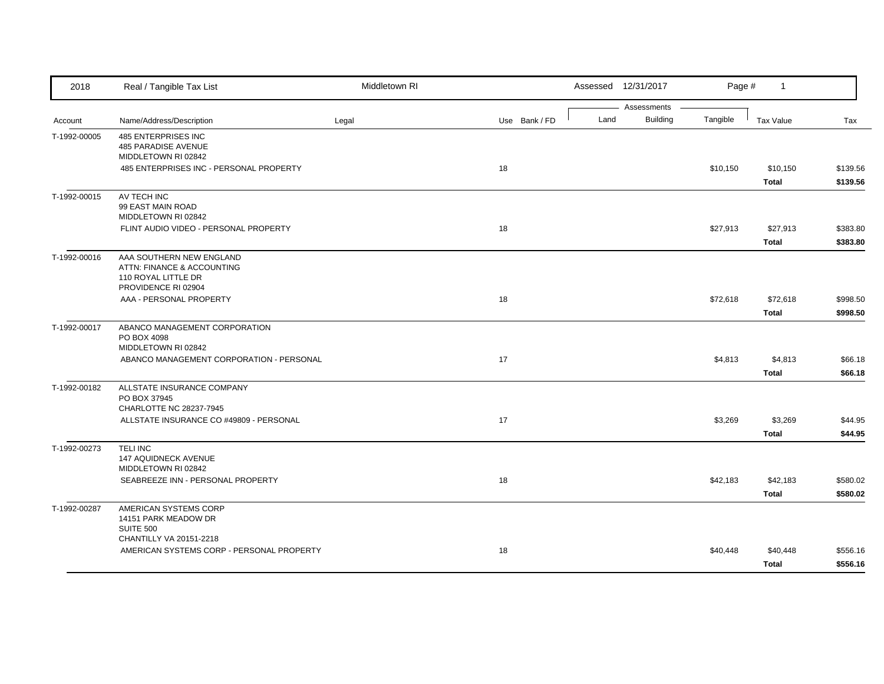| 2018 | Real / Tangible Tax List | Middletown RI | | Assessed 12/31/2017 | | | | |
|---|---|---|---|---|---|---|---|---|
| | | | | Assessments | | | | |
| Account | Name/Address/Description | Legal | Use Bank / FD | Land | Building | Tangible | Tax Value | Tax |
| T-1992-00005 | 485 ENTERPRISES INC<br>485 PARADISE AVENUE<br>MIDDLETOWN RI 02842 | | | | | | | |
| | 485 ENTERPRISES INC - PERSONAL PROPERTY | | 18 | | | $10,150 | $10,150 | $139.56 |
| | | | | | | | **Total** | **$139.56** |
| T-1992-00015 | AV TECH INC<br>99 EAST MAIN ROAD<br>MIDDLETOWN RI 02842 | | | | | | | |
| | FLINT AUDIO VIDEO - PERSONAL PROPERTY | | 18 | | | $27,913 | $27,913 | $383.80 |
| | | | | | | | **Total** | **$383.80** |
| T-1992-00016 | AAA SOUTHERN NEW ENGLAND<br>ATTN: FINANCE & ACCOUNTING<br>110 ROYAL LITTLE DR<br>PROVIDENCE RI 02904 | | | | | | | |
| | AAA - PERSONAL PROPERTY | | 18 | | | $72,618 | $72,618 | $998.50 |
| | | | | | | | **Total** | **$998.50** |
| T-1992-00017 | ABANCO MANAGEMENT CORPORATION<br>PO BOX 4098<br>MIDDLETOWN RI 02842 | | | | | | | |
| | ABANCO MANAGEMENT CORPORATION - PERSONAL | | 17 | | | $4,813 | $4,813 | $66.18 |
| | | | | | | | **Total** | **$66.18** |
| T-1992-00182 | ALLSTATE INSURANCE COMPANY<br>PO BOX 37945<br>CHARLOTTE NC 28237-7945 | | | | | | | |
| | ALLSTATE INSURANCE CO #49809 - PERSONAL | | 17 | | | $3,269 | $3,269 | $44.95 |
| | | | | | | | **Total** | **$44.95** |
| T-1992-00273 | TELI INC<br>147 AQUIDNECK AVENUE<br>MIDDLETOWN RI 02842 | | | | | | | |
| | SEABREEZE INN - PERSONAL PROPERTY | | 18 | | | $42,183 | $42,183 | $580.02 |
| | | | | | | | **Total** | **$580.02** |
| T-1992-00287 | AMERICAN SYSTEMS CORP<br>14151 PARK MEADOW DR<br>SUITE 500<br>CHANTILLY VA 20151-2218 | | | | | | | |
| | AMERICAN SYSTEMS CORP - PERSONAL PROPERTY | | 18 | | | $40,448 | $40,448 | $556.16 |
| | | | | | | | **Total** | **$556.16** |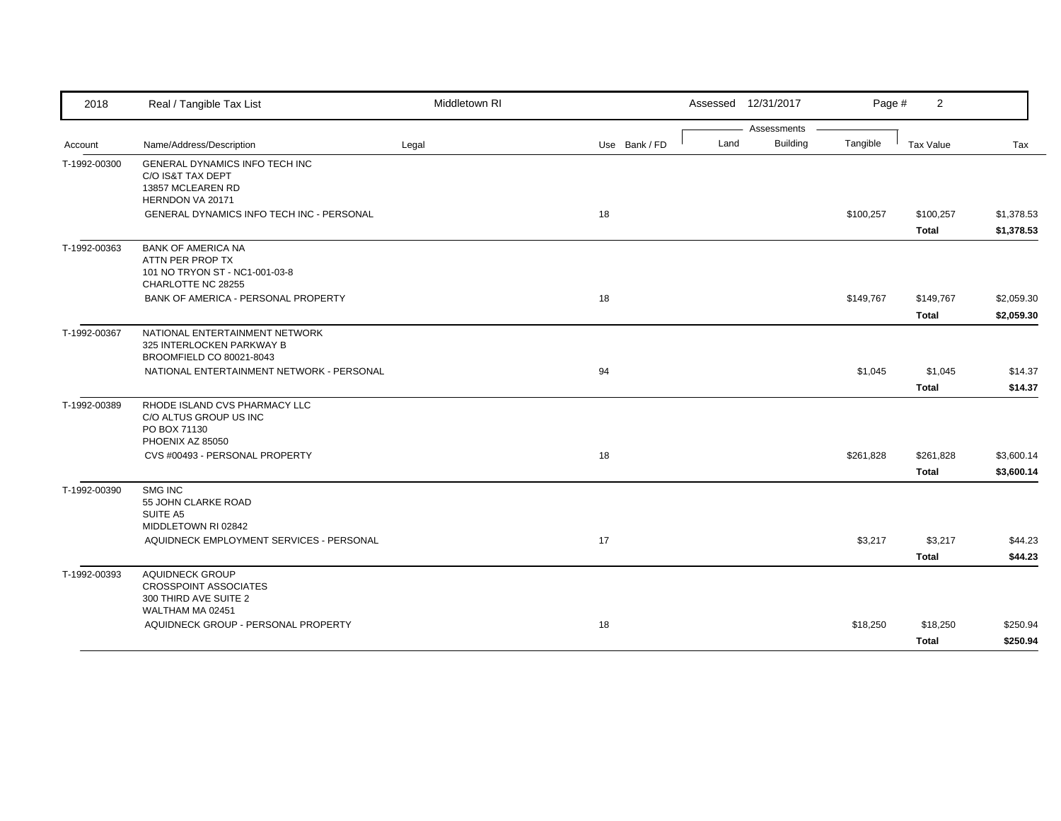| 2018 | Real / Tangible Tax List | Middletown RI | | Assessed 12/31/2017 | | Page # 2 | | |
|---|---|---|---|---|---|---|---|---|

| Account | Name/Address/Description | Legal | Use | Bank / FD | Land | Building | Tangible | Tax Value | Tax |
|---|---|---|---|---|---|---|---|---|---|
| T-1992-00300 | GENERAL DYNAMICS INFO TECH INC<br>C/O IS&T TAX DEPT<br>13857 MCLEAREN RD<br>HERNDON VA 20171 | | | | | | | | |
| | GENERAL DYNAMICS INFO TECH INC - PERSONAL | | 18 | | | | $100,257 | $100,257 | $1,378.53 |
| | | | | | | | | **Total** | **$1,378.53** |
| T-1992-00363 | BANK OF AMERICA NA<br>ATTN PER PROP TX<br>101 NO TRYON ST - NC1-001-03-8<br>CHARLOTTE NC 28255 | | | | | | | | |
| | BANK OF AMERICA - PERSONAL PROPERTY | | 18 | | | | $149,767 | $149,767 | $2,059.30 |
| | | | | | | | | **Total** | **$2,059.30** |
| T-1992-00367 | NATIONAL ENTERTAINMENT NETWORK<br>325 INTERLOCKEN PARKWAY B<br>BROOMFIELD CO 80021-8043 | | | | | | | | |
| | NATIONAL ENTERTAINMENT NETWORK - PERSONAL | | 94 | | | | $1,045 | $1,045 | $14.37 |
| | | | | | | | | **Total** | **$14.37** |
| T-1992-00389 | RHODE ISLAND CVS PHARMACY LLC<br>C/O ALTUS GROUP US INC<br>PO BOX 71130<br>PHOENIX AZ 85050 | | | | | | | | |
| | CVS #00493 - PERSONAL PROPERTY | | 18 | | | | $261,828 | $261,828 | $3,600.14 |
| | | | | | | | | **Total** | **$3,600.14** |
| T-1992-00390 | SMG INC<br>55 JOHN CLARKE ROAD<br>SUITE A5<br>MIDDLETOWN RI 02842 | | | | | | | | |
| | AQUIDNECK EMPLOYMENT SERVICES - PERSONAL | | 17 | | | | $3,217 | $3,217 | $44.23 |
| | | | | | | | | **Total** | **$44.23** |
| T-1992-00393 | AQUIDNECK GROUP<br>CROSSPOINT ASSOCIATES<br>300 THIRD AVE SUITE 2<br>WALTHAM MA 02451 | | | | | | | | |
| | AQUIDNECK GROUP - PERSONAL PROPERTY | | 18 | | | | $18,250 | $18,250 | $250.94 |
| | | | | | | | | **Total** | **$250.94** |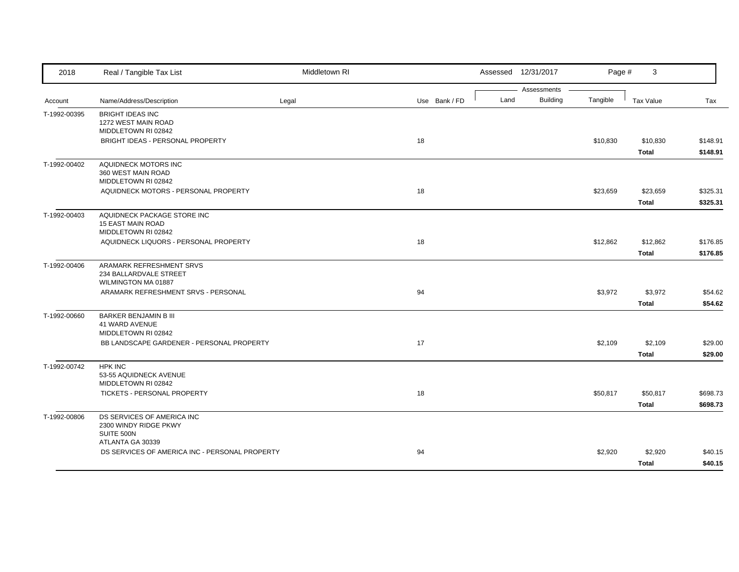| Account | Name/Address/Description | Legal | Use | Bank / FD | Land | Building | Tangible | Tax Value | Tax |
|---|---|---|---|---|---|---|---|---|---|
| | | | | | Assessments | | | | |
| T-1992-00395 | BRIGHT IDEAS INC<br>1272 WEST MAIN ROAD<br>MIDDLETOWN RI 02842 | | | | | | | | |
| | BRIGHT IDEAS - PERSONAL PROPERTY | | 18 | | | | $10,830 | $10,830 | $148.91 |
| | | | | | | | | **Total** | **$148.91** |
| T-1992-00402 | AQUIDNECK MOTORS INC<br>360 WEST MAIN ROAD<br>MIDDLETOWN RI 02842 | | | | | | | | |
| | AQUIDNECK MOTORS - PERSONAL PROPERTY | | 18 | | | | $23,659 | $23,659 | $325.31 |
| | | | | | | | | **Total** | **$325.31** |
| T-1992-00403 | AQUIDNECK PACKAGE STORE INC<br>15 EAST MAIN ROAD<br>MIDDLETOWN RI 02842 | | | | | | | | |
| | AQUIDNECK LIQUORS - PERSONAL PROPERTY | | 18 | | | | $12,862 | $12,862 | $176.85 |
| | | | | | | | | **Total** | **$176.85** |
| T-1992-00406 | ARAMARK REFRESHMENT SRVS<br>234 BALLARDVALE STREET<br>WILMINGTON MA 01887 | | | | | | | | |
| | ARAMARK REFRESHMENT SRVS - PERSONAL | | 94 | | | | $3,972 | $3,972 | $54.62 |
| | | | | | | | | **Total** | **$54.62** |
| T-1992-00660 | BARKER BENJAMIN B III<br>41 WARD AVENUE<br>MIDDLETOWN RI 02842 | | | | | | | | |
| | BB LANDSCAPE GARDENER - PERSONAL PROPERTY | | 17 | | | | $2,109 | $2,109 | $29.00 |
| | | | | | | | | **Total** | **$29.00** |
| T-1992-00742 | HPK INC<br>53-55 AQUIDNECK AVENUE<br>MIDDLETOWN RI 02842 | | | | | | | | |
| | TICKETS - PERSONAL PROPERTY | | 18 | | | | $50,817 | $50,817 | $698.73 |
| | | | | | | | | **Total** | **$698.73** |
| T-1992-00806 | DS SERVICES OF AMERICA INC<br>2300 WINDY RIDGE PKWY<br>SUITE 500N<br>ATLANTA GA 30339 | | | | | | | | |
| | DS SERVICES OF AMERICA INC - PERSONAL PROPERTY | | 94 | | | | $2,920 | $2,920 | $40.15 |
| | | | | | | | | **Total** | **$40.15** |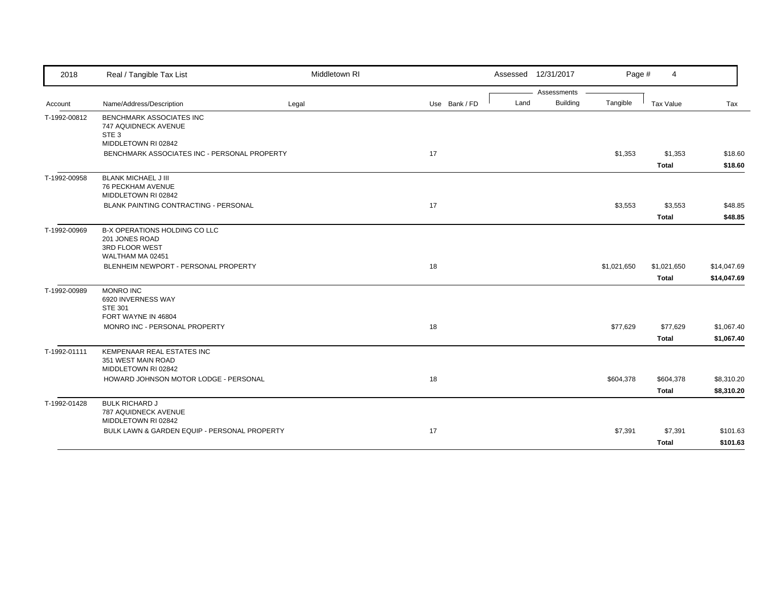| Account | Name/Address/Description | Legal | Use | Bank / FD | Land | Building | Tangible | Tax Value | Tax |
|---|---|---|---|---|---|---|---|---|---|
| T-1992-00812 | BENCHMARK ASSOCIATES INC<br>747 AQUIDNECK AVENUE<br>STE 3<br>MIDDLETOWN RI 02842 | | | | | | | | |
| | BENCHMARK ASSOCIATES INC - PERSONAL PROPERTY | | 17 | | | | $1,353 | $1,353 | $18.60 |
| | | | | | | | | **Total** | **$18.60** |
| T-1992-00958 | BLANK MICHAEL J III<br>76 PECKHAM AVENUE<br>MIDDLETOWN RI 02842 | | | | | | | | |
| | BLANK PAINTING CONTRACTING - PERSONAL | | 17 | | | | $3,553 | $3,553 | $48.85 |
| | | | | | | | | **Total** | **$48.85** |
| T-1992-00969 | B-X OPERATIONS HOLDING CO LLC<br>201 JONES ROAD<br>3RD FLOOR WEST<br>WALTHAM MA 02451 | | | | | | | | |
| | BLENHEIM NEWPORT - PERSONAL PROPERTY | | 18 | | | | $1,021,650 | $1,021,650 | $14,047.69 |
| | | | | | | | | **Total** | **$14,047.69** |
| T-1992-00989 | MONRO INC<br>6920 INVERNESS WAY<br>STE 301<br>FORT WAYNE IN 46804 | | | | | | | | |
| | MONRO INC - PERSONAL PROPERTY | | 18 | | | | $77,629 | $77,629 | $1,067.40 |
| | | | | | | | | **Total** | **$1,067.40** |
| T-1992-01111 | KEMPENAAR REAL ESTATES INC<br>351 WEST MAIN ROAD<br>MIDDLETOWN RI 02842 | | | | | | | | |
| | HOWARD JOHNSON MOTOR LODGE - PERSONAL | | 18 | | | | $604,378 | $604,378 | $8,310.20 |
| | | | | | | | | **Total** | **$8,310.20** |
| T-1992-01428 | BULK RICHARD J<br>787 AQUIDNECK AVENUE<br>MIDDLETOWN RI 02842 | | | | | | | | |
| | BULK LAWN & GARDEN EQUIP - PERSONAL PROPERTY | | 17 | | | | $7,391 | $7,391 | $101.63 |
| | | | | | | | | **Total** | **$101.63** |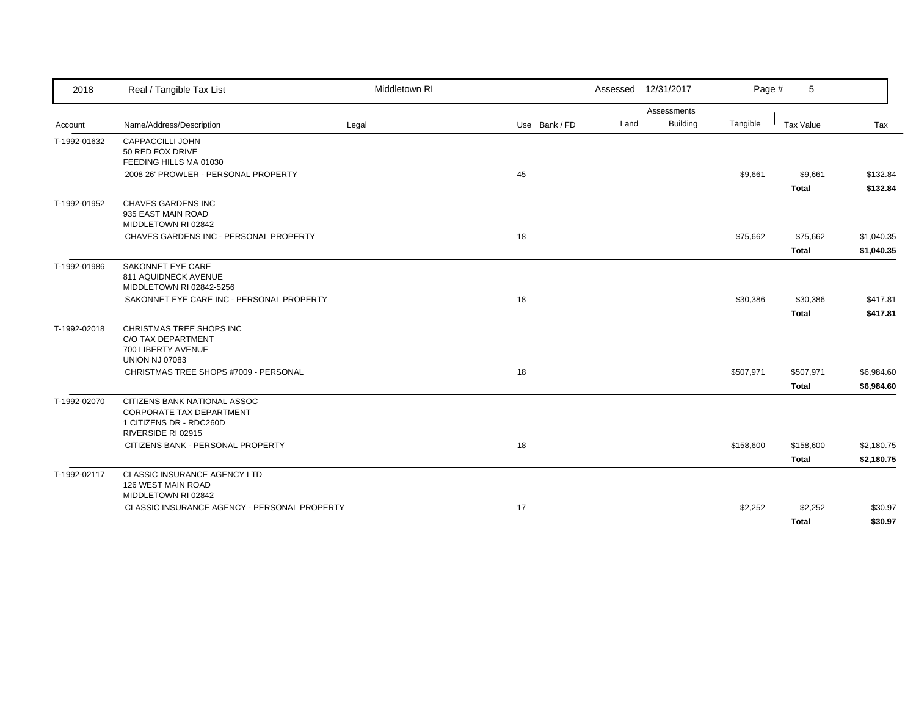| 2018 | Real / Tangible Tax List | Middletown RI | | Assessed 12/31/2017 | | | | |
|---|---|---|---|---|---|---|---|---|
| | | | | Assessments | | | | |
| Account | Name/Address/Description | Legal | Use Bank / FD | Land | Building | Tangible | Tax Value | Tax |
| T-1992-01632 | CAPPACCILLI JOHN<br>50 RED FOX DRIVE<br>FEEDING HILLS MA 01030 | | | | | | | |
| | 2008 26' PROWLER - PERSONAL PROPERTY | | 45 | | | $9,661 | $9,661 | $132.84 |
| | | | | | | | **Total** | **$132.84** |
| T-1992-01952 | CHAVES GARDENS INC<br>935 EAST MAIN ROAD<br>MIDDLETOWN RI 02842 | | | | | | | |
| | CHAVES GARDENS INC - PERSONAL PROPERTY | | 18 | | | $75,662 | $75,662 | $1,040.35 |
| | | | | | | | **Total** | **$1,040.35** |
| T-1992-01986 | SAKONNET EYE CARE<br>811 AQUIDNECK AVENUE<br>MIDDLETOWN RI 02842-5256 | | | | | | | |
| | SAKONNET EYE CARE INC - PERSONAL PROPERTY | | 18 | | | $30,386 | $30,386 | $417.81 |
| | | | | | | | **Total** | **$417.81** |
| T-1992-02018 | CHRISTMAS TREE SHOPS INC<br>C/O TAX DEPARTMENT<br>700 LIBERTY AVENUE<br>UNION NJ 07083 | | | | | | | |
| | CHRISTMAS TREE SHOPS #7009 - PERSONAL | | 18 | | | $507,971 | $507,971 | $6,984.60 |
| | | | | | | | **Total** | **$6,984.60** |
| T-1992-02070 | CITIZENS BANK NATIONAL ASSOC<br>CORPORATE TAX DEPARTMENT<br>1 CITIZENS DR - RDC260D<br>RIVERSIDE RI 02915 | | | | | | | |
| | CITIZENS BANK - PERSONAL PROPERTY | | 18 | | | $158,600 | $158,600 | $2,180.75 |
| | | | | | | | **Total** | **$2,180.75** |
| T-1992-02117 | CLASSIC INSURANCE AGENCY LTD<br>126 WEST MAIN ROAD<br>MIDDLETOWN RI 02842 | | | | | | | |
| | CLASSIC INSURANCE AGENCY - PERSONAL PROPERTY | | 17 | | | $2,252 | $2,252 | $30.97 |
| | | | | | | | **Total** | **$30.97** |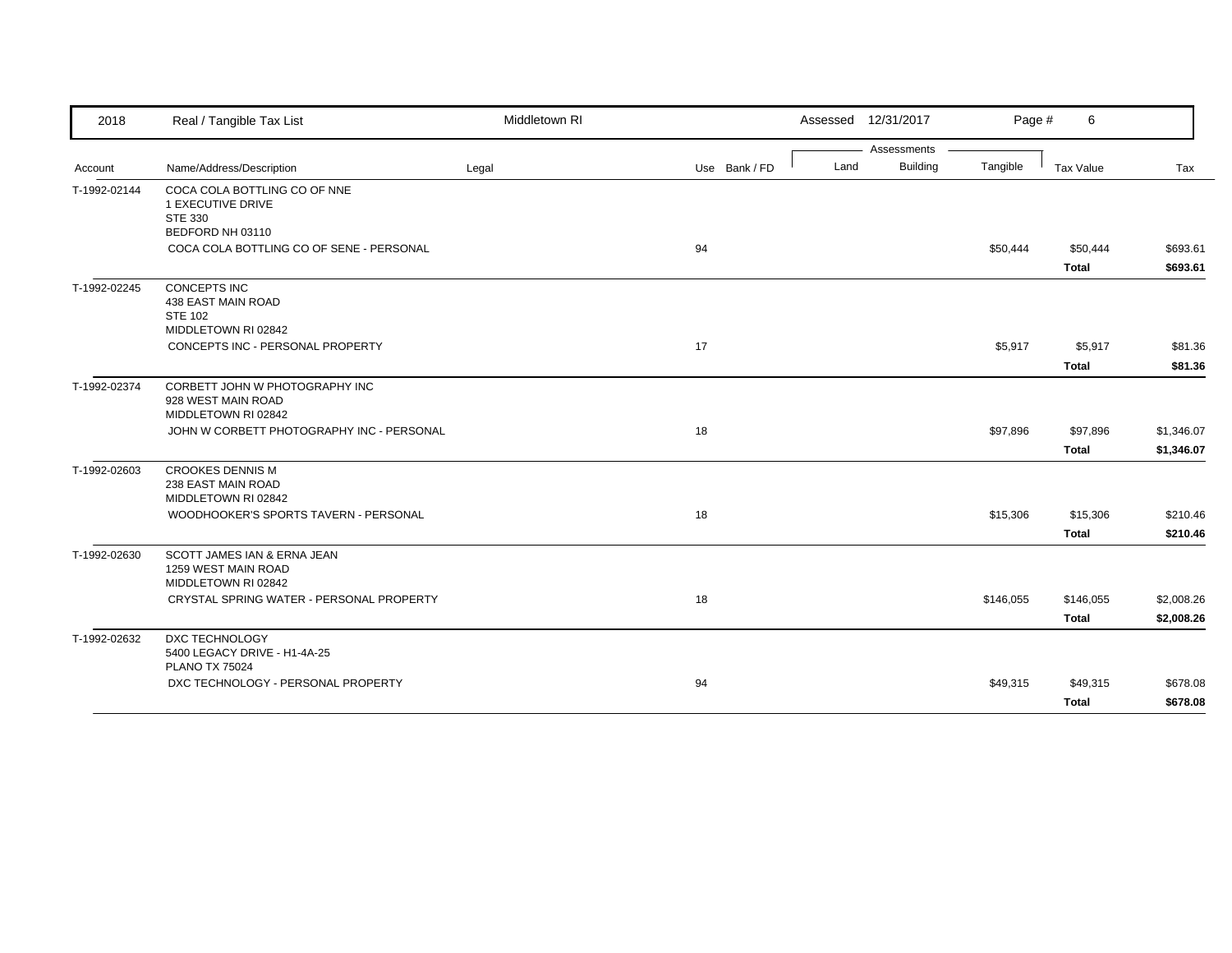| Account | Name/Address/Description | Legal | Use | Bank / FD | Land | Building | Tangible | Tax Value | Tax |
|---|---|---|---|---|---|---|---|---|---|
| T-1992-02144 | COCA COLA BOTTLING CO OF NNE<br>1 EXECUTIVE DRIVE<br>STE 330<br>BEDFORD NH 03110 | | | | | | | | |
| | COCA COLA BOTTLING CO OF SENE - PERSONAL | | 94 | | | | $50,444 | $50,444 | $693.61 |
| | | | | | | | | **Total** | **$693.61** |
| T-1992-02245 | CONCEPTS INC<br>438 EAST MAIN ROAD<br>STE 102<br>MIDDLETOWN RI 02842 | | | | | | | | |
| | CONCEPTS INC - PERSONAL PROPERTY | | 17 | | | | $5,917 | $5,917 | $81.36 |
| | | | | | | | | **Total** | **$81.36** |
| T-1992-02374 | CORBETT JOHN W PHOTOGRAPHY INC<br>928 WEST MAIN ROAD<br>MIDDLETOWN RI 02842 | | | | | | | | |
| | JOHN W CORBETT PHOTOGRAPHY INC - PERSONAL | | 18 | | | | $97,896 | $97,896 | $1,346.07 |
| | | | | | | | | **Total** | **$1,346.07** |
| T-1992-02603 | CROOKES DENNIS M<br>238 EAST MAIN ROAD<br>MIDDLETOWN RI 02842 | | | | | | | | |
| | WOODHOOKER'S SPORTS TAVERN - PERSONAL | | 18 | | | | $15,306 | $15,306 | $210.46 |
| | | | | | | | | **Total** | **$210.46** |
| T-1992-02630 | SCOTT JAMES IAN & ERNA JEAN<br>1259 WEST MAIN ROAD<br>MIDDLETOWN RI 02842 | | | | | | | | |
| | CRYSTAL SPRING WATER - PERSONAL PROPERTY | | 18 | | | | $146,055 | $146,055 | $2,008.26 |
| | | | | | | | | **Total** | **$2,008.26** |
| T-1992-02632 | DXC TECHNOLOGY<br>5400 LEGACY DRIVE - H1-4A-25<br>PLANO TX 75024 | | | | | | | | |
| | DXC TECHNOLOGY - PERSONAL PROPERTY | | 94 | | | | $49,315 | $49,315 | $678.08 |
| | | | | | | | | **Total** | **$678.08** |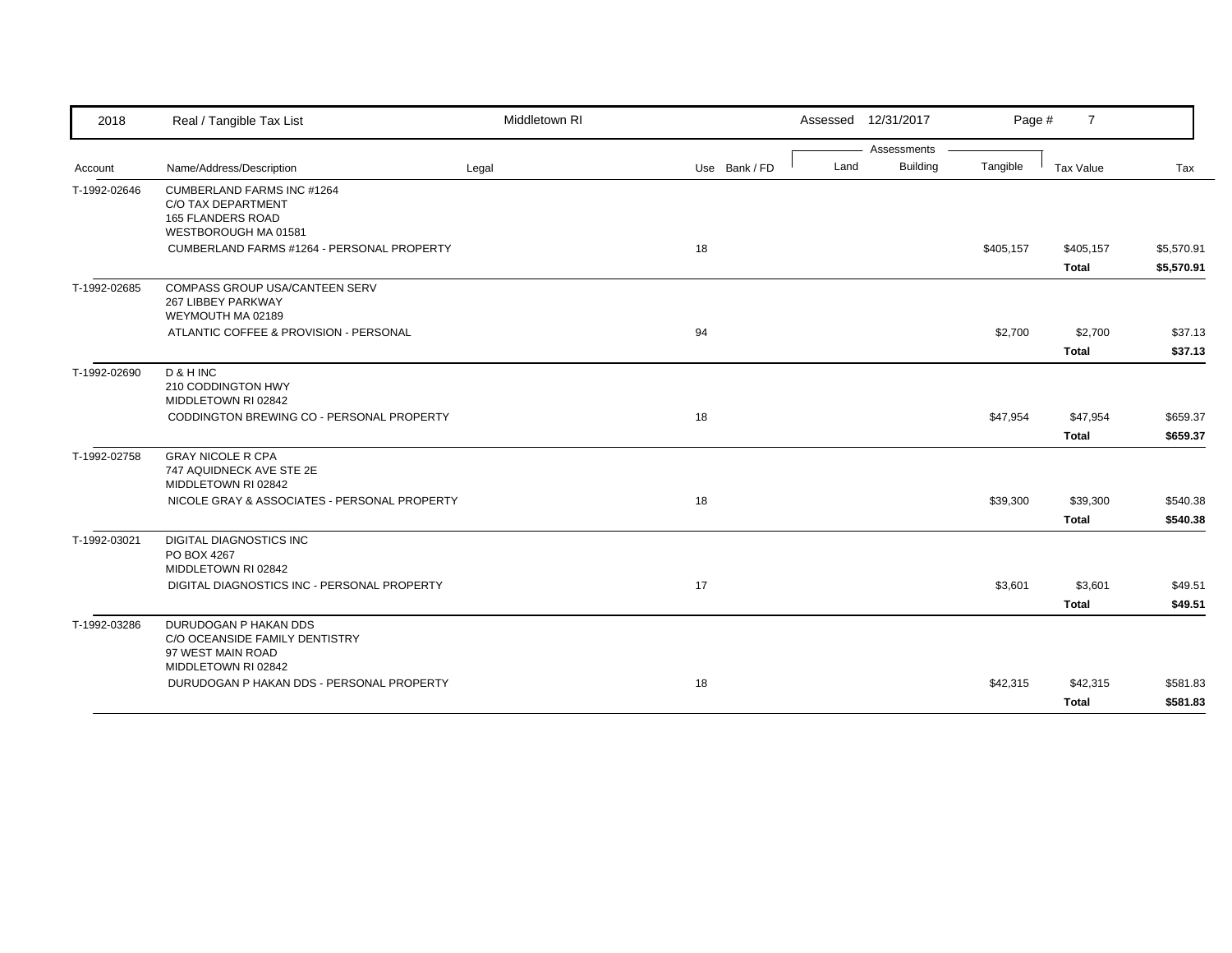| 2018 | Real / Tangible Tax List | Middletown RI | | | Assessed 12/31/2017 | | | | |
|---|---|---|---|---|---|---|---|---|---|
| | | | | | Assessments | | | | |
| Account | Name/Address/Description | Legal | Use | Bank / FD | Land | Building | Tangible | Tax Value | Tax |
| T-1992-02646 | CUMBERLAND FARMS INC #1264<br>C/O TAX DEPARTMENT<br>165 FLANDERS ROAD<br>WESTBOROUGH MA 01581 | | | | | | | | |
| | CUMBERLAND FARMS #1264 - PERSONAL PROPERTY | | 18 | | | | $405,157 | $405,157 | $5,570.91 |
| | | | | | | | | **Total** | **$5,570.91** |
| T-1992-02685 | COMPASS GROUP USA/CANTEEN SERV<br>267 LIBBEY PARKWAY<br>WEYMOUTH MA 02189 | | | | | | | | |
| | ATLANTIC COFFEE & PROVISION - PERSONAL | | 94 | | | | $2,700 | $2,700 | $37.13 |
| | | | | | | | | **Total** | **$37.13** |
| T-1992-02690 | D & H INC<br>210 CODDINGTON HWY<br>MIDDLETOWN RI 02842 | | | | | | | | |
| | CODDINGTON BREWING CO - PERSONAL PROPERTY | | 18 | | | | $47,954 | $47,954 | $659.37 |
| | | | | | | | | **Total** | **$659.37** |
| T-1992-02758 | GRAY NICOLE R CPA<br>747 AQUIDNECK AVE STE 2E<br>MIDDLETOWN RI 02842 | | | | | | | | |
| | NICOLE GRAY & ASSOCIATES - PERSONAL PROPERTY | | 18 | | | | $39,300 | $39,300 | $540.38 |
| | | | | | | | | **Total** | **$540.38** |
| T-1992-03021 | DIGITAL DIAGNOSTICS INC<br>PO BOX 4267<br>MIDDLETOWN RI 02842 | | | | | | | | |
| | DIGITAL DIAGNOSTICS INC - PERSONAL PROPERTY | | 17 | | | | $3,601 | $3,601 | $49.51 |
| | | | | | | | | **Total** | **$49.51** |
| T-1992-03286 | DURUDOGAN P HAKAN DDS<br>C/O OCEANSIDE FAMILY DENTISTRY<br>97 WEST MAIN ROAD<br>MIDDLETOWN RI 02842 | | | | | | | | |
| | DURUDOGAN P HAKAN DDS - PERSONAL PROPERTY | | 18 | | | | $42,315 | $42,315 | $581.83 |
| | | | | | | | | **Total** | **$581.83** |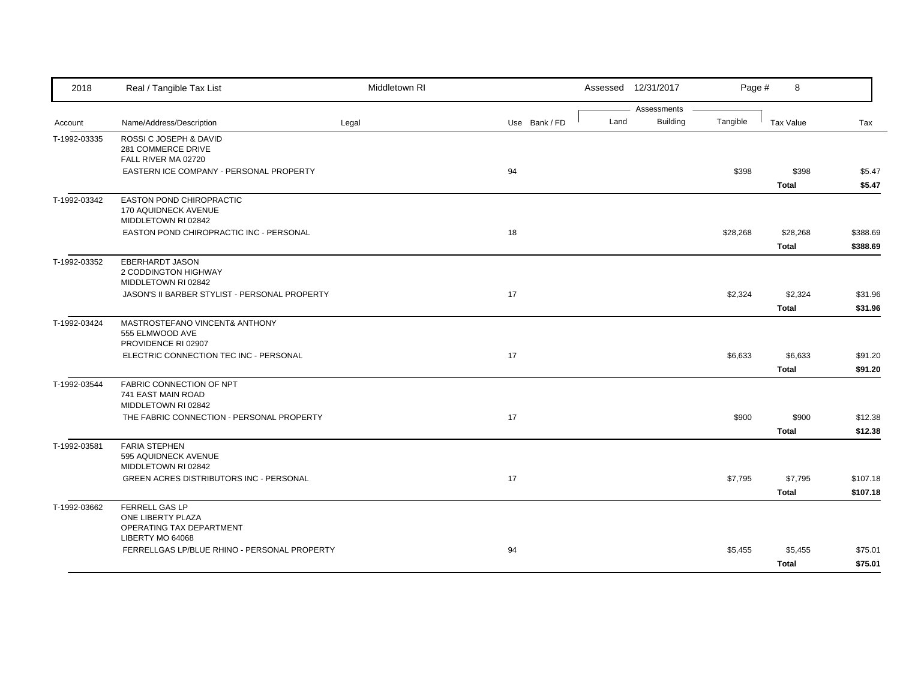| Account | Name/Address/Description | Legal | Use | Bank / FD | Land | Building | Tangible | Tax Value | Tax |
|---|---|---|---|---|---|---|---|---|---|
| T-1992-03335 | ROSSI C JOSEPH & DAVID<br>281 COMMERCE DRIVE<br>FALL RIVER MA 02720 | | | | | | | | |
| | EASTERN ICE COMPANY - PERSONAL PROPERTY | | 94 | | | | $398 | $398 | $5.47 |
| | | | | | | | | **Total** | **$5.47** |
| T-1992-03342 | EASTON POND CHIROPRACTIC<br>170 AQUIDNECK AVENUE<br>MIDDLETOWN RI 02842 | | | | | | | | |
| | EASTON POND CHIROPRACTIC INC - PERSONAL | | 18 | | | | $28,268 | $28,268 | $388.69 |
| | | | | | | | | **Total** | **$388.69** |
| T-1992-03352 | EBERHARDT JASON<br>2 CODDINGTON HIGHWAY<br>MIDDLETOWN RI 02842 | | | | | | | | |
| | JASON'S II BARBER STYLIST - PERSONAL PROPERTY | | 17 | | | | $2,324 | $2,324 | $31.96 |
| | | | | | | | | **Total** | **$31.96** |
| T-1992-03424 | MASTROSTEFANO VINCENT& ANTHONY<br>555 ELMWOOD AVE<br>PROVIDENCE RI 02907 | | | | | | | | |
| | ELECTRIC CONNECTION TEC INC - PERSONAL | | 17 | | | | $6,633 | $6,633 | $91.20 |
| | | | | | | | | **Total** | **$91.20** |
| T-1992-03544 | FABRIC CONNECTION OF NPT<br>741 EAST MAIN ROAD<br>MIDDLETOWN RI 02842 | | | | | | | | |
| | THE FABRIC CONNECTION - PERSONAL PROPERTY | | 17 | | | | $900 | $900 | $12.38 |
| | | | | | | | | **Total** | **$12.38** |
| T-1992-03581 | FARIA STEPHEN<br>595 AQUIDNECK AVENUE<br>MIDDLETOWN RI 02842 | | | | | | | | |
| | GREEN ACRES DISTRIBUTORS INC - PERSONAL | | 17 | | | | $7,795 | $7,795 | $107.18 |
| | | | | | | | | **Total** | **$107.18** |
| T-1992-03662 | FERRELL GAS LP<br>ONE LIBERTY PLAZA<br>OPERATING TAX DEPARTMENT<br>LIBERTY MO 64068 | | | | | | | | |
| | FERRELLGAS LP/BLUE RHINO - PERSONAL PROPERTY | | 94 | | | | $5,455 | $5,455 | $75.01 |
| | | | | | | | | **Total** | **$75.01** |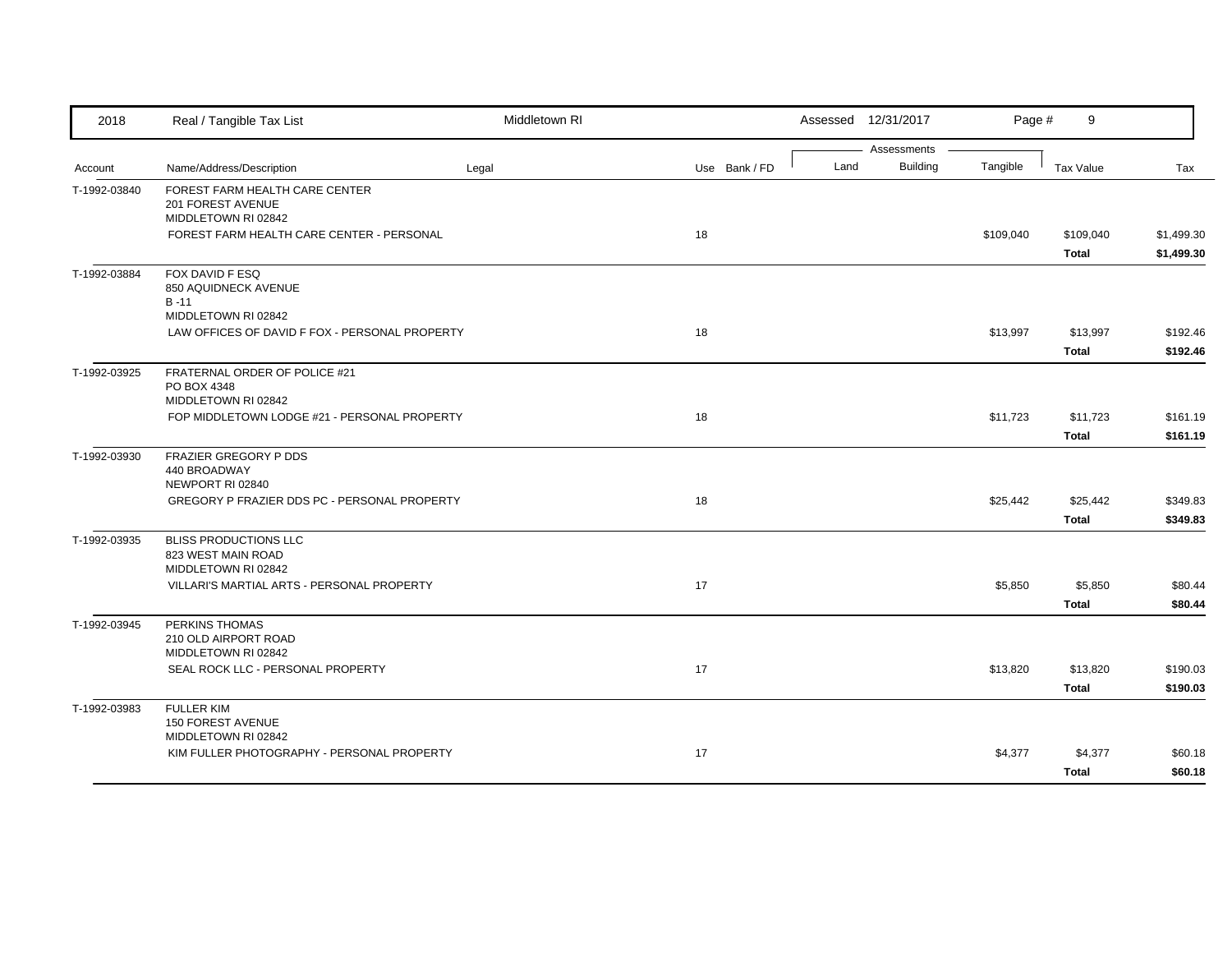| 2018 | Real / Tangible Tax List | Middletown RI | | | Assessed 12/31/2017 | | | | |
|---|---|---|---|---|---|---|---|---|---|
| | | | | | Assessments | | | | |
| Account | Name/Address/Description | Legal | Use | Bank / FD | Land | Building | Tangible | Tax Value | Tax |
| T-1992-03840 | FOREST FARM HEALTH CARE CENTER<br>201 FOREST AVENUE<br>MIDDLETOWN RI 02842 | | | | | | | | |
| | FOREST FARM HEALTH CARE CENTER - PERSONAL | | 18 | | | | $109,040 | $109,040 | $1,499.30 |
| | | | | | | | | **Total** | **$1,499.30** |
| T-1992-03884 | FOX DAVID F ESQ<br>850 AQUIDNECK AVENUE<br>B -11<br>MIDDLETOWN RI 02842 | | | | | | | | |
| | LAW OFFICES OF DAVID F FOX - PERSONAL PROPERTY | | 18 | | | | $13,997 | $13,997 | $192.46 |
| | | | | | | | | **Total** | **$192.46** |
| T-1992-03925 | FRATERNAL ORDER OF POLICE #21<br>PO BOX 4348<br>MIDDLETOWN RI 02842 | | | | | | | | |
| | FOP MIDDLETOWN LODGE #21 - PERSONAL PROPERTY | | 18 | | | | $11,723 | $11,723 | $161.19 |
| | | | | | | | | **Total** | **$161.19** |
| T-1992-03930 | FRAZIER GREGORY P DDS<br>440 BROADWAY<br>NEWPORT RI 02840 | | | | | | | | |
| | GREGORY P FRAZIER DDS PC - PERSONAL PROPERTY | | 18 | | | | $25,442 | $25,442 | $349.83 |
| | | | | | | | | **Total** | **$349.83** |
| T-1992-03935 | BLISS PRODUCTIONS LLC<br>823 WEST MAIN ROAD<br>MIDDLETOWN RI 02842 | | | | | | | | |
| | VILLARI'S MARTIAL ARTS - PERSONAL PROPERTY | | 17 | | | | $5,850 | $5,850 | $80.44 |
| | | | | | | | | **Total** | **$80.44** |
| T-1992-03945 | PERKINS THOMAS<br>210 OLD AIRPORT ROAD<br>MIDDLETOWN RI 02842 | | | | | | | | |
| | SEAL ROCK LLC - PERSONAL PROPERTY | | 17 | | | | $13,820 | $13,820 | $190.03 |
| | | | | | | | | **Total** | **$190.03** |
| T-1992-03983 | FULLER KIM<br>150 FOREST AVENUE<br>MIDDLETOWN RI 02842 | | | | | | | | |
| | KIM FULLER PHOTOGRAPHY - PERSONAL PROPERTY | | 17 | | | | $4,377 | $4,377 | $60.18 |
| | | | | | | | | **Total** | **$60.18** |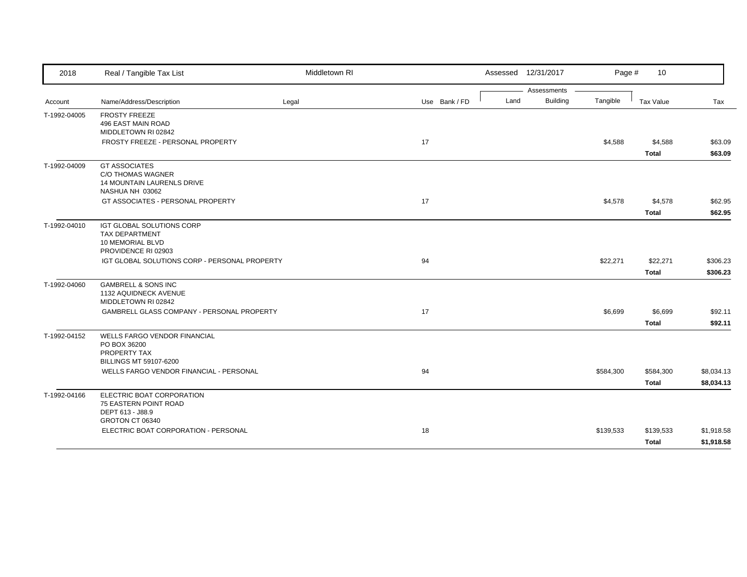| 2018 | Real / Tangible Tax List | Middletown RI | | | Assessed 12/31/2017 | | | | |
|---|---|---|---|---|---|---|---|---|---|

| Account | Name/Address/Description | Legal | Use | Bank / FD | Land | Building | Tangible | Tax Value | Tax |
|---|---|---|---|---|---|---|---|---|---|
| T-1992-04005 | FROSTY FREEZE<br>496 EAST MAIN ROAD<br>MIDDLETOWN RI 02842 | | | | | | | | |
| | FROSTY FREEZE - PERSONAL PROPERTY | | 17 | | | | $4,588 | $4,588 | $63.09 |
| | | | | | | | | **Total** | **$63.09** |
| T-1992-04009 | GT ASSOCIATES<br>C/O THOMAS WAGNER<br>14 MOUNTAIN LAURENLS DRIVE<br>NASHUA NH 03062 | | | | | | | | |
| | GT ASSOCIATES - PERSONAL PROPERTY | | 17 | | | | $4,578 | $4,578 | $62.95 |
| | | | | | | | | **Total** | **$62.95** |
| T-1992-04010 | IGT GLOBAL SOLUTIONS CORP<br>TAX DEPARTMENT<br>10 MEMORIAL BLVD<br>PROVIDENCE RI 02903 | | | | | | | | |
| | IGT GLOBAL SOLUTIONS CORP - PERSONAL PROPERTY | | 94 | | | | $22,271 | $22,271 | $306.23 |
| | | | | | | | | **Total** | **$306.23** |
| T-1992-04060 | GAMBRELL & SONS INC<br>1132 AQUIDNECK AVENUE<br>MIDDLETOWN RI 02842 | | | | | | | | |
| | GAMBRELL GLASS COMPANY - PERSONAL PROPERTY | | 17 | | | | $6,699 | $6,699 | $92.11 |
| | | | | | | | | **Total** | **$92.11** |
| T-1992-04152 | WELLS FARGO VENDOR FINANCIAL<br>PO BOX 36200<br>PROPERTY TAX<br>BILLINGS MT 59107-6200 | | | | | | | | |
| | WELLS FARGO VENDOR FINANCIAL - PERSONAL | | 94 | | | | $584,300 | $584,300 | $8,034.13 |
| | | | | | | | | **Total** | **$8,034.13** |
| T-1992-04166 | ELECTRIC BOAT CORPORATION<br>75 EASTERN POINT ROAD<br>DEPT 613 - J88.9<br>GROTON CT 06340 | | | | | | | | |
| | ELECTRIC BOAT CORPORATION - PERSONAL | | 18 | | | | $139,533 | $139,533 | $1,918.58 |
| | | | | | | | | **Total** | **$1,918.58** |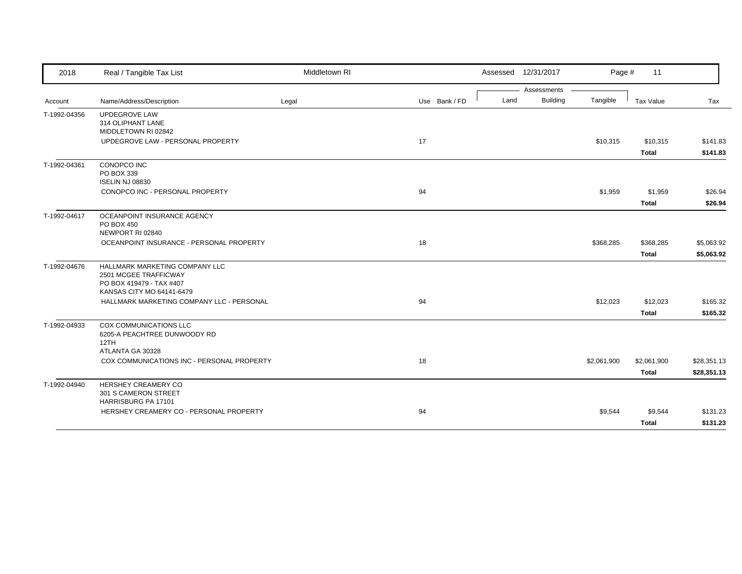| 2018 | Real / Tangible Tax List | Middletown RI | | Assessed 12/31/2017 | | | | |
|---|---|---|---|---|---|---|---|---|
| | | | | Assessments | | | | |
| Account | Name/Address/Description | Legal | Use Bank / FD | Land | Building | Tangible | Tax Value | Tax |
| T-1992-04356 | UPDEGROVE LAW<br>314 OLIPHANT LANE<br>MIDDLETOWN RI 02842 | | | | | | | |
| | UPDEGROVE LAW - PERSONAL PROPERTY | | 17 | | | $10,315 | $10,315 | $141.83 |
| | | | | | | | **Total** | **$141.83** |
| T-1992-04361 | CONOPCO INC<br>PO BOX 339<br>ISELIN NJ 08830 | | | | | | | |
| | CONOPCO INC - PERSONAL PROPERTY | | 94 | | | $1,959 | $1,959 | $26.94 |
| | | | | | | | **Total** | **$26.94** |
| T-1992-04617 | OCEANPOINT INSURANCE AGENCY<br>PO BOX 450<br>NEWPORT RI 02840 | | | | | | | |
| | OCEANPOINT INSURANCE - PERSONAL PROPERTY | | 18 | | | $368,285 | $368,285 | $5,063.92 |
| | | | | | | | **Total** | **$5,063.92** |
| T-1992-04676 | HALLMARK MARKETING COMPANY LLC<br>2501 MCGEE TRAFFICWAY<br>PO BOX 419479 - TAX #407<br>KANSAS CITY MO 64141-6479 | | | | | | | |
| | HALLMARK MARKETING COMPANY LLC - PERSONAL | | 94 | | | $12,023 | $12,023 | $165.32 |
| | | | | | | | **Total** | **$165.32** |
| T-1992-04933 | COX COMMUNICATIONS LLC<br>6205-A PEACHTREE DUNWOODY RD<br>12TH<br>ATLANTA GA 30328 | | | | | | | |
| | COX COMMUNICATIONS INC - PERSONAL PROPERTY | | 18 | | | $2,061,900 | $2,061,900 | $28,351.13 |
| | | | | | | | **Total** | **$28,351.13** |
| T-1992-04940 | HERSHEY CREAMERY CO<br>301 S CAMERON STREET<br>HARRISBURG PA 17101 | | | | | | | |
| | HERSHEY CREAMERY CO - PERSONAL PROPERTY | | 94 | | | $9,544 | $9,544 | $131.23 |
| | | | | | | | **Total** | **$131.23** |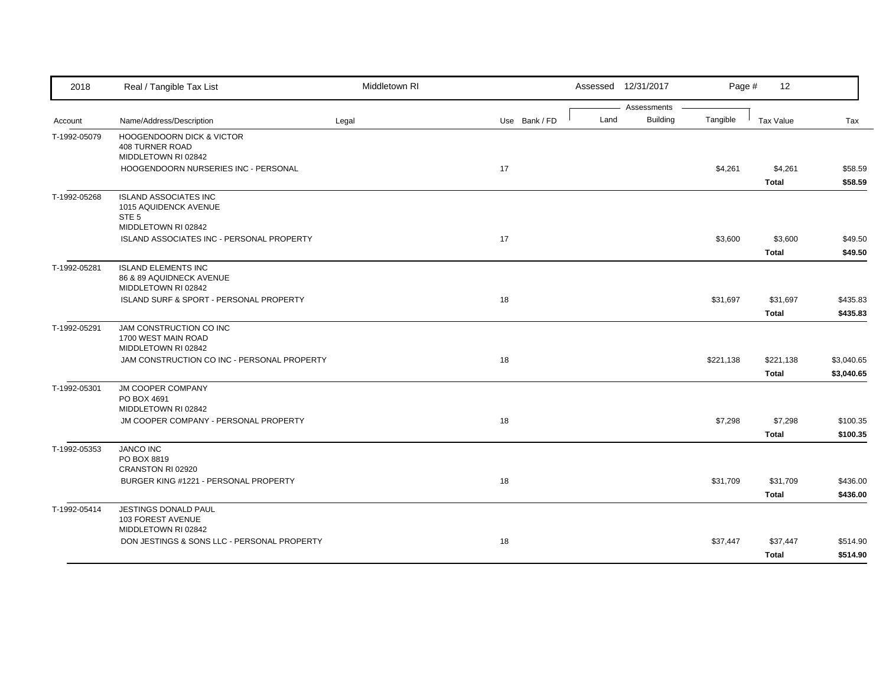| 2018 | Real / Tangible Tax List | Middletown RI | | | Assessed 12/31/2017 | | | | |
|---|---|---|---|---|---|---|---|---|---|
| | | | | | Assessments | | | | |
| Account | Name/Address/Description | Legal | Use | Bank / FD | Land | Building | Tangible | Tax Value | Tax |
| T-1992-05079 | HOOGENDOORN DICK & VICTOR<br>408 TURNER ROAD<br>MIDDLETOWN RI 02842 | | | | | | | | |
| | HOOGENDOORN NURSERIES INC - PERSONAL | | 17 | | | | $4,261 | $4,261 | $58.59 |
| | | | | | | | | **Total** | **$58.59** |
| T-1992-05268 | ISLAND ASSOCIATES INC<br>1015 AQUIDENCK AVENUE<br>STE 5<br>MIDDLETOWN RI 02842 | | | | | | | | |
| | ISLAND ASSOCIATES INC - PERSONAL PROPERTY | | 17 | | | | $3,600 | $3,600 | $49.50 |
| | | | | | | | | **Total** | **$49.50** |
| T-1992-05281 | ISLAND ELEMENTS INC<br>86 & 89 AQUIDNECK AVENUE<br>MIDDLETOWN RI 02842 | | | | | | | | |
| | ISLAND SURF & SPORT - PERSONAL PROPERTY | | 18 | | | | $31,697 | $31,697 | $435.83 |
| | | | | | | | | **Total** | **$435.83** |
| T-1992-05291 | JAM CONSTRUCTION CO INC<br>1700 WEST MAIN ROAD<br>MIDDLETOWN RI 02842 | | | | | | | | |
| | JAM CONSTRUCTION CO INC - PERSONAL PROPERTY | | 18 | | | | $221,138 | $221,138 | $3,040.65 |
| | | | | | | | | **Total** | **$3,040.65** |
| T-1992-05301 | JM COOPER COMPANY<br>PO BOX 4691<br>MIDDLETOWN RI 02842 | | | | | | | | |
| | JM COOPER COMPANY - PERSONAL PROPERTY | | 18 | | | | $7,298 | $7,298 | $100.35 |
| | | | | | | | | **Total** | **$100.35** |
| T-1992-05353 | JANCO INC<br>PO BOX 8819<br>CRANSTON RI 02920 | | | | | | | | |
| | BURGER KING #1221 - PERSONAL PROPERTY | | 18 | | | | $31,709 | $31,709 | $436.00 |
| | | | | | | | | **Total** | **$436.00** |
| T-1992-05414 | JESTINGS DONALD PAUL<br>103 FOREST AVENUE<br>MIDDLETOWN RI 02842 | | | | | | | | |
| | DON JESTINGS & SONS LLC - PERSONAL PROPERTY | | 18 | | | | $37,447 | $37,447 | $514.90 |
| | | | | | | | | **Total** | **$514.90** |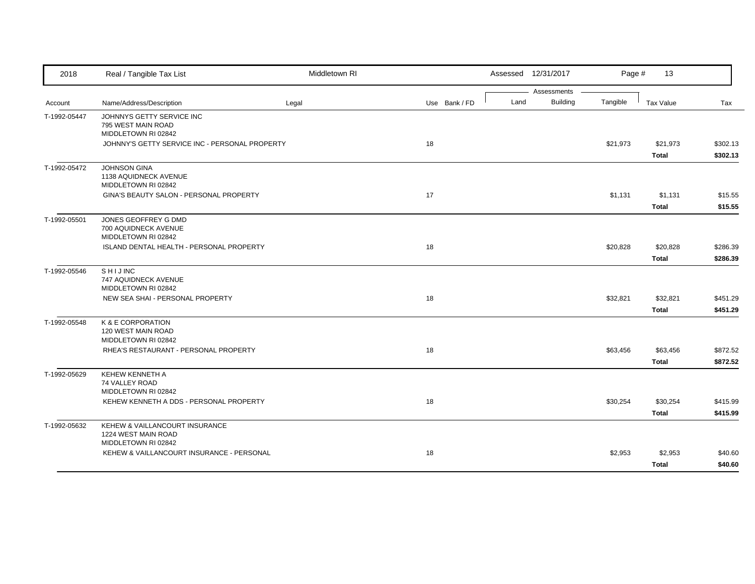| 2018 | Real / Tangible Tax List | Middletown RI | | | Assessed 12/31/2017 | | | | |
|---|---|---|---|---|---|---|---|---|---|
| | | | | | Assessments | | | | |
| Account | Name/Address/Description | Legal | Use | Bank / FD | Land | Building | Tangible | Tax Value | Tax |
| T-1992-05447 | JOHNNYS GETTY SERVICE INC<br>795 WEST MAIN ROAD<br>MIDDLETOWN RI 02842 | | | | | | | | |
| | JOHNNY'S GETTY SERVICE INC - PERSONAL PROPERTY | | 18 | | | | $21,973 | $21,973 | $302.13 |
| | | | | | | | | **Total** | **$302.13** |
| T-1992-05472 | JOHNSON GINA<br>1138 AQUIDNECK AVENUE<br>MIDDLETOWN RI 02842 | | | | | | | | |
| | GINA'S BEAUTY SALON - PERSONAL PROPERTY | | 17 | | | | $1,131 | $1,131 | $15.55 |
| | | | | | | | | **Total** | **$15.55** |
| T-1992-05501 | JONES GEOFFREY G DMD<br>700 AQUIDNECK AVENUE<br>MIDDLETOWN RI 02842 | | | | | | | | |
| | ISLAND DENTAL HEALTH - PERSONAL PROPERTY | | 18 | | | | $20,828 | $20,828 | $286.39 |
| | | | | | | | | **Total** | **$286.39** |
| T-1992-05546 | S H I J INC<br>747 AQUIDNECK AVENUE<br>MIDDLETOWN RI 02842 | | | | | | | | |
| | NEW SEA SHAI - PERSONAL PROPERTY | | 18 | | | | $32,821 | $32,821 | $451.29 |
| | | | | | | | | **Total** | **$451.29** |
| T-1992-05548 | K & E CORPORATION<br>120 WEST MAIN ROAD<br>MIDDLETOWN RI 02842 | | | | | | | | |
| | RHEA'S RESTAURANT - PERSONAL PROPERTY | | 18 | | | | $63,456 | $63,456 | $872.52 |
| | | | | | | | | **Total** | **$872.52** |
| T-1992-05629 | KEHEW KENNETH A<br>74 VALLEY ROAD<br>MIDDLETOWN RI 02842 | | | | | | | | |
| | KEHEW KENNETH A DDS - PERSONAL PROPERTY | | 18 | | | | $30,254 | $30,254 | $415.99 |
| | | | | | | | | **Total** | **$415.99** |
| T-1992-05632 | KEHEW & VAILLANCOURT INSURANCE<br>1224 WEST MAIN ROAD<br>MIDDLETOWN RI 02842 | | | | | | | | |
| | KEHEW & VAILLANCOURT INSURANCE - PERSONAL | | 18 | | | | $2,953 | $2,953 | $40.60 |
| | | | | | | | | **Total** | **$40.60** |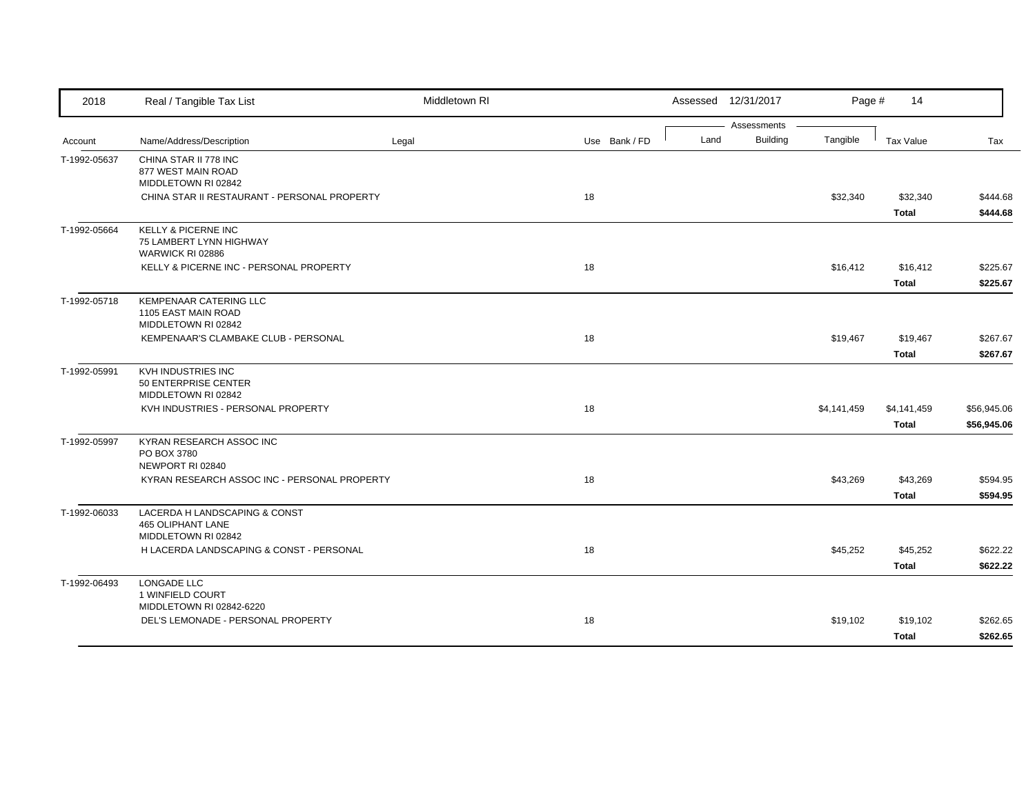| 2018 | Real / Tangible Tax List | Middletown RI | | | Assessed 12/31/2017 | | | | |
|---|---|---|---|---|---|---|---|---|---|
| | | | | | Assessments | | | | |
| Account | Name/Address/Description | Legal | Use | Bank / FD | Land | Building | Tangible | Tax Value | Tax |
| T-1992-05637 | CHINA STAR II 778 INC<br>877 WEST MAIN ROAD<br>MIDDLETOWN RI 02842 | | | | | | | | |
| | CHINA STAR II RESTAURANT - PERSONAL PROPERTY | | 18 | | | | $32,340 | $32,340 | $444.68 |
| | | | | | | | | **Total** | **$444.68** |
| T-1992-05664 | KELLY & PICERNE INC<br>75 LAMBERT LYNN HIGHWAY<br>WARWICK RI 02886 | | | | | | | | |
| | KELLY & PICERNE INC - PERSONAL PROPERTY | | 18 | | | | $16,412 | $16,412 | $225.67 |
| | | | | | | | | **Total** | **$225.67** |
| T-1992-05718 | KEMPENAAR CATERING LLC<br>1105 EAST MAIN ROAD<br>MIDDLETOWN RI 02842 | | | | | | | | |
| | KEMPENAAR'S CLAMBAKE CLUB - PERSONAL | | 18 | | | | $19,467 | $19,467 | $267.67 |
| | | | | | | | | **Total** | **$267.67** |
| T-1992-05991 | KVH INDUSTRIES INC<br>50 ENTERPRISE CENTER<br>MIDDLETOWN RI 02842 | | | | | | | | |
| | KVH INDUSTRIES - PERSONAL PROPERTY | | 18 | | | | $4,141,459 | $4,141,459 | $56,945.06 |
| | | | | | | | | **Total** | **$56,945.06** |
| T-1992-05997 | KYRAN RESEARCH ASSOC INC<br>PO BOX 3780<br>NEWPORT RI 02840 | | | | | | | | |
| | KYRAN RESEARCH ASSOC INC - PERSONAL PROPERTY | | 18 | | | | $43,269 | $43,269 | $594.95 |
| | | | | | | | | **Total** | **$594.95** |
| T-1992-06033 | LACERDA H LANDSCAPING & CONST<br>465 OLIPHANT LANE<br>MIDDLETOWN RI 02842 | | | | | | | | |
| | H LACERDA LANDSCAPING & CONST - PERSONAL | | 18 | | | | $45,252 | $45,252 | $622.22 |
| | | | | | | | | **Total** | **$622.22** |
| T-1992-06493 | LONGADE LLC<br>1 WINFIELD COURT<br>MIDDLETOWN RI 02842-6220 | | | | | | | | |
| | DEL'S LEMONADE - PERSONAL PROPERTY | | 18 | | | | $19,102 | $19,102 | $262.65 |
| | | | | | | | | **Total** | **$262.65** |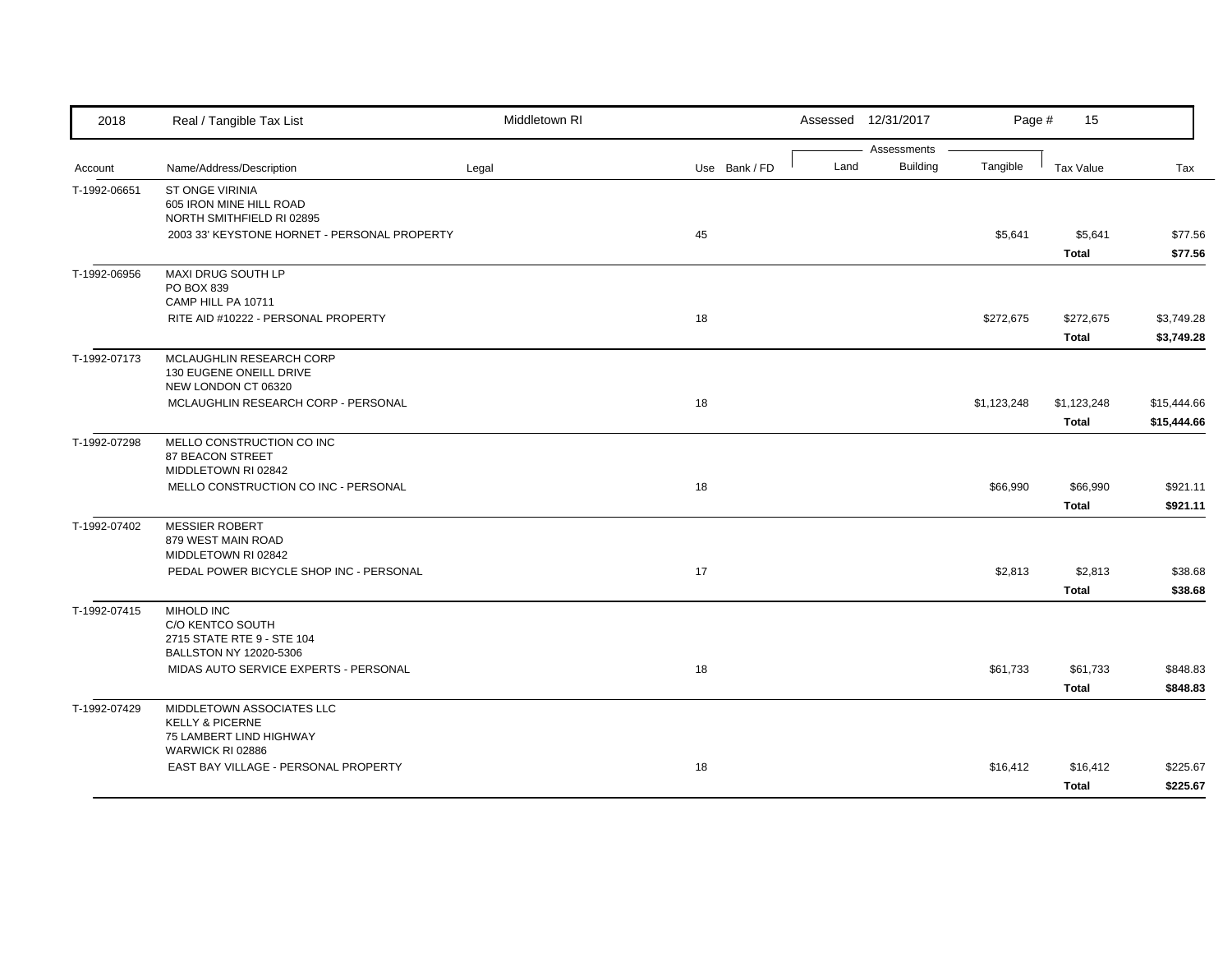| Account | Name/Address/Description | Legal | Use | Bank / FD | Land | Building | Tangible | Tax Value | Tax |
|---|---|---|---|---|---|---|---|---|---|
| T-1992-06651 | ST ONGE VIRINIA<br>605 IRON MINE HILL ROAD<br>NORTH SMITHFIELD RI 02895 | | | | | | | | |
| | 2003 33' KEYSTONE HORNET - PERSONAL PROPERTY | | 45 | | | | $5,641 | $5,641 | $77.56 |
| | | | | | | | | **Total** | **$77.56** |
| T-1992-06956 | MAXI DRUG SOUTH LP<br>PO BOX 839<br>CAMP HILL PA 10711 | | | | | | | | |
| | RITE AID #10222 - PERSONAL PROPERTY | | 18 | | | | $272,675 | $272,675 | $3,749.28 |
| | | | | | | | | **Total** | **$3,749.28** |
| T-1992-07173 | MCLAUGHLIN RESEARCH CORP<br>130 EUGENE ONEILL DRIVE<br>NEW LONDON CT 06320 | | | | | | | | |
| | MCLAUGHLIN RESEARCH CORP - PERSONAL | | 18 | | | | $1,123,248 | $1,123,248 | $15,444.66 |
| | | | | | | | | **Total** | **$15,444.66** |
| T-1992-07298 | MELLO CONSTRUCTION CO INC<br>87 BEACON STREET<br>MIDDLETOWN RI 02842 | | | | | | | | |
| | MELLO CONSTRUCTION CO INC - PERSONAL | | 18 | | | | $66,990 | $66,990 | $921.11 |
| | | | | | | | | **Total** | **$921.11** |
| T-1992-07402 | MESSIER ROBERT<br>879 WEST MAIN ROAD<br>MIDDLETOWN RI 02842 | | | | | | | | |
| | PEDAL POWER BICYCLE SHOP INC - PERSONAL | | 17 | | | | $2,813 | $2,813 | $38.68 |
| | | | | | | | | **Total** | **$38.68** |
| T-1992-07415 | MIHOLD INC<br>C/O KENTCO SOUTH<br>2715 STATE RTE 9 - STE 104<br>BALLSTON NY 12020-5306 | | | | | | | | |
| | MIDAS AUTO SERVICE EXPERTS - PERSONAL | | 18 | | | | $61,733 | $61,733 | $848.83 |
| | | | | | | | | **Total** | **$848.83** |
| T-1992-07429 | MIDDLETOWN ASSOCIATES LLC<br>KELLY & PICERNE<br>75 LAMBERT LIND HIGHWAY<br>WARWICK RI 02886 | | | | | | | | |
| | EAST BAY VILLAGE - PERSONAL PROPERTY | | 18 | | | | $16,412 | $16,412 | $225.67 |
| | | | | | | | | **Total** | **$225.67** |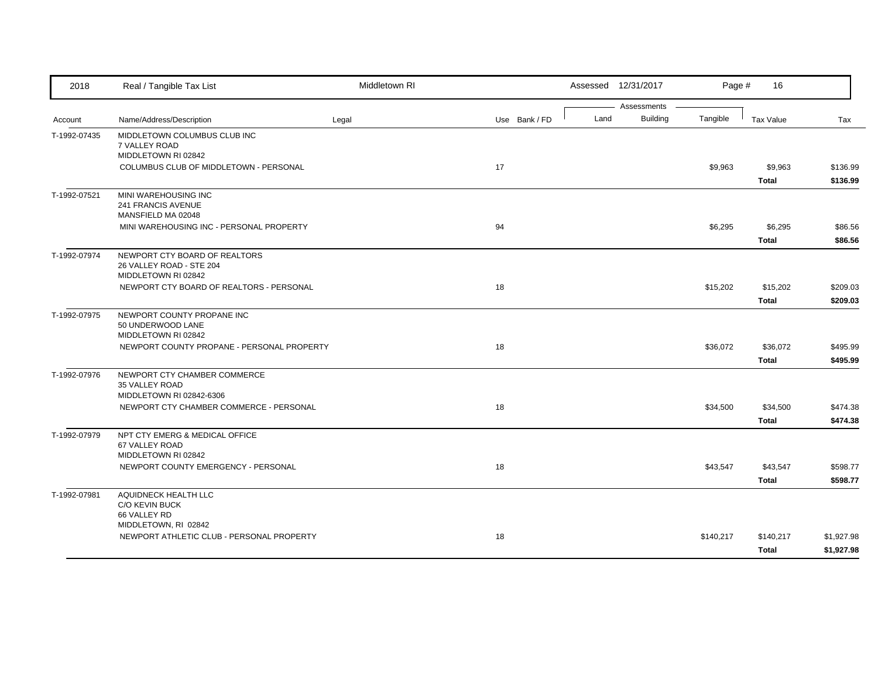| Account | Name/Address/Description | Legal | Use | Bank / FD | Land | Building | Tangible | Tax Value | Tax |
|---|---|---|---|---|---|---|---|---|---|
| T-1992-07435 | MIDDLETOWN COLUMBUS CLUB INC<br>7 VALLEY ROAD<br>MIDDLETOWN RI 02842 | | | | | | | | |
| | COLUMBUS CLUB OF MIDDLETOWN - PERSONAL | | 17 | | | | $9,963 | $9,963 | $136.99 |
| | | | | | | | | **Total** | **$136.99** |
| T-1992-07521 | MINI WAREHOUSING INC<br>241 FRANCIS AVENUE<br>MANSFIELD MA 02048 | | | | | | | | |
| | MINI WAREHOUSING INC - PERSONAL PROPERTY | | 94 | | | | $6,295 | $6,295 | $86.56 |
| | | | | | | | | **Total** | **$86.56** |
| T-1992-07974 | NEWPORT CTY BOARD OF REALTORS<br>26 VALLEY ROAD - STE 204<br>MIDDLETOWN RI 02842 | | | | | | | | |
| | NEWPORT CTY BOARD OF REALTORS - PERSONAL | | 18 | | | | $15,202 | $15,202 | $209.03 |
| | | | | | | | | **Total** | **$209.03** |
| T-1992-07975 | NEWPORT COUNTY PROPANE INC<br>50 UNDERWOOD LANE<br>MIDDLETOWN RI 02842 | | | | | | | | |
| | NEWPORT COUNTY PROPANE - PERSONAL PROPERTY | | 18 | | | | $36,072 | $36,072 | $495.99 |
| | | | | | | | | **Total** | **$495.99** |
| T-1992-07976 | NEWPORT CTY CHAMBER COMMERCE<br>35 VALLEY ROAD<br>MIDDLETOWN RI 02842-6306 | | | | | | | | |
| | NEWPORT CTY CHAMBER COMMERCE - PERSONAL | | 18 | | | | $34,500 | $34,500 | $474.38 |
| | | | | | | | | **Total** | **$474.38** |
| T-1992-07979 | NPT CTY EMERG & MEDICAL OFFICE<br>67 VALLEY ROAD<br>MIDDLETOWN RI 02842 | | | | | | | | |
| | NEWPORT COUNTY EMERGENCY - PERSONAL | | 18 | | | | $43,547 | $43,547 | $598.77 |
| | | | | | | | | **Total** | **$598.77** |
| T-1992-07981 | AQUIDNECK HEALTH LLC<br>C/O KEVIN BUCK<br>66 VALLEY RD<br>MIDDLETOWN, RI 02842 | | | | | | | | |
| | NEWPORT ATHLETIC CLUB - PERSONAL PROPERTY | | 18 | | | | $140,217 | $140,217 | $1,927.98 |
| | | | | | | | | **Total** | **$1,927.98** |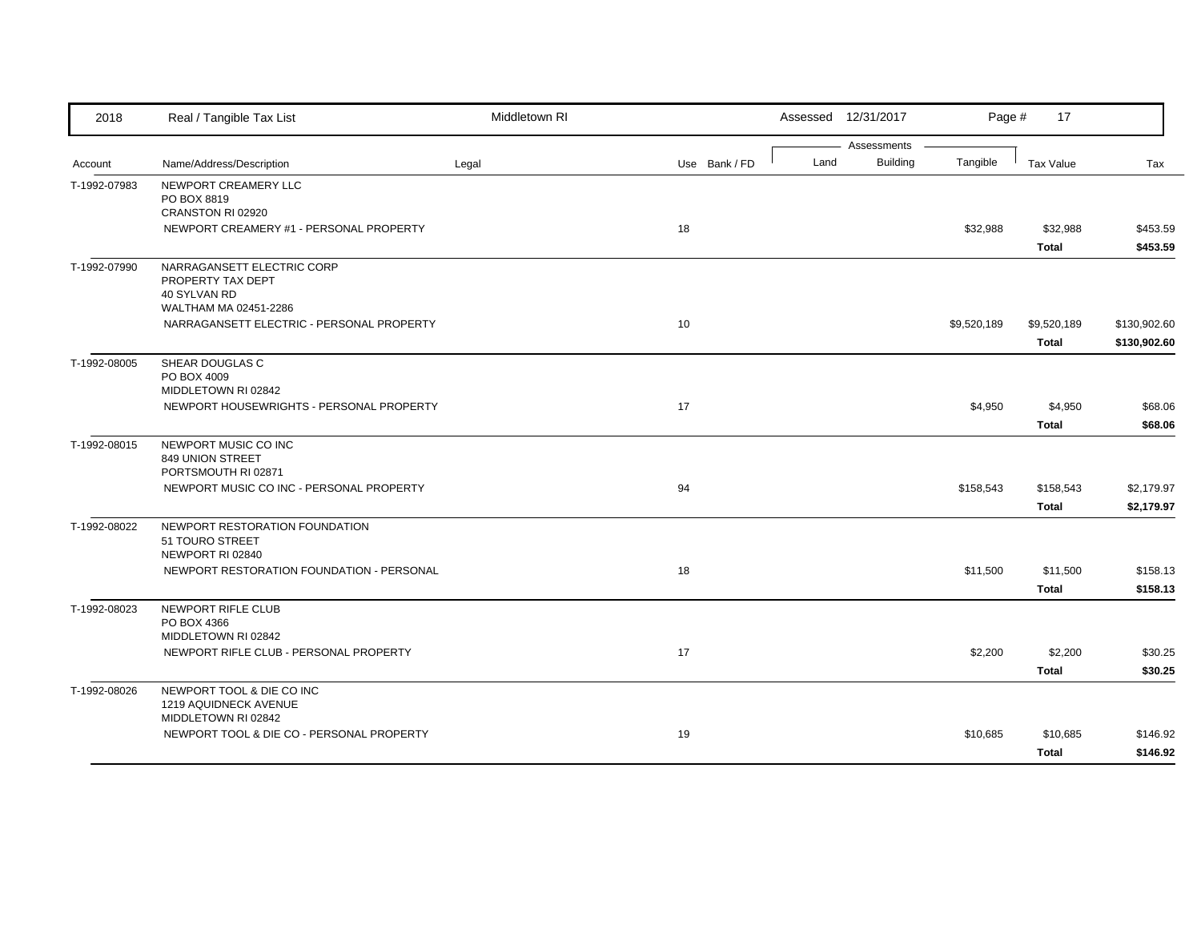| 2018 | Real / Tangible Tax List | Middletown RI | | | Assessed 12/31/2017 | | | | |
|---|---|---|---|---|---|---|---|---|---|
| | | | | | Assessments | | | | |
| Account | Name/Address/Description | Legal | Use | Bank / FD | Land | Building | Tangible | Tax Value | Tax |
| T-1992-07983 | NEWPORT CREAMERY LLC<br>PO BOX 8819<br>CRANSTON RI 02920 | | | | | | | | |
| | NEWPORT CREAMERY #1 - PERSONAL PROPERTY | | 18 | | | | $32,988 | $32,988 | $453.59 |
| | | | | | | | | **Total** | **$453.59** |
| T-1992-07990 | NARRAGANSETT ELECTRIC CORP<br>PROPERTY TAX DEPT<br>40 SYLVAN RD<br>WALTHAM MA 02451-2286 | | | | | | | | |
| | NARRAGANSETT ELECTRIC - PERSONAL PROPERTY | | 10 | | | | $9,520,189 | $9,520,189 | $130,902.60 |
| | | | | | | | | **Total** | **$130,902.60** |
| T-1992-08005 | SHEAR DOUGLAS C<br>PO BOX 4009<br>MIDDLETOWN RI 02842 | | | | | | | | |
| | NEWPORT HOUSEWRIGHTS - PERSONAL PROPERTY | | 17 | | | | $4,950 | $4,950 | $68.06 |
| | | | | | | | | **Total** | **$68.06** |
| T-1992-08015 | NEWPORT MUSIC CO INC<br>849 UNION STREET<br>PORTSMOUTH RI 02871 | | | | | | | | |
| | NEWPORT MUSIC CO INC - PERSONAL PROPERTY | | 94 | | | | $158,543 | $158,543 | $2,179.97 |
| | | | | | | | | **Total** | **$2,179.97** |
| T-1992-08022 | NEWPORT RESTORATION FOUNDATION<br>51 TOURO STREET<br>NEWPORT RI 02840 | | | | | | | | |
| | NEWPORT RESTORATION FOUNDATION - PERSONAL | | 18 | | | | $11,500 | $11,500 | $158.13 |
| | | | | | | | | **Total** | **$158.13** |
| T-1992-08023 | NEWPORT RIFLE CLUB<br>PO BOX 4366<br>MIDDLETOWN RI 02842 | | | | | | | | |
| | NEWPORT RIFLE CLUB - PERSONAL PROPERTY | | 17 | | | | $2,200 | $2,200 | $30.25 |
| | | | | | | | | **Total** | **$30.25** |
| T-1992-08026 | NEWPORT TOOL & DIE CO INC<br>1219 AQUIDNECK AVENUE<br>MIDDLETOWN RI 02842 | | | | | | | | |
| | NEWPORT TOOL & DIE CO - PERSONAL PROPERTY | | 19 | | | | $10,685 | $10,685 | $146.92 |
| | | | | | | | | **Total** | **$146.92** |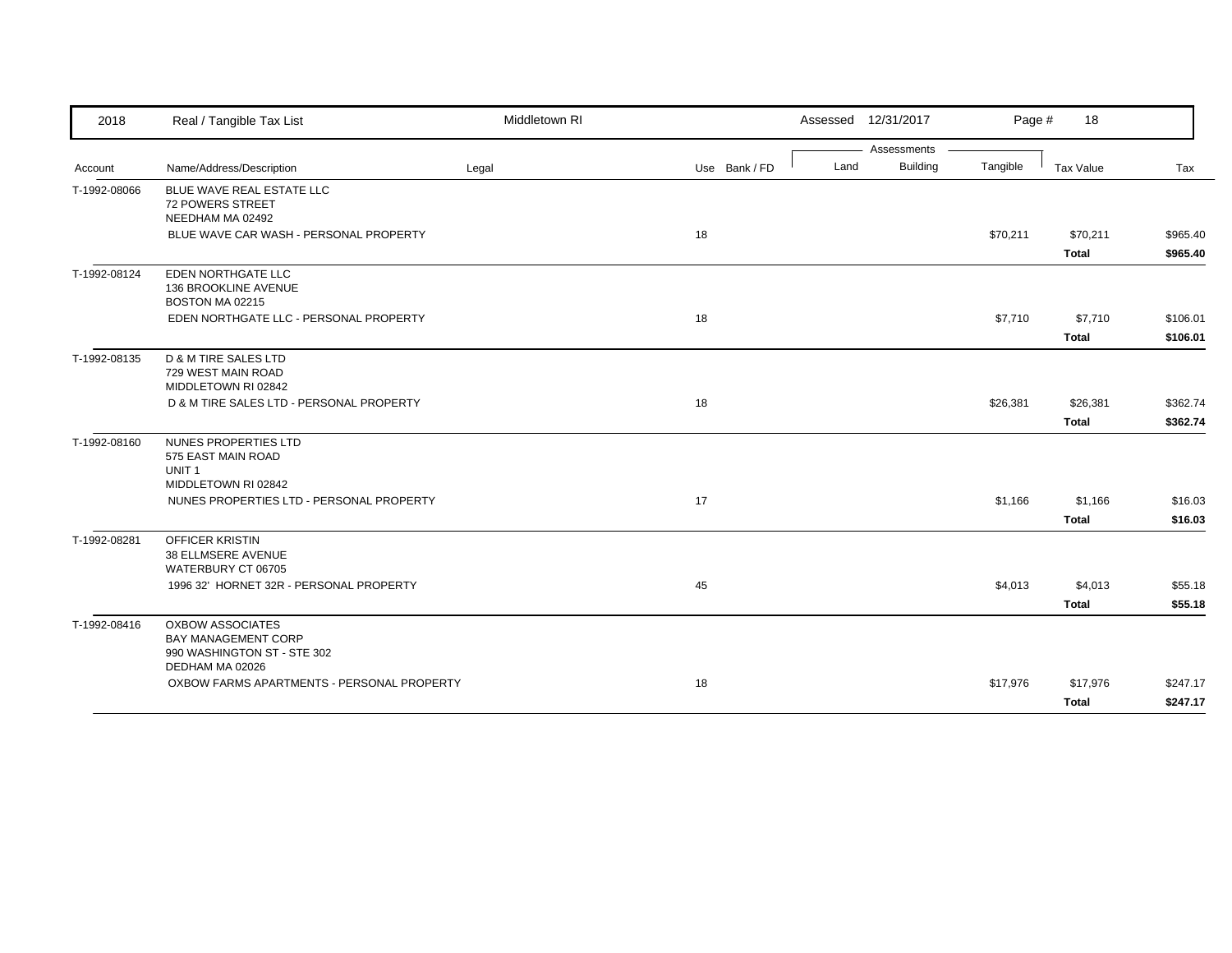| 2018 | Real / Tangible Tax List | Middletown RI | | | Assessed 12/31/2017 | | | | |
|---|---|---|---|---|---|---|---|---|---|
| | | | | | Assessments | | | | |
| Account | Name/Address/Description | Legal | Use | Bank / FD | Land | Building | Tangible | Tax Value | Tax |
| T-1992-08066 | BLUE WAVE REAL ESTATE LLC<br>72 POWERS STREET<br>NEEDHAM MA 02492 | | | | | | | | |
| | BLUE WAVE CAR WASH - PERSONAL PROPERTY | | 18 | | | | $70,211 | $70,211 | $965.40 |
| | | | | | | | | **Total** | **$965.40** |
| T-1992-08124 | EDEN NORTHGATE LLC<br>136 BROOKLINE AVENUE<br>BOSTON MA 02215 | | | | | | | | |
| | EDEN NORTHGATE LLC - PERSONAL PROPERTY | | 18 | | | | $7,710 | $7,710 | $106.01 |
| | | | | | | | | **Total** | **$106.01** |
| T-1992-08135 | D & M TIRE SALES LTD<br>729 WEST MAIN ROAD<br>MIDDLETOWN RI 02842 | | | | | | | | |
| | D & M TIRE SALES LTD - PERSONAL PROPERTY | | 18 | | | | $26,381 | $26,381 | $362.74 |
| | | | | | | | | **Total** | **$362.74** |
| T-1992-08160 | NUNES PROPERTIES LTD<br>575 EAST MAIN ROAD<br>UNIT 1<br>MIDDLETOWN RI 02842 | | | | | | | | |
| | NUNES PROPERTIES LTD - PERSONAL PROPERTY | | 17 | | | | $1,166 | $1,166 | $16.03 |
| | | | | | | | | **Total** | **$16.03** |
| T-1992-08281 | OFFICER KRISTIN<br>38 ELLMSERE AVENUE<br>WATERBURY CT 06705 | | | | | | | | |
| | 1996 32' HORNET 32R - PERSONAL PROPERTY | | 45 | | | | $4,013 | $4,013 | $55.18 |
| | | | | | | | | **Total** | **$55.18** |
| T-1992-08416 | OXBOW ASSOCIATES<br>BAY MANAGEMENT CORP<br>990 WASHINGTON ST - STE 302<br>DEDHAM MA 02026 | | | | | | | | |
| | OXBOW FARMS APARTMENTS - PERSONAL PROPERTY | | 18 | | | | $17,976 | $17,976 | $247.17 |
| | | | | | | | | **Total** | **$247.17** |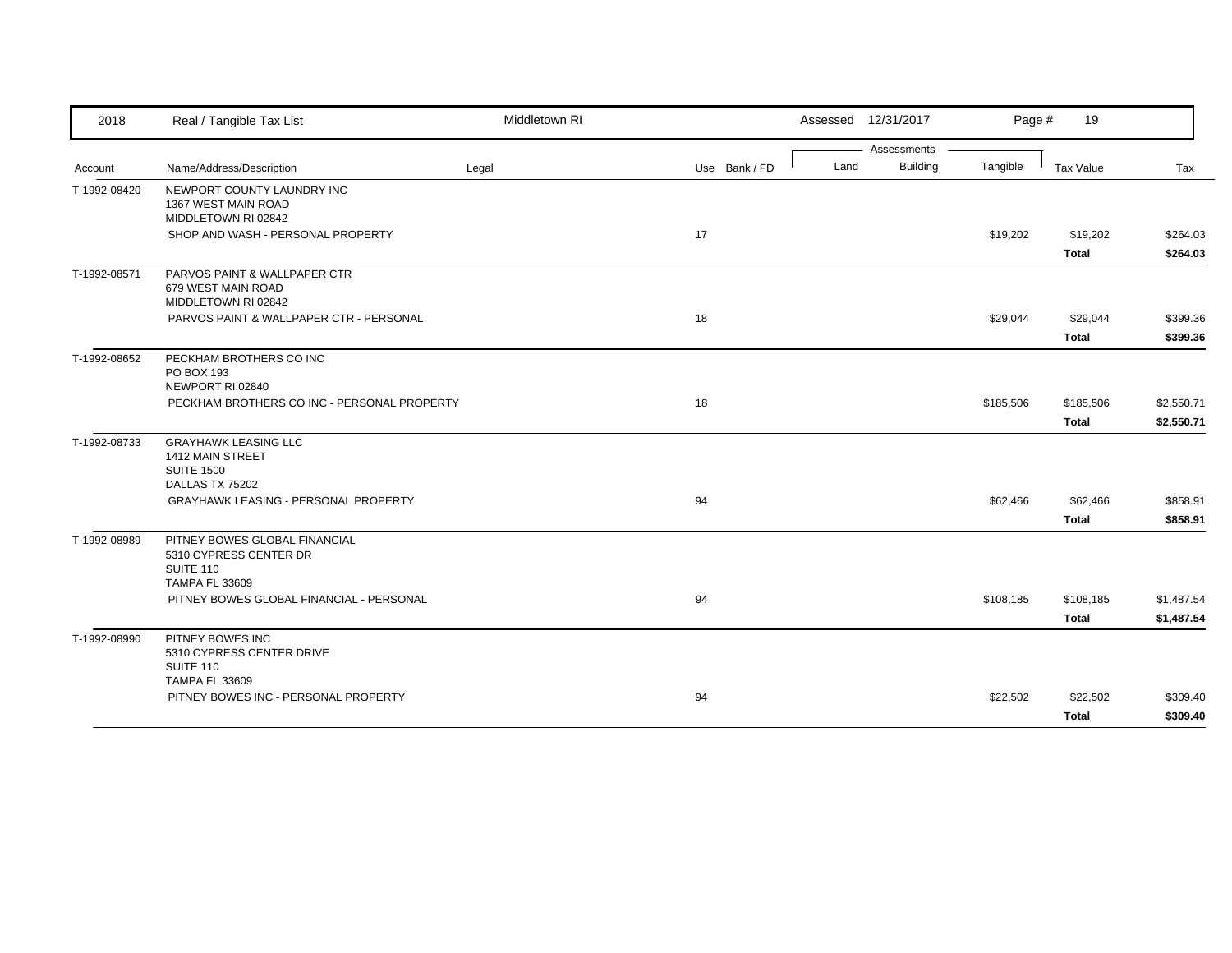| Account | Name/Address/Description | Legal | Use | Bank / FD | Land | Building | Tangible | Tax Value | Tax |
|---|---|---|---|---|---|---|---|---|---|
| T-1992-08420 | NEWPORT COUNTY LAUNDRY INC<br>1367 WEST MAIN ROAD<br>MIDDLETOWN RI 02842 | | | | | | | | |
| | SHOP AND WASH - PERSONAL PROPERTY | | 17 | | | | $19,202 | $19,202 | $264.03 |
| | | | | | | | | **Total** | **$264.03** |
| T-1992-08571 | PARVOS PAINT & WALLPAPER CTR<br>679 WEST MAIN ROAD<br>MIDDLETOWN RI 02842 | | | | | | | | |
| | PARVOS PAINT & WALLPAPER CTR - PERSONAL | | 18 | | | | $29,044 | $29,044 | $399.36 |
| | | | | | | | | **Total** | **$399.36** |
| T-1992-08652 | PECKHAM BROTHERS CO INC<br>PO BOX 193<br>NEWPORT RI 02840 | | | | | | | | |
| | PECKHAM BROTHERS CO INC - PERSONAL PROPERTY | | 18 | | | | $185,506 | $185,506 | $2,550.71 |
| | | | | | | | | **Total** | **$2,550.71** |
| T-1992-08733 | GRAYHAWK LEASING LLC<br>1412 MAIN STREET<br>SUITE 1500<br>DALLAS TX 75202 | | | | | | | | |
| | GRAYHAWK LEASING - PERSONAL PROPERTY | | 94 | | | | $62,466 | $62,466 | $858.91 |
| | | | | | | | | **Total** | **$858.91** |
| T-1992-08989 | PITNEY BOWES GLOBAL FINANCIAL<br>5310 CYPRESS CENTER DR<br>SUITE 110<br>TAMPA FL 33609 | | | | | | | | |
| | PITNEY BOWES GLOBAL FINANCIAL - PERSONAL | | 94 | | | | $108,185 | $108,185 | $1,487.54 |
| | | | | | | | | **Total** | **$1,487.54** |
| T-1992-08990 | PITNEY BOWES INC<br>5310 CYPRESS CENTER DRIVE<br>SUITE 110<br>TAMPA FL 33609 | | | | | | | | |
| | PITNEY BOWES INC - PERSONAL PROPERTY | | 94 | | | | $22,502 | $22,502 | $309.40 |
| | | | | | | | | **Total** | **$309.40** |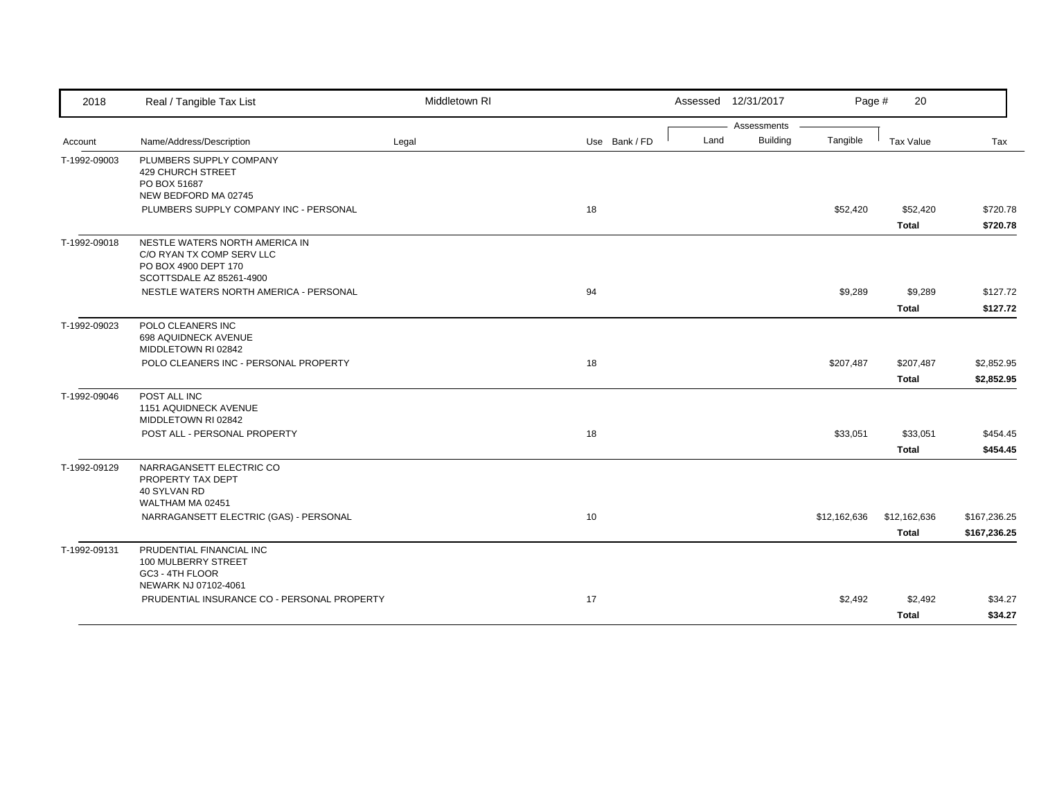| 2018 | Real / Tangible Tax List | Middletown RI | | Assessed 12/31/2017 | | Page # 20 | | |
|---|---|---|---|---|---|---|---|---|
| | | | | Assessments | | | | |
| Account | Name/Address/Description | Legal | Use Bank / FD | Land | Building | Tangible | Tax Value | Tax |
| T-1992-09003 | PLUMBERS SUPPLY COMPANY<br>429 CHURCH STREET<br>PO BOX 51687<br>NEW BEDFORD MA 02745 | | | | | | | |
| | PLUMBERS SUPPLY COMPANY INC - PERSONAL | | 18 | | | $52,420 | $52,420 | $720.78 |
| | | | | | | | **Total** | **$720.78** |
| T-1992-09018 | NESTLE WATERS NORTH AMERICA IN<br>C/O RYAN TX COMP SERV LLC<br>PO BOX 4900 DEPT 170<br>SCOTTSDALE AZ 85261-4900 | | | | | | | |
| | NESTLE WATERS NORTH AMERICA - PERSONAL | | 94 | | | $9,289 | $9,289 | $127.72 |
| | | | | | | | **Total** | **$127.72** |
| T-1992-09023 | POLO CLEANERS INC<br>698 AQUIDNECK AVENUE<br>MIDDLETOWN RI 02842 | | | | | | | |
| | POLO CLEANERS INC - PERSONAL PROPERTY | | 18 | | | $207,487 | $207,487 | $2,852.95 |
| | | | | | | | **Total** | **$2,852.95** |
| T-1992-09046 | POST ALL INC<br>1151 AQUIDNECK AVENUE<br>MIDDLETOWN RI 02842 | | | | | | | |
| | POST ALL - PERSONAL PROPERTY | | 18 | | | $33,051 | $33,051 | $454.45 |
| | | | | | | | **Total** | **$454.45** |
| T-1992-09129 | NARRAGANSETT ELECTRIC CO<br>PROPERTY TAX DEPT<br>40 SYLVAN RD<br>WALTHAM MA 02451 | | | | | | | |
| | NARRAGANSETT ELECTRIC (GAS) - PERSONAL | | 10 | | | $12,162,636 | $12,162,636 | $167,236.25 |
| | | | | | | | **Total** | **$167,236.25** |
| T-1992-09131 | PRUDENTIAL FINANCIAL INC<br>100 MULBERRY STREET<br>GC3 - 4TH FLOOR<br>NEWARK NJ 07102-4061 | | | | | | | |
| | PRUDENTIAL INSURANCE CO - PERSONAL PROPERTY | | 17 | | | $2,492 | $2,492 | $34.27 |
| | | | | | | | **Total** | **$34.27** |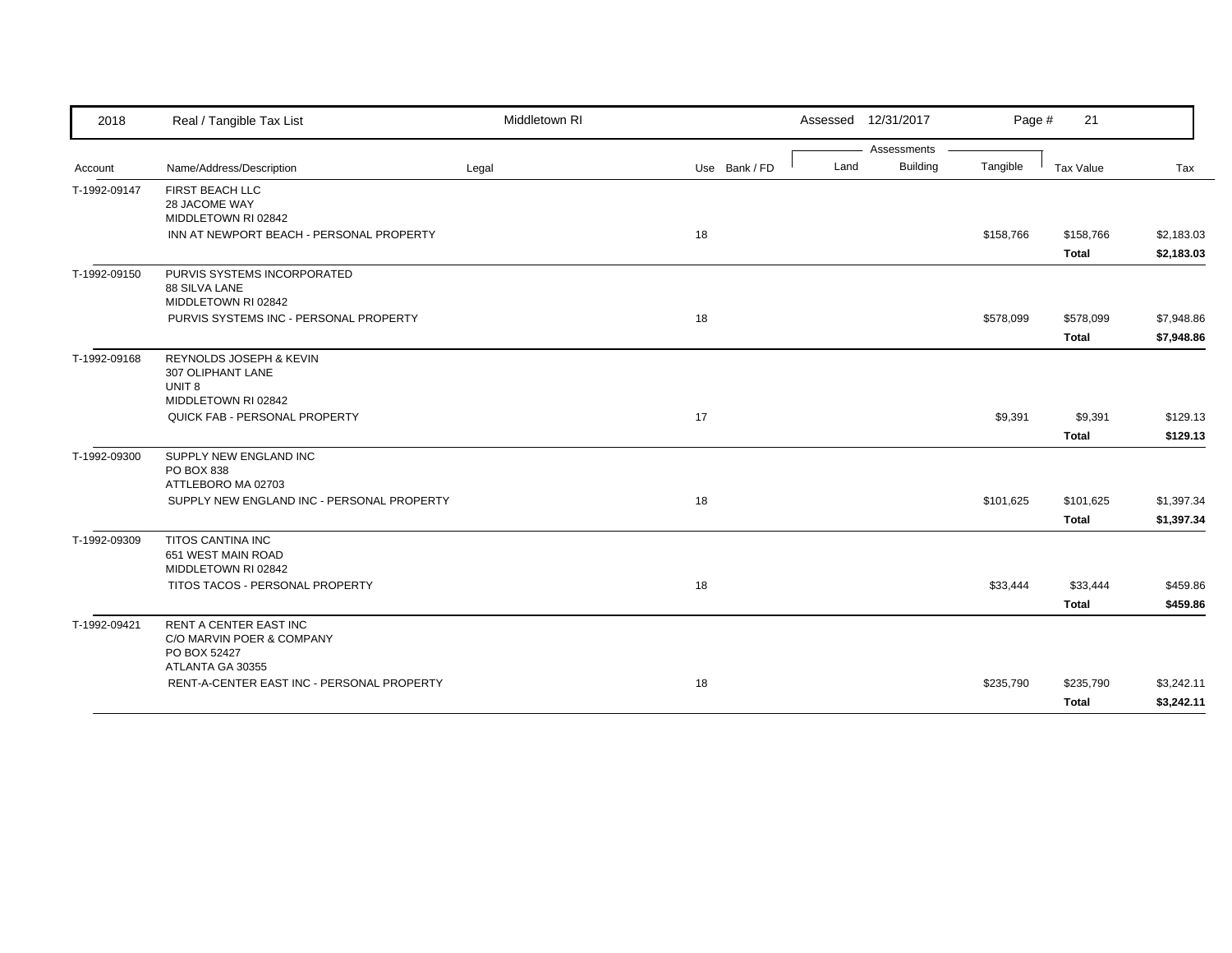| 2018 | Real / Tangible Tax List | Middletown RI | | Assessed 12/31/2017 | | | | |
|---|---|---|---|---|---|---|---|---|
| | | | | Assessments | | | | |
| Account | Name/Address/Description | Legal | Use Bank / FD | Land | Building | Tangible | Tax Value | Tax |
| T-1992-09147 | FIRST BEACH LLC<br>28 JACOME WAY<br>MIDDLETOWN RI 02842 | | | | | | | |
| | INN AT NEWPORT BEACH - PERSONAL PROPERTY | | 18 | | | $158,766 | $158,766 | $2,183.03 |
| | | | | | | | **Total** | **$2,183.03** |
| T-1992-09150 | PURVIS SYSTEMS INCORPORATED<br>88 SILVA LANE<br>MIDDLETOWN RI 02842 | | | | | | | |
| | PURVIS SYSTEMS INC - PERSONAL PROPERTY | | 18 | | | $578,099 | $578,099 | $7,948.86 |
| | | | | | | | **Total** | **$7,948.86** |
| T-1992-09168 | REYNOLDS JOSEPH & KEVIN<br>307 OLIPHANT LANE<br>UNIT 8<br>MIDDLETOWN RI 02842 | | | | | | | |
| | QUICK FAB - PERSONAL PROPERTY | | 17 | | | $9,391 | $9,391 | $129.13 |
| | | | | | | | **Total** | **$129.13** |
| T-1992-09300 | SUPPLY NEW ENGLAND INC<br>PO BOX 838<br>ATTLEBORO MA 02703 | | | | | | | |
| | SUPPLY NEW ENGLAND INC - PERSONAL PROPERTY | | 18 | | | $101,625 | $101,625 | $1,397.34 |
| | | | | | | | **Total** | **$1,397.34** |
| T-1992-09309 | TITOS CANTINA INC<br>651 WEST MAIN ROAD<br>MIDDLETOWN RI 02842 | | | | | | | |
| | TITOS TACOS - PERSONAL PROPERTY | | 18 | | | $33,444 | $33,444 | $459.86 |
| | | | | | | | **Total** | **$459.86** |
| T-1992-09421 | RENT A CENTER EAST INC<br>C/O MARVIN POER & COMPANY<br>PO BOX 52427<br>ATLANTA GA 30355 | | | | | | | |
| | RENT-A-CENTER EAST INC - PERSONAL PROPERTY | | 18 | | | $235,790 | $235,790 | $3,242.11 |
| | | | | | | | **Total** | **$3,242.11** |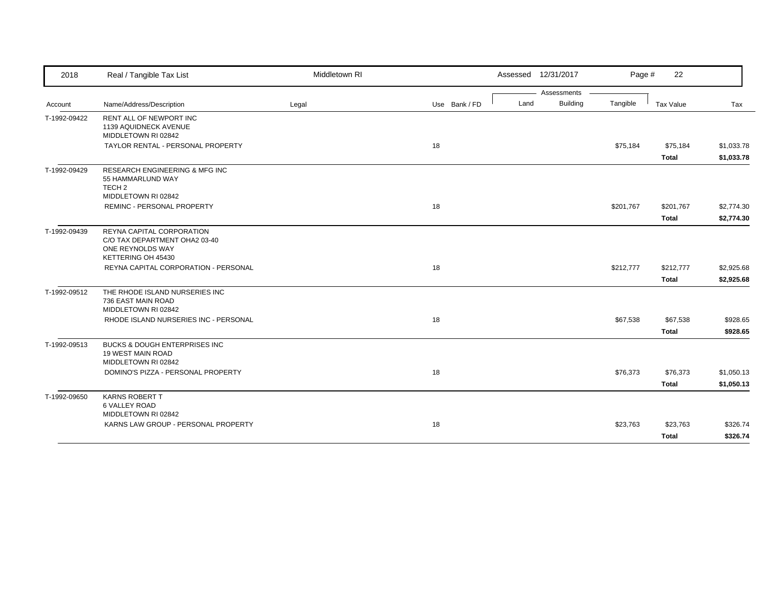2018 Real / Tangible Tax List — Middletown RI — Assessed 12/31/2017

| Account | Name/Address/Description | Legal | Use | Bank / FD | Land | Building | Tangible | Tax Value | Tax |
|---|---|---|---|---|---|---|---|---|---|
| T-1992-09422 | RENT ALL OF NEWPORT INC<br>1139 AQUIDNECK AVENUE<br>MIDDLETOWN RI 02842 | | | | | | | | |
| | TAYLOR RENTAL - PERSONAL PROPERTY | | 18 | | | | $75,184 | $75,184 | $1,033.78 |
| | | | | | | | | **Total** | **$1,033.78** |
| T-1992-09429 | RESEARCH ENGINEERING & MFG INC<br>55 HAMMARLUND WAY<br>TECH 2<br>MIDDLETOWN RI 02842 | | | | | | | | |
| | REMINC - PERSONAL PROPERTY | | 18 | | | | $201,767 | $201,767 | $2,774.30 |
| | | | | | | | | **Total** | **$2,774.30** |
| T-1992-09439 | REYNA CAPITAL CORPORATION<br>C/O TAX DEPARTMENT OHA2 03-40<br>ONE REYNOLDS WAY<br>KETTERING OH 45430 | | | | | | | | |
| | REYNA CAPITAL CORPORATION - PERSONAL | | 18 | | | | $212,777 | $212,777 | $2,925.68 |
| | | | | | | | | **Total** | **$2,925.68** |
| T-1992-09512 | THE RHODE ISLAND NURSERIES INC<br>736 EAST MAIN ROAD<br>MIDDLETOWN RI 02842 | | | | | | | | |
| | RHODE ISLAND NURSERIES INC - PERSONAL | | 18 | | | | $67,538 | $67,538 | $928.65 |
| | | | | | | | | **Total** | **$928.65** |
| T-1992-09513 | BUCKS & DOUGH ENTERPRISES INC<br>19 WEST MAIN ROAD<br>MIDDLETOWN RI 02842 | | | | | | | | |
| | DOMINO'S PIZZA - PERSONAL PROPERTY | | 18 | | | | $76,373 | $76,373 | $1,050.13 |
| | | | | | | | | **Total** | **$1,050.13** |
| T-1992-09650 | KARNS ROBERT T<br>6 VALLEY ROAD<br>MIDDLETOWN RI 02842 | | | | | | | | |
| | KARNS LAW GROUP - PERSONAL PROPERTY | | 18 | | | | $23,763 | $23,763 | $326.74 |
| | | | | | | | | **Total** | **$326.74** |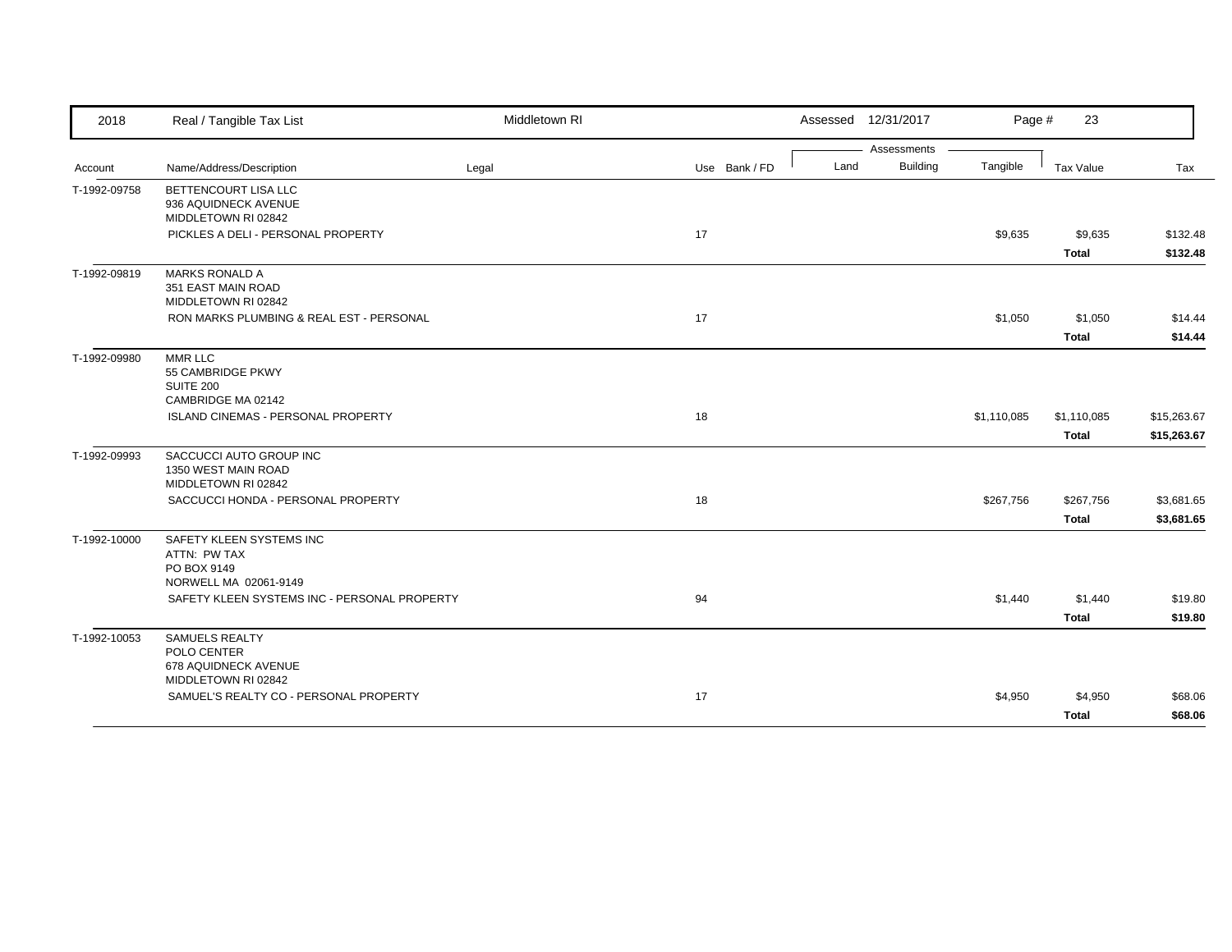| 2018 | Real / Tangible Tax List | Middletown RI | | | Assessed 12/31/2017 | | Page # 23 | | |
|---|---|---|---|---|---|---|---|---|---|
| | | | | | Assessments | | | | |
| Account | Name/Address/Description | Legal | Use | Bank / FD | Land | Building | Tangible | Tax Value | Tax |
| T-1992-09758 | BETTENCOURT LISA LLC<br>936 AQUIDNECK AVENUE<br>MIDDLETOWN RI 02842 | | | | | | | | |
| | PICKLES A DELI - PERSONAL PROPERTY | | 17 | | | | $9,635 | $9,635 | $132.48 |
| | | | | | | | | **Total** | **$132.48** |
| T-1992-09819 | MARKS RONALD A<br>351 EAST MAIN ROAD<br>MIDDLETOWN RI 02842 | | | | | | | | |
| | RON MARKS PLUMBING & REAL EST - PERSONAL | | 17 | | | | $1,050 | $1,050 | $14.44 |
| | | | | | | | | **Total** | **$14.44** |
| T-1992-09980 | MMR LLC<br>55 CAMBRIDGE PKWY<br>SUITE 200<br>CAMBRIDGE MA 02142 | | | | | | | | |
| | ISLAND CINEMAS - PERSONAL PROPERTY | | 18 | | | | $1,110,085 | $1,110,085 | $15,263.67 |
| | | | | | | | | **Total** | **$15,263.67** |
| T-1992-09993 | SACCUCCI AUTO GROUP INC<br>1350 WEST MAIN ROAD<br>MIDDLETOWN RI 02842 | | | | | | | | |
| | SACCUCCI HONDA - PERSONAL PROPERTY | | 18 | | | | $267,756 | $267,756 | $3,681.65 |
| | | | | | | | | **Total** | **$3,681.65** |
| T-1992-10000 | SAFETY KLEEN SYSTEMS INC<br>ATTN: PW TAX<br>PO BOX 9149<br>NORWELL MA 02061-9149 | | | | | | | | |
| | SAFETY KLEEN SYSTEMS INC - PERSONAL PROPERTY | | 94 | | | | $1,440 | $1,440 | $19.80 |
| | | | | | | | | **Total** | **$19.80** |
| T-1992-10053 | SAMUELS REALTY<br>POLO CENTER<br>678 AQUIDNECK AVENUE<br>MIDDLETOWN RI 02842 | | | | | | | | |
| | SAMUEL'S REALTY CO - PERSONAL PROPERTY | | 17 | | | | $4,950 | $4,950 | $68.06 |
| | | | | | | | | **Total** | **$68.06** |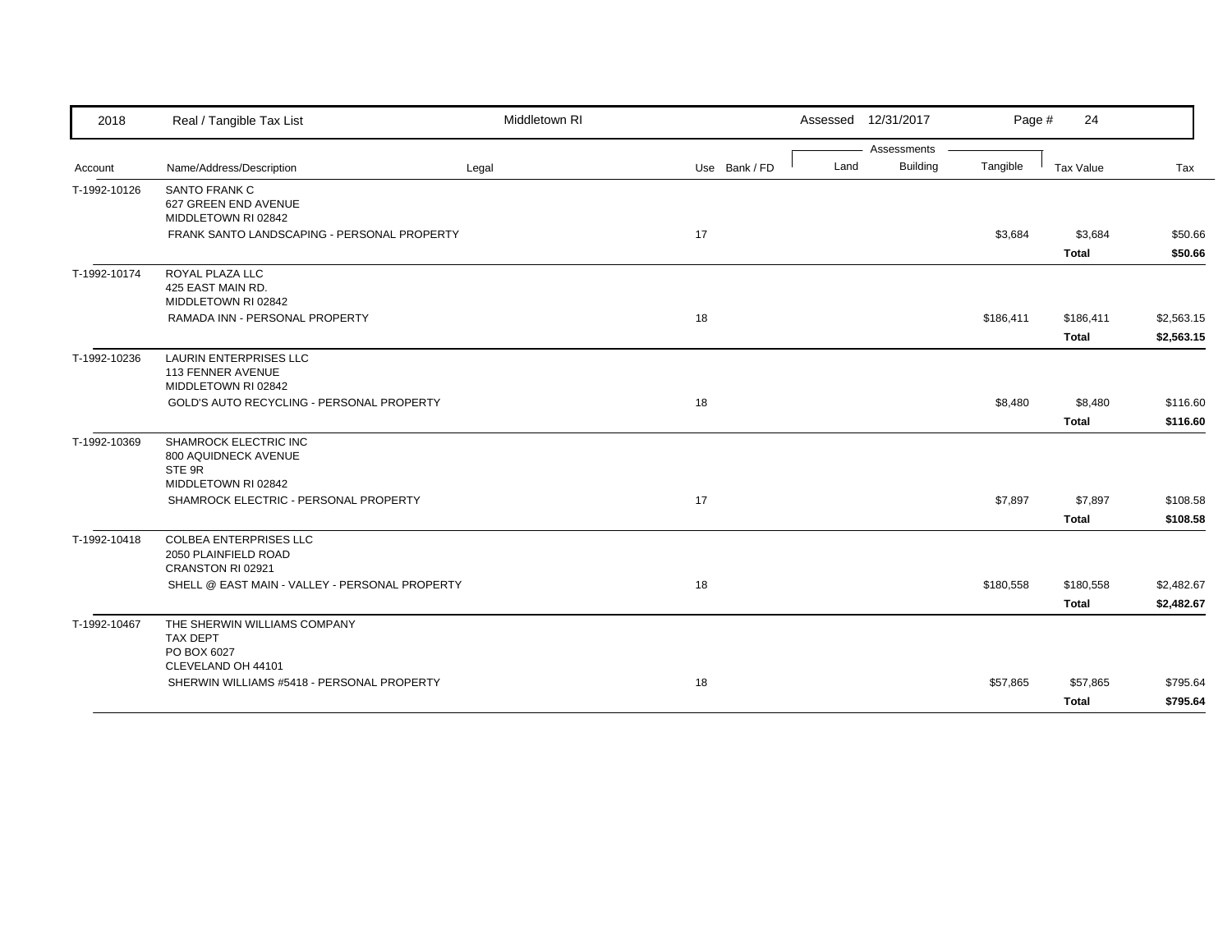| Account | Name/Address/Description | Legal | Use | Bank / FD | Land | Building | Tangible | Tax Value | Tax |
|---|---|---|---|---|---|---|---|---|---|
| T-1992-10126 | SANTO FRANK C<br>627 GREEN END AVENUE<br>MIDDLETOWN RI 02842 | | | | | | | | |
| | FRANK SANTO LANDSCAPING - PERSONAL PROPERTY | | 17 | | | | $3,684 | $3,684 | $50.66 |
| | | | | | | | | **Total** | **$50.66** |
| T-1992-10174 | ROYAL PLAZA LLC<br>425 EAST MAIN RD.<br>MIDDLETOWN RI 02842 | | | | | | | | |
| | RAMADA INN - PERSONAL PROPERTY | | 18 | | | | $186,411 | $186,411 | $2,563.15 |
| | | | | | | | | **Total** | **$2,563.15** |
| T-1992-10236 | LAURIN ENTERPRISES LLC<br>113 FENNER AVENUE<br>MIDDLETOWN RI 02842 | | | | | | | | |
| | GOLD'S AUTO RECYCLING - PERSONAL PROPERTY | | 18 | | | | $8,480 | $8,480 | $116.60 |
| | | | | | | | | **Total** | **$116.60** |
| T-1992-10369 | SHAMROCK ELECTRIC INC<br>800 AQUIDNECK AVENUE<br>STE 9R<br>MIDDLETOWN RI 02842 | | | | | | | | |
| | SHAMROCK ELECTRIC - PERSONAL PROPERTY | | 17 | | | | $7,897 | $7,897 | $108.58 |
| | | | | | | | | **Total** | **$108.58** |
| T-1992-10418 | COLBEA ENTERPRISES LLC<br>2050 PLAINFIELD ROAD<br>CRANSTON RI 02921 | | | | | | | | |
| | SHELL @ EAST MAIN - VALLEY - PERSONAL PROPERTY | | 18 | | | | $180,558 | $180,558 | $2,482.67 |
| | | | | | | | | **Total** | **$2,482.67** |
| T-1992-10467 | THE SHERWIN WILLIAMS COMPANY<br>TAX DEPT<br>PO BOX 6027<br>CLEVELAND OH 44101 | | | | | | | | |
| | SHERWIN WILLIAMS #5418 - PERSONAL PROPERTY | | 18 | | | | $57,865 | $57,865 | $795.64 |
| | | | | | | | | **Total** | **$795.64** |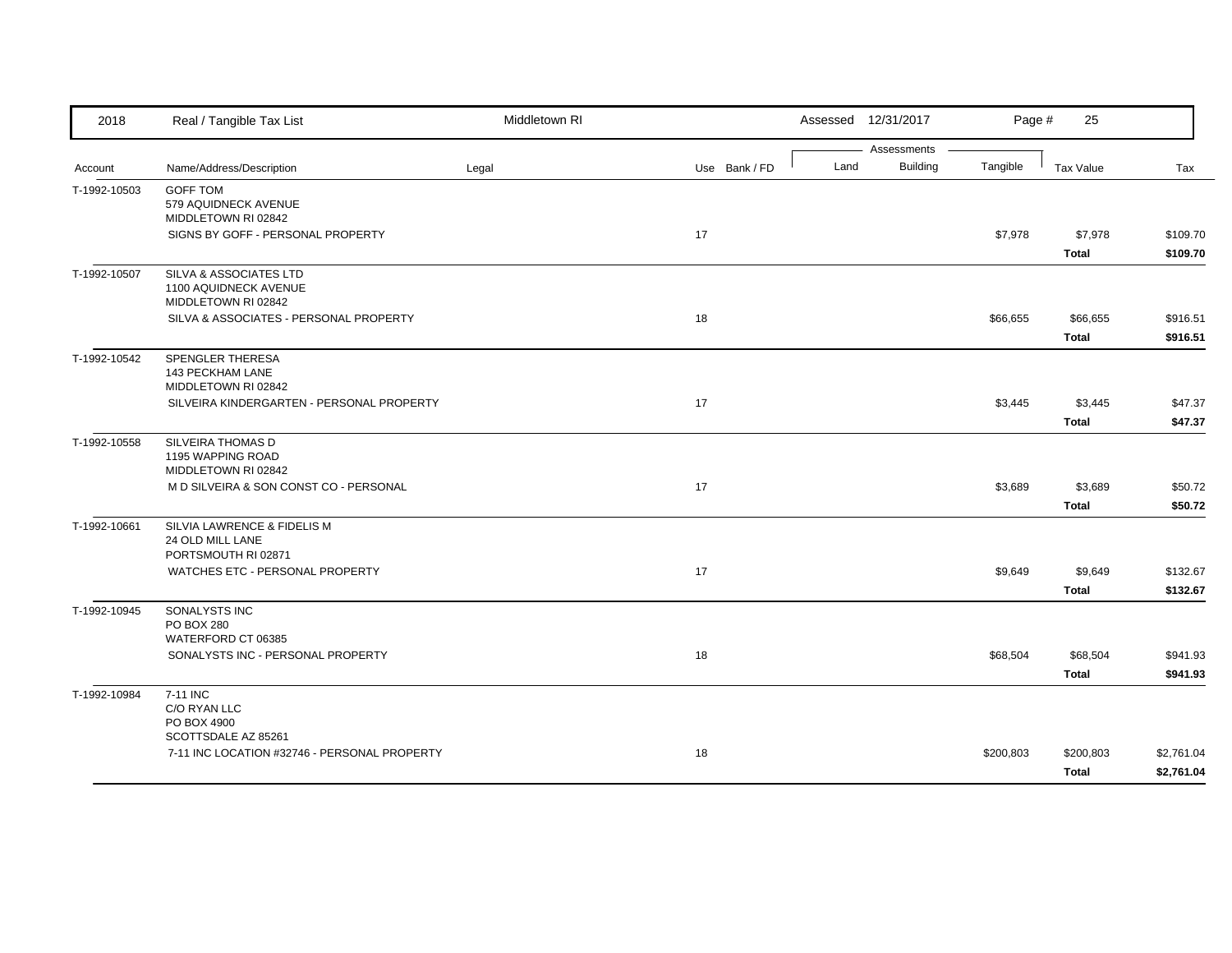| Account | Name/Address/Description | Legal | Use | Bank / FD | Land | Building | Tangible | Tax Value | Tax |
|---|---|---|---|---|---|---|---|---|---|
| T-1992-10503 | GOFF TOM<br>579 AQUIDNECK AVENUE<br>MIDDLETOWN RI 02842 | | | | | | | | |
| | SIGNS BY GOFF - PERSONAL PROPERTY | | 17 | | | | $7,978 | $7,978 | $109.70 |
| | | | | | | | | **Total** | **$109.70** |
| T-1992-10507 | SILVA & ASSOCIATES LTD<br>1100 AQUIDNECK AVENUE<br>MIDDLETOWN RI 02842 | | | | | | | | |
| | SILVA & ASSOCIATES - PERSONAL PROPERTY | | 18 | | | | $66,655 | $66,655 | $916.51 |
| | | | | | | | | **Total** | **$916.51** |
| T-1992-10542 | SPENGLER THERESA<br>143 PECKHAM LANE<br>MIDDLETOWN RI 02842 | | | | | | | | |
| | SILVEIRA KINDERGARTEN - PERSONAL PROPERTY | | 17 | | | | $3,445 | $3,445 | $47.37 |
| | | | | | | | | **Total** | **$47.37** |
| T-1992-10558 | SILVEIRA THOMAS D<br>1195 WAPPING ROAD<br>MIDDLETOWN RI 02842 | | | | | | | | |
| | M D SILVEIRA & SON CONST CO - PERSONAL | | 17 | | | | $3,689 | $3,689 | $50.72 |
| | | | | | | | | **Total** | **$50.72** |
| T-1992-10661 | SILVIA LAWRENCE & FIDELIS M<br>24 OLD MILL LANE<br>PORTSMOUTH RI 02871 | | | | | | | | |
| | WATCHES ETC - PERSONAL PROPERTY | | 17 | | | | $9,649 | $9,649 | $132.67 |
| | | | | | | | | **Total** | **$132.67** |
| T-1992-10945 | SONALYSTS INC<br>PO BOX 280<br>WATERFORD CT 06385 | | | | | | | | |
| | SONALYSTS INC - PERSONAL PROPERTY | | 18 | | | | $68,504 | $68,504 | $941.93 |
| | | | | | | | | **Total** | **$941.93** |
| T-1992-10984 | 7-11 INC<br>C/O RYAN LLC<br>PO BOX 4900<br>SCOTTSDALE AZ 85261 | | | | | | | | |
| | 7-11 INC LOCATION #32746 - PERSONAL PROPERTY | | 18 | | | | $200,803 | $200,803 | $2,761.04 |
| | | | | | | | | **Total** | **$2,761.04** |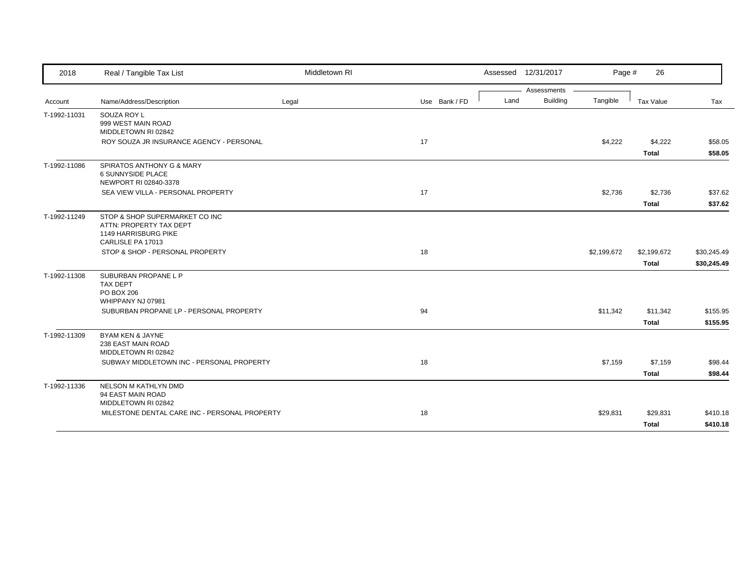| 2018 | Real / Tangible Tax List | Middletown RI | | Assessed 12/31/2017 | | Page # 26 | | |
|---|---|---|---|---|---|---|---|---|
| | | | | Assessments | | | | |
| Account | Name/Address/Description | Legal | Use Bank / FD | Land | Building | Tangible | Tax Value | Tax |
| T-1992-11031 | SOUZA ROY L<br>999 WEST MAIN ROAD<br>MIDDLETOWN RI 02842 | | | | | | | |
| | ROY SOUZA JR INSURANCE AGENCY - PERSONAL | | 17 | | | $4,222 | $4,222 | $58.05 |
| | | | | | | | **Total** | **$58.05** |
| T-1992-11086 | SPIRATOS ANTHONY G & MARY<br>6 SUNNYSIDE PLACE<br>NEWPORT RI 02840-3378 | | | | | | | |
| | SEA VIEW VILLA - PERSONAL PROPERTY | | 17 | | | $2,736 | $2,736 | $37.62 |
| | | | | | | | **Total** | **$37.62** |
| T-1992-11249 | STOP & SHOP SUPERMARKET CO INC<br>ATTN: PROPERTY TAX DEPT<br>1149 HARRISBURG PIKE<br>CARLISLE PA 17013 | | | | | | | |
| | STOP & SHOP - PERSONAL PROPERTY | | 18 | | | $2,199,672 | $2,199,672 | $30,245.49 |
| | | | | | | | **Total** | **$30,245.49** |
| T-1992-11308 | SUBURBAN PROPANE L P<br>TAX DEPT<br>PO BOX 206<br>WHIPPANY NJ 07981 | | | | | | | |
| | SUBURBAN PROPANE LP - PERSONAL PROPERTY | | 94 | | | $11,342 | $11,342 | $155.95 |
| | | | | | | | **Total** | **$155.95** |
| T-1992-11309 | BYAM KEN & JAYNE<br>238 EAST MAIN ROAD<br>MIDDLETOWN RI 02842 | | | | | | | |
| | SUBWAY MIDDLETOWN INC - PERSONAL PROPERTY | | 18 | | | $7,159 | $7,159 | $98.44 |
| | | | | | | | **Total** | **$98.44** |
| T-1992-11336 | NELSON M KATHLYN DMD<br>94 EAST MAIN ROAD<br>MIDDLETOWN RI 02842 | | | | | | | |
| | MILESTONE DENTAL CARE INC - PERSONAL PROPERTY | | 18 | | | $29,831 | $29,831 | $410.18 |
| | | | | | | | **Total** | **$410.18** |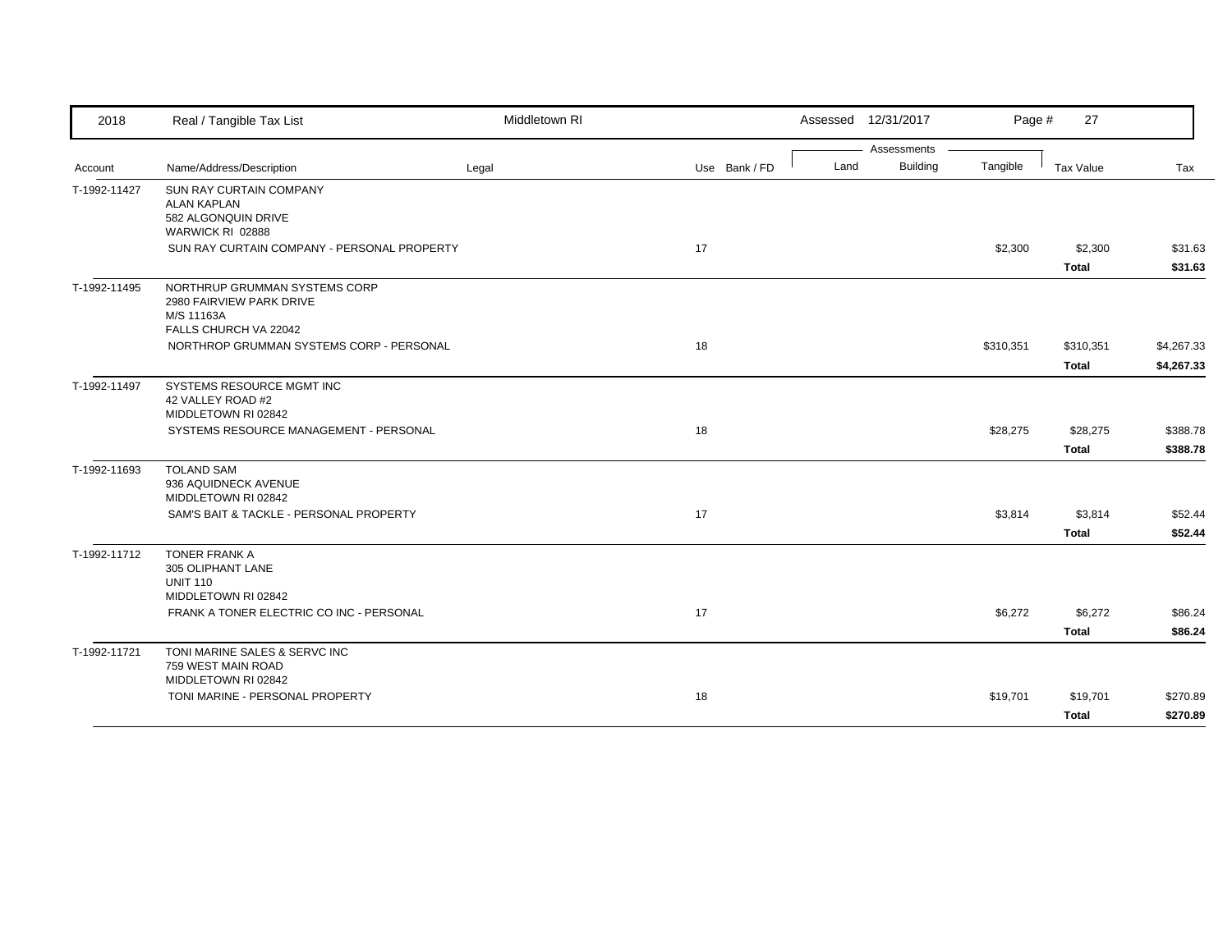| Account | Name/Address/Description | Legal | Use | Bank / FD | Land | Building | Tangible | Tax Value | Tax |
|---|---|---|---|---|---|---|---|---|---|
| T-1992-11427 | SUN RAY CURTAIN COMPANY<br>ALAN KAPLAN<br>582 ALGONQUIN DRIVE<br>WARWICK RI 02888 | | | | | | | | |
| | SUN RAY CURTAIN COMPANY - PERSONAL PROPERTY | | 17 | | | | $2,300 | $2,300 | $31.63 |
| | | | | | | | | **Total** | **$31.63** |
| T-1992-11495 | NORTHRUP GRUMMAN SYSTEMS CORP<br>2980 FAIRVIEW PARK DRIVE<br>M/S 11163A<br>FALLS CHURCH VA 22042 | | | | | | | | |
| | NORTHROP GRUMMAN SYSTEMS CORP - PERSONAL | | 18 | | | | $310,351 | $310,351 | $4,267.33 |
| | | | | | | | | **Total** | **$4,267.33** |
| T-1992-11497 | SYSTEMS RESOURCE MGMT INC<br>42 VALLEY ROAD #2<br>MIDDLETOWN RI 02842 | | | | | | | | |
| | SYSTEMS RESOURCE MANAGEMENT - PERSONAL | | 18 | | | | $28,275 | $28,275 | $388.78 |
| | | | | | | | | **Total** | **$388.78** |
| T-1992-11693 | TOLAND SAM<br>936 AQUIDNECK AVENUE<br>MIDDLETOWN RI 02842 | | | | | | | | |
| | SAM'S BAIT & TACKLE - PERSONAL PROPERTY | | 17 | | | | $3,814 | $3,814 | $52.44 |
| | | | | | | | | **Total** | **$52.44** |
| T-1992-11712 | TONER FRANK A<br>305 OLIPHANT LANE<br>UNIT 110<br>MIDDLETOWN RI 02842 | | | | | | | | |
| | FRANK A TONER ELECTRIC CO INC - PERSONAL | | 17 | | | | $6,272 | $6,272 | $86.24 |
| | | | | | | | | **Total** | **$86.24** |
| T-1992-11721 | TONI MARINE SALES & SERVC INC<br>759 WEST MAIN ROAD<br>MIDDLETOWN RI 02842 | | | | | | | | |
| | TONI MARINE - PERSONAL PROPERTY | | 18 | | | | $19,701 | $19,701 | $270.89 |
| | | | | | | | | **Total** | **$270.89** |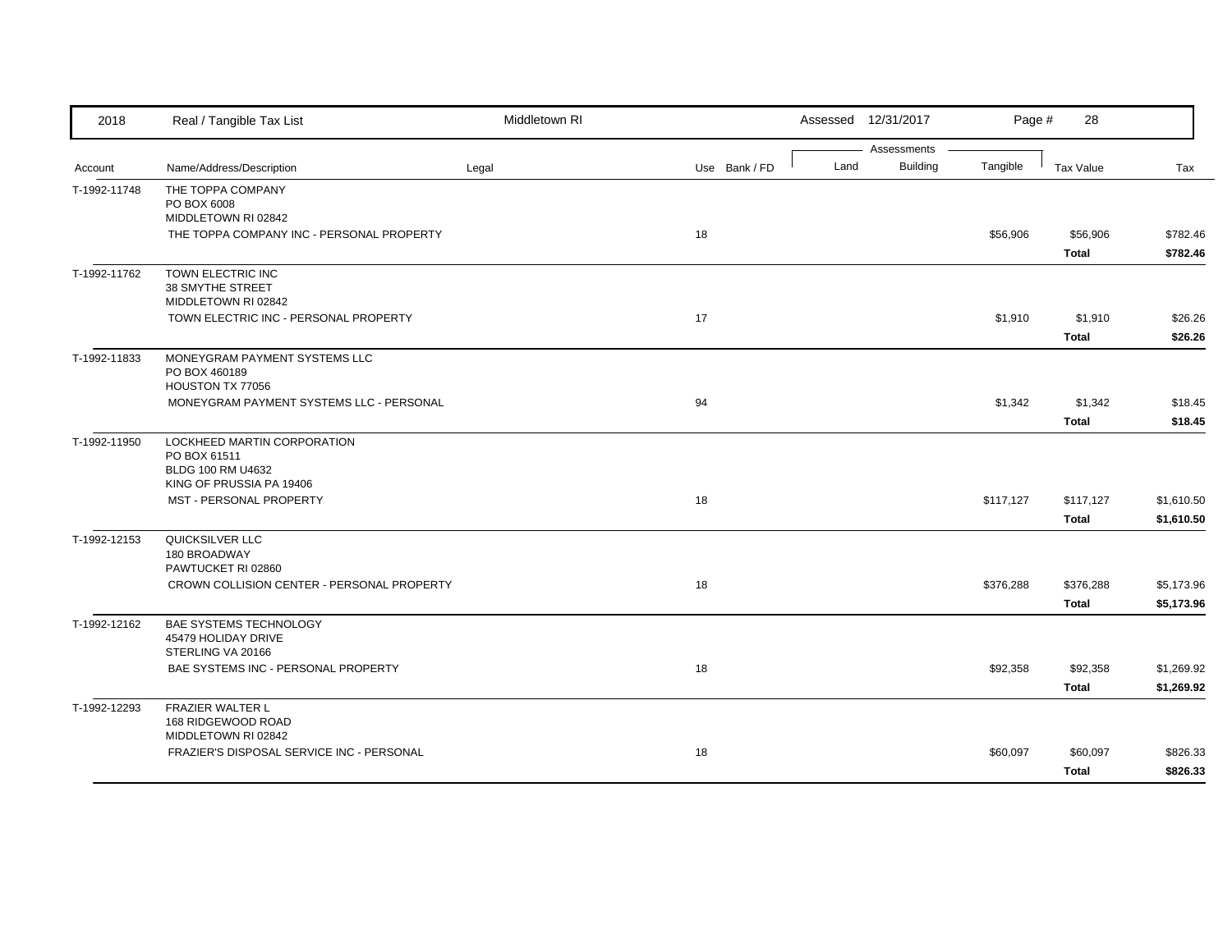| 2018 | Real / Tangible Tax List | Middletown RI | | Assessed 12/31/2017 | | Page # 28 | | |
|---|---|---|---|---|---|---|---|---|
| | | | | Assessments | | | | |
| Account | Name/Address/Description | Legal | Use Bank / FD | Land | Building | Tangible | Tax Value | Tax |
| T-1992-11748 | THE TOPPA COMPANY<br>PO BOX 6008<br>MIDDLETOWN RI 02842 | | | | | | | |
| | THE TOPPA COMPANY INC - PERSONAL PROPERTY | | 18 | | | $56,906 | $56,906 | $782.46 |
| | | | | | | | **Total** | **$782.46** |
| T-1992-11762 | TOWN ELECTRIC INC<br>38 SMYTHE STREET<br>MIDDLETOWN RI 02842 | | | | | | | |
| | TOWN ELECTRIC INC - PERSONAL PROPERTY | | 17 | | | $1,910 | $1,910 | $26.26 |
| | | | | | | | **Total** | **$26.26** |
| T-1992-11833 | MONEYGRAM PAYMENT SYSTEMS LLC<br>PO BOX 460189<br>HOUSTON TX 77056 | | | | | | | |
| | MONEYGRAM PAYMENT SYSTEMS LLC - PERSONAL | | 94 | | | $1,342 | $1,342 | $18.45 |
| | | | | | | | **Total** | **$18.45** |
| T-1992-11950 | LOCKHEED MARTIN CORPORATION<br>PO BOX 61511<br>BLDG 100 RM U4632<br>KING OF PRUSSIA PA 19406 | | | | | | | |
| | MST - PERSONAL PROPERTY | | 18 | | | $117,127 | $117,127 | $1,610.50 |
| | | | | | | | **Total** | **$1,610.50** |
| T-1992-12153 | QUICKSILVER LLC<br>180 BROADWAY<br>PAWTUCKET RI 02860 | | | | | | | |
| | CROWN COLLISION CENTER - PERSONAL PROPERTY | | 18 | | | $376,288 | $376,288 | $5,173.96 |
| | | | | | | | **Total** | **$5,173.96** |
| T-1992-12162 | BAE SYSTEMS TECHNOLOGY<br>45479 HOLIDAY DRIVE<br>STERLING VA 20166 | | | | | | | |
| | BAE SYSTEMS INC - PERSONAL PROPERTY | | 18 | | | $92,358 | $92,358 | $1,269.92 |
| | | | | | | | **Total** | **$1,269.92** |
| T-1992-12293 | FRAZIER WALTER L<br>168 RIDGEWOOD ROAD<br>MIDDLETOWN RI 02842 | | | | | | | |
| | FRAZIER'S DISPOSAL SERVICE INC - PERSONAL | | 18 | | | $60,097 | $60,097 | $826.33 |
| | | | | | | | **Total** | **$826.33** |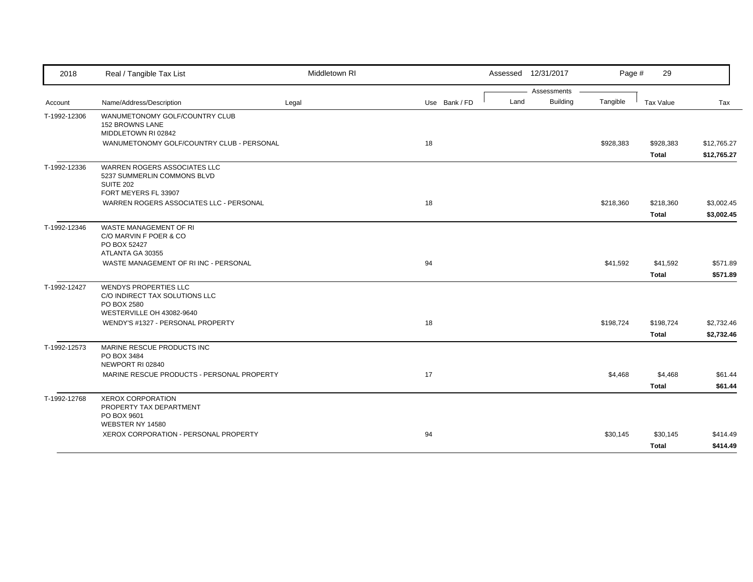| Account | Name/Address/Description | Legal | Use | Bank / FD | Land | Building | Tangible | Tax Value | Tax |
|---|---|---|---|---|---|---|---|---|---|
| T-1992-12306 | WANUMETONOMY GOLF/COUNTRY CLUB<br>152 BROWNS LANE<br>MIDDLETOWN RI 02842 | | | | | | | | |
| | WANUMETONOMY GOLF/COUNTRY CLUB - PERSONAL | | 18 | | | | $928,383 | $928,383 | $12,765.27 |
| | | | | | | | | **Total** | **$12,765.27** |
| T-1992-12336 | WARREN ROGERS ASSOCIATES LLC<br>5237 SUMMERLIN COMMONS BLVD<br>SUITE 202<br>FORT MEYERS FL 33907 | | | | | | | | |
| | WARREN ROGERS ASSOCIATES LLC - PERSONAL | | 18 | | | | $218,360 | $218,360 | $3,002.45 |
| | | | | | | | | **Total** | **$3,002.45** |
| T-1992-12346 | WASTE MANAGEMENT OF RI<br>C/O MARVIN F POER & CO<br>PO BOX 52427<br>ATLANTA GA 30355 | | | | | | | | |
| | WASTE MANAGEMENT OF RI INC - PERSONAL | | 94 | | | | $41,592 | $41,592 | $571.89 |
| | | | | | | | | **Total** | **$571.89** |
| T-1992-12427 | WENDYS PROPERTIES LLC<br>C/O INDIRECT TAX SOLUTIONS LLC<br>PO BOX 2580<br>WESTERVILLE OH 43082-9640 | | | | | | | | |
| | WENDY'S #1327 - PERSONAL PROPERTY | | 18 | | | | $198,724 | $198,724 | $2,732.46 |
| | | | | | | | | **Total** | **$2,732.46** |
| T-1992-12573 | MARINE RESCUE PRODUCTS INC<br>PO BOX 3484<br>NEWPORT RI 02840 | | | | | | | | |
| | MARINE RESCUE PRODUCTS - PERSONAL PROPERTY | | 17 | | | | $4,468 | $4,468 | $61.44 |
| | | | | | | | | **Total** | **$61.44** |
| T-1992-12768 | XEROX CORPORATION<br>PROPERTY TAX DEPARTMENT<br>PO BOX 9601<br>WEBSTER NY 14580 | | | | | | | | |
| | XEROX CORPORATION - PERSONAL PROPERTY | | 94 | | | | $30,145 | $30,145 | $414.49 |
| | | | | | | | | **Total** | **$414.49** |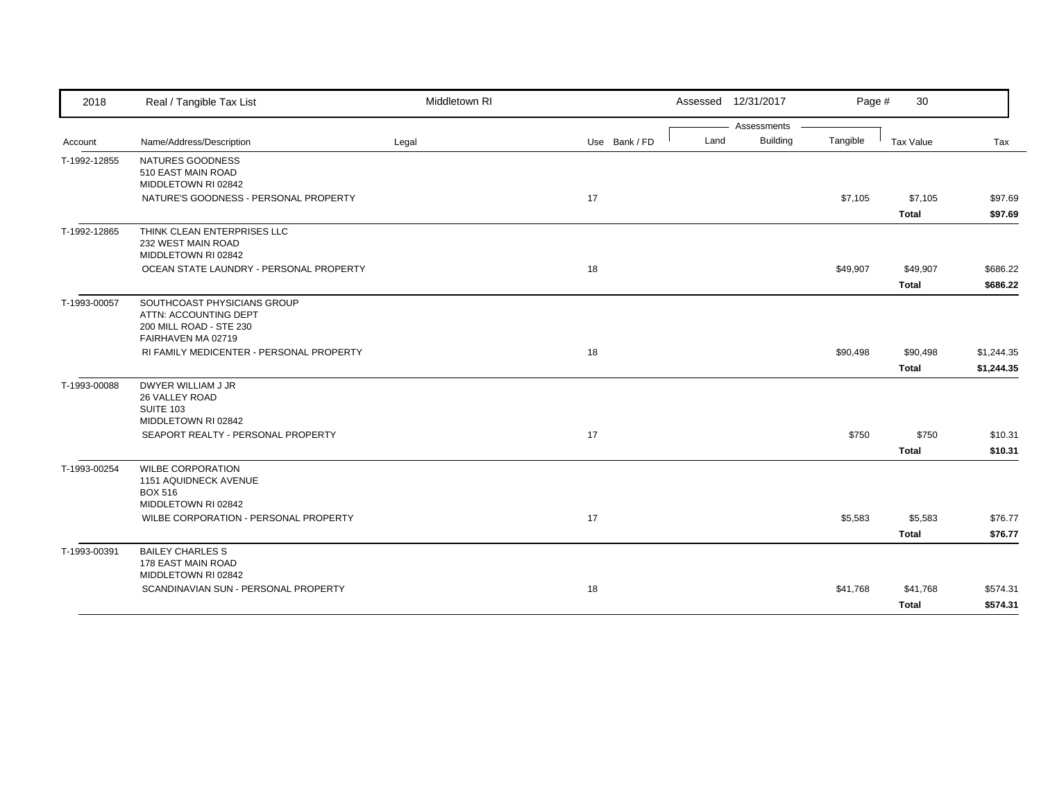| Account | Name/Address/Description | Legal | Use | Bank / FD | Land | Building | Tangible | Tax Value | Tax |
|---|---|---|---|---|---|---|---|---|---|
| T-1992-12855 | NATURES GOODNESS<br>510 EAST MAIN ROAD<br>MIDDLETOWN RI 02842 | | | | | | | | |
| | NATURE'S GOODNESS - PERSONAL PROPERTY | | 17 | | | | $7,105 | $7,105 | $97.69 |
| | | | | | | | | **Total** | **$97.69** |
| T-1992-12865 | THINK CLEAN ENTERPRISES LLC<br>232 WEST MAIN ROAD<br>MIDDLETOWN RI 02842 | | | | | | | | |
| | OCEAN STATE LAUNDRY - PERSONAL PROPERTY | | 18 | | | | $49,907 | $49,907 | $686.22 |
| | | | | | | | | **Total** | **$686.22** |
| T-1993-00057 | SOUTHCOAST PHYSICIANS GROUP<br>ATTN: ACCOUNTING DEPT<br>200 MILL ROAD - STE 230<br>FAIRHAVEN MA 02719 | | | | | | | | |
| | RI FAMILY MEDICENTER - PERSONAL PROPERTY | | 18 | | | | $90,498 | $90,498 | $1,244.35 |
| | | | | | | | | **Total** | **$1,244.35** |
| T-1993-00088 | DWYER WILLIAM J JR<br>26 VALLEY ROAD<br>SUITE 103<br>MIDDLETOWN RI 02842 | | | | | | | | |
| | SEAPORT REALTY - PERSONAL PROPERTY | | 17 | | | | $750 | $750 | $10.31 |
| | | | | | | | | **Total** | **$10.31** |
| T-1993-00254 | WILBE CORPORATION<br>1151 AQUIDNECK AVENUE<br>BOX 516<br>MIDDLETOWN RI 02842 | | | | | | | | |
| | WILBE CORPORATION - PERSONAL PROPERTY | | 17 | | | | $5,583 | $5,583 | $76.77 |
| | | | | | | | | **Total** | **$76.77** |
| T-1993-00391 | BAILEY CHARLES S<br>178 EAST MAIN ROAD<br>MIDDLETOWN RI 02842 | | | | | | | | |
| | SCANDINAVIAN SUN - PERSONAL PROPERTY | | 18 | | | | $41,768 | $41,768 | $574.31 |
| | | | | | | | | **Total** | **$574.31** |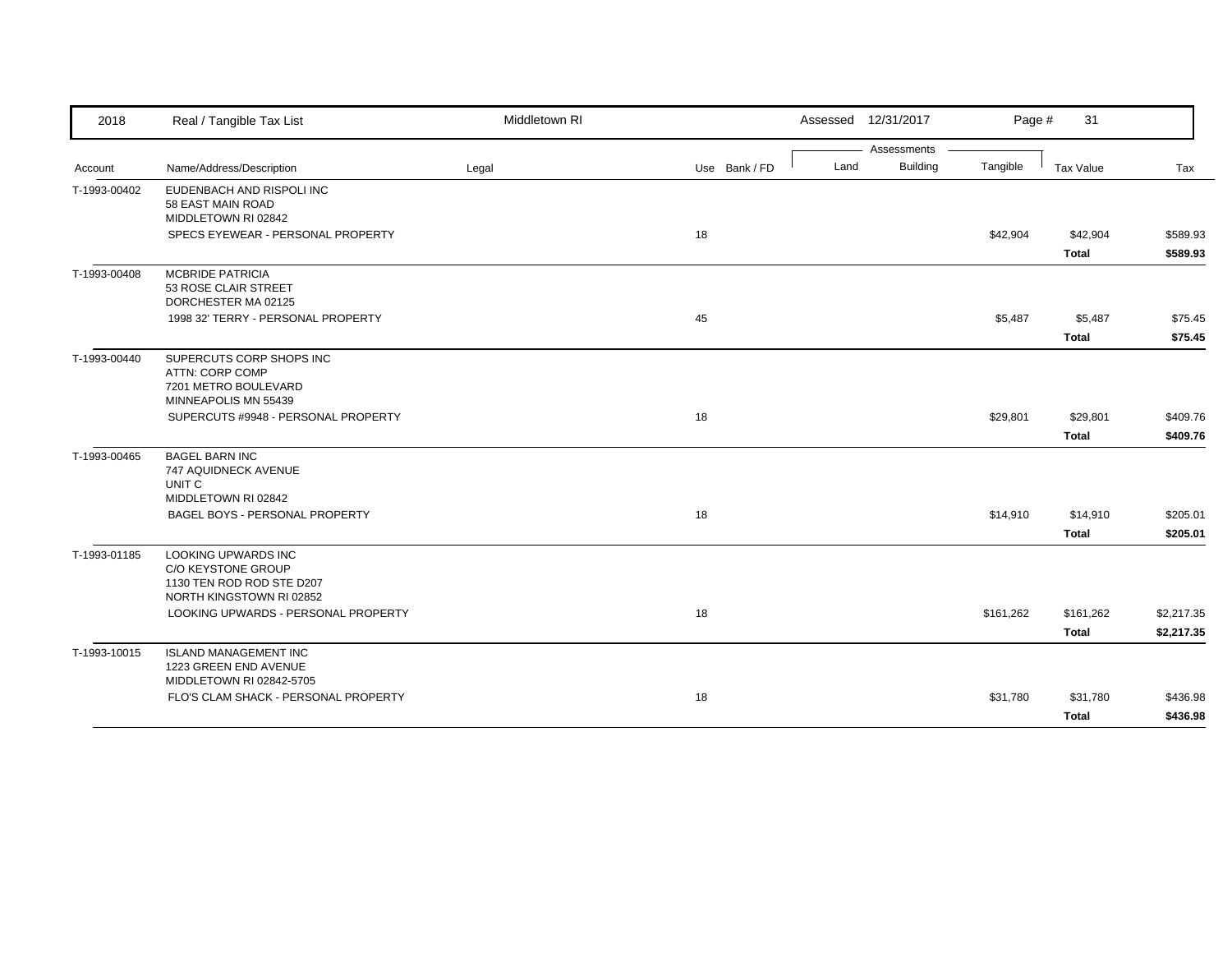| Account | Name/Address/Description | Legal | Use | Bank / FD | Land | Building | Tangible | Tax Value | Tax |
|---|---|---|---|---|---|---|---|---|---|
| T-1993-00402 | EUDENBACH AND RISPOLI INC<br>58 EAST MAIN ROAD<br>MIDDLETOWN RI 02842 | | | | | | | | |
| | SPECS EYEWEAR - PERSONAL PROPERTY | | 18 | | | | $42,904 | $42,904 | $589.93 |
| | | | | | | | | **Total** | **$589.93** |
| T-1993-00408 | MCBRIDE PATRICIA<br>53 ROSE CLAIR STREET<br>DORCHESTER MA 02125 | | | | | | | | |
| | 1998 32' TERRY - PERSONAL PROPERTY | | 45 | | | | $5,487 | $5,487 | $75.45 |
| | | | | | | | | **Total** | **$75.45** |
| T-1993-00440 | SUPERCUTS CORP SHOPS INC<br>ATTN: CORP COMP<br>7201 METRO BOULEVARD<br>MINNEAPOLIS MN 55439 | | | | | | | | |
| | SUPERCUTS #9948 - PERSONAL PROPERTY | | 18 | | | | $29,801 | $29,801 | $409.76 |
| | | | | | | | | **Total** | **$409.76** |
| T-1993-00465 | BAGEL BARN INC<br>747 AQUIDNECK AVENUE<br>UNIT C<br>MIDDLETOWN RI 02842 | | | | | | | | |
| | BAGEL BOYS - PERSONAL PROPERTY | | 18 | | | | $14,910 | $14,910 | $205.01 |
| | | | | | | | | **Total** | **$205.01** |
| T-1993-01185 | LOOKING UPWARDS INC<br>C/O KEYSTONE GROUP<br>1130 TEN ROD ROD STE D207<br>NORTH KINGSTOWN RI 02852 | | | | | | | | |
| | LOOKING UPWARDS - PERSONAL PROPERTY | | 18 | | | | $161,262 | $161,262 | $2,217.35 |
| | | | | | | | | **Total** | **$2,217.35** |
| T-1993-10015 | ISLAND MANAGEMENT INC<br>1223 GREEN END AVENUE<br>MIDDLETOWN RI 02842-5705 | | | | | | | | |
| | FLO'S CLAM SHACK - PERSONAL PROPERTY | | 18 | | | | $31,780 | $31,780 | $436.98 |
| | | | | | | | | **Total** | **$436.98** |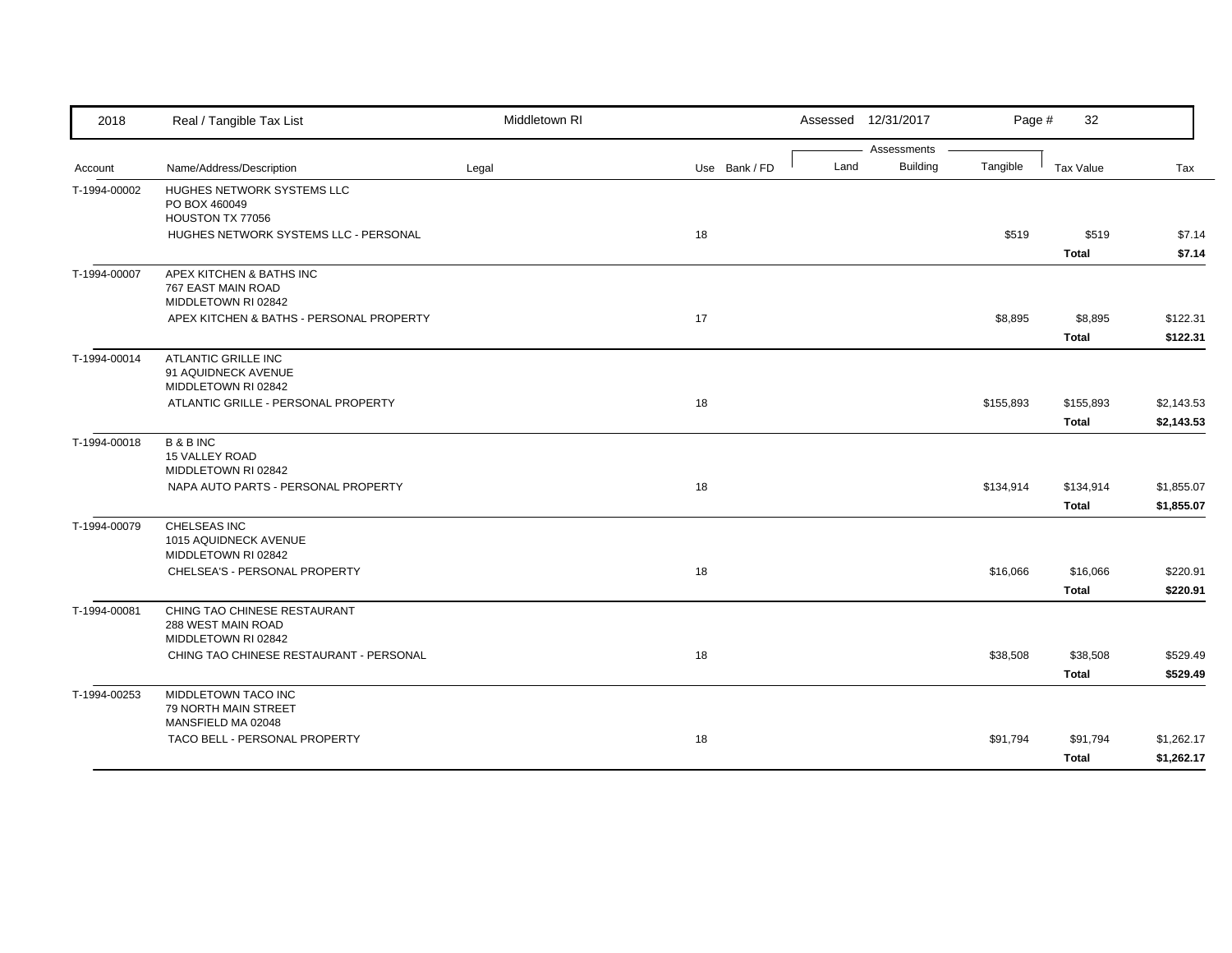| 2018 | Real / Tangible Tax List | Middletown RI | | | | Assessed 12/31/2017 | | | |
|---|---|---|---|---|---|---|---|---|---|
| | | | | | Assessments | | | | |
| Account | Name/Address/Description | Legal | Use | Bank / FD | Land | Building | Tangible | Tax Value | Tax |
| T-1994-00002 | HUGHES NETWORK SYSTEMS LLC<br>PO BOX 460049<br>HOUSTON TX 77056 | | | | | | | | |
| | HUGHES NETWORK SYSTEMS LLC - PERSONAL | | 18 | | | | $519 | $519 | $7.14 |
| | | | | | | | | **Total** | **$7.14** |
| T-1994-00007 | APEX KITCHEN & BATHS INC<br>767 EAST MAIN ROAD<br>MIDDLETOWN RI 02842 | | | | | | | | |
| | APEX KITCHEN & BATHS - PERSONAL PROPERTY | | 17 | | | | $8,895 | $8,895 | $122.31 |
| | | | | | | | | **Total** | **$122.31** |
| T-1994-00014 | ATLANTIC GRILLE INC<br>91 AQUIDNECK AVENUE<br>MIDDLETOWN RI 02842 | | | | | | | | |
| | ATLANTIC GRILLE - PERSONAL PROPERTY | | 18 | | | | $155,893 | $155,893 | $2,143.53 |
| | | | | | | | | **Total** | **$2,143.53** |
| T-1994-00018 | B & B INC<br>15 VALLEY ROAD<br>MIDDLETOWN RI 02842 | | | | | | | | |
| | NAPA AUTO PARTS - PERSONAL PROPERTY | | 18 | | | | $134,914 | $134,914 | $1,855.07 |
| | | | | | | | | **Total** | **$1,855.07** |
| T-1994-00079 | CHELSEAS INC<br>1015 AQUIDNECK AVENUE<br>MIDDLETOWN RI 02842 | | | | | | | | |
| | CHELSEA'S - PERSONAL PROPERTY | | 18 | | | | $16,066 | $16,066 | $220.91 |
| | | | | | | | | **Total** | **$220.91** |
| T-1994-00081 | CHING TAO CHINESE RESTAURANT<br>288 WEST MAIN ROAD<br>MIDDLETOWN RI 02842 | | | | | | | | |
| | CHING TAO CHINESE RESTAURANT - PERSONAL | | 18 | | | | $38,508 | $38,508 | $529.49 |
| | | | | | | | | **Total** | **$529.49** |
| T-1994-00253 | MIDDLETOWN TACO INC<br>79 NORTH MAIN STREET<br>MANSFIELD MA 02048 | | | | | | | | |
| | TACO BELL - PERSONAL PROPERTY | | 18 | | | | $91,794 | $91,794 | $1,262.17 |
| | | | | | | | | **Total** | **$1,262.17** |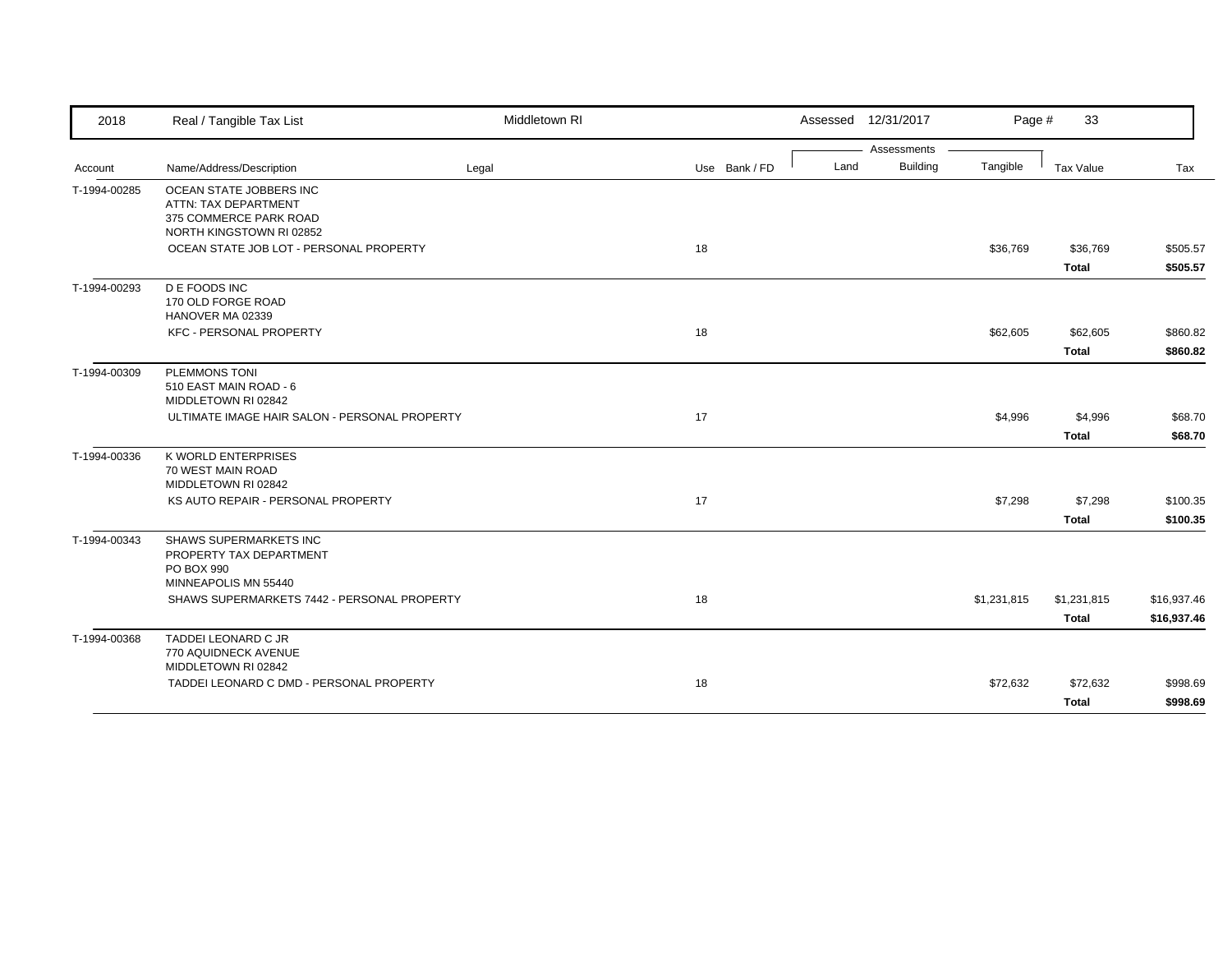| Account | Name/Address/Description | Legal | Use | Bank / FD | Land | Building | Tangible | Tax Value | Tax |
|---|---|---|---|---|---|---|---|---|---|
| T-1994-00285 | OCEAN STATE JOBBERS INC<br>ATTN: TAX DEPARTMENT<br>375 COMMERCE PARK ROAD<br>NORTH KINGSTOWN RI 02852 | | | | | | | | |
| | OCEAN STATE JOB LOT - PERSONAL PROPERTY | | 18 | | | | $36,769 | $36,769 | $505.57 |
| | | | | | | | | **Total** | **$505.57** |
| T-1994-00293 | D E FOODS INC<br>170 OLD FORGE ROAD<br>HANOVER MA 02339 | | | | | | | | |
| | KFC - PERSONAL PROPERTY | | 18 | | | | $62,605 | $62,605 | $860.82 |
| | | | | | | | | **Total** | **$860.82** |
| T-1994-00309 | PLEMMONS TONI<br>510 EAST MAIN ROAD - 6<br>MIDDLETOWN RI 02842 | | | | | | | | |
| | ULTIMATE IMAGE HAIR SALON - PERSONAL PROPERTY | | 17 | | | | $4,996 | $4,996 | $68.70 |
| | | | | | | | | **Total** | **$68.70** |
| T-1994-00336 | K WORLD ENTERPRISES<br>70 WEST MAIN ROAD<br>MIDDLETOWN RI 02842 | | | | | | | | |
| | KS AUTO REPAIR - PERSONAL PROPERTY | | 17 | | | | $7,298 | $7,298 | $100.35 |
| | | | | | | | | **Total** | **$100.35** |
| T-1994-00343 | SHAWS SUPERMARKETS INC<br>PROPERTY TAX DEPARTMENT<br>PO BOX 990<br>MINNEAPOLIS MN 55440 | | | | | | | | |
| | SHAWS SUPERMARKETS 7442 - PERSONAL PROPERTY | | 18 | | | | $1,231,815 | $1,231,815 | $16,937.46 |
| | | | | | | | | **Total** | **$16,937.46** |
| T-1994-00368 | TADDEI LEONARD C JR<br>770 AQUIDNECK AVENUE<br>MIDDLETOWN RI 02842 | | | | | | | | |
| | TADDEI LEONARD C DMD - PERSONAL PROPERTY | | 18 | | | | $72,632 | $72,632 | $998.69 |
| | | | | | | | | **Total** | **$998.69** |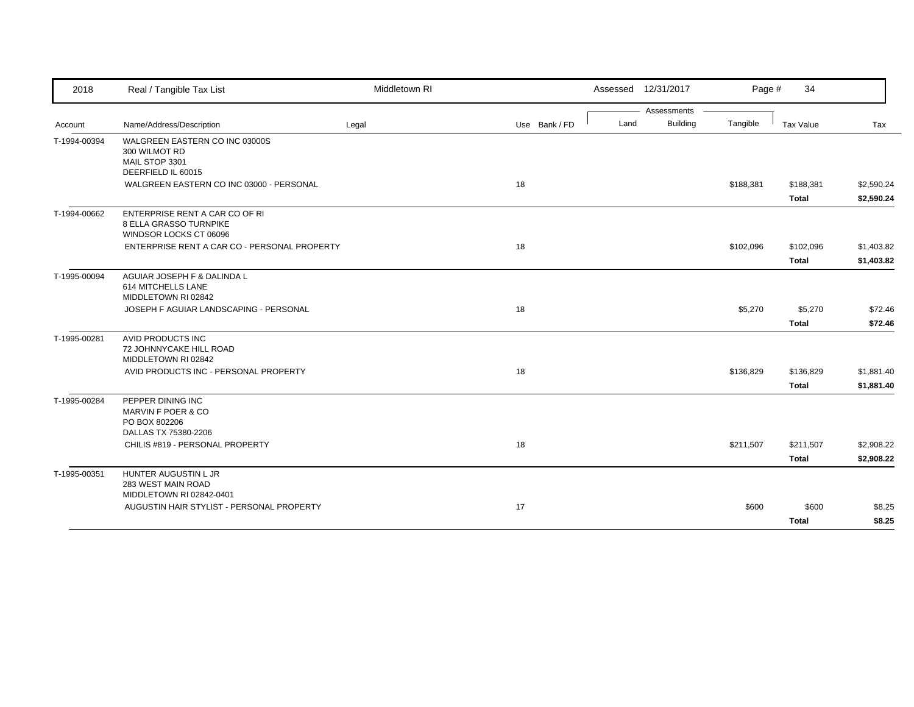| 2018 | Real / Tangible Tax List | Middletown RI | | | Assessed 12/31/2017 | | | | |
|---|---|---|---|---|---|---|---|---|---|
| | | | | | Assessments | | | | |
| Account | Name/Address/Description | Legal | Use | Bank / FD | Land | Building | Tangible | Tax Value | Tax |
| T-1994-00394 | WALGREEN EASTERN CO INC 03000S<br>300 WILMOT RD<br>MAIL STOP 3301<br>DEERFIELD IL 60015 | | | | | | | | |
| | WALGREEN EASTERN CO INC 03000 - PERSONAL | | 18 | | | | $188,381 | $188,381 | $2,590.24 |
| | | | | | | | | **Total** | **$2,590.24** |
| T-1994-00662 | ENTERPRISE RENT A CAR CO OF RI<br>8 ELLA GRASSO TURNPIKE<br>WINDSOR LOCKS CT 06096 | | | | | | | | |
| | ENTERPRISE RENT A CAR CO - PERSONAL PROPERTY | | 18 | | | | $102,096 | $102,096 | $1,403.82 |
| | | | | | | | | **Total** | **$1,403.82** |
| T-1995-00094 | AGUIAR JOSEPH F & DALINDA L<br>614 MITCHELLS LANE<br>MIDDLETOWN RI 02842 | | | | | | | | |
| | JOSEPH F AGUIAR LANDSCAPING - PERSONAL | | 18 | | | | $5,270 | $5,270 | $72.46 |
| | | | | | | | | **Total** | **$72.46** |
| T-1995-00281 | AVID PRODUCTS INC<br>72 JOHNNYCAKE HILL ROAD<br>MIDDLETOWN RI 02842 | | | | | | | | |
| | AVID PRODUCTS INC - PERSONAL PROPERTY | | 18 | | | | $136,829 | $136,829 | $1,881.40 |
| | | | | | | | | **Total** | **$1,881.40** |
| T-1995-00284 | PEPPER DINING INC<br>MARVIN F POER & CO<br>PO BOX 802206<br>DALLAS TX 75380-2206 | | | | | | | | |
| | CHILIS #819 - PERSONAL PROPERTY | | 18 | | | | $211,507 | $211,507 | $2,908.22 |
| | | | | | | | | **Total** | **$2,908.22** |
| T-1995-00351 | HUNTER AUGUSTIN L JR<br>283 WEST MAIN ROAD<br>MIDDLETOWN RI 02842-0401 | | | | | | | | |
| | AUGUSTIN HAIR STYLIST - PERSONAL PROPERTY | | 17 | | | | $600 | $600 | $8.25 |
| | | | | | | | | **Total** | **$8.25** |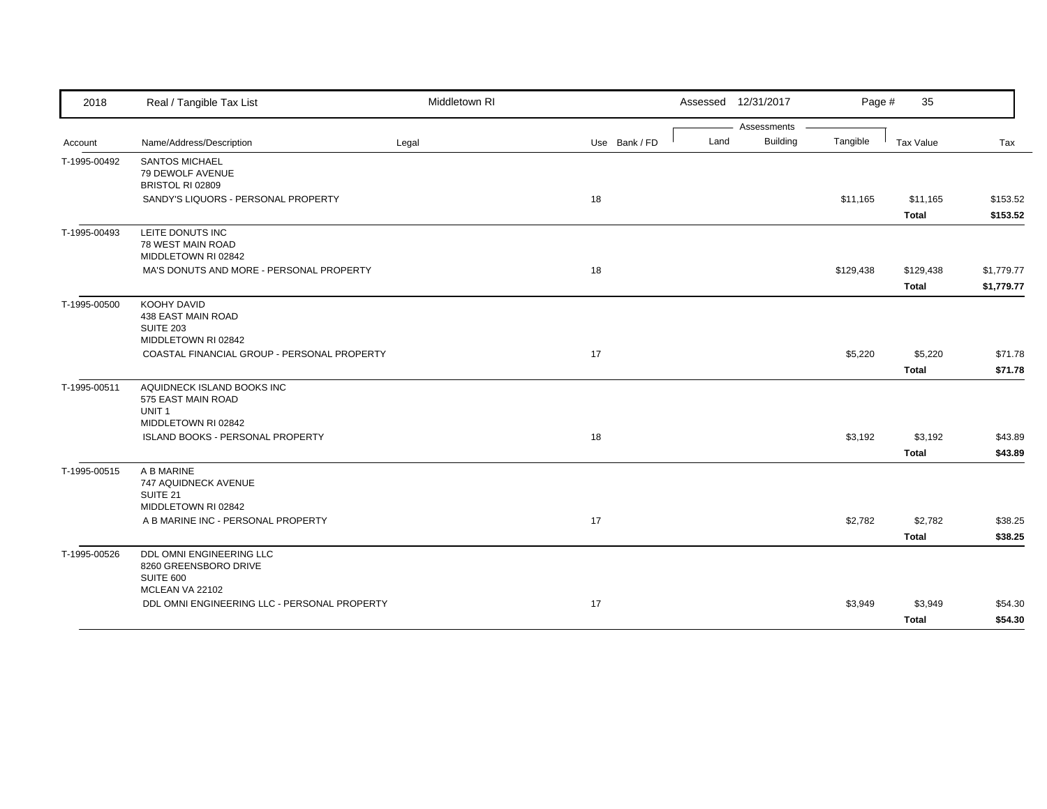| Account | Name/Address/Description | Legal | Use | Bank / FD | Land | Building | Tangible | Tax Value | Tax |
|---|---|---|---|---|---|---|---|---|---|
| T-1995-00492 | SANTOS MICHAEL<br>79 DEWOLF AVENUE<br>BRISTOL RI 02809 | | | | | | | | |
| | SANDY'S LIQUORS - PERSONAL PROPERTY | | 18 | | | | $11,165 | $11,165 | $153.52 |
| | | | | | | | | **Total** | **$153.52** |
| T-1995-00493 | LEITE DONUTS INC<br>78 WEST MAIN ROAD<br>MIDDLETOWN RI 02842 | | | | | | | | |
| | MA'S DONUTS AND MORE - PERSONAL PROPERTY | | 18 | | | | $129,438 | $129,438 | $1,779.77 |
| | | | | | | | | **Total** | **$1,779.77** |
| T-1995-00500 | KOOHY DAVID<br>438 EAST MAIN ROAD<br>SUITE 203<br>MIDDLETOWN RI 02842 | | | | | | | | |
| | COASTAL FINANCIAL GROUP - PERSONAL PROPERTY | | 17 | | | | $5,220 | $5,220 | $71.78 |
| | | | | | | | | **Total** | **$71.78** |
| T-1995-00511 | AQUIDNECK ISLAND BOOKS INC<br>575 EAST MAIN ROAD<br>UNIT 1<br>MIDDLETOWN RI 02842 | | | | | | | | |
| | ISLAND BOOKS - PERSONAL PROPERTY | | 18 | | | | $3,192 | $3,192 | $43.89 |
| | | | | | | | | **Total** | **$43.89** |
| T-1995-00515 | A B MARINE<br>747 AQUIDNECK AVENUE<br>SUITE 21<br>MIDDLETOWN RI 02842 | | | | | | | | |
| | A B MARINE INC - PERSONAL PROPERTY | | 17 | | | | $2,782 | $2,782 | $38.25 |
| | | | | | | | | **Total** | **$38.25** |
| T-1995-00526 | DDL OMNI ENGINEERING LLC<br>8260 GREENSBORO DRIVE<br>SUITE 600<br>MCLEAN VA 22102 | | | | | | | | |
| | DDL OMNI ENGINEERING LLC - PERSONAL PROPERTY | | 17 | | | | $3,949 | $3,949 | $54.30 |
| | | | | | | | | **Total** | **$54.30** |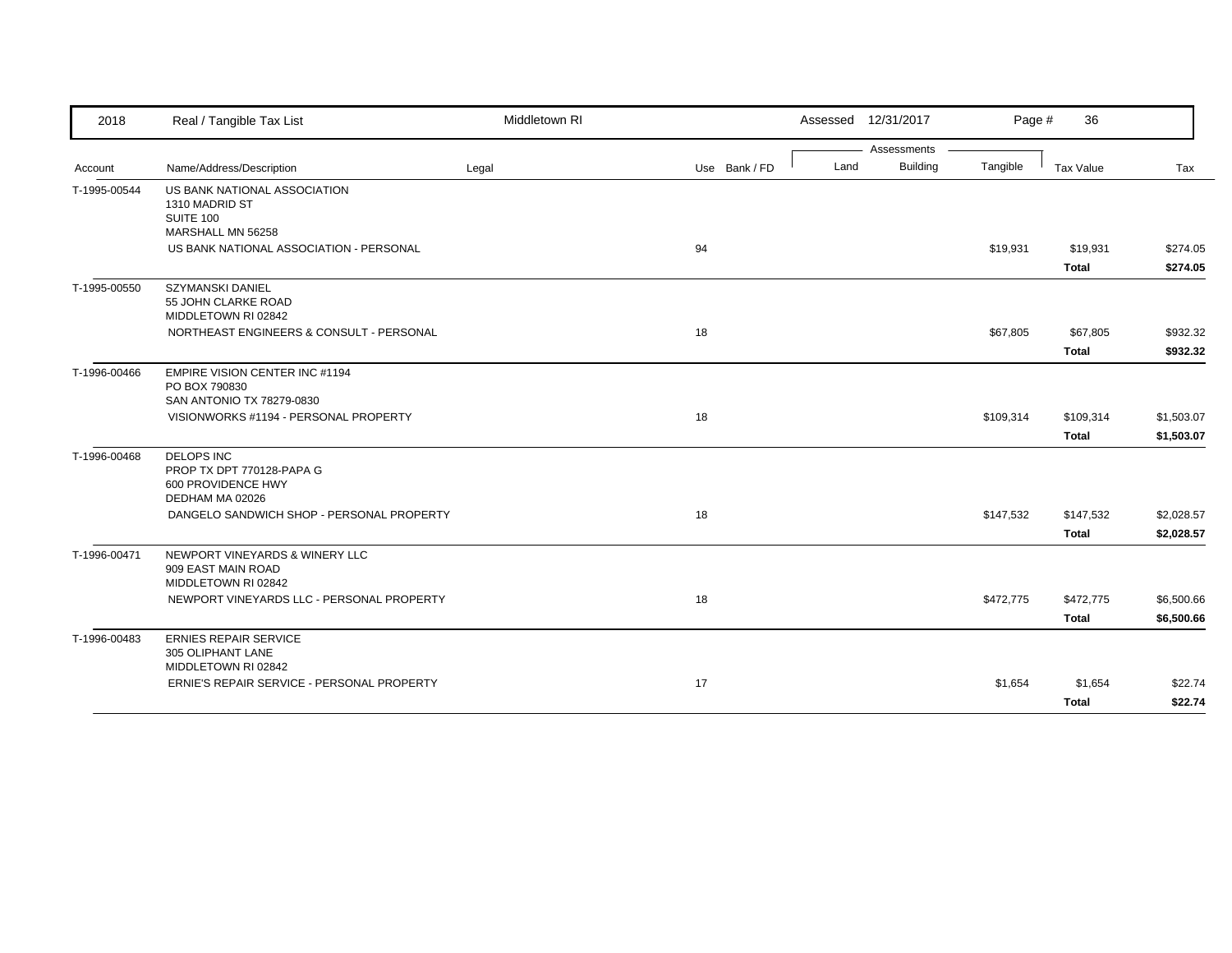| 2018 | Real / Tangible Tax List | Middletown RI | | | Assessed 12/31/2017 | | | | |
|---|---|---|---|---|---|---|---|---|---|
| | | | | | Assessments | | | | |
| Account | Name/Address/Description | Legal | Use | Bank / FD | Land | Building | Tangible | Tax Value | Tax |
| T-1995-00544 | US BANK NATIONAL ASSOCIATION<br>1310 MADRID ST<br>SUITE 100<br>MARSHALL MN 56258 | | | | | | | | |
| | US BANK NATIONAL ASSOCIATION - PERSONAL | | 94 | | | | $19,931 | $19,931 | $274.05 |
| | | | | | | | | **Total** | **$274.05** |
| T-1995-00550 | SZYMANSKI DANIEL<br>55 JOHN CLARKE ROAD<br>MIDDLETOWN RI 02842 | | | | | | | | |
| | NORTHEAST ENGINEERS & CONSULT - PERSONAL | | 18 | | | | $67,805 | $67,805 | $932.32 |
| | | | | | | | | **Total** | **$932.32** |
| T-1996-00466 | EMPIRE VISION CENTER INC #1194<br>PO BOX 790830<br>SAN ANTONIO TX 78279-0830 | | | | | | | | |
| | VISIONWORKS #1194 - PERSONAL PROPERTY | | 18 | | | | $109,314 | $109,314 | $1,503.07 |
| | | | | | | | | **Total** | **$1,503.07** |
| T-1996-00468 | DELOPS INC<br>PROP TX DPT 770128-PAPA G<br>600 PROVIDENCE HWY<br>DEDHAM MA 02026 | | | | | | | | |
| | DANGELO SANDWICH SHOP - PERSONAL PROPERTY | | 18 | | | | $147,532 | $147,532 | $2,028.57 |
| | | | | | | | | **Total** | **$2,028.57** |
| T-1996-00471 | NEWPORT VINEYARDS & WINERY LLC<br>909 EAST MAIN ROAD<br>MIDDLETOWN RI 02842 | | | | | | | | |
| | NEWPORT VINEYARDS LLC - PERSONAL PROPERTY | | 18 | | | | $472,775 | $472,775 | $6,500.66 |
| | | | | | | | | **Total** | **$6,500.66** |
| T-1996-00483 | ERNIES REPAIR SERVICE<br>305 OLIPHANT LANE<br>MIDDLETOWN RI 02842 | | | | | | | | |
| | ERNIE'S REPAIR SERVICE - PERSONAL PROPERTY | | 17 | | | | $1,654 | $1,654 | $22.74 |
| | | | | | | | | **Total** | **$22.74** |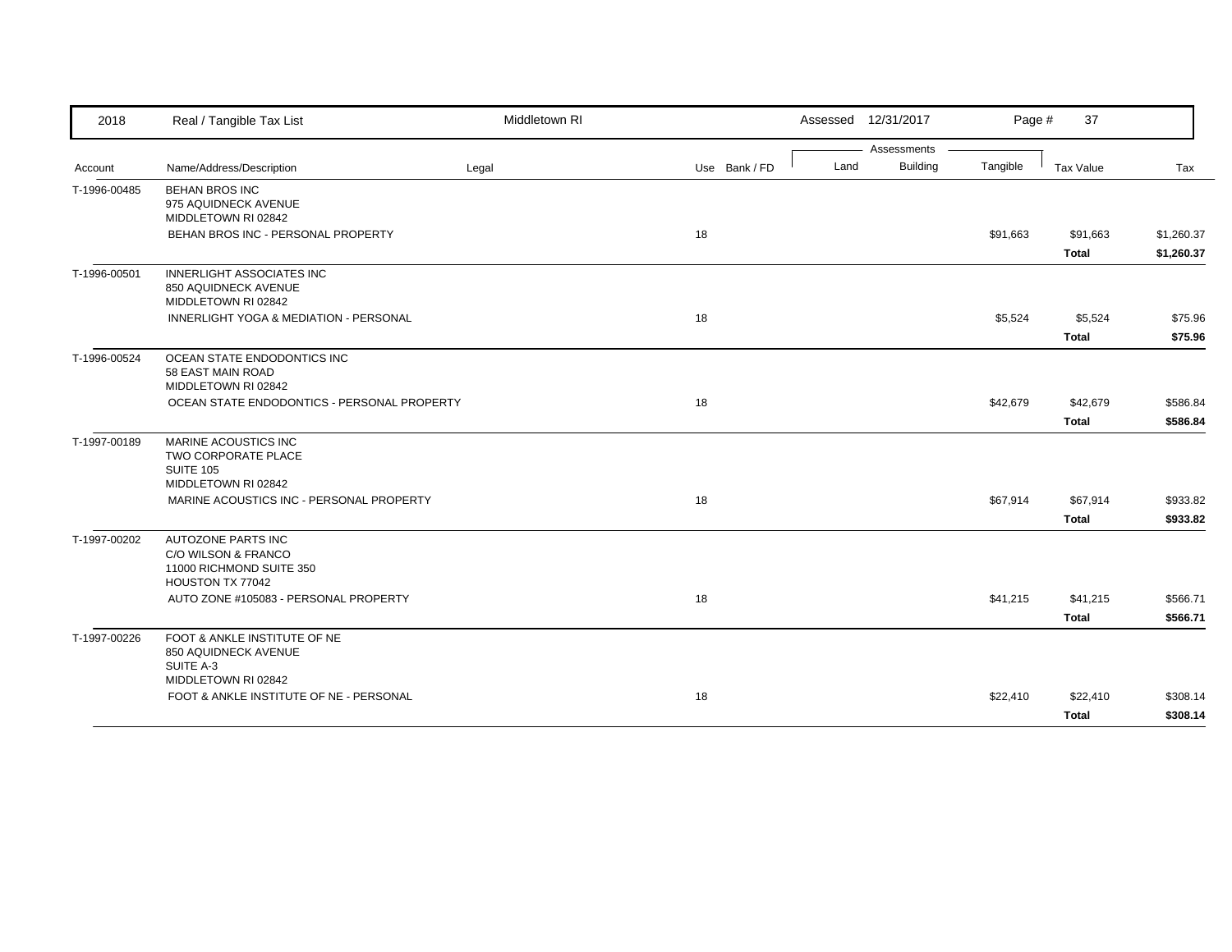| 2018 | Real / Tangible Tax List | Middletown RI | | Assessed 12/31/2017 | | | | |
|---|---|---|---|---|---|---|---|---|
| | | | | Assessments | | | | |
| Account | Name/Address/Description | Legal | Use Bank / FD | Land | Building | Tangible | Tax Value | Tax |
| T-1996-00485 | BEHAN BROS INC<br>975 AQUIDNECK AVENUE<br>MIDDLETOWN RI 02842 | | | | | | | |
| | BEHAN BROS INC - PERSONAL PROPERTY | | 18 | | | $91,663 | $91,663 | $1,260.37 |
| | | | | | | | **Total** | **$1,260.37** |
| T-1996-00501 | INNERLIGHT ASSOCIATES INC<br>850 AQUIDNECK AVENUE<br>MIDDLETOWN RI 02842 | | | | | | | |
| | INNERLIGHT YOGA & MEDIATION - PERSONAL | | 18 | | | $5,524 | $5,524 | $75.96 |
| | | | | | | | **Total** | **$75.96** |
| T-1996-00524 | OCEAN STATE ENDODONTICS INC<br>58 EAST MAIN ROAD<br>MIDDLETOWN RI 02842 | | | | | | | |
| | OCEAN STATE ENDODONTICS - PERSONAL PROPERTY | | 18 | | | $42,679 | $42,679 | $586.84 |
| | | | | | | | **Total** | **$586.84** |
| T-1997-00189 | MARINE ACOUSTICS INC<br>TWO CORPORATE PLACE<br>SUITE 105<br>MIDDLETOWN RI 02842 | | | | | | | |
| | MARINE ACOUSTICS INC - PERSONAL PROPERTY | | 18 | | | $67,914 | $67,914 | $933.82 |
| | | | | | | | **Total** | **$933.82** |
| T-1997-00202 | AUTOZONE PARTS INC<br>C/O WILSON & FRANCO<br>11000 RICHMOND SUITE 350<br>HOUSTON TX 77042 | | | | | | | |
| | AUTO ZONE #105083 - PERSONAL PROPERTY | | 18 | | | $41,215 | $41,215 | $566.71 |
| | | | | | | | **Total** | **$566.71** |
| T-1997-00226 | FOOT & ANKLE INSTITUTE OF NE<br>850 AQUIDNECK AVENUE<br>SUITE A-3<br>MIDDLETOWN RI 02842 | | | | | | | |
| | FOOT & ANKLE INSTITUTE OF NE - PERSONAL | | 18 | | | $22,410 | $22,410 | $308.14 |
| | | | | | | | **Total** | **$308.14** |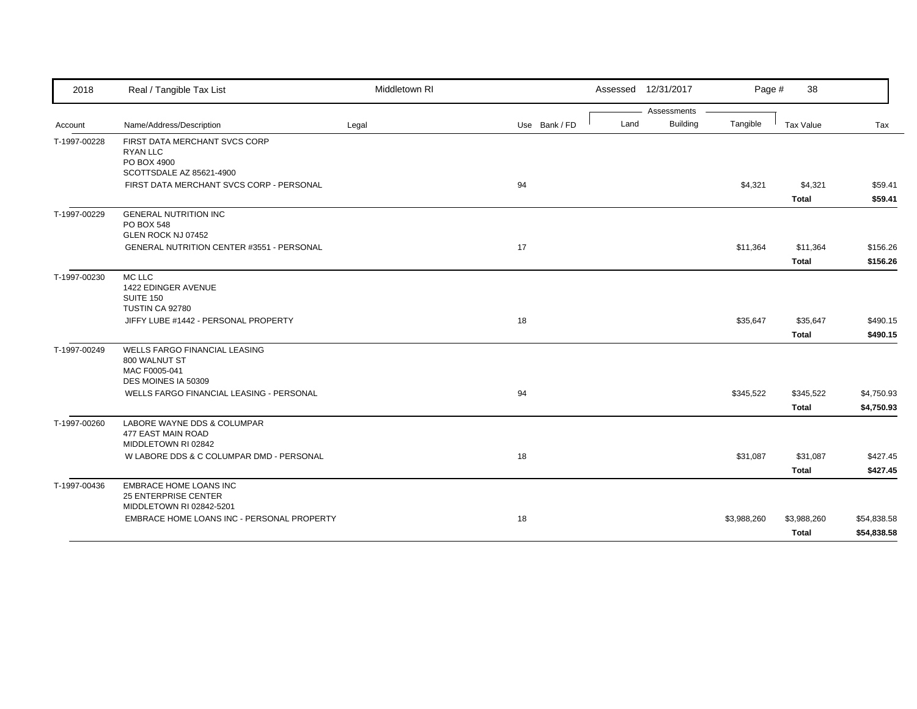| 2018 | Real / Tangible Tax List | Middletown RI | | | Assessed 12/31/2017 | | | | |
|---|---|---|---|---|---|---|---|---|---|
| | | | | | Assessments | | | | |
| Account | Name/Address/Description | Legal | Use | Bank / FD | Land | Building | Tangible | Tax Value | Tax |
| T-1997-00228 | FIRST DATA MERCHANT SVCS CORP<br>RYAN LLC<br>PO BOX 4900<br>SCOTTSDALE AZ 85621-4900 | | | | | | | | |
| | FIRST DATA MERCHANT SVCS CORP - PERSONAL | | 94 | | | | $4,321 | $4,321 | $59.41 |
| | | | | | | | | **Total** | **$59.41** |
| T-1997-00229 | GENERAL NUTRITION INC<br>PO BOX 548<br>GLEN ROCK NJ 07452 | | | | | | | | |
| | GENERAL NUTRITION CENTER #3551 - PERSONAL | | 17 | | | | $11,364 | $11,364 | $156.26 |
| | | | | | | | | **Total** | **$156.26** |
| T-1997-00230 | MC LLC<br>1422 EDINGER AVENUE<br>SUITE 150<br>TUSTIN CA 92780 | | | | | | | | |
| | JIFFY LUBE #1442 - PERSONAL PROPERTY | | 18 | | | | $35,647 | $35,647 | $490.15 |
| | | | | | | | | **Total** | **$490.15** |
| T-1997-00249 | WELLS FARGO FINANCIAL LEASING<br>800 WALNUT ST<br>MAC F0005-041<br>DES MOINES IA 50309 | | | | | | | | |
| | WELLS FARGO FINANCIAL LEASING - PERSONAL | | 94 | | | | $345,522 | $345,522 | $4,750.93 |
| | | | | | | | | **Total** | **$4,750.93** |
| T-1997-00260 | LABORE WAYNE DDS & COLUMPAR<br>477 EAST MAIN ROAD<br>MIDDLETOWN RI 02842 | | | | | | | | |
| | W LABORE DDS & C COLUMPAR DMD - PERSONAL | | 18 | | | | $31,087 | $31,087 | $427.45 |
| | | | | | | | | **Total** | **$427.45** |
| T-1997-00436 | EMBRACE HOME LOANS INC<br>25 ENTERPRISE CENTER<br>MIDDLETOWN RI 02842-5201 | | | | | | | | |
| | EMBRACE HOME LOANS INC - PERSONAL PROPERTY | | 18 | | | | $3,988,260 | $3,988,260 | $54,838.58 |
| | | | | | | | | **Total** | **$54,838.58** |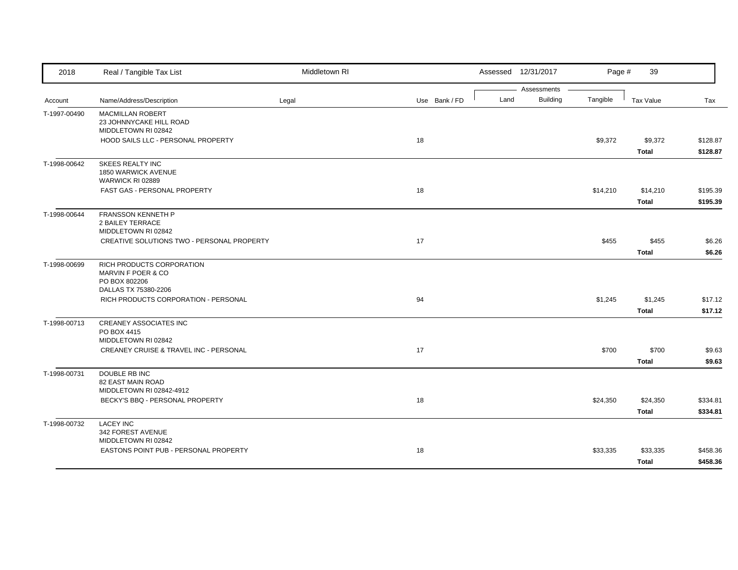| 2018 | Real / Tangible Tax List | Middletown RI | | Assessed 12/31/2017 | | Page # | 39 | |
|---|---|---|---|---|---|---|---|---|
| | | | | Assessments | | | | |
| Account | Name/Address/Description | Legal | Use Bank / FD | Land | Building | Tangible | Tax Value | Tax |
| T-1997-00490 | MACMILLAN ROBERT<br>23 JOHNNYCAKE HILL ROAD<br>MIDDLETOWN RI 02842 | | | | | | | |
| | HOOD SAILS LLC - PERSONAL PROPERTY | | 18 | | | $9,372 | $9,372 | $128.87 |
| | | | | | | | **Total** | **$128.87** |
| T-1998-00642 | SKEES REALTY INC<br>1850 WARWICK AVENUE<br>WARWICK RI 02889 | | | | | | | |
| | FAST GAS - PERSONAL PROPERTY | | 18 | | | $14,210 | $14,210 | $195.39 |
| | | | | | | | **Total** | **$195.39** |
| T-1998-00644 | FRANSSON KENNETH P<br>2 BAILEY TERRACE<br>MIDDLETOWN RI 02842 | | | | | | | |
| | CREATIVE SOLUTIONS TWO - PERSONAL PROPERTY | | 17 | | | $455 | $455 | $6.26 |
| | | | | | | | **Total** | **$6.26** |
| T-1998-00699 | RICH PRODUCTS CORPORATION<br>MARVIN F POER & CO<br>PO BOX 802206<br>DALLAS TX 75380-2206 | | | | | | | |
| | RICH PRODUCTS CORPORATION - PERSONAL | | 94 | | | $1,245 | $1,245 | $17.12 |
| | | | | | | | **Total** | **$17.12** |
| T-1998-00713 | CREANEY ASSOCIATES INC<br>PO BOX 4415<br>MIDDLETOWN RI 02842 | | | | | | | |
| | CREANEY CRUISE & TRAVEL INC - PERSONAL | | 17 | | | $700 | $700 | $9.63 |
| | | | | | | | **Total** | **$9.63** |
| T-1998-00731 | DOUBLE RB INC<br>82 EAST MAIN ROAD<br>MIDDLETOWN RI 02842-4912 | | | | | | | |
| | BECKY'S BBQ - PERSONAL PROPERTY | | 18 | | | $24,350 | $24,350 | $334.81 |
| | | | | | | | **Total** | **$334.81** |
| T-1998-00732 | LACEY INC<br>342 FOREST AVENUE<br>MIDDLETOWN RI 02842 | | | | | | | |
| | EASTONS POINT PUB - PERSONAL PROPERTY | | 18 | | | $33,335 | $33,335 | $458.36 |
| | | | | | | | **Total** | **$458.36** |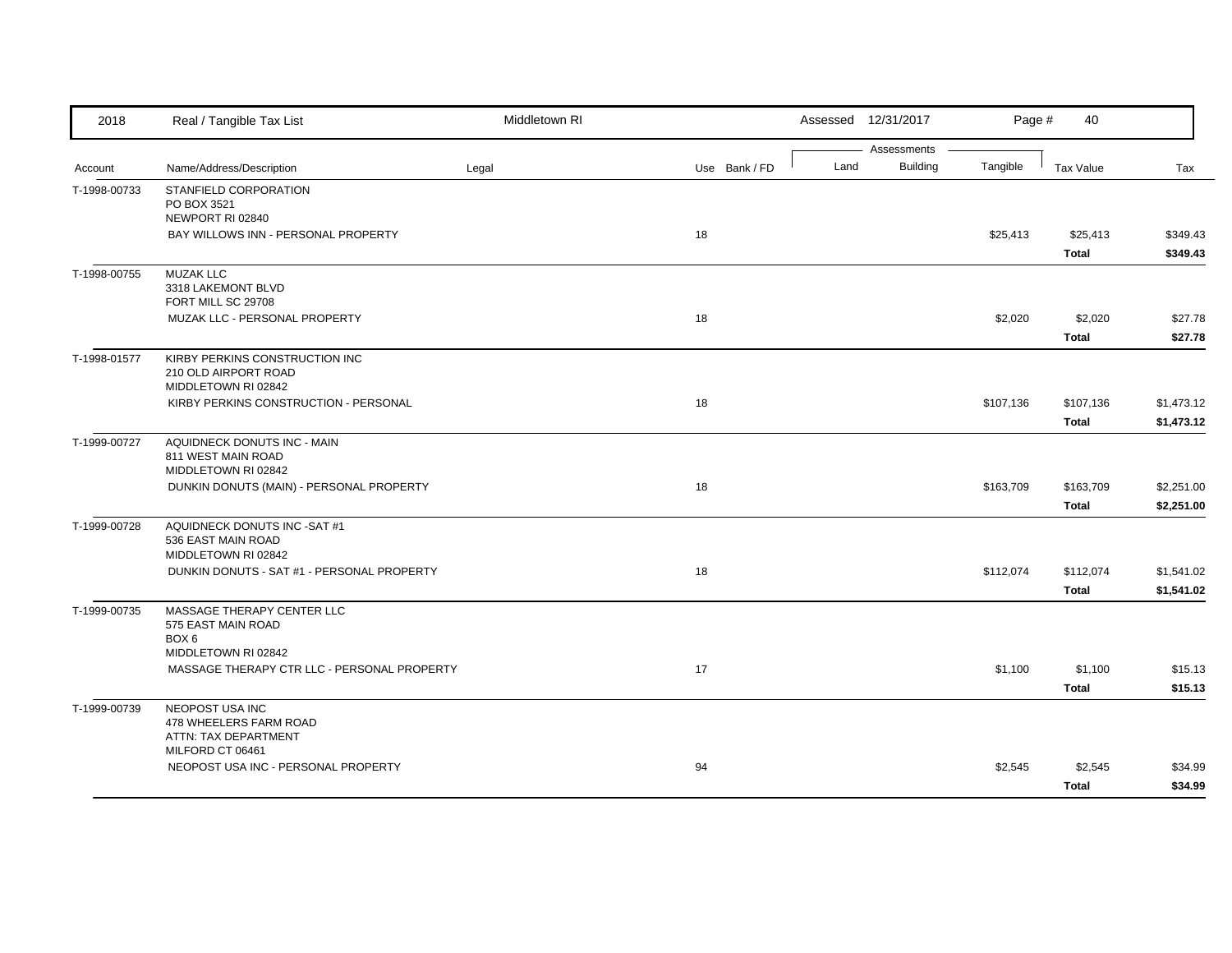| 2018 | Real / Tangible Tax List | Middletown RI | | Assessed 12/31/2017 | | Page # 40 | | |
|---|---|---|---|---|---|---|---|---|
| | | | | Assessments | | | | |
| Account | Name/Address/Description | Legal | Use Bank / FD | Land | Building | Tangible | Tax Value | Tax |
| T-1998-00733 | STANFIELD CORPORATION<br>PO BOX 3521<br>NEWPORT RI 02840 | | | | | | | |
| | BAY WILLOWS INN - PERSONAL PROPERTY | | 18 | | | $25,413 | $25,413 | $349.43 |
| | | | | | | | **Total** | **$349.43** |
| T-1998-00755 | MUZAK LLC<br>3318 LAKEMONT BLVD<br>FORT MILL SC 29708 | | | | | | | |
| | MUZAK LLC - PERSONAL PROPERTY | | 18 | | | $2,020 | $2,020 | $27.78 |
| | | | | | | | **Total** | **$27.78** |
| T-1998-01577 | KIRBY PERKINS CONSTRUCTION INC<br>210 OLD AIRPORT ROAD<br>MIDDLETOWN RI 02842 | | | | | | | |
| | KIRBY PERKINS CONSTRUCTION - PERSONAL | | 18 | | | $107,136 | $107,136 | $1,473.12 |
| | | | | | | | **Total** | **$1,473.12** |
| T-1999-00727 | AQUIDNECK DONUTS INC - MAIN<br>811 WEST MAIN ROAD<br>MIDDLETOWN RI 02842 | | | | | | | |
| | DUNKIN DONUTS (MAIN) - PERSONAL PROPERTY | | 18 | | | $163,709 | $163,709 | $2,251.00 |
| | | | | | | | **Total** | **$2,251.00** |
| T-1999-00728 | AQUIDNECK DONUTS INC -SAT #1<br>536 EAST MAIN ROAD<br>MIDDLETOWN RI 02842 | | | | | | | |
| | DUNKIN DONUTS - SAT #1 - PERSONAL PROPERTY | | 18 | | | $112,074 | $112,074 | $1,541.02 |
| | | | | | | | **Total** | **$1,541.02** |
| T-1999-00735 | MASSAGE THERAPY CENTER LLC<br>575 EAST MAIN ROAD<br>BOX 6<br>MIDDLETOWN RI 02842 | | | | | | | |
| | MASSAGE THERAPY CTR LLC - PERSONAL PROPERTY | | 17 | | | $1,100 | $1,100 | $15.13 |
| | | | | | | | **Total** | **$15.13** |
| T-1999-00739 | NEOPOST USA INC<br>478 WHEELERS FARM ROAD<br>ATTN: TAX DEPARTMENT<br>MILFORD CT 06461 | | | | | | | |
| | NEOPOST USA INC - PERSONAL PROPERTY | | 94 | | | $2,545 | $2,545 | $34.99 |
| | | | | | | | **Total** | **$34.99** |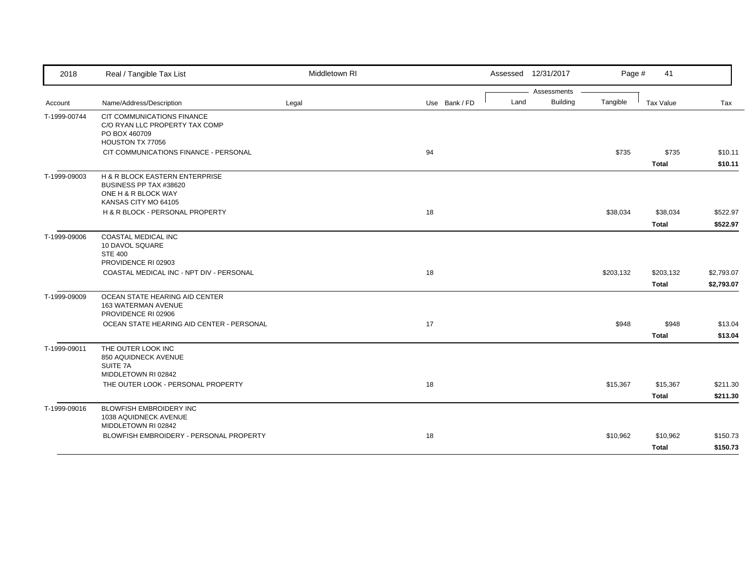| 2018 | Real / Tangible Tax List | Middletown RI | | Assessed 12/31/2017 | | | | |
|---|---|---|---|---|---|---|---|---|
| | | | | Assessments | | | | |
| Account | Name/Address/Description | Legal | Use Bank / FD | Land | Building | Tangible | Tax Value | Tax |
| T-1999-00744 | CIT COMMUNICATIONS FINANCE<br>C/O RYAN LLC PROPERTY TAX COMP<br>PO BOX 460709<br>HOUSTON TX 77056 | | | | | | | |
| | CIT COMMUNICATIONS FINANCE - PERSONAL | | 94 | | | $735 | $735 | $10.11 |
| | | | | | | | **Total** | **$10.11** |
| T-1999-09003 | H & R BLOCK EASTERN ENTERPRISE<br>BUSINESS PP TAX #38620<br>ONE H & R BLOCK WAY<br>KANSAS CITY MO 64105 | | | | | | | |
| | H & R BLOCK - PERSONAL PROPERTY | | 18 | | | $38,034 | $38,034 | $522.97 |
| | | | | | | | **Total** | **$522.97** |
| T-1999-09006 | COASTAL MEDICAL INC<br>10 DAVOL SQUARE<br>STE 400<br>PROVIDENCE RI 02903 | | | | | | | |
| | COASTAL MEDICAL INC - NPT DIV - PERSONAL | | 18 | | | $203,132 | $203,132 | $2,793.07 |
| | | | | | | | **Total** | **$2,793.07** |
| T-1999-09009 | OCEAN STATE HEARING AID CENTER<br>163 WATERMAN AVENUE<br>PROVIDENCE RI 02906 | | | | | | | |
| | OCEAN STATE HEARING AID CENTER - PERSONAL | | 17 | | | $948 | $948 | $13.04 |
| | | | | | | | **Total** | **$13.04** |
| T-1999-09011 | THE OUTER LOOK INC<br>850 AQUIDNECK AVENUE<br>SUITE 7A<br>MIDDLETOWN RI 02842 | | | | | | | |
| | THE OUTER LOOK - PERSONAL PROPERTY | | 18 | | | $15,367 | $15,367 | $211.30 |
| | | | | | | | **Total** | **$211.30** |
| T-1999-09016 | BLOWFISH EMBROIDERY INC<br>1038 AQUIDNECK AVENUE<br>MIDDLETOWN RI 02842 | | | | | | | |
| | BLOWFISH EMBROIDERY - PERSONAL PROPERTY | | 18 | | | $10,962 | $10,962 | $150.73 |
| | | | | | | | **Total** | **$150.73** |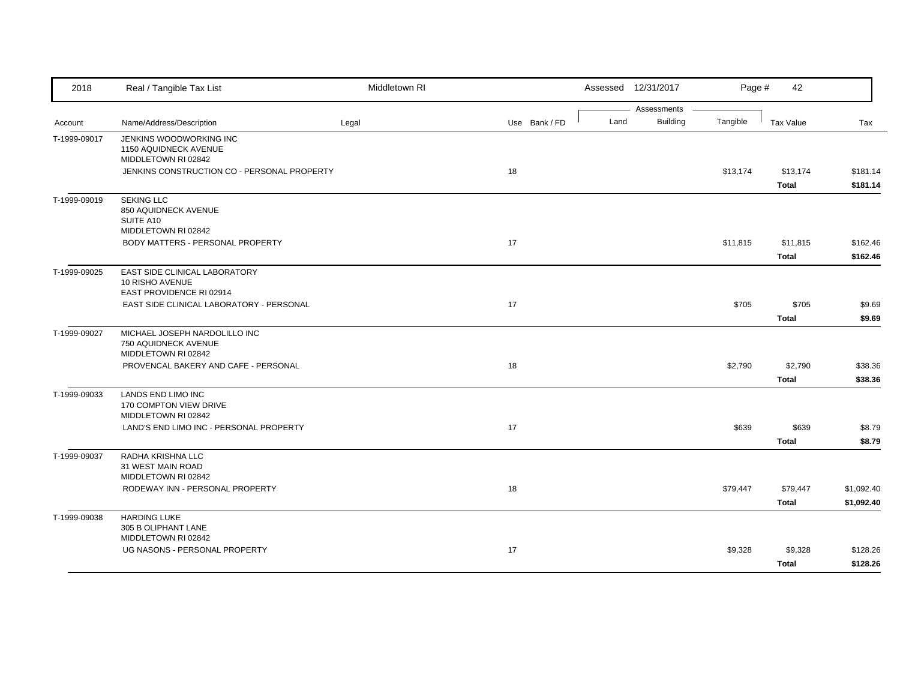2018 Real / Tangible Tax List — Middletown RI — Assessed 12/31/2017

| Account | Name/Address/Description | Legal | Use | Bank / FD | Land | Building | Tangible | Tax Value | Tax |
|---|---|---|---|---|---|---|---|---|---|
| T-1999-09017 | JENKINS WOODWORKING INC<br>1150 AQUIDNECK AVENUE<br>MIDDLETOWN RI 02842 | | | | | | | | |
| | JENKINS CONSTRUCTION CO - PERSONAL PROPERTY | | 18 | | | | $13,174 | $13,174 | $181.14 |
| | | | | | | | | **Total** | **$181.14** |
| T-1999-09019 | SEKING LLC<br>850 AQUIDNECK AVENUE<br>SUITE A10<br>MIDDLETOWN RI 02842 | | | | | | | | |
| | BODY MATTERS - PERSONAL PROPERTY | | 17 | | | | $11,815 | $11,815 | $162.46 |
| | | | | | | | | **Total** | **$162.46** |
| T-1999-09025 | EAST SIDE CLINICAL LABORATORY<br>10 RISHO AVENUE<br>EAST PROVIDENCE RI 02914 | | | | | | | | |
| | EAST SIDE CLINICAL LABORATORY - PERSONAL | | 17 | | | | $705 | $705 | $9.69 |
| | | | | | | | | **Total** | **$9.69** |
| T-1999-09027 | MICHAEL JOSEPH NARDOLILLO INC<br>750 AQUIDNECK AVENUE<br>MIDDLETOWN RI 02842 | | | | | | | | |
| | PROVENCAL BAKERY AND CAFE - PERSONAL | | 18 | | | | $2,790 | $2,790 | $38.36 |
| | | | | | | | | **Total** | **$38.36** |
| T-1999-09033 | LANDS END LIMO INC<br>170 COMPTON VIEW DRIVE<br>MIDDLETOWN RI 02842 | | | | | | | | |
| | LAND'S END LIMO INC - PERSONAL PROPERTY | | 17 | | | | $639 | $639 | $8.79 |
| | | | | | | | | **Total** | **$8.79** |
| T-1999-09037 | RADHA KRISHNA LLC<br>31 WEST MAIN ROAD<br>MIDDLETOWN RI 02842 | | | | | | | | |
| | RODEWAY INN - PERSONAL PROPERTY | | 18 | | | | $79,447 | $79,447 | $1,092.40 |
| | | | | | | | | **Total** | **$1,092.40** |
| T-1999-09038 | HARDING LUKE<br>305 B OLIPHANT LANE<br>MIDDLETOWN RI 02842 | | | | | | | | |
| | UG NASONS - PERSONAL PROPERTY | | 17 | | | | $9,328 | $9,328 | $128.26 |
| | | | | | | | | **Total** | **$128.26** |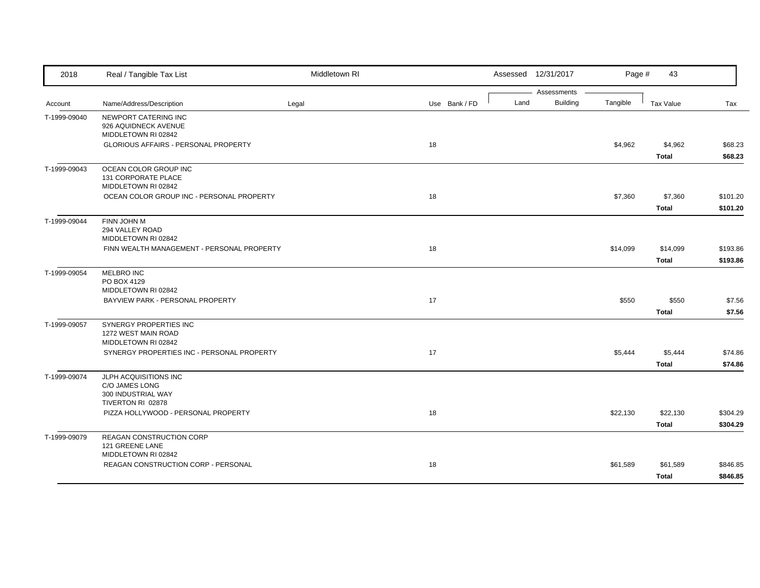| 2018 | Real / Tangible Tax List | Middletown RI | | | Assessed 12/31/2017 | | | | |
|---|---|---|---|---|---|---|---|---|---|
| | | | | | Assessments | | | | |
| Account | Name/Address/Description | Legal | Use | Bank / FD | Land | Building | Tangible | Tax Value | Tax |
| T-1999-09040 | NEWPORT CATERING INC<br>926 AQUIDNECK AVENUE<br>MIDDLETOWN RI 02842 | | | | | | | | |
| | GLORIOUS AFFAIRS - PERSONAL PROPERTY | | 18 | | | | $4,962 | $4,962 | $68.23 |
| | | | | | | | | **Total** | **$68.23** |
| T-1999-09043 | OCEAN COLOR GROUP INC<br>131 CORPORATE PLACE<br>MIDDLETOWN RI 02842 | | | | | | | | |
| | OCEAN COLOR GROUP INC - PERSONAL PROPERTY | | 18 | | | | $7,360 | $7,360 | $101.20 |
| | | | | | | | | **Total** | **$101.20** |
| T-1999-09044 | FINN JOHN M<br>294 VALLEY ROAD<br>MIDDLETOWN RI 02842 | | | | | | | | |
| | FINN WEALTH MANAGEMENT - PERSONAL PROPERTY | | 18 | | | | $14,099 | $14,099 | $193.86 |
| | | | | | | | | **Total** | **$193.86** |
| T-1999-09054 | MELBRO INC<br>PO BOX 4129<br>MIDDLETOWN RI 02842 | | | | | | | | |
| | BAYVIEW PARK - PERSONAL PROPERTY | | 17 | | | | $550 | $550 | $7.56 |
| | | | | | | | | **Total** | **$7.56** |
| T-1999-09057 | SYNERGY PROPERTIES INC<br>1272 WEST MAIN ROAD<br>MIDDLETOWN RI 02842 | | | | | | | | |
| | SYNERGY PROPERTIES INC - PERSONAL PROPERTY | | 17 | | | | $5,444 | $5,444 | $74.86 |
| | | | | | | | | **Total** | **$74.86** |
| T-1999-09074 | JLPH ACQUISITIONS INC<br>C/O JAMES LONG<br>300 INDUSTRIAL WAY<br>TIVERTON RI 02878 | | | | | | | | |
| | PIZZA HOLLYWOOD - PERSONAL PROPERTY | | 18 | | | | $22,130 | $22,130 | $304.29 |
| | | | | | | | | **Total** | **$304.29** |
| T-1999-09079 | REAGAN CONSTRUCTION CORP<br>121 GREENE LANE<br>MIDDLETOWN RI 02842 | | | | | | | | |
| | REAGAN CONSTRUCTION CORP - PERSONAL | | 18 | | | | $61,589 | $61,589 | $846.85 |
| | | | | | | | | **Total** | **$846.85** |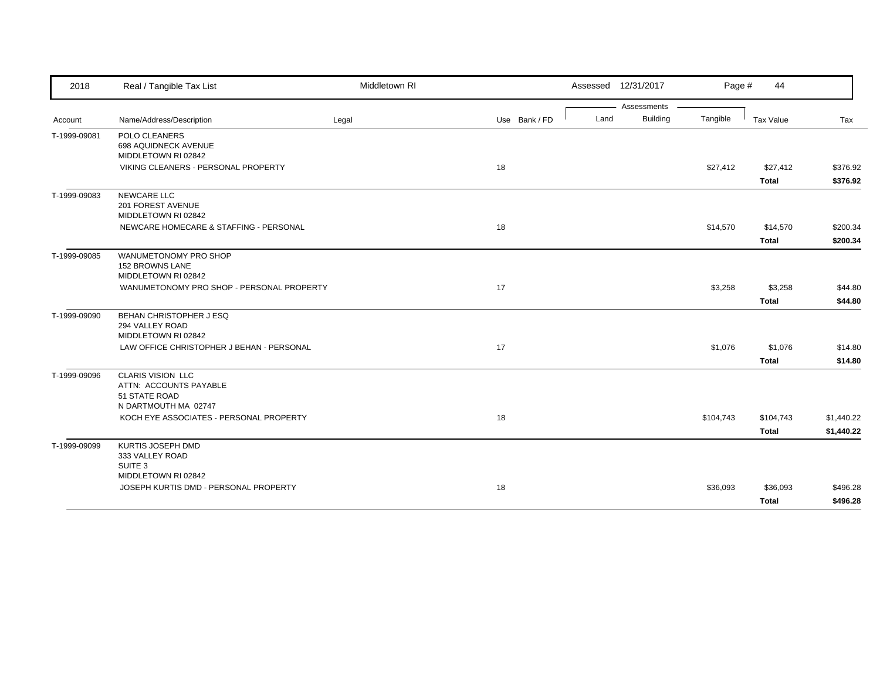| 2018 | Real / Tangible Tax List | Middletown RI | | Assessed 12/31/2017 | | | | |
|---|---|---|---|---|---|---|---|---|
| | | | | Assessments | | | | |
| Account | Name/Address/Description | Legal | Use Bank / FD | Land | Building | Tangible | Tax Value | Tax |
| T-1999-09081 | POLO CLEANERS<br>698 AQUIDNECK AVENUE<br>MIDDLETOWN RI 02842 | | | | | | | |
| | VIKING CLEANERS - PERSONAL PROPERTY | | 18 | | | $27,412 | $27,412 | $376.92 |
| | | | | | | | **Total** | **$376.92** |
| T-1999-09083 | NEWCARE LLC<br>201 FOREST AVENUE<br>MIDDLETOWN RI 02842 | | | | | | | |
| | NEWCARE HOMECARE & STAFFING - PERSONAL | | 18 | | | $14,570 | $14,570 | $200.34 |
| | | | | | | | **Total** | **$200.34** |
| T-1999-09085 | WANUMETONOMY PRO SHOP<br>152 BROWNS LANE<br>MIDDLETOWN RI 02842 | | | | | | | |
| | WANUMETONOMY PRO SHOP - PERSONAL PROPERTY | | 17 | | | $3,258 | $3,258 | $44.80 |
| | | | | | | | **Total** | **$44.80** |
| T-1999-09090 | BEHAN CHRISTOPHER J ESQ<br>294 VALLEY ROAD<br>MIDDLETOWN RI 02842 | | | | | | | |
| | LAW OFFICE CHRISTOPHER J BEHAN - PERSONAL | | 17 | | | $1,076 | $1,076 | $14.80 |
| | | | | | | | **Total** | **$14.80** |
| T-1999-09096 | CLARIS VISION LLC<br>ATTN: ACCOUNTS PAYABLE<br>51 STATE ROAD<br>N DARTMOUTH MA 02747 | | | | | | | |
| | KOCH EYE ASSOCIATES - PERSONAL PROPERTY | | 18 | | | $104,743 | $104,743 | $1,440.22 |
| | | | | | | | **Total** | **$1,440.22** |
| T-1999-09099 | KURTIS JOSEPH DMD<br>333 VALLEY ROAD<br>SUITE 3<br>MIDDLETOWN RI 02842 | | | | | | | |
| | JOSEPH KURTIS DMD - PERSONAL PROPERTY | | 18 | | | $36,093 | $36,093 | $496.28 |
| | | | | | | | **Total** | **$496.28** |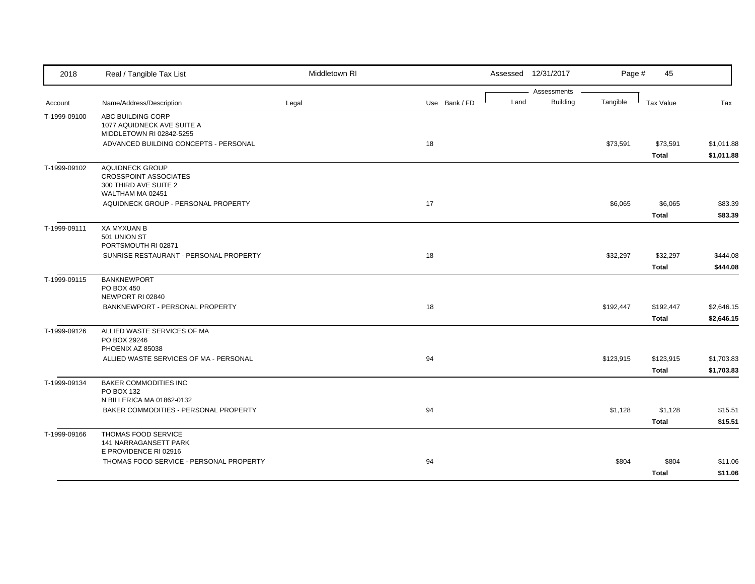| 2018 | Real / Tangible Tax List | Middletown RI | | | Assessed 12/31/2017 | | Page # 45 | | |
|---|---|---|---|---|---|---|---|---|---|
| | | | | | Assessments | | | | |
| Account | Name/Address/Description | Legal | Use | Bank / FD | Land | Building | Tangible | Tax Value | Tax |
| T-1999-09100 | ABC BUILDING CORP<br>1077 AQUIDNECK AVE SUITE A<br>MIDDLETOWN RI 02842-5255 | | | | | | | | |
| | ADVANCED BUILDING CONCEPTS - PERSONAL | | 18 | | | | $73,591 | $73,591 | $1,011.88 |
| | | | | | | | | **Total** | **$1,011.88** |
| T-1999-09102 | AQUIDNECK GROUP<br>CROSSPOINT ASSOCIATES<br>300 THIRD AVE SUITE 2<br>WALTHAM MA 02451 | | | | | | | | |
| | AQUIDNECK GROUP - PERSONAL PROPERTY | | 17 | | | | $6,065 | $6,065 | $83.39 |
| | | | | | | | | **Total** | **$83.39** |
| T-1999-09111 | XA MYXUAN B<br>501 UNION ST<br>PORTSMOUTH RI 02871 | | | | | | | | |
| | SUNRISE RESTAURANT - PERSONAL PROPERTY | | 18 | | | | $32,297 | $32,297 | $444.08 |
| | | | | | | | | **Total** | **$444.08** |
| T-1999-09115 | BANKNEWPORT<br>PO BOX 450<br>NEWPORT RI 02840 | | | | | | | | |
| | BANKNEWPORT - PERSONAL PROPERTY | | 18 | | | | $192,447 | $192,447 | $2,646.15 |
| | | | | | | | | **Total** | **$2,646.15** |
| T-1999-09126 | ALLIED WASTE SERVICES OF MA<br>PO BOX 29246<br>PHOENIX AZ 85038 | | | | | | | | |
| | ALLIED WASTE SERVICES OF MA - PERSONAL | | 94 | | | | $123,915 | $123,915 | $1,703.83 |
| | | | | | | | | **Total** | **$1,703.83** |
| T-1999-09134 | BAKER COMMODITIES INC<br>PO BOX 132<br>N BILLERICA MA 01862-0132 | | | | | | | | |
| | BAKER COMMODITIES - PERSONAL PROPERTY | | 94 | | | | $1,128 | $1,128 | $15.51 |
| | | | | | | | | **Total** | **$15.51** |
| T-1999-09166 | THOMAS FOOD SERVICE<br>141 NARRAGANSETT PARK<br>E PROVIDENCE RI 02916 | | | | | | | | |
| | THOMAS FOOD SERVICE - PERSONAL PROPERTY | | 94 | | | | $804 | $804 | $11.06 |
| | | | | | | | | **Total** | **$11.06** |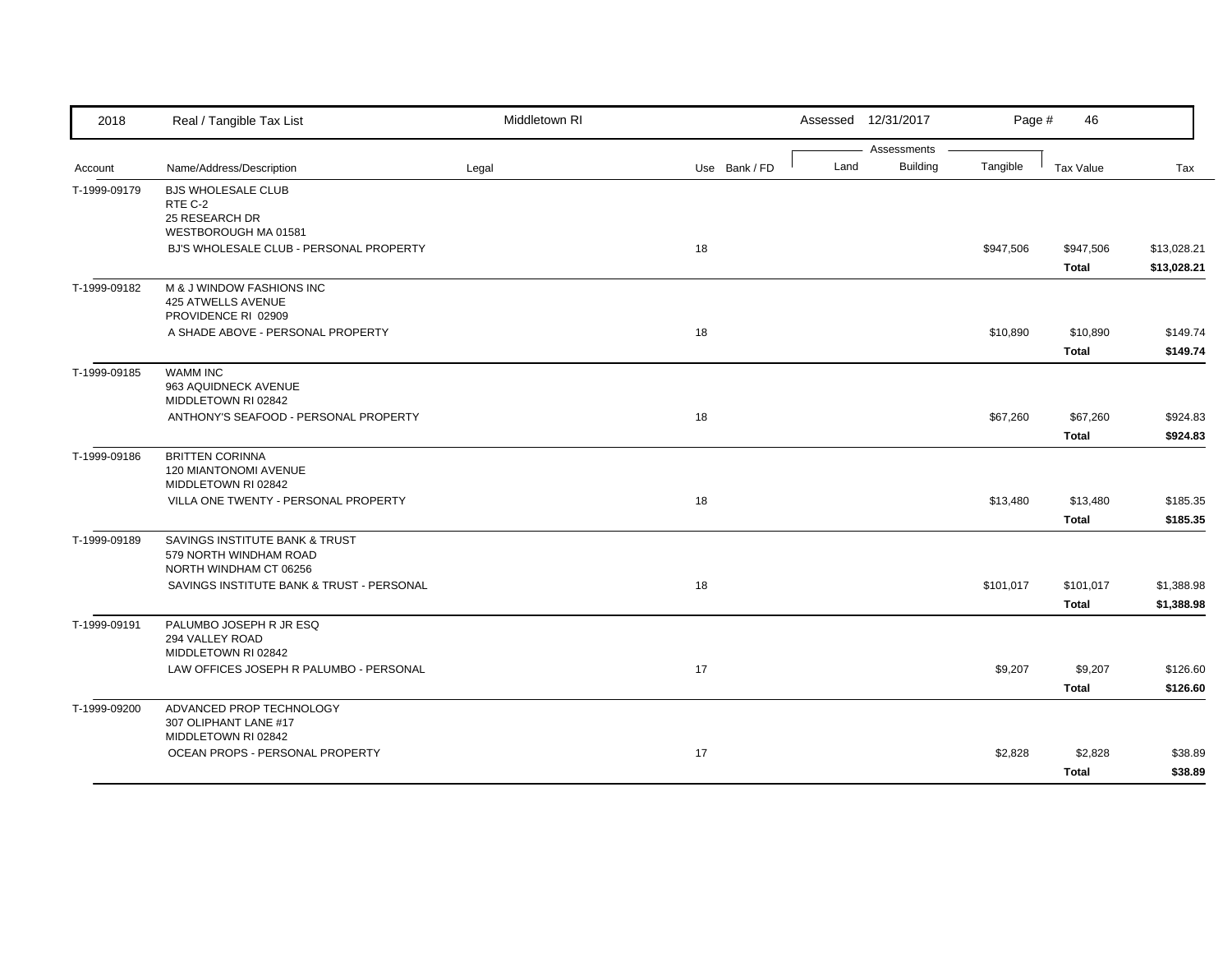| 2018 | Real / Tangible Tax List | Middletown RI | | Assessed 12/31/2017 | | | | |
|---|---|---|---|---|---|---|---|---|
| | | | | Assessments | | | | |
| Account | Name/Address/Description | Legal | Use Bank / FD | Land | Building | Tangible | Tax Value | Tax |
| T-1999-09179 | BJS WHOLESALE CLUB<br>RTE C-2<br>25 RESEARCH DR<br>WESTBOROUGH MA 01581 | | | | | | | |
| | BJ'S WHOLESALE CLUB - PERSONAL PROPERTY | | 18 | | | $947,506 | $947,506 | $13,028.21 |
| | | | | | | | **Total** | **$13,028.21** |
| T-1999-09182 | M & J WINDOW FASHIONS INC<br>425 ATWELLS AVENUE<br>PROVIDENCE RI 02909 | | | | | | | |
| | A SHADE ABOVE - PERSONAL PROPERTY | | 18 | | | $10,890 | $10,890 | $149.74 |
| | | | | | | | **Total** | **$149.74** |
| T-1999-09185 | WAMM INC<br>963 AQUIDNECK AVENUE<br>MIDDLETOWN RI 02842 | | | | | | | |
| | ANTHONY'S SEAFOOD - PERSONAL PROPERTY | | 18 | | | $67,260 | $67,260 | $924.83 |
| | | | | | | | **Total** | **$924.83** |
| T-1999-09186 | BRITTEN CORINNA<br>120 MIANTONOMI AVENUE<br>MIDDLETOWN RI 02842 | | | | | | | |
| | VILLA ONE TWENTY - PERSONAL PROPERTY | | 18 | | | $13,480 | $13,480 | $185.35 |
| | | | | | | | **Total** | **$185.35** |
| T-1999-09189 | SAVINGS INSTITUTE BANK & TRUST<br>579 NORTH WINDHAM ROAD<br>NORTH WINDHAM CT 06256 | | | | | | | |
| | SAVINGS INSTITUTE BANK & TRUST - PERSONAL | | 18 | | | $101,017 | $101,017 | $1,388.98 |
| | | | | | | | **Total** | **$1,388.98** |
| T-1999-09191 | PALUMBO JOSEPH R JR ESQ<br>294 VALLEY ROAD<br>MIDDLETOWN RI 02842 | | | | | | | |
| | LAW OFFICES JOSEPH R PALUMBO - PERSONAL | | 17 | | | $9,207 | $9,207 | $126.60 |
| | | | | | | | **Total** | **$126.60** |
| T-1999-09200 | ADVANCED PROP TECHNOLOGY<br>307 OLIPHANT LANE #17<br>MIDDLETOWN RI 02842 | | | | | | | |
| | OCEAN PROPS - PERSONAL PROPERTY | | 17 | | | $2,828 | $2,828 | $38.89 |
| | | | | | | | **Total** | **$38.89** |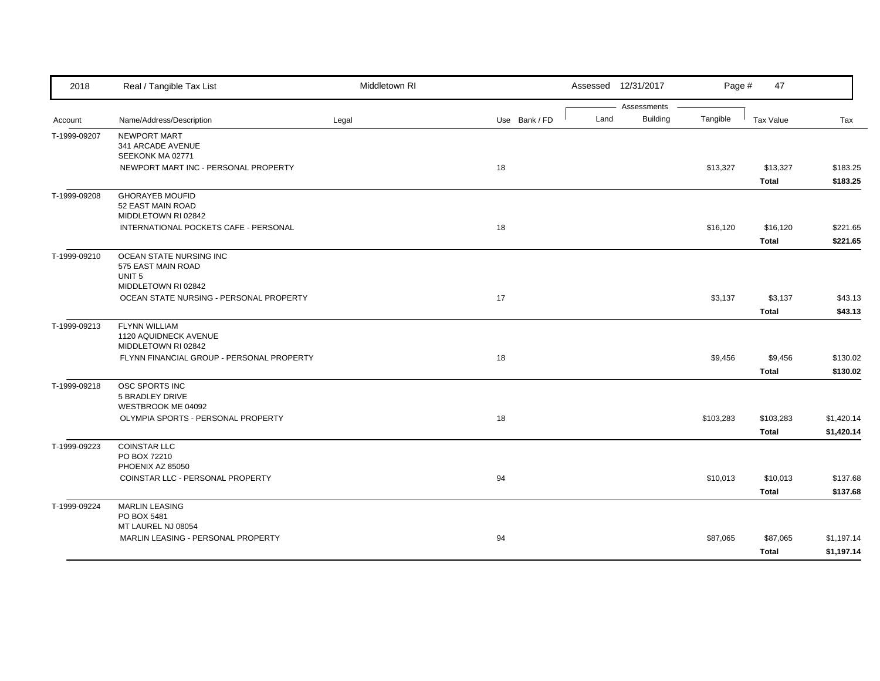| 2018 | Real / Tangible Tax List | Middletown RI | | | Assessed 12/31/2017 | | | | |
|---|---|---|---|---|---|---|---|---|---|
| | | | | | Assessments | | | | |
| Account | Name/Address/Description | Legal | Use | Bank / FD | Land | Building | Tangible | Tax Value | Tax |
| T-1999-09207 | NEWPORT MART<br>341 ARCADE AVENUE<br>SEEKONK MA 02771 | | | | | | | | |
| | NEWPORT MART INC - PERSONAL PROPERTY | | 18 | | | | $13,327 | $13,327 | $183.25 |
| | | | | | | | | **Total** | **$183.25** |
| T-1999-09208 | GHORAYEB MOUFID<br>52 EAST MAIN ROAD<br>MIDDLETOWN RI 02842 | | | | | | | | |
| | INTERNATIONAL POCKETS CAFE - PERSONAL | | 18 | | | | $16,120 | $16,120 | $221.65 |
| | | | | | | | | **Total** | **$221.65** |
| T-1999-09210 | OCEAN STATE NURSING INC<br>575 EAST MAIN ROAD<br>UNIT 5<br>MIDDLETOWN RI 02842 | | | | | | | | |
| | OCEAN STATE NURSING - PERSONAL PROPERTY | | 17 | | | | $3,137 | $3,137 | $43.13 |
| | | | | | | | | **Total** | **$43.13** |
| T-1999-09213 | FLYNN WILLIAM<br>1120 AQUIDNECK AVENUE<br>MIDDLETOWN RI 02842 | | | | | | | | |
| | FLYNN FINANCIAL GROUP - PERSONAL PROPERTY | | 18 | | | | $9,456 | $9,456 | $130.02 |
| | | | | | | | | **Total** | **$130.02** |
| T-1999-09218 | OSC SPORTS INC<br>5 BRADLEY DRIVE<br>WESTBROOK ME 04092 | | | | | | | | |
| | OLYMPIA SPORTS - PERSONAL PROPERTY | | 18 | | | | $103,283 | $103,283 | $1,420.14 |
| | | | | | | | | **Total** | **$1,420.14** |
| T-1999-09223 | COINSTAR LLC<br>PO BOX 72210<br>PHOENIX AZ 85050 | | | | | | | | |
| | COINSTAR LLC - PERSONAL PROPERTY | | 94 | | | | $10,013 | $10,013 | $137.68 |
| | | | | | | | | **Total** | **$137.68** |
| T-1999-09224 | MARLIN LEASING<br>PO BOX 5481<br>MT LAUREL NJ 08054 | | | | | | | | |
| | MARLIN LEASING - PERSONAL PROPERTY | | 94 | | | | $87,065 | $87,065 | $1,197.14 |
| | | | | | | | | **Total** | **$1,197.14** |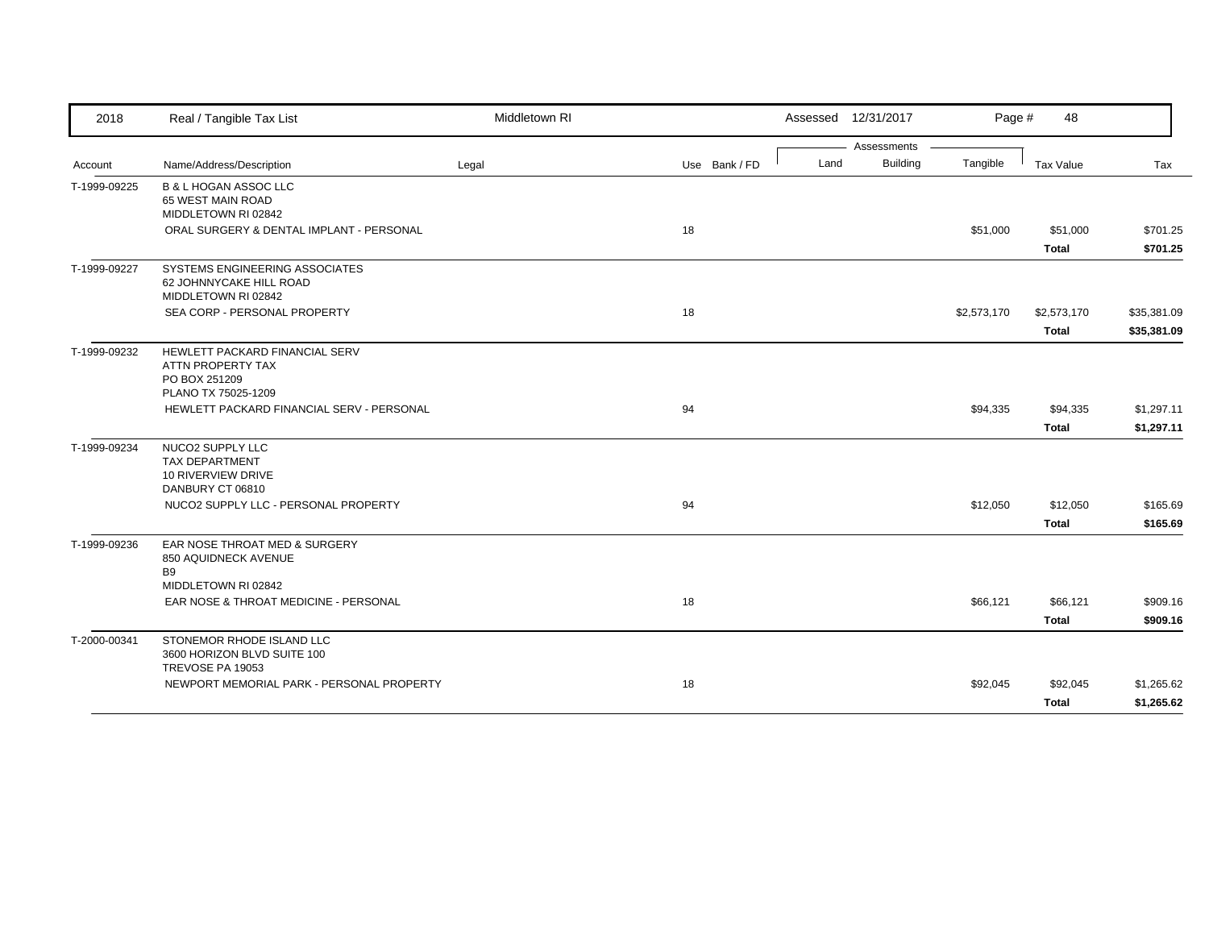| 2018 | Real / Tangible Tax List | Middletown RI | | Assessed 12/31/2017 | | | Page # 48 | |
|---|---|---|---|---|---|---|---|---|
| | | | | Assessments | | | | |
| Account | Name/Address/Description | Legal | Use Bank / FD | Land | Building | Tangible | Tax Value | Tax |
| T-1999-09225 | B & L HOGAN ASSOC LLC<br>65 WEST MAIN ROAD<br>MIDDLETOWN RI 02842 | | | | | | | |
| | ORAL SURGERY & DENTAL IMPLANT - PERSONAL | | 18 | | | $51,000 | $51,000 | $701.25 |
| | | | | | | | **Total** | **$701.25** |
| T-1999-09227 | SYSTEMS ENGINEERING ASSOCIATES<br>62 JOHNNYCAKE HILL ROAD<br>MIDDLETOWN RI 02842 | | | | | | | |
| | SEA CORP - PERSONAL PROPERTY | | 18 | | | $2,573,170 | $2,573,170 | $35,381.09 |
| | | | | | | | **Total** | **$35,381.09** |
| T-1999-09232 | HEWLETT PACKARD FINANCIAL SERV<br>ATTN PROPERTY TAX<br>PO BOX 251209<br>PLANO TX 75025-1209 | | | | | | | |
| | HEWLETT PACKARD FINANCIAL SERV - PERSONAL | | 94 | | | $94,335 | $94,335 | $1,297.11 |
| | | | | | | | **Total** | **$1,297.11** |
| T-1999-09234 | NUCO2 SUPPLY LLC<br>TAX DEPARTMENT<br>10 RIVERVIEW DRIVE<br>DANBURY CT 06810 | | | | | | | |
| | NUCO2 SUPPLY LLC - PERSONAL PROPERTY | | 94 | | | $12,050 | $12,050 | $165.69 |
| | | | | | | | **Total** | **$165.69** |
| T-1999-09236 | EAR NOSE THROAT MED & SURGERY<br>850 AQUIDNECK AVENUE<br>B9<br>MIDDLETOWN RI 02842 | | | | | | | |
| | EAR NOSE & THROAT MEDICINE - PERSONAL | | 18 | | | $66,121 | $66,121 | $909.16 |
| | | | | | | | **Total** | **$909.16** |
| T-2000-00341 | STONEMOR RHODE ISLAND LLC<br>3600 HORIZON BLVD SUITE 100<br>TREVOSE PA 19053 | | | | | | | |
| | NEWPORT MEMORIAL PARK - PERSONAL PROPERTY | | 18 | | | $92,045 | $92,045 | $1,265.62 |
| | | | | | | | **Total** | **$1,265.62** |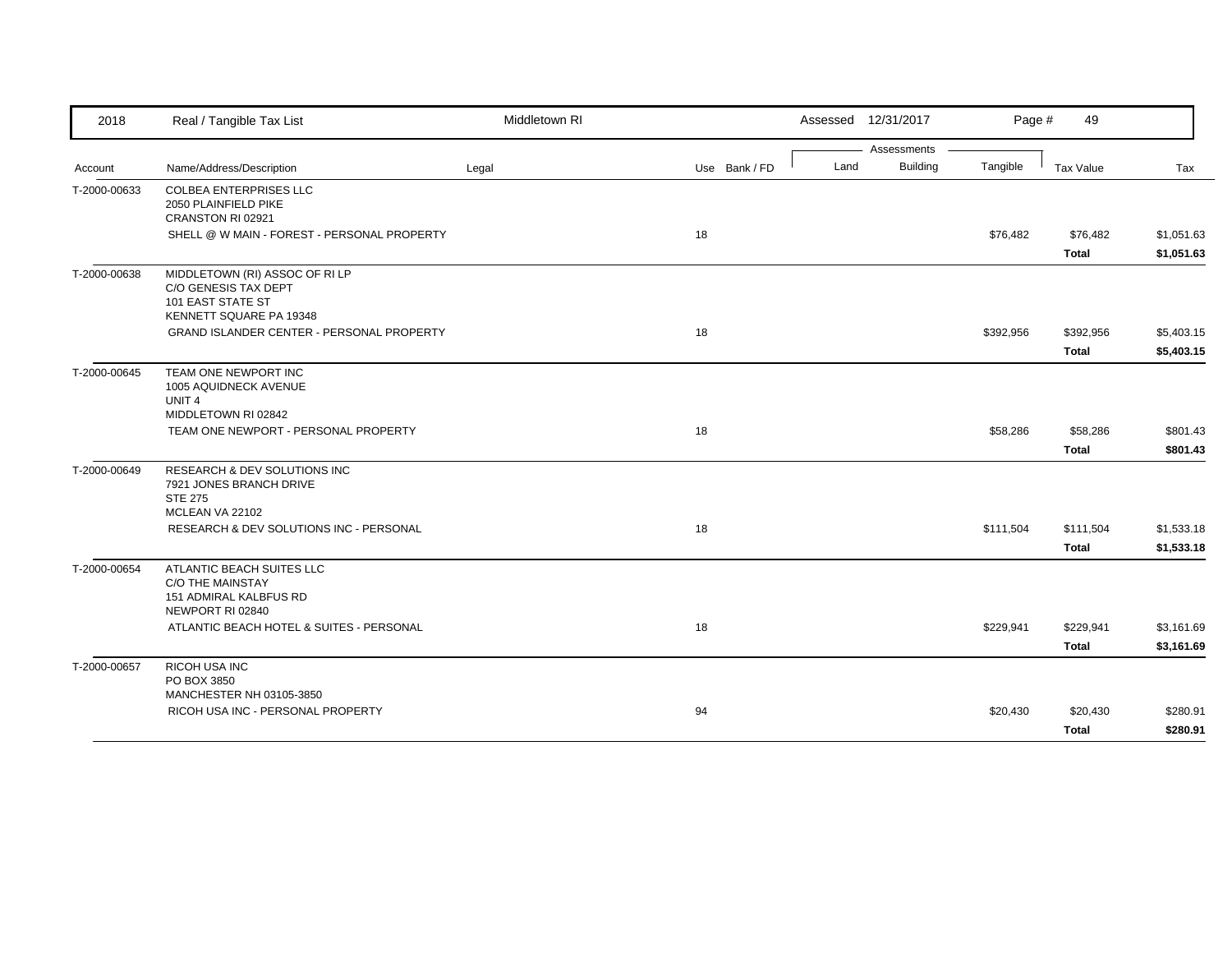| Account | Name/Address/Description | Legal | Use | Bank / FD | Land | Building | Tangible | Tax Value | Tax |
|---|---|---|---|---|---|---|---|---|---|
| T-2000-00633 | COLBEA ENTERPRISES LLC<br>2050 PLAINFIELD PIKE<br>CRANSTON RI 02921 | | | | | | | | |
| | SHELL @ W MAIN - FOREST - PERSONAL PROPERTY | | 18 | | | | $76,482 | $76,482 | $1,051.63 |
| | | | | | | | | **Total** | **$1,051.63** |
| T-2000-00638 | MIDDLETOWN (RI) ASSOC OF RI LP<br>C/O GENESIS TAX DEPT<br>101 EAST STATE ST<br>KENNETT SQUARE PA 19348 | | | | | | | | |
| | GRAND ISLANDER CENTER - PERSONAL PROPERTY | | 18 | | | | $392,956 | $392,956 | $5,403.15 |
| | | | | | | | | **Total** | **$5,403.15** |
| T-2000-00645 | TEAM ONE NEWPORT INC<br>1005 AQUIDNECK AVENUE<br>UNIT 4<br>MIDDLETOWN RI 02842 | | | | | | | | |
| | TEAM ONE NEWPORT - PERSONAL PROPERTY | | 18 | | | | $58,286 | $58,286 | $801.43 |
| | | | | | | | | **Total** | **$801.43** |
| T-2000-00649 | RESEARCH & DEV SOLUTIONS INC<br>7921 JONES BRANCH DRIVE<br>STE 275<br>MCLEAN VA 22102 | | | | | | | | |
| | RESEARCH & DEV SOLUTIONS INC - PERSONAL | | 18 | | | | $111,504 | $111,504 | $1,533.18 |
| | | | | | | | | **Total** | **$1,533.18** |
| T-2000-00654 | ATLANTIC BEACH SUITES LLC<br>C/O THE MAINSTAY<br>151 ADMIRAL KALBFUS RD<br>NEWPORT RI 02840 | | | | | | | | |
| | ATLANTIC BEACH HOTEL & SUITES - PERSONAL | | 18 | | | | $229,941 | $229,941 | $3,161.69 |
| | | | | | | | | **Total** | **$3,161.69** |
| T-2000-00657 | RICOH USA INC<br>PO BOX 3850<br>MANCHESTER NH 03105-3850 | | | | | | | | |
| | RICOH USA INC - PERSONAL PROPERTY | | 94 | | | | $20,430 | $20,430 | $280.91 |
| | | | | | | | | **Total** | **$280.91** |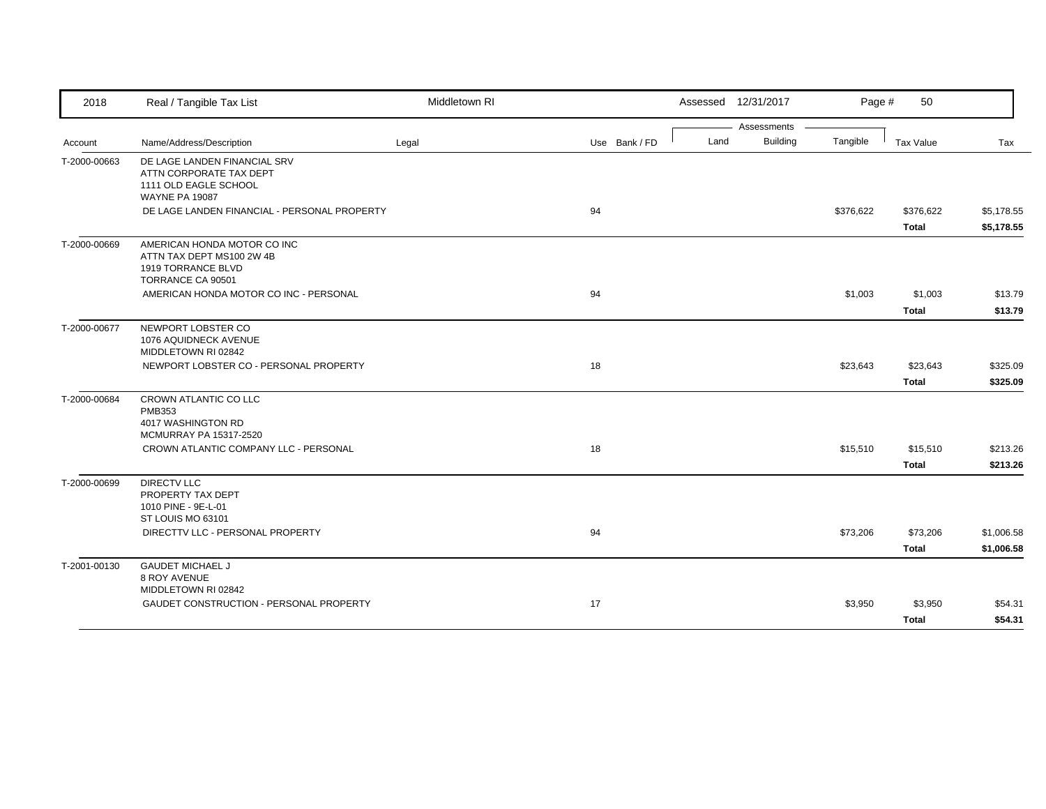| Account | Name/Address/Description | Legal | Use | Bank / FD | Land | Building | Tangible | Tax Value | Tax |
|---|---|---|---|---|---|---|---|---|---|
| T-2000-00663 | DE LAGE LANDEN FINANCIAL SRV<br>ATTN CORPORATE TAX DEPT<br>1111 OLD EAGLE SCHOOL<br>WAYNE PA 19087 | | | | | | | | |
| | DE LAGE LANDEN FINANCIAL - PERSONAL PROPERTY | | 94 | | | | $376,622 | $376,622 | $5,178.55 |
| | | | | | | | | **Total** | **$5,178.55** |
| T-2000-00669 | AMERICAN HONDA MOTOR CO INC<br>ATTN TAX DEPT MS100 2W 4B<br>1919 TORRANCE BLVD<br>TORRANCE CA 90501 | | | | | | | | |
| | AMERICAN HONDA MOTOR CO INC - PERSONAL | | 94 | | | | $1,003 | $1,003 | $13.79 |
| | | | | | | | | **Total** | **$13.79** |
| T-2000-00677 | NEWPORT LOBSTER CO<br>1076 AQUIDNECK AVENUE<br>MIDDLETOWN RI 02842 | | | | | | | | |
| | NEWPORT LOBSTER CO - PERSONAL PROPERTY | | 18 | | | | $23,643 | $23,643 | $325.09 |
| | | | | | | | | **Total** | **$325.09** |
| T-2000-00684 | CROWN ATLANTIC CO LLC<br>PMB353<br>4017 WASHINGTON RD<br>MCMURRAY PA 15317-2520 | | | | | | | | |
| | CROWN ATLANTIC COMPANY LLC - PERSONAL | | 18 | | | | $15,510 | $15,510 | $213.26 |
| | | | | | | | | **Total** | **$213.26** |
| T-2000-00699 | DIRECTV LLC<br>PROPERTY TAX DEPT<br>1010 PINE - 9E-L-01<br>ST LOUIS MO 63101 | | | | | | | | |
| | DIRECTTV LLC - PERSONAL PROPERTY | | 94 | | | | $73,206 | $73,206 | $1,006.58 |
| | | | | | | | | **Total** | **$1,006.58** |
| T-2001-00130 | GAUDET MICHAEL J<br>8 ROY AVENUE<br>MIDDLETOWN RI 02842 | | | | | | | | |
| | GAUDET CONSTRUCTION - PERSONAL PROPERTY | | 17 | | | | $3,950 | $3,950 | $54.31 |
| | | | | | | | | **Total** | **$54.31** |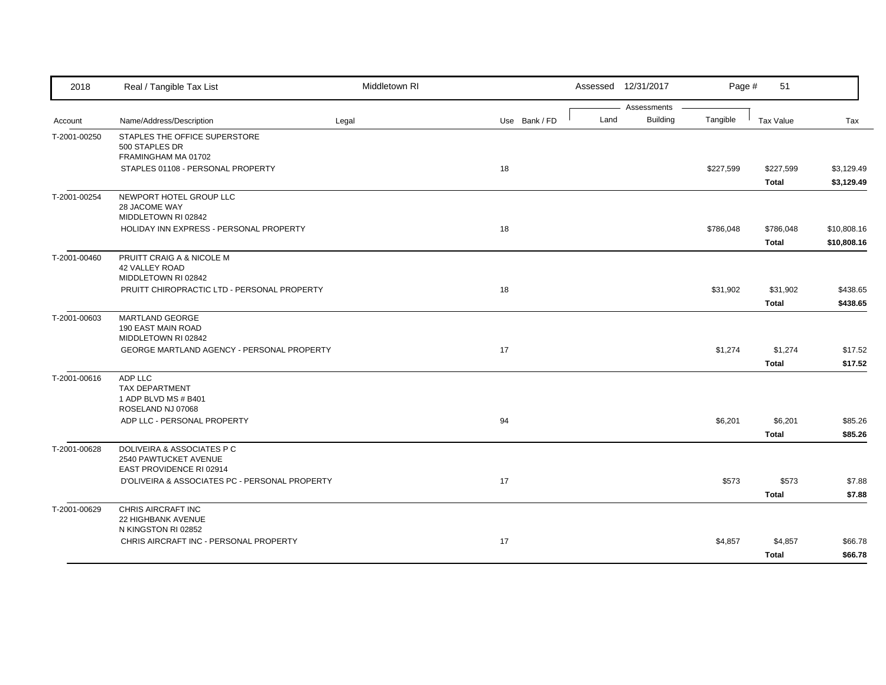| 2018 | Real / Tangible Tax List | Middletown RI | | | Assessed 12/31/2017 | | Page # 51 | | |
|---|---|---|---|---|---|---|---|---|---|
| | | | | | Assessments | | | | |
| Account | Name/Address/Description | Legal | Use | Bank / FD | Land | Building | Tangible | Tax Value | Tax |
| T-2001-00250 | STAPLES THE OFFICE SUPERSTORE<br>500 STAPLES DR<br>FRAMINGHAM MA 01702 | | | | | | | | |
| | STAPLES 01108 - PERSONAL PROPERTY | | 18 | | | | $227,599 | $227,599 | $3,129.49 |
| | | | | | | | | **Total** | **$3,129.49** |
| T-2001-00254 | NEWPORT HOTEL GROUP LLC<br>28 JACOME WAY<br>MIDDLETOWN RI 02842 | | | | | | | | |
| | HOLIDAY INN EXPRESS - PERSONAL PROPERTY | | 18 | | | | $786,048 | $786,048 | $10,808.16 |
| | | | | | | | | **Total** | **$10,808.16** |
| T-2001-00460 | PRUITT CRAIG A & NICOLE M<br>42 VALLEY ROAD<br>MIDDLETOWN RI 02842 | | | | | | | | |
| | PRUITT CHIROPRACTIC LTD - PERSONAL PROPERTY | | 18 | | | | $31,902 | $31,902 | $438.65 |
| | | | | | | | | **Total** | **$438.65** |
| T-2001-00603 | MARTLAND GEORGE<br>190 EAST MAIN ROAD<br>MIDDLETOWN RI 02842 | | | | | | | | |
| | GEORGE MARTLAND AGENCY - PERSONAL PROPERTY | | 17 | | | | $1,274 | $1,274 | $17.52 |
| | | | | | | | | **Total** | **$17.52** |
| T-2001-00616 | ADP LLC<br>TAX DEPARTMENT<br>1 ADP BLVD MS # B401<br>ROSELAND NJ 07068 | | | | | | | | |
| | ADP LLC - PERSONAL PROPERTY | | 94 | | | | $6,201 | $6,201 | $85.26 |
| | | | | | | | | **Total** | **$85.26** |
| T-2001-00628 | DOLIVEIRA & ASSOCIATES P C<br>2540 PAWTUCKET AVENUE<br>EAST PROVIDENCE RI 02914 | | | | | | | | |
| | D'OLIVEIRA & ASSOCIATES PC - PERSONAL PROPERTY | | 17 | | | | $573 | $573 | $7.88 |
| | | | | | | | | **Total** | **$7.88** |
| T-2001-00629 | CHRIS AIRCRAFT INC<br>22 HIGHBANK AVENUE<br>N KINGSTON RI 02852 | | | | | | | | |
| | CHRIS AIRCRAFT INC - PERSONAL PROPERTY | | 17 | | | | $4,857 | $4,857 | $66.78 |
| | | | | | | | | **Total** | **$66.78** |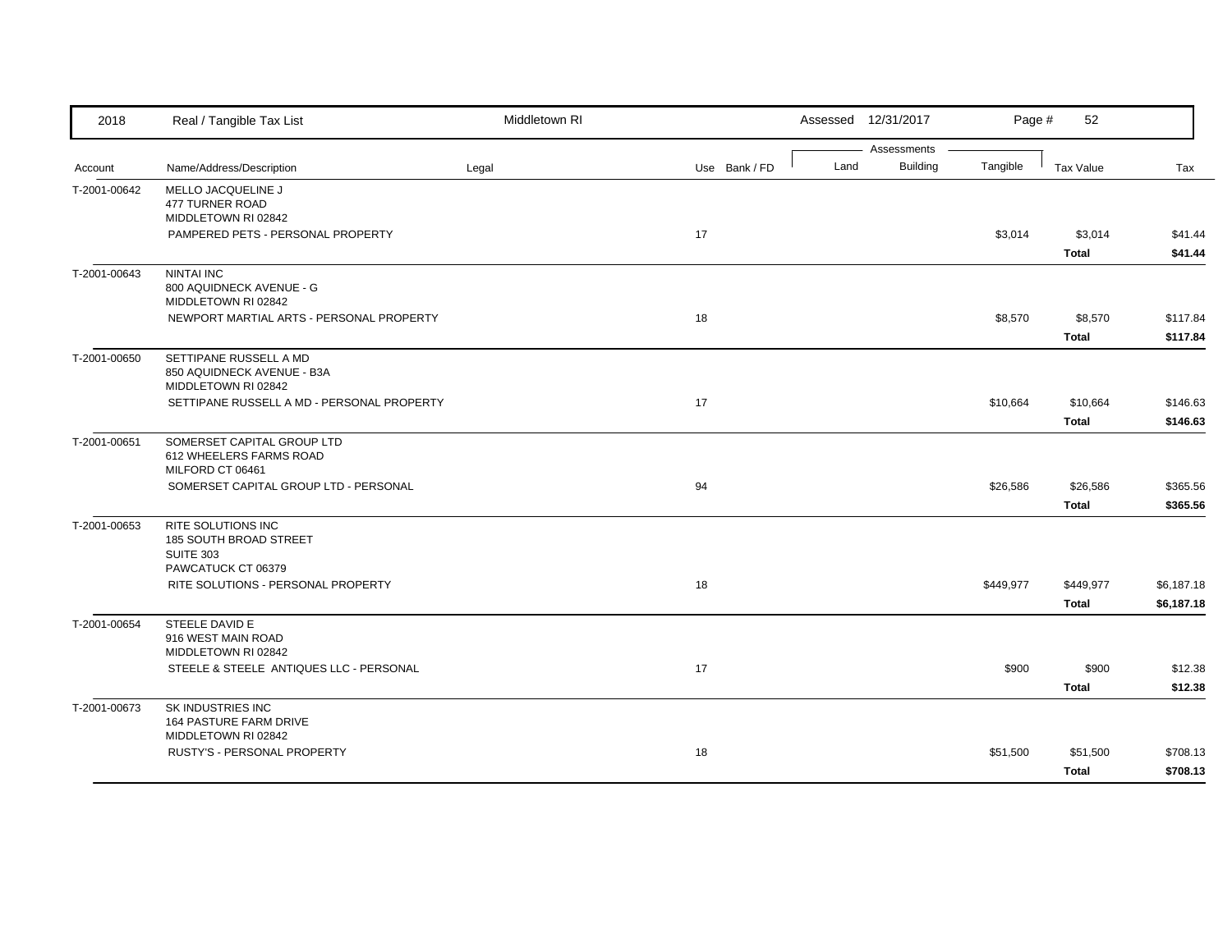| 2018 | Real / Tangible Tax List | Middletown RI | | | Assessed 12/31/2017 | | | | |
|---|---|---|---|---|---|---|---|---|---|
| | | | | | Assessments | | | | |
| Account | Name/Address/Description | Legal | Use | Bank / FD | Land | Building | Tangible | Tax Value | Tax |
| T-2001-00642 | MELLO JACQUELINE J<br>477 TURNER ROAD<br>MIDDLETOWN RI 02842 | | | | | | | | |
| | PAMPERED PETS - PERSONAL PROPERTY | | 17 | | | | $3,014 | $3,014 | $41.44 |
| | | | | | | | | **Total** | **$41.44** |
| T-2001-00643 | NINTAI INC<br>800 AQUIDNECK AVENUE - G<br>MIDDLETOWN RI 02842 | | | | | | | | |
| | NEWPORT MARTIAL ARTS - PERSONAL PROPERTY | | 18 | | | | $8,570 | $8,570 | $117.84 |
| | | | | | | | | **Total** | **$117.84** |
| T-2001-00650 | SETTIPANE RUSSELL A MD<br>850 AQUIDNECK AVENUE - B3A<br>MIDDLETOWN RI 02842 | | | | | | | | |
| | SETTIPANE RUSSELL A MD - PERSONAL PROPERTY | | 17 | | | | $10,664 | $10,664 | $146.63 |
| | | | | | | | | **Total** | **$146.63** |
| T-2001-00651 | SOMERSET CAPITAL GROUP LTD<br>612 WHEELERS FARMS ROAD<br>MILFORD CT 06461 | | | | | | | | |
| | SOMERSET CAPITAL GROUP LTD - PERSONAL | | 94 | | | | $26,586 | $26,586 | $365.56 |
| | | | | | | | | **Total** | **$365.56** |
| T-2001-00653 | RITE SOLUTIONS INC<br>185 SOUTH BROAD STREET<br>SUITE 303<br>PAWCATUCK CT 06379 | | | | | | | | |
| | RITE SOLUTIONS - PERSONAL PROPERTY | | 18 | | | | $449,977 | $449,977 | $6,187.18 |
| | | | | | | | | **Total** | **$6,187.18** |
| T-2001-00654 | STEELE DAVID E<br>916 WEST MAIN ROAD<br>MIDDLETOWN RI 02842 | | | | | | | | |
| | STEELE & STEELE ANTIQUES LLC - PERSONAL | | 17 | | | | $900 | $900 | $12.38 |
| | | | | | | | | **Total** | **$12.38** |
| T-2001-00673 | SK INDUSTRIES INC<br>164 PASTURE FARM DRIVE<br>MIDDLETOWN RI 02842 | | | | | | | | |
| | RUSTY'S - PERSONAL PROPERTY | | 18 | | | | $51,500 | $51,500 | $708.13 |
| | | | | | | | | **Total** | **$708.13** |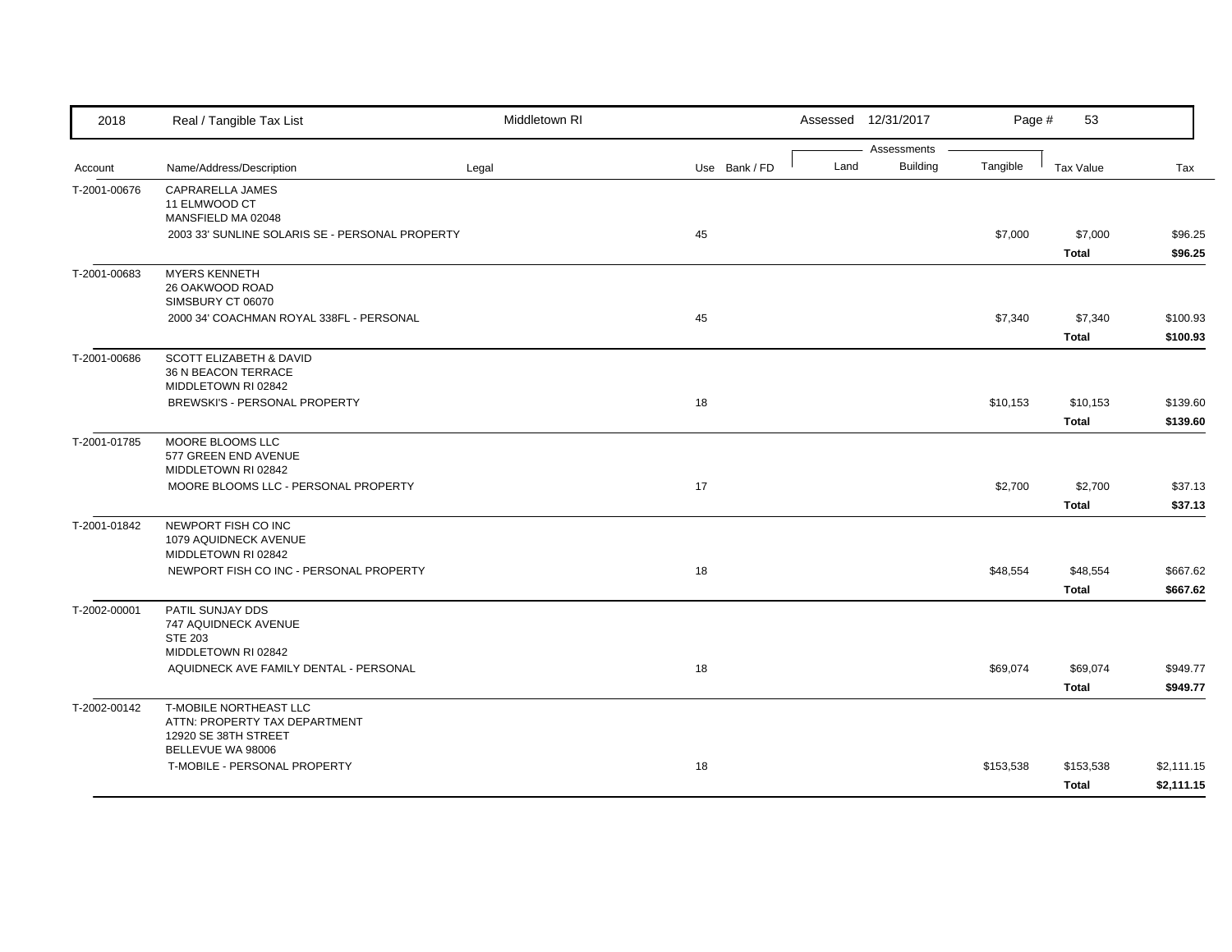| 2018 | Real / Tangible Tax List | Middletown RI | | Assessed 12/31/2017 | | Page # 53 | | |
|---|---|---|---|---|---|---|---|---|
| | | | | Assessments | | | | |
| Account | Name/Address/Description | Legal | Use Bank / FD | Land | Building | Tangible | Tax Value | Tax |
| T-2001-00676 | CAPRARELLA JAMES<br>11 ELMWOOD CT<br>MANSFIELD MA 02048 | | | | | | | |
| | 2003 33' SUNLINE SOLARIS SE - PERSONAL PROPERTY | | 45 | | | $7,000 | $7,000 | $96.25 |
| | | | | | | | **Total** | **$96.25** |
| T-2001-00683 | MYERS KENNETH<br>26 OAKWOOD ROAD<br>SIMSBURY CT 06070 | | | | | | | |
| | 2000 34' COACHMAN ROYAL 338FL - PERSONAL | | 45 | | | $7,340 | $7,340 | $100.93 |
| | | | | | | | **Total** | **$100.93** |
| T-2001-00686 | SCOTT ELIZABETH & DAVID<br>36 N BEACON TERRACE<br>MIDDLETOWN RI 02842 | | | | | | | |
| | BREWSKI'S - PERSONAL PROPERTY | | 18 | | | $10,153 | $10,153 | $139.60 |
| | | | | | | | **Total** | **$139.60** |
| T-2001-01785 | MOORE BLOOMS LLC<br>577 GREEN END AVENUE<br>MIDDLETOWN RI 02842 | | | | | | | |
| | MOORE BLOOMS LLC - PERSONAL PROPERTY | | 17 | | | $2,700 | $2,700 | $37.13 |
| | | | | | | | **Total** | **$37.13** |
| T-2001-01842 | NEWPORT FISH CO INC<br>1079 AQUIDNECK AVENUE<br>MIDDLETOWN RI 02842 | | | | | | | |
| | NEWPORT FISH CO INC - PERSONAL PROPERTY | | 18 | | | $48,554 | $48,554 | $667.62 |
| | | | | | | | **Total** | **$667.62** |
| T-2002-00001 | PATIL SUNJAY DDS<br>747 AQUIDNECK AVENUE<br>STE 203<br>MIDDLETOWN RI 02842 | | | | | | | |
| | AQUIDNECK AVE FAMILY DENTAL - PERSONAL | | 18 | | | $69,074 | $69,074 | $949.77 |
| | | | | | | | **Total** | **$949.77** |
| T-2002-00142 | T-MOBILE NORTHEAST LLC<br>ATTN: PROPERTY TAX DEPARTMENT<br>12920 SE 38TH STREET<br>BELLEVUE WA 98006 | | | | | | | |
| | T-MOBILE - PERSONAL PROPERTY | | 18 | | | $153,538 | $153,538 | $2,111.15 |
| | | | | | | | **Total** | **$2,111.15** |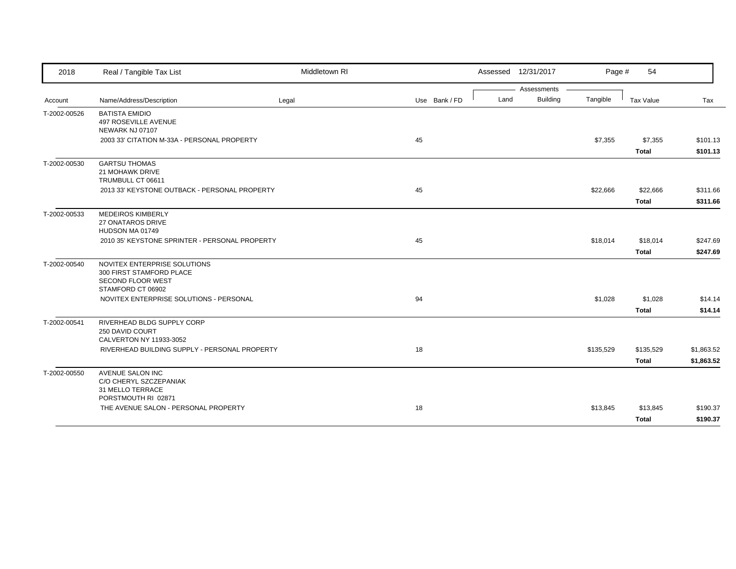| 2018 | Real / Tangible Tax List | Middletown RI | | Assessed 12/31/2017 | | Page # 54 | | |
|---|---|---|---|---|---|---|---|---|
| | | | | Assessments | | | | |
| Account | Name/Address/Description | Legal | Use Bank / FD | Land | Building | Tangible | Tax Value | Tax |
| T-2002-00526 | BATISTA EMIDIO<br>497 ROSEVILLE AVENUE<br>NEWARK NJ 07107 | | | | | | | |
| | 2003 33' CITATION M-33A - PERSONAL PROPERTY | | 45 | | | $7,355 | $7,355 | $101.13 |
| | | | | | | | **Total** | **$101.13** |
| T-2002-00530 | GARTSU THOMAS<br>21 MOHAWK DRIVE<br>TRUMBULL CT 06611 | | | | | | | |
| | 2013 33' KEYSTONE OUTBACK - PERSONAL PROPERTY | | 45 | | | $22,666 | $22,666 | $311.66 |
| | | | | | | | **Total** | **$311.66** |
| T-2002-00533 | MEDEIROS KIMBERLY<br>27 ONATAROS DRIVE<br>HUDSON MA 01749 | | | | | | | |
| | 2010 35' KEYSTONE SPRINTER - PERSONAL PROPERTY | | 45 | | | $18,014 | $18,014 | $247.69 |
| | | | | | | | **Total** | **$247.69** |
| T-2002-00540 | NOVITEX ENTERPRISE SOLUTIONS<br>300 FIRST STAMFORD PLACE<br>SECOND FLOOR WEST<br>STAMFORD CT 06902 | | | | | | | |
| | NOVITEX ENTERPRISE SOLUTIONS - PERSONAL | | 94 | | | $1,028 | $1,028 | $14.14 |
| | | | | | | | **Total** | **$14.14** |
| T-2002-00541 | RIVERHEAD BLDG SUPPLY CORP<br>250 DAVID COURT<br>CALVERTON NY 11933-3052 | | | | | | | |
| | RIVERHEAD BUILDING SUPPLY - PERSONAL PROPERTY | | 18 | | | $135,529 | $135,529 | $1,863.52 |
| | | | | | | | **Total** | **$1,863.52** |
| T-2002-00550 | AVENUE SALON INC<br>C/O CHERYL SZCZEPANIAK<br>31 MELLO TERRACE<br>PORSTMOUTH RI 02871 | | | | | | | |
| | THE AVENUE SALON - PERSONAL PROPERTY | | 18 | | | $13,845 | $13,845 | $190.37 |
| | | | | | | | **Total** | **$190.37** |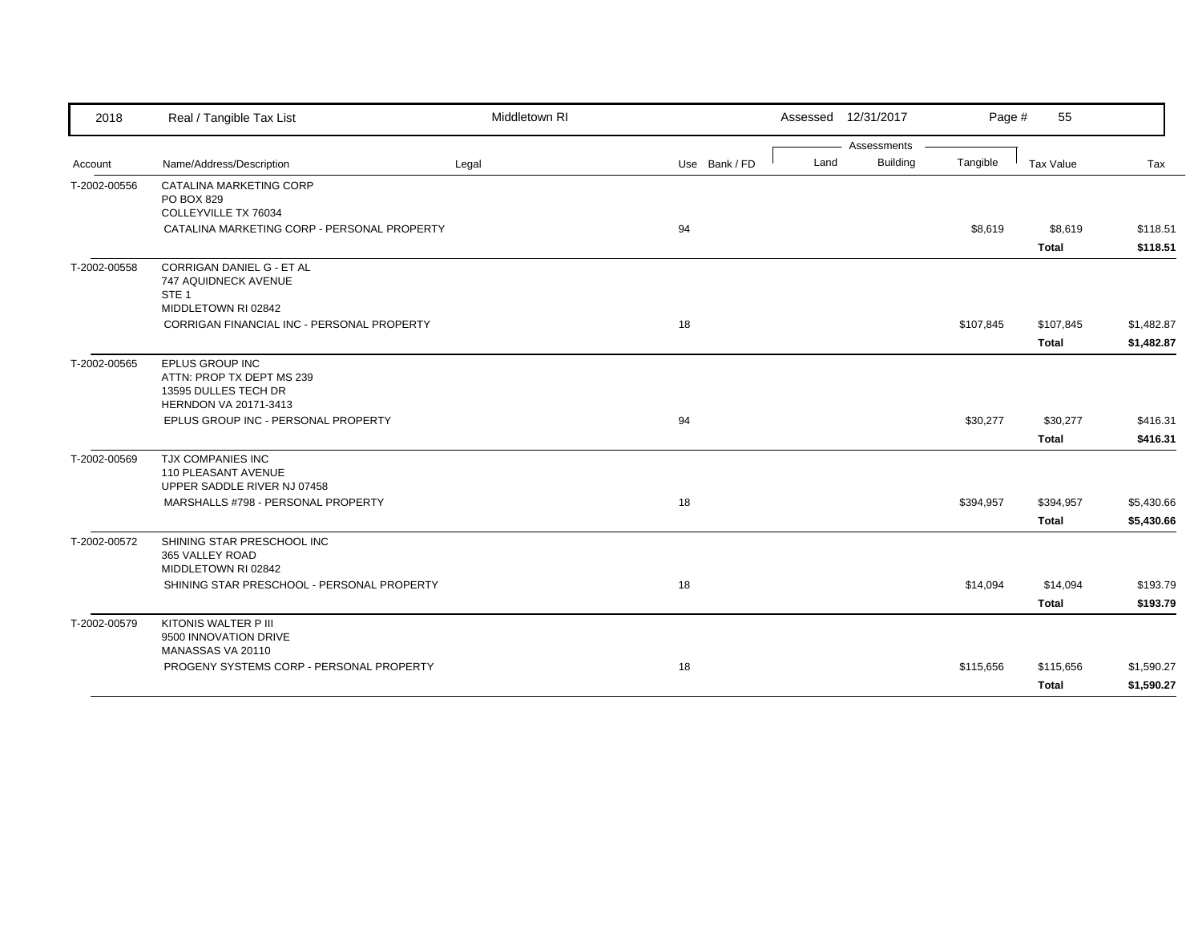| Account | Name/Address/Description | Legal | Use | Bank / FD | Land | Building | Tangible | Tax Value | Tax |
|---|---|---|---|---|---|---|---|---|---|
| T-2002-00556 | CATALINA MARKETING CORP<br>PO BOX 829<br>COLLEYVILLE TX 76034 | | | | | | | | |
| | CATALINA MARKETING CORP - PERSONAL PROPERTY | | 94 | | | | $8,619 | $8,619 | $118.51 |
| | | | | | | | | **Total** | **$118.51** |
| T-2002-00558 | CORRIGAN DANIEL G - ET AL<br>747 AQUIDNECK AVENUE<br>STE 1<br>MIDDLETOWN RI 02842 | | | | | | | | |
| | CORRIGAN FINANCIAL INC - PERSONAL PROPERTY | | 18 | | | | $107,845 | $107,845 | $1,482.87 |
| | | | | | | | | **Total** | **$1,482.87** |
| T-2002-00565 | EPLUS GROUP INC<br>ATTN: PROP TX DEPT MS 239<br>13595 DULLES TECH DR<br>HERNDON VA 20171-3413 | | | | | | | | |
| | EPLUS GROUP INC - PERSONAL PROPERTY | | 94 | | | | $30,277 | $30,277 | $416.31 |
| | | | | | | | | **Total** | **$416.31** |
| T-2002-00569 | TJX COMPANIES INC<br>110 PLEASANT AVENUE<br>UPPER SADDLE RIVER NJ 07458 | | | | | | | | |
| | MARSHALLS #798 - PERSONAL PROPERTY | | 18 | | | | $394,957 | $394,957 | $5,430.66 |
| | | | | | | | | **Total** | **$5,430.66** |
| T-2002-00572 | SHINING STAR PRESCHOOL INC<br>365 VALLEY ROAD<br>MIDDLETOWN RI 02842 | | | | | | | | |
| | SHINING STAR PRESCHOOL - PERSONAL PROPERTY | | 18 | | | | $14,094 | $14,094 | $193.79 |
| | | | | | | | | **Total** | **$193.79** |
| T-2002-00579 | KITONIS WALTER P III<br>9500 INNOVATION DRIVE<br>MANASSAS VA 20110 | | | | | | | | |
| | PROGENY SYSTEMS CORP - PERSONAL PROPERTY | | 18 | | | | $115,656 | $115,656 | $1,590.27 |
| | | | | | | | | **Total** | **$1,590.27** |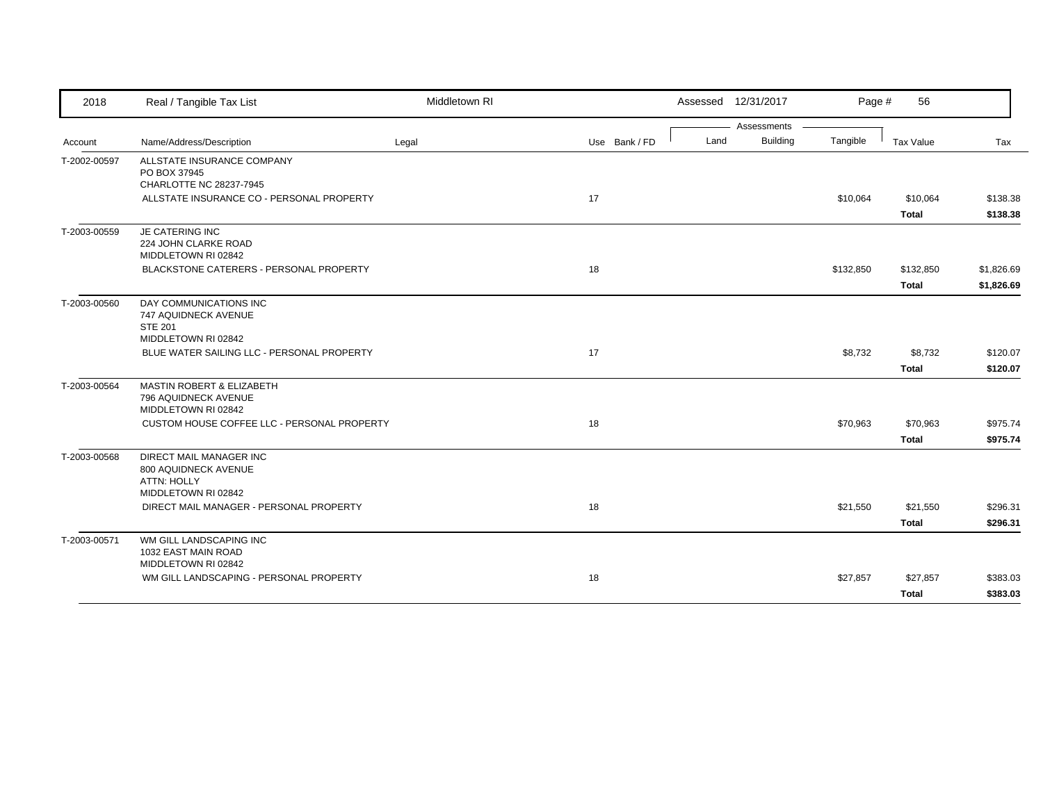| 2018 | Real / Tangible Tax List | Middletown RI | | Assessed 12/31/2017 | | | | |
|---|---|---|---|---|---|---|---|---|
| | | | | Assessments | | | | |
| Account | Name/Address/Description | Legal | Use Bank / FD | Land | Building | Tangible | Tax Value | Tax |
| T-2002-00597 | ALLSTATE INSURANCE COMPANY<br>PO BOX 37945<br>CHARLOTTE NC 28237-7945 | | | | | | | |
| | ALLSTATE INSURANCE CO - PERSONAL PROPERTY | | 17 | | | $10,064 | $10,064 | $138.38 |
| | | | | | | | **Total** | **$138.38** |
| T-2003-00559 | JE CATERING INC<br>224 JOHN CLARKE ROAD<br>MIDDLETOWN RI 02842 | | | | | | | |
| | BLACKSTONE CATERERS - PERSONAL PROPERTY | | 18 | | | $132,850 | $132,850 | $1,826.69 |
| | | | | | | | **Total** | **$1,826.69** |
| T-2003-00560 | DAY COMMUNICATIONS INC<br>747 AQUIDNECK AVENUE<br>STE 201<br>MIDDLETOWN RI 02842 | | | | | | | |
| | BLUE WATER SAILING LLC - PERSONAL PROPERTY | | 17 | | | $8,732 | $8,732 | $120.07 |
| | | | | | | | **Total** | **$120.07** |
| T-2003-00564 | MASTIN ROBERT & ELIZABETH<br>796 AQUIDNECK AVENUE<br>MIDDLETOWN RI 02842 | | | | | | | |
| | CUSTOM HOUSE COFFEE LLC - PERSONAL PROPERTY | | 18 | | | $70,963 | $70,963 | $975.74 |
| | | | | | | | **Total** | **$975.74** |
| T-2003-00568 | DIRECT MAIL MANAGER INC<br>800 AQUIDNECK AVENUE<br>ATTN: HOLLY<br>MIDDLETOWN RI 02842 | | | | | | | |
| | DIRECT MAIL MANAGER - PERSONAL PROPERTY | | 18 | | | $21,550 | $21,550 | $296.31 |
| | | | | | | | **Total** | **$296.31** |
| T-2003-00571 | WM GILL LANDSCAPING INC<br>1032 EAST MAIN ROAD<br>MIDDLETOWN RI 02842 | | | | | | | |
| | WM GILL LANDSCAPING - PERSONAL PROPERTY | | 18 | | | $27,857 | $27,857 | $383.03 |
| | | | | | | | **Total** | **$383.03** |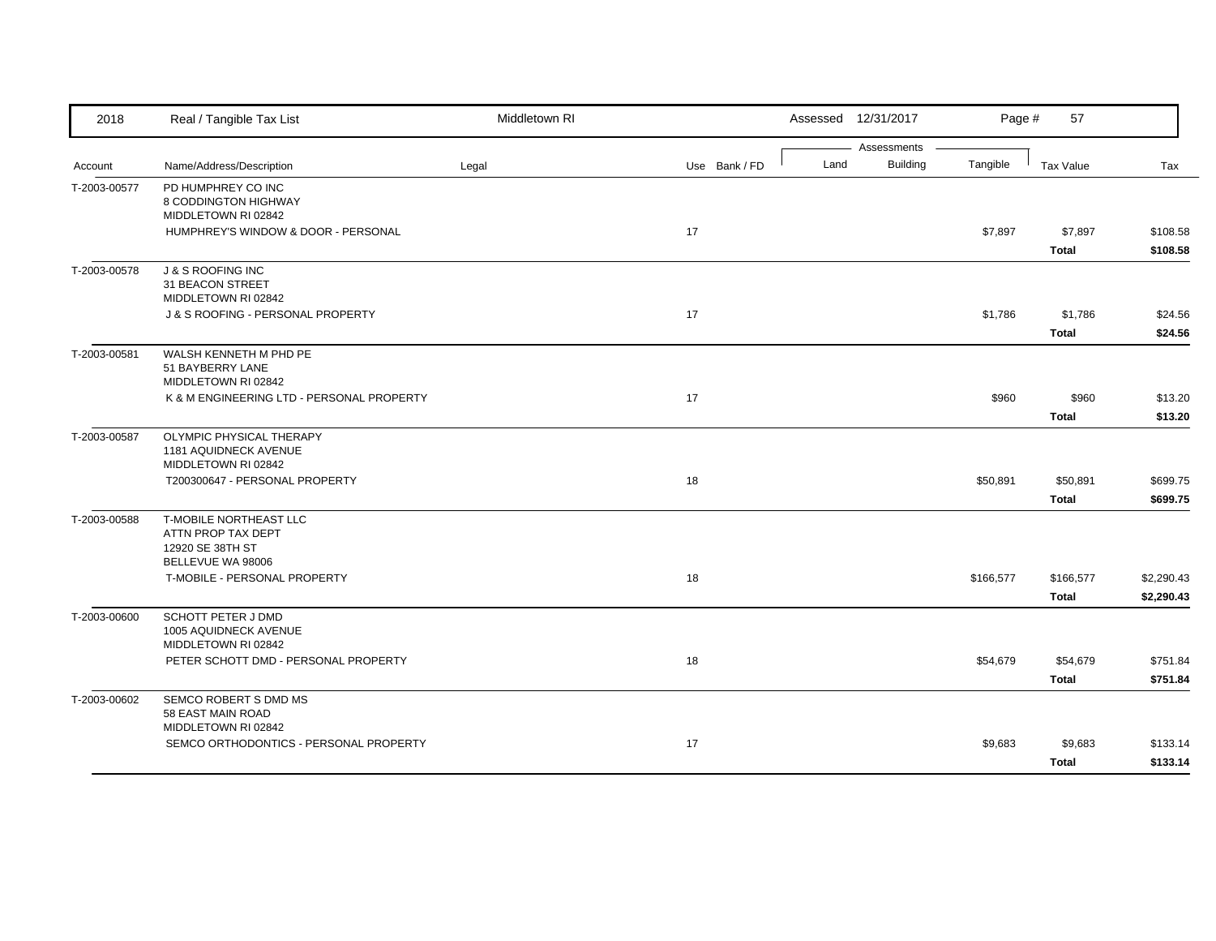| Account | Name/Address/Description | Legal | Use | Bank / FD | Land | Building | Tangible | Tax Value | Tax |
|---|---|---|---|---|---|---|---|---|---|
| T-2003-00577 | PD HUMPHREY CO INC<br>8 CODDINGTON HIGHWAY<br>MIDDLETOWN RI 02842 | | | | | | | | |
| | HUMPHREY'S WINDOW & DOOR - PERSONAL | | 17 | | | | $7,897 | $7,897 | $108.58 |
| | | | | | | | | **Total** | **$108.58** |
| T-2003-00578 | J & S ROOFING INC<br>31 BEACON STREET<br>MIDDLETOWN RI 02842 | | | | | | | | |
| | J & S ROOFING - PERSONAL PROPERTY | | 17 | | | | $1,786 | $1,786 | $24.56 |
| | | | | | | | | **Total** | **$24.56** |
| T-2003-00581 | WALSH KENNETH M PHD PE<br>51 BAYBERRY LANE<br>MIDDLETOWN RI 02842 | | | | | | | | |
| | K & M ENGINEERING LTD - PERSONAL PROPERTY | | 17 | | | | $960 | $960 | $13.20 |
| | | | | | | | | **Total** | **$13.20** |
| T-2003-00587 | OLYMPIC PHYSICAL THERAPY<br>1181 AQUIDNECK AVENUE<br>MIDDLETOWN RI 02842 | | | | | | | | |
| | T200300647 - PERSONAL PROPERTY | | 18 | | | | $50,891 | $50,891 | $699.75 |
| | | | | | | | | **Total** | **$699.75** |
| T-2003-00588 | T-MOBILE NORTHEAST LLC<br>ATTN PROP TAX DEPT<br>12920 SE 38TH ST<br>BELLEVUE WA 98006 | | | | | | | | |
| | T-MOBILE - PERSONAL PROPERTY | | 18 | | | | $166,577 | $166,577 | $2,290.43 |
| | | | | | | | | **Total** | **$2,290.43** |
| T-2003-00600 | SCHOTT PETER J DMD<br>1005 AQUIDNECK AVENUE<br>MIDDLETOWN RI 02842 | | | | | | | | |
| | PETER SCHOTT DMD - PERSONAL PROPERTY | | 18 | | | | $54,679 | $54,679 | $751.84 |
| | | | | | | | | **Total** | **$751.84** |
| T-2003-00602 | SEMCO ROBERT S DMD MS<br>58 EAST MAIN ROAD<br>MIDDLETOWN RI 02842 | | | | | | | | |
| | SEMCO ORTHODONTICS - PERSONAL PROPERTY | | 17 | | | | $9,683 | $9,683 | $133.14 |
| | | | | | | | | **Total** | **$133.14** |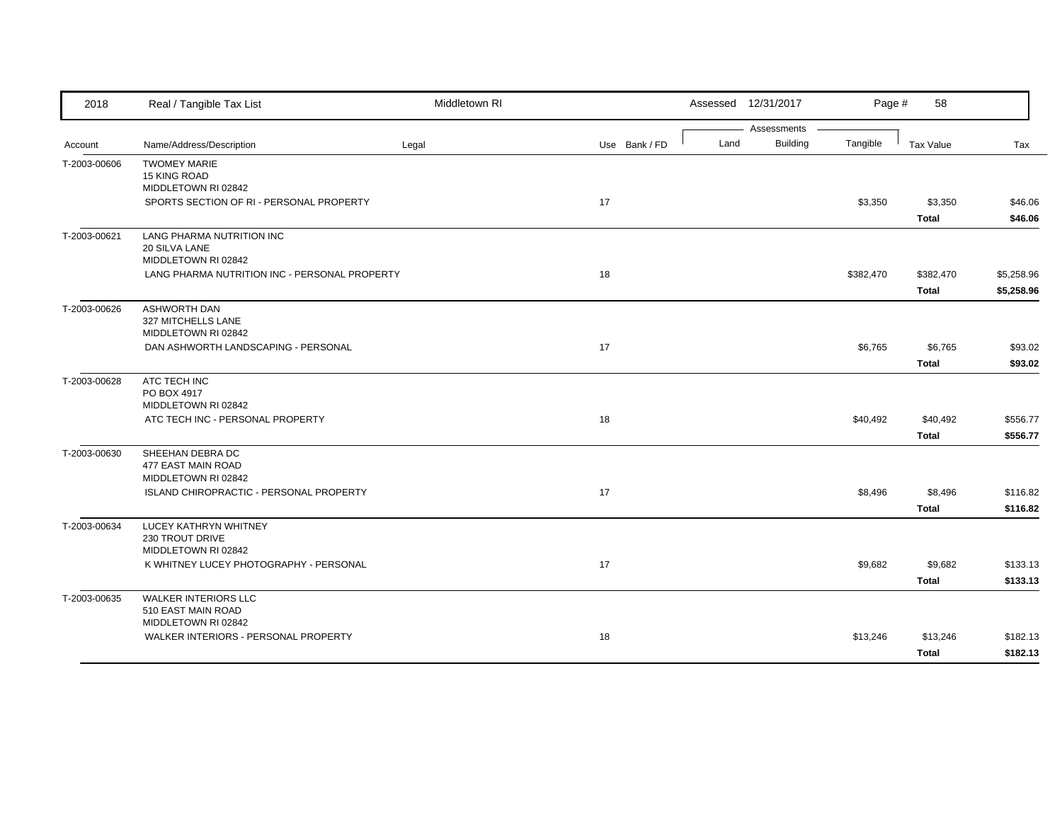| Account | Name/Address/Description | Legal | Use | Bank / FD | Land | Building | Tangible | Tax Value | Tax |
|---|---|---|---|---|---|---|---|---|---|
| T-2003-00606 | TWOMEY MARIE<br>15 KING ROAD<br>MIDDLETOWN RI 02842 | | | | | | | | |
| | SPORTS SECTION OF RI - PERSONAL PROPERTY | | 17 | | | | $3,350 | $3,350 | $46.06 |
| | | | | | | | | **Total** | **$46.06** |
| T-2003-00621 | LANG PHARMA NUTRITION INC<br>20 SILVA LANE<br>MIDDLETOWN RI 02842 | | | | | | | | |
| | LANG PHARMA NUTRITION INC - PERSONAL PROPERTY | | 18 | | | | $382,470 | $382,470 | $5,258.96 |
| | | | | | | | | **Total** | **$5,258.96** |
| T-2003-00626 | ASHWORTH DAN<br>327 MITCHELLS LANE<br>MIDDLETOWN RI 02842 | | | | | | | | |
| | DAN ASHWORTH LANDSCAPING - PERSONAL | | 17 | | | | $6,765 | $6,765 | $93.02 |
| | | | | | | | | **Total** | **$93.02** |
| T-2003-00628 | ATC TECH INC<br>PO BOX 4917<br>MIDDLETOWN RI 02842 | | | | | | | | |
| | ATC TECH INC - PERSONAL PROPERTY | | 18 | | | | $40,492 | $40,492 | $556.77 |
| | | | | | | | | **Total** | **$556.77** |
| T-2003-00630 | SHEEHAN DEBRA DC<br>477 EAST MAIN ROAD<br>MIDDLETOWN RI 02842 | | | | | | | | |
| | ISLAND CHIROPRACTIC - PERSONAL PROPERTY | | 17 | | | | $8,496 | $8,496 | $116.82 |
| | | | | | | | | **Total** | **$116.82** |
| T-2003-00634 | LUCEY KATHRYN WHITNEY<br>230 TROUT DRIVE<br>MIDDLETOWN RI 02842 | | | | | | | | |
| | K WHITNEY LUCEY PHOTOGRAPHY - PERSONAL | | 17 | | | | $9,682 | $9,682 | $133.13 |
| | | | | | | | | **Total** | **$133.13** |
| T-2003-00635 | WALKER INTERIORS LLC<br>510 EAST MAIN ROAD<br>MIDDLETOWN RI 02842 | | | | | | | | |
| | WALKER INTERIORS - PERSONAL PROPERTY | | 18 | | | | $13,246 | $13,246 | $182.13 |
| | | | | | | | | **Total** | **$182.13** |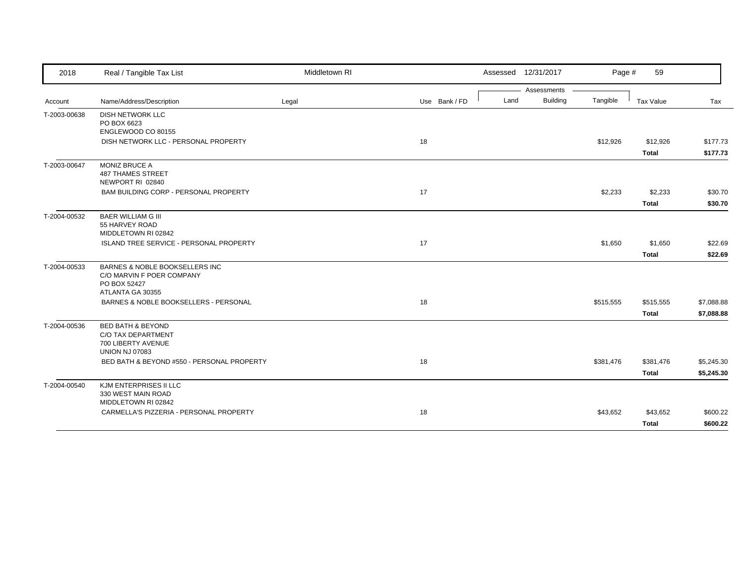| Account | Name/Address/Description | Legal | Use | Bank / FD | Land | Building | Tangible | Tax Value | Tax |
|---|---|---|---|---|---|---|---|---|---|
| T-2003-00638 | DISH NETWORK LLC<br>PO BOX 6623<br>ENGLEWOOD CO 80155 | | | | | | | | |
| | DISH NETWORK LLC - PERSONAL PROPERTY | | 18 | | | | $12,926 | $12,926 | $177.73 |
| | | | | | | | | **Total** | **$177.73** |
| T-2003-00647 | MONIZ BRUCE A<br>487 THAMES STREET<br>NEWPORT RI 02840 | | | | | | | | |
| | BAM BUILDING CORP - PERSONAL PROPERTY | | 17 | | | | $2,233 | $2,233 | $30.70 |
| | | | | | | | | **Total** | **$30.70** |
| T-2004-00532 | BAER WILLIAM G III<br>55 HARVEY ROAD<br>MIDDLETOWN RI 02842 | | | | | | | | |
| | ISLAND TREE SERVICE - PERSONAL PROPERTY | | 17 | | | | $1,650 | $1,650 | $22.69 |
| | | | | | | | | **Total** | **$22.69** |
| T-2004-00533 | BARNES & NOBLE BOOKSELLERS INC<br>C/O MARVIN F POER COMPANY<br>PO BOX 52427<br>ATLANTA GA 30355 | | | | | | | | |
| | BARNES & NOBLE BOOKSELLERS - PERSONAL | | 18 | | | | $515,555 | $515,555 | $7,088.88 |
| | | | | | | | | **Total** | **$7,088.88** |
| T-2004-00536 | BED BATH & BEYOND<br>C/O TAX DEPARTMENT<br>700 LIBERTY AVENUE<br>UNION NJ 07083 | | | | | | | | |
| | BED BATH & BEYOND #550 - PERSONAL PROPERTY | | 18 | | | | $381,476 | $381,476 | $5,245.30 |
| | | | | | | | | **Total** | **$5,245.30** |
| T-2004-00540 | KJM ENTERPRISES II LLC<br>330 WEST MAIN ROAD<br>MIDDLETOWN RI 02842 | | | | | | | | |
| | CARMELLA'S PIZZERIA - PERSONAL PROPERTY | | 18 | | | | $43,652 | $43,652 | $600.22 |
| | | | | | | | | **Total** | **$600.22** |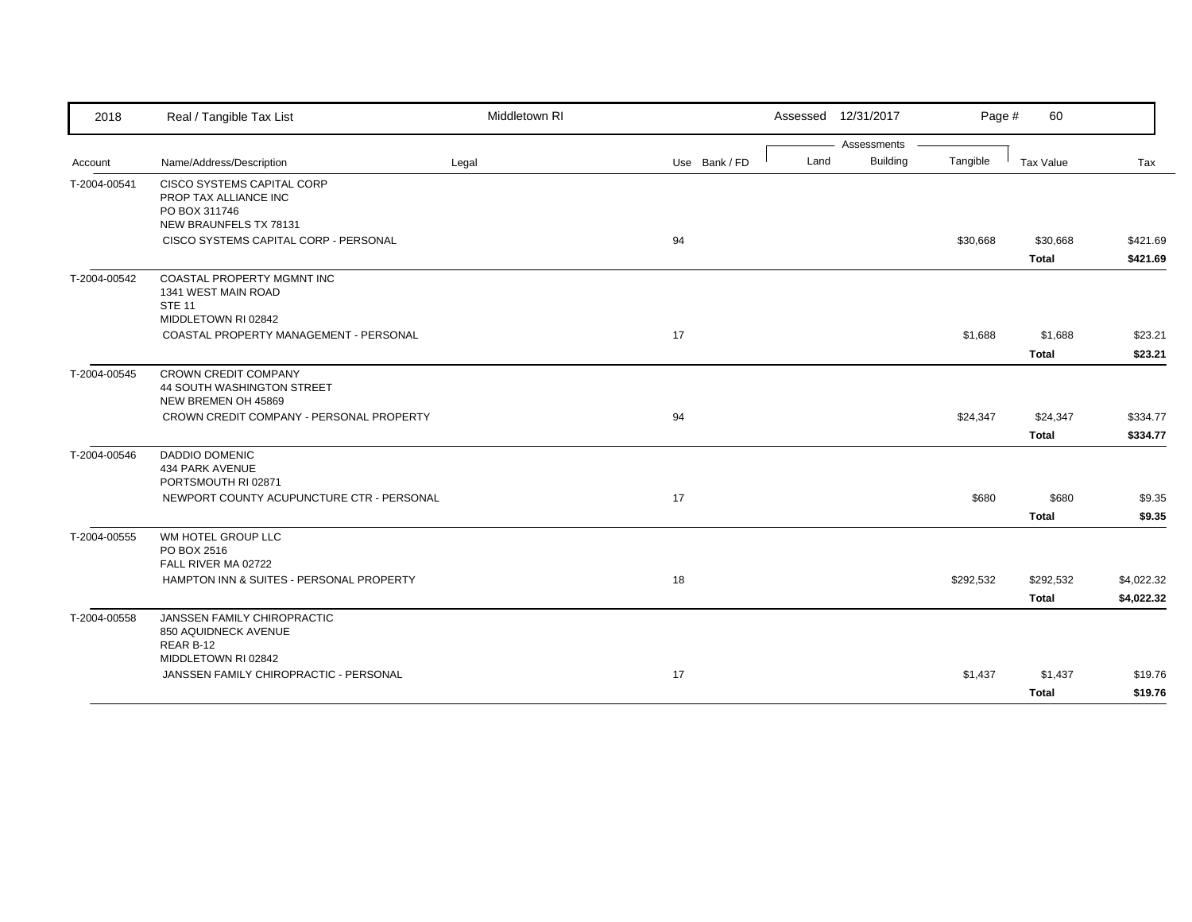| 2018 | Real / Tangible Tax List | Middletown RI | | Assessed 12/31/2017 | | Page # 60 | | |
|---|---|---|---|---|---|---|---|---|
| | | | | Assessments | | | | |
| Account | Name/Address/Description | Legal | Use Bank / FD | Land | Building | Tangible | Tax Value | Tax |
| T-2004-00541 | CISCO SYSTEMS CAPITAL CORP<br>PROP TAX ALLIANCE INC<br>PO BOX 311746<br>NEW BRAUNFELS TX 78131 | | | | | | | |
| | CISCO SYSTEMS CAPITAL CORP - PERSONAL | | 94 | | | $30,668 | $30,668 | $421.69 |
| | | | | | | | **Total** | **$421.69** |
| T-2004-00542 | COASTAL PROPERTY MGMNT INC<br>1341 WEST MAIN ROAD<br>STE 11<br>MIDDLETOWN RI 02842 | | | | | | | |
| | COASTAL PROPERTY MANAGEMENT - PERSONAL | | 17 | | | $1,688 | $1,688 | $23.21 |
| | | | | | | | **Total** | **$23.21** |
| T-2004-00545 | CROWN CREDIT COMPANY<br>44 SOUTH WASHINGTON STREET<br>NEW BREMEN OH 45869 | | | | | | | |
| | CROWN CREDIT COMPANY - PERSONAL PROPERTY | | 94 | | | $24,347 | $24,347 | $334.77 |
| | | | | | | | **Total** | **$334.77** |
| T-2004-00546 | DADDIO DOMENIC<br>434 PARK AVENUE<br>PORTSMOUTH RI 02871 | | | | | | | |
| | NEWPORT COUNTY ACUPUNCTURE CTR - PERSONAL | | 17 | | | $680 | $680 | $9.35 |
| | | | | | | | **Total** | **$9.35** |
| T-2004-00555 | WM HOTEL GROUP LLC<br>PO BOX 2516<br>FALL RIVER MA 02722 | | | | | | | |
| | HAMPTON INN & SUITES - PERSONAL PROPERTY | | 18 | | | $292,532 | $292,532 | $4,022.32 |
| | | | | | | | **Total** | **$4,022.32** |
| T-2004-00558 | JANSSEN FAMILY CHIROPRACTIC<br>850 AQUIDNECK AVENUE<br>REAR B-12<br>MIDDLETOWN RI 02842 | | | | | | | |
| | JANSSEN FAMILY CHIROPRACTIC - PERSONAL | | 17 | | | $1,437 | $1,437 | $19.76 |
| | | | | | | | **Total** | **$19.76** |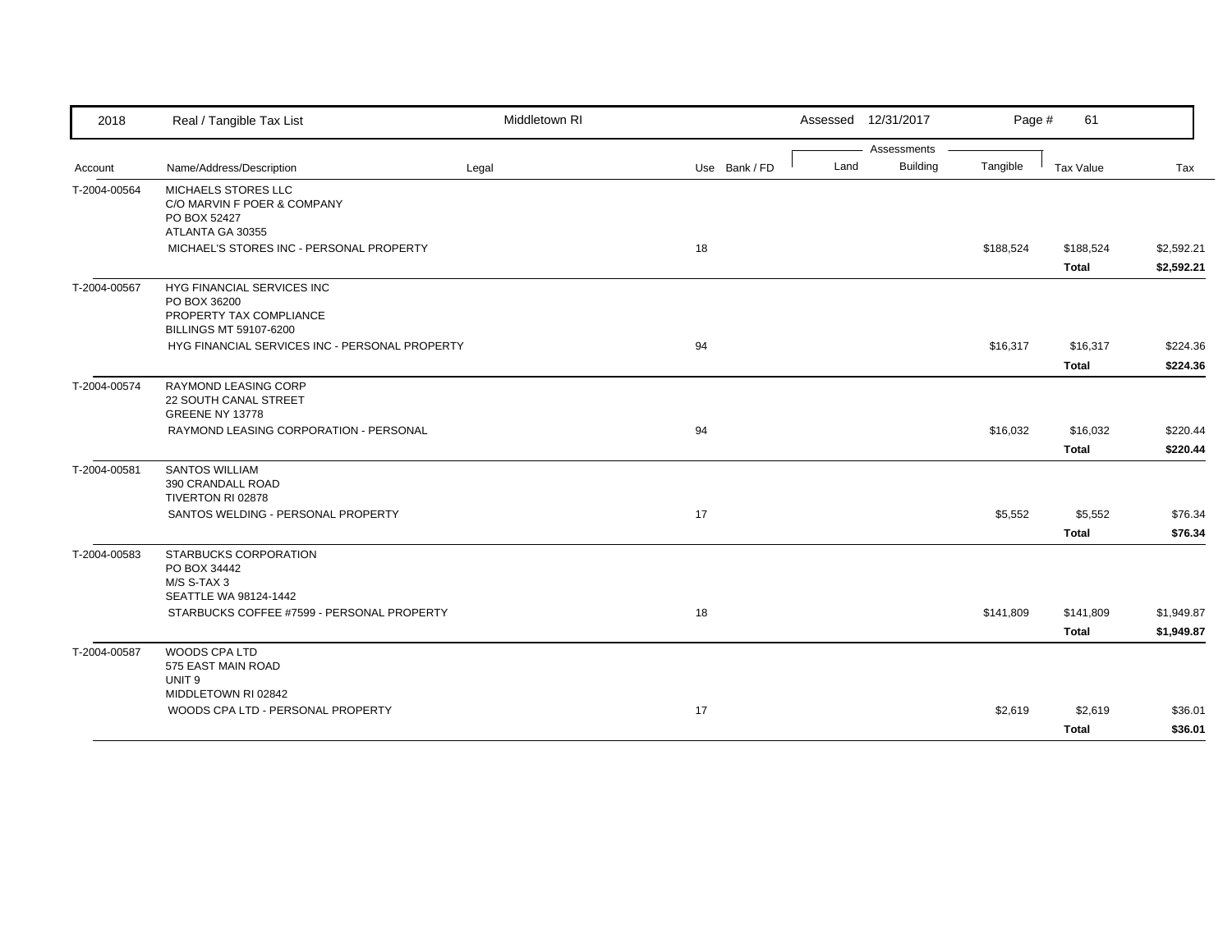| Account | Name/Address/Description | Legal | Use | Bank / FD | Land | Building | Tangible | Tax Value | Tax |
|---|---|---|---|---|---|---|---|---|---|
| T-2004-00564 | MICHAELS STORES LLC<br>C/O MARVIN F POER & COMPANY<br>PO BOX 52427<br>ATLANTA GA 30355 | | | | | | | | |
| | MICHAEL'S STORES INC - PERSONAL PROPERTY | | 18 | | | | $188,524 | $188,524 | $2,592.21 |
| | | | | | | | | **Total** | **$2,592.21** |
| T-2004-00567 | HYG FINANCIAL SERVICES INC<br>PO BOX 36200<br>PROPERTY TAX COMPLIANCE<br>BILLINGS MT 59107-6200 | | | | | | | | |
| | HYG FINANCIAL SERVICES INC - PERSONAL PROPERTY | | 94 | | | | $16,317 | $16,317 | $224.36 |
| | | | | | | | | **Total** | **$224.36** |
| T-2004-00574 | RAYMOND LEASING CORP<br>22 SOUTH CANAL STREET<br>GREENE NY 13778 | | | | | | | | |
| | RAYMOND LEASING CORPORATION - PERSONAL | | 94 | | | | $16,032 | $16,032 | $220.44 |
| | | | | | | | | **Total** | **$220.44** |
| T-2004-00581 | SANTOS WILLIAM<br>390 CRANDALL ROAD<br>TIVERTON RI 02878 | | | | | | | | |
| | SANTOS WELDING - PERSONAL PROPERTY | | 17 | | | | $5,552 | $5,552 | $76.34 |
| | | | | | | | | **Total** | **$76.34** |
| T-2004-00583 | STARBUCKS CORPORATION<br>PO BOX 34442<br>M/S S-TAX 3<br>SEATTLE WA 98124-1442 | | | | | | | | |
| | STARBUCKS COFFEE #7599 - PERSONAL PROPERTY | | 18 | | | | $141,809 | $141,809 | $1,949.87 |
| | | | | | | | | **Total** | **$1,949.87** |
| T-2004-00587 | WOODS CPA LTD<br>575 EAST MAIN ROAD<br>UNIT 9<br>MIDDLETOWN RI 02842 | | | | | | | | |
| | WOODS CPA LTD - PERSONAL PROPERTY | | 17 | | | | $2,619 | $2,619 | $36.01 |
| | | | | | | | | **Total** | **$36.01** |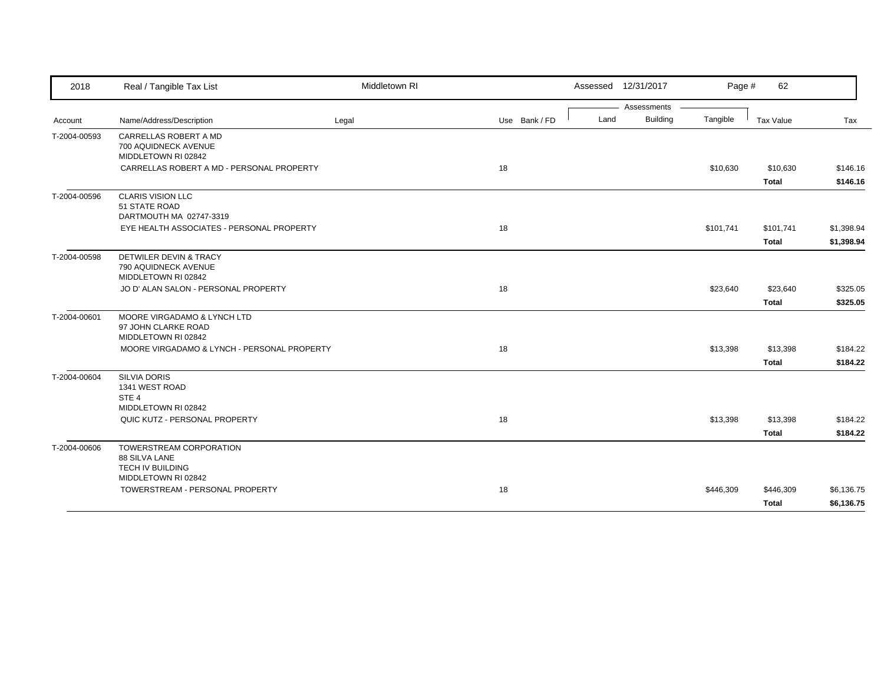| 2018 | Real / Tangible Tax List | Middletown RI | | | Assessed 12/31/2017 | | | | |
|---|---|---|---|---|---|---|---|---|---|
| | | | | | Assessments | | | | |
| Account | Name/Address/Description | Legal | Use | Bank / FD | Land | Building | Tangible | Tax Value | Tax |
| T-2004-00593 | CARRELLAS ROBERT A MD<br>700 AQUIDNECK AVENUE<br>MIDDLETOWN RI 02842 | | | | | | | | |
| | CARRELLAS ROBERT A MD - PERSONAL PROPERTY | | 18 | | | | $10,630 | $10,630 | $146.16 |
| | | | | | | | | **Total** | **$146.16** |
| T-2004-00596 | CLARIS VISION LLC<br>51 STATE ROAD<br>DARTMOUTH MA 02747-3319 | | | | | | | | |
| | EYE HEALTH ASSOCIATES - PERSONAL PROPERTY | | 18 | | | | $101,741 | $101,741 | $1,398.94 |
| | | | | | | | | **Total** | **$1,398.94** |
| T-2004-00598 | DETWILER DEVIN & TRACY<br>790 AQUIDNECK AVENUE<br>MIDDLETOWN RI 02842 | | | | | | | | |
| | JO D' ALAN SALON - PERSONAL PROPERTY | | 18 | | | | $23,640 | $23,640 | $325.05 |
| | | | | | | | | **Total** | **$325.05** |
| T-2004-00601 | MOORE VIRGADAMO & LYNCH LTD<br>97 JOHN CLARKE ROAD<br>MIDDLETOWN RI 02842 | | | | | | | | |
| | MOORE VIRGADAMO & LYNCH - PERSONAL PROPERTY | | 18 | | | | $13,398 | $13,398 | $184.22 |
| | | | | | | | | **Total** | **$184.22** |
| T-2004-00604 | SILVIA DORIS<br>1341 WEST ROAD<br>STE 4<br>MIDDLETOWN RI 02842 | | | | | | | | |
| | QUIC KUTZ - PERSONAL PROPERTY | | 18 | | | | $13,398 | $13,398 | $184.22 |
| | | | | | | | | **Total** | **$184.22** |
| T-2004-00606 | TOWERSTREAM CORPORATION<br>88 SILVA LANE<br>TECH IV BUILDING<br>MIDDLETOWN RI 02842 | | | | | | | | |
| | TOWERSTREAM - PERSONAL PROPERTY | | 18 | | | | $446,309 | $446,309 | $6,136.75 |
| | | | | | | | | **Total** | **$6,136.75** |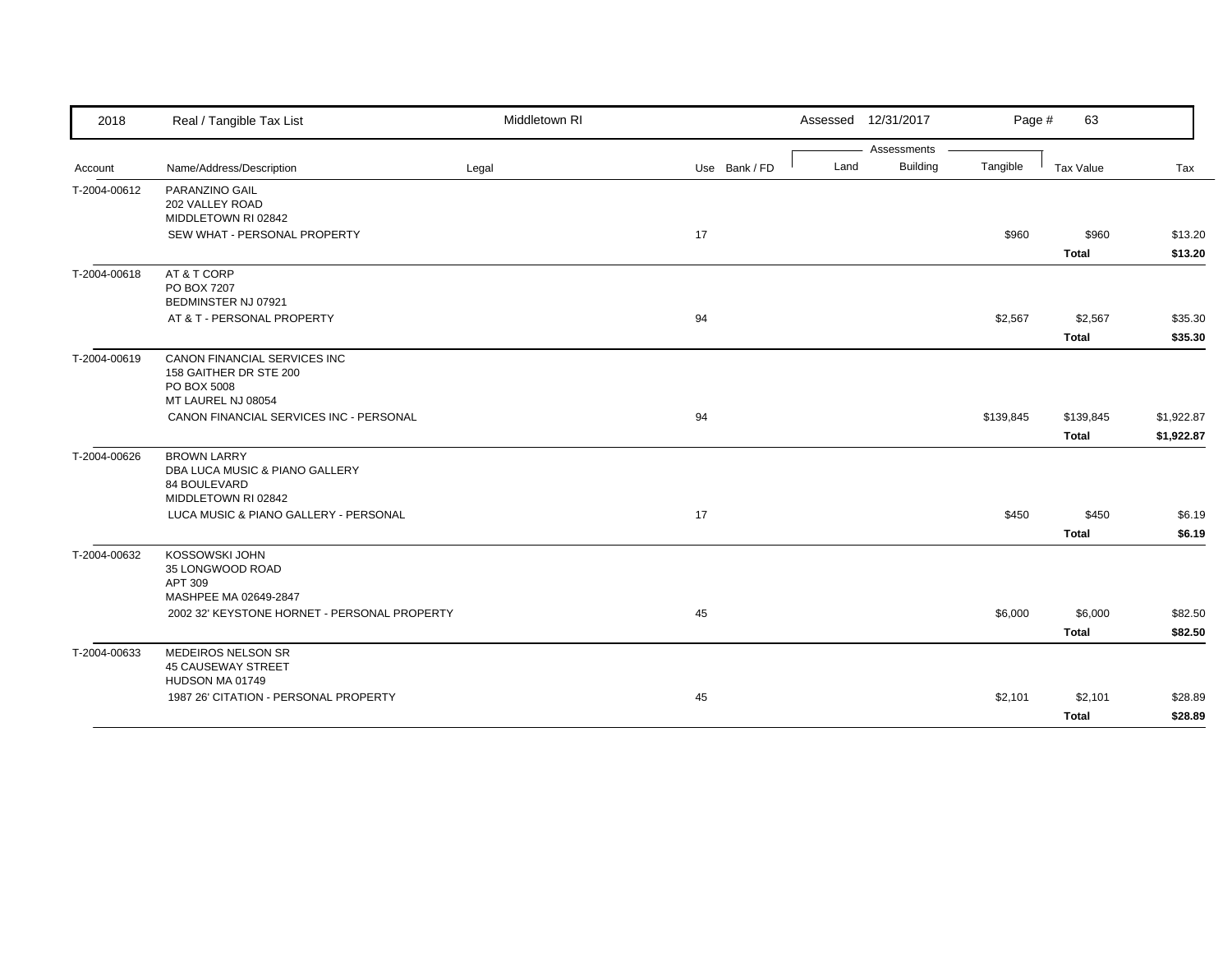| 2018 | Real / Tangible Tax List | Middletown RI | | | Assessed 12/31/2017 | | Page # 63 | | |
|---|---|---|---|---|---|---|---|---|---|
| | | | | | Assessments | | | | |
| Account | Name/Address/Description | Legal | Use | Bank / FD | Land | Building | Tangible | Tax Value | Tax |
| T-2004-00612 | PARANZINO GAIL<br>202 VALLEY ROAD<br>MIDDLETOWN RI 02842 | | | | | | | | |
| | SEW WHAT - PERSONAL PROPERTY | | 17 | | | | $960 | $960 | $13.20 |
| | | | | | | | | **Total** | **$13.20** |
| T-2004-00618 | AT & T CORP<br>PO BOX 7207<br>BEDMINSTER NJ 07921 | | | | | | | | |
| | AT & T - PERSONAL PROPERTY | | 94 | | | | $2,567 | $2,567 | $35.30 |
| | | | | | | | | **Total** | **$35.30** |
| T-2004-00619 | CANON FINANCIAL SERVICES INC<br>158 GAITHER DR STE 200<br>PO BOX 5008<br>MT LAUREL NJ 08054 | | | | | | | | |
| | CANON FINANCIAL SERVICES INC - PERSONAL | | 94 | | | | $139,845 | $139,845 | $1,922.87 |
| | | | | | | | | **Total** | **$1,922.87** |
| T-2004-00626 | BROWN LARRY<br>DBA LUCA MUSIC & PIANO GALLERY<br>84 BOULEVARD<br>MIDDLETOWN RI 02842 | | | | | | | | |
| | LUCA MUSIC & PIANO GALLERY - PERSONAL | | 17 | | | | $450 | $450 | $6.19 |
| | | | | | | | | **Total** | **$6.19** |
| T-2004-00632 | KOSSOWSKI JOHN<br>35 LONGWOOD ROAD<br>APT 309<br>MASHPEE MA 02649-2847 | | | | | | | | |
| | 2002 32' KEYSTONE HORNET - PERSONAL PROPERTY | | 45 | | | | $6,000 | $6,000 | $82.50 |
| | | | | | | | | **Total** | **$82.50** |
| T-2004-00633 | MEDEIROS NELSON SR<br>45 CAUSEWAY STREET<br>HUDSON MA 01749 | | | | | | | | |
| | 1987 26' CITATION - PERSONAL PROPERTY | | 45 | | | | $2,101 | $2,101 | $28.89 |
| | | | | | | | | **Total** | **$28.89** |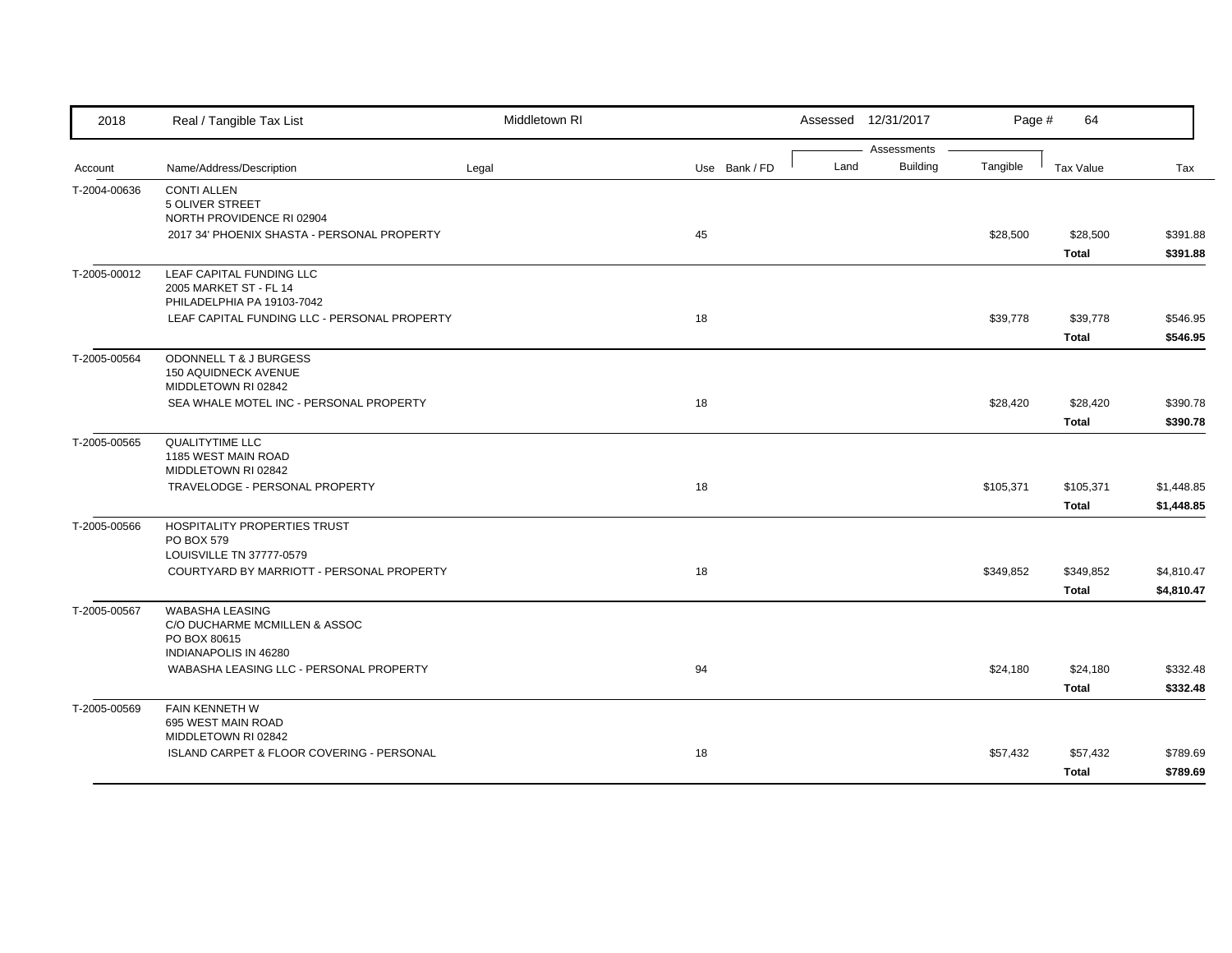| 2018 | Real / Tangible Tax List | Middletown RI | | | Assessed 12/31/2017 | | | | |
|---|---|---|---|---|---|---|---|---|---|
| | | | | | Assessments | | | | |
| Account | Name/Address/Description | Legal | Use | Bank / FD | Land | Building | Tangible | Tax Value | Tax |
| T-2004-00636 | CONTI ALLEN<br>5 OLIVER STREET<br>NORTH PROVIDENCE RI 02904 | | | | | | | | |
| | 2017 34' PHOENIX SHASTA - PERSONAL PROPERTY | | 45 | | | | $28,500 | $28,500 | $391.88 |
| | | | | | | | | **Total** | **$391.88** |
| T-2005-00012 | LEAF CAPITAL FUNDING LLC<br>2005 MARKET ST - FL 14<br>PHILADELPHIA PA 19103-7042 | | | | | | | | |
| | LEAF CAPITAL FUNDING LLC - PERSONAL PROPERTY | | 18 | | | | $39,778 | $39,778 | $546.95 |
| | | | | | | | | **Total** | **$546.95** |
| T-2005-00564 | ODONNELL T & J BURGESS<br>150 AQUIDNECK AVENUE<br>MIDDLETOWN RI 02842 | | | | | | | | |
| | SEA WHALE MOTEL INC - PERSONAL PROPERTY | | 18 | | | | $28,420 | $28,420 | $390.78 |
| | | | | | | | | **Total** | **$390.78** |
| T-2005-00565 | QUALITYTIME LLC<br>1185 WEST MAIN ROAD<br>MIDDLETOWN RI 02842 | | | | | | | | |
| | TRAVELODGE - PERSONAL PROPERTY | | 18 | | | | $105,371 | $105,371 | $1,448.85 |
| | | | | | | | | **Total** | **$1,448.85** |
| T-2005-00566 | HOSPITALITY PROPERTIES TRUST<br>PO BOX 579<br>LOUISVILLE TN 37777-0579 | | | | | | | | |
| | COURTYARD BY MARRIOTT - PERSONAL PROPERTY | | 18 | | | | $349,852 | $349,852 | $4,810.47 |
| | | | | | | | | **Total** | **$4,810.47** |
| T-2005-00567 | WABASHA LEASING<br>C/O DUCHARME MCMILLEN & ASSOC<br>PO BOX 80615<br>INDIANAPOLIS IN 46280 | | | | | | | | |
| | WABASHA LEASING LLC - PERSONAL PROPERTY | | 94 | | | | $24,180 | $24,180 | $332.48 |
| | | | | | | | | **Total** | **$332.48** |
| T-2005-00569 | FAIN KENNETH W<br>695 WEST MAIN ROAD<br>MIDDLETOWN RI 02842 | | | | | | | | |
| | ISLAND CARPET & FLOOR COVERING - PERSONAL | | 18 | | | | $57,432 | $57,432 | $789.69 |
| | | | | | | | | **Total** | **$789.69** |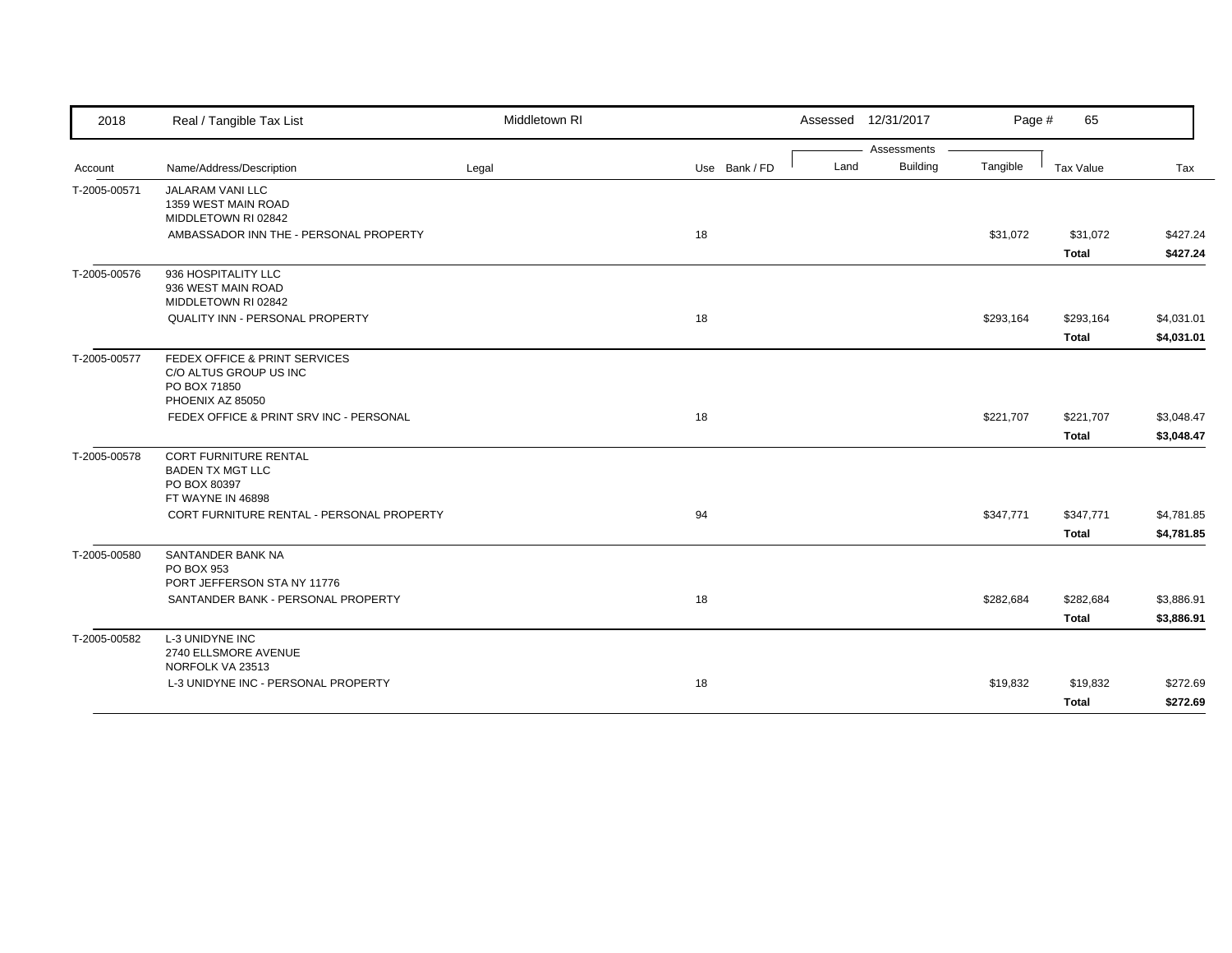| 2018 | Real / Tangible Tax List | Middletown RI | | Assessed 12/31/2017 | | | | |
|---|---|---|---|---|---|---|---|---|
| | | | | Assessments | | | | |
| Account | Name/Address/Description | Legal | Use Bank / FD | Land | Building | Tangible | Tax Value | Tax |
| T-2005-00571 | JALARAM VANI LLC<br>1359 WEST MAIN ROAD<br>MIDDLETOWN RI 02842 | | | | | | | |
| | AMBASSADOR INN THE - PERSONAL PROPERTY | | 18 | | | $31,072 | $31,072 | $427.24 |
| | | | | | | | **Total** | **$427.24** |
| T-2005-00576 | 936 HOSPITALITY LLC<br>936 WEST MAIN ROAD<br>MIDDLETOWN RI 02842 | | | | | | | |
| | QUALITY INN - PERSONAL PROPERTY | | 18 | | | $293,164 | $293,164 | $4,031.01 |
| | | | | | | | **Total** | **$4,031.01** |
| T-2005-00577 | FEDEX OFFICE & PRINT SERVICES<br>C/O ALTUS GROUP US INC<br>PO BOX 71850<br>PHOENIX AZ 85050 | | | | | | | |
| | FEDEX OFFICE & PRINT SRV INC - PERSONAL | | 18 | | | $221,707 | $221,707 | $3,048.47 |
| | | | | | | | **Total** | **$3,048.47** |
| T-2005-00578 | CORT FURNITURE RENTAL<br>BADEN TX MGT LLC<br>PO BOX 80397<br>FT WAYNE IN 46898 | | | | | | | |
| | CORT FURNITURE RENTAL - PERSONAL PROPERTY | | 94 | | | $347,771 | $347,771 | $4,781.85 |
| | | | | | | | **Total** | **$4,781.85** |
| T-2005-00580 | SANTANDER BANK NA<br>PO BOX 953<br>PORT JEFFERSON STA NY 11776 | | | | | | | |
| | SANTANDER BANK - PERSONAL PROPERTY | | 18 | | | $282,684 | $282,684 | $3,886.91 |
| | | | | | | | **Total** | **$3,886.91** |
| T-2005-00582 | L-3 UNIDYNE INC<br>2740 ELLSMORE AVENUE<br>NORFOLK VA 23513 | | | | | | | |
| | L-3 UNIDYNE INC - PERSONAL PROPERTY | | 18 | | | $19,832 | $19,832 | $272.69 |
| | | | | | | | **Total** | **$272.69** |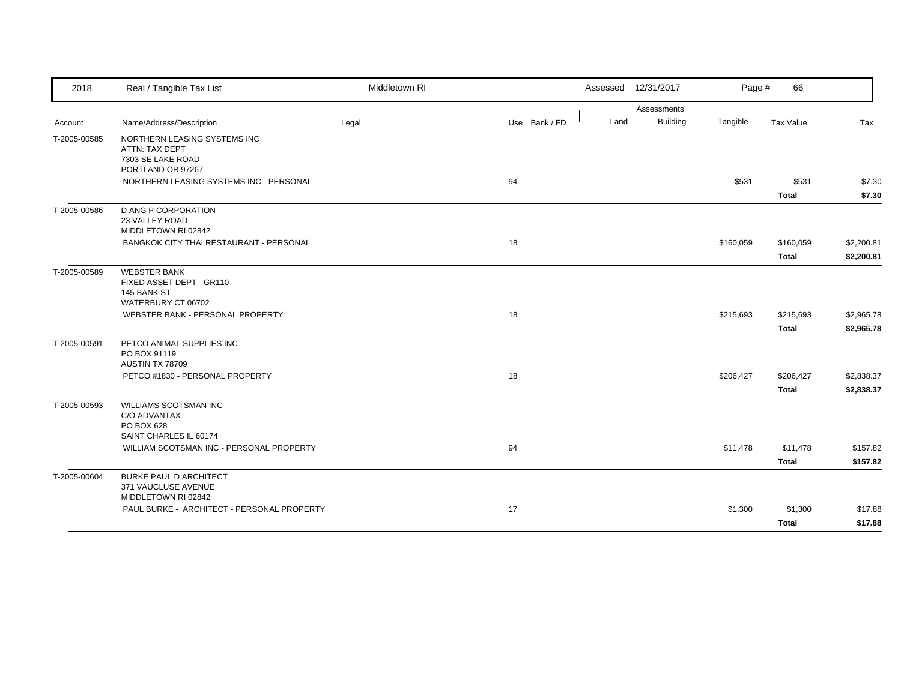| 2018 | Real / Tangible Tax List | Middletown RI | | Assessed 12/31/2017 | | | Page # 66 | |
|---|---|---|---|---|---|---|---|---|
| | | | | Assessments | | | | |
| Account | Name/Address/Description | Legal | Use Bank / FD | Land | Building | Tangible | Tax Value | Tax |
| T-2005-00585 | NORTHERN LEASING SYSTEMS INC<br>ATTN: TAX DEPT<br>7303 SE LAKE ROAD<br>PORTLAND OR 97267 | | | | | | | |
| | NORTHERN LEASING SYSTEMS INC - PERSONAL | | 94 | | | $531 | $531 | $7.30 |
| | | | | | | | **Total** | **$7.30** |
| T-2005-00586 | D ANG P CORPORATION<br>23 VALLEY ROAD<br>MIDDLETOWN RI 02842 | | | | | | | |
| | BANGKOK CITY THAI RESTAURANT - PERSONAL | | 18 | | | $160,059 | $160,059 | $2,200.81 |
| | | | | | | | **Total** | **$2,200.81** |
| T-2005-00589 | WEBSTER BANK<br>FIXED ASSET DEPT - GR110<br>145 BANK ST<br>WATERBURY CT 06702 | | | | | | | |
| | WEBSTER BANK - PERSONAL PROPERTY | | 18 | | | $215,693 | $215,693 | $2,965.78 |
| | | | | | | | **Total** | **$2,965.78** |
| T-2005-00591 | PETCO ANIMAL SUPPLIES INC<br>PO BOX 91119<br>AUSTIN TX 78709 | | | | | | | |
| | PETCO #1830 - PERSONAL PROPERTY | | 18 | | | $206,427 | $206,427 | $2,838.37 |
| | | | | | | | **Total** | **$2,838.37** |
| T-2005-00593 | WILLIAMS SCOTSMAN INC<br>C/O ADVANTAX<br>PO BOX 628<br>SAINT CHARLES IL 60174 | | | | | | | |
| | WILLIAM SCOTSMAN INC - PERSONAL PROPERTY | | 94 | | | $11,478 | $11,478 | $157.82 |
| | | | | | | | **Total** | **$157.82** |
| T-2005-00604 | BURKE PAUL D ARCHITECT<br>371 VAUCLUSE AVENUE<br>MIDDLETOWN RI 02842 | | | | | | | |
| | PAUL BURKE - ARCHITECT - PERSONAL PROPERTY | | 17 | | | $1,300 | $1,300 | $17.88 |
| | | | | | | | **Total** | **$17.88** |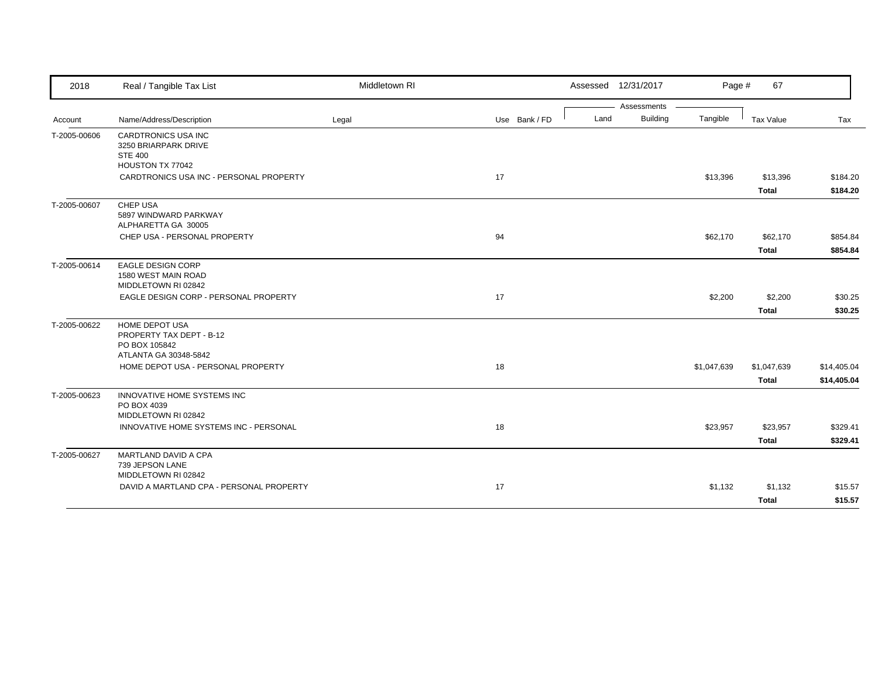| 2018 | Real / Tangible Tax List | Middletown RI | | Assessed 12/31/2017 | | Page # 67 | | |
|---|---|---|---|---|---|---|---|---|
| | | | | Assessments | | | | |
| Account | Name/Address/Description | Legal | Use Bank / FD | Land | Building | Tangible | Tax Value | Tax |
| T-2005-00606 | CARDTRONICS USA INC<br>3250 BRIARPARK DRIVE<br>STE 400<br>HOUSTON TX 77042 | | | | | | | |
| | CARDTRONICS USA INC - PERSONAL PROPERTY | | 17 | | | $13,396 | $13,396 | $184.20 |
| | | | | | | | **Total** | **$184.20** |
| T-2005-00607 | CHEP USA<br>5897 WINDWARD PARKWAY<br>ALPHARETTA GA 30005 | | | | | | | |
| | CHEP USA - PERSONAL PROPERTY | | 94 | | | $62,170 | $62,170 | $854.84 |
| | | | | | | | **Total** | **$854.84** |
| T-2005-00614 | EAGLE DESIGN CORP<br>1580 WEST MAIN ROAD<br>MIDDLETOWN RI 02842 | | | | | | | |
| | EAGLE DESIGN CORP - PERSONAL PROPERTY | | 17 | | | $2,200 | $2,200 | $30.25 |
| | | | | | | | **Total** | **$30.25** |
| T-2005-00622 | HOME DEPOT USA<br>PROPERTY TAX DEPT - B-12<br>PO BOX 105842<br>ATLANTA GA 30348-5842 | | | | | | | |
| | HOME DEPOT USA - PERSONAL PROPERTY | | 18 | | | $1,047,639 | $1,047,639 | $14,405.04 |
| | | | | | | | **Total** | **$14,405.04** |
| T-2005-00623 | INNOVATIVE HOME SYSTEMS INC<br>PO BOX 4039<br>MIDDLETOWN RI 02842 | | | | | | | |
| | INNOVATIVE HOME SYSTEMS INC - PERSONAL | | 18 | | | $23,957 | $23,957 | $329.41 |
| | | | | | | | **Total** | **$329.41** |
| T-2005-00627 | MARTLAND DAVID A CPA<br>739 JEPSON LANE<br>MIDDLETOWN RI 02842 | | | | | | | |
| | DAVID A MARTLAND CPA - PERSONAL PROPERTY | | 17 | | | $1,132 | $1,132 | $15.57 |
| | | | | | | | **Total** | **$15.57** |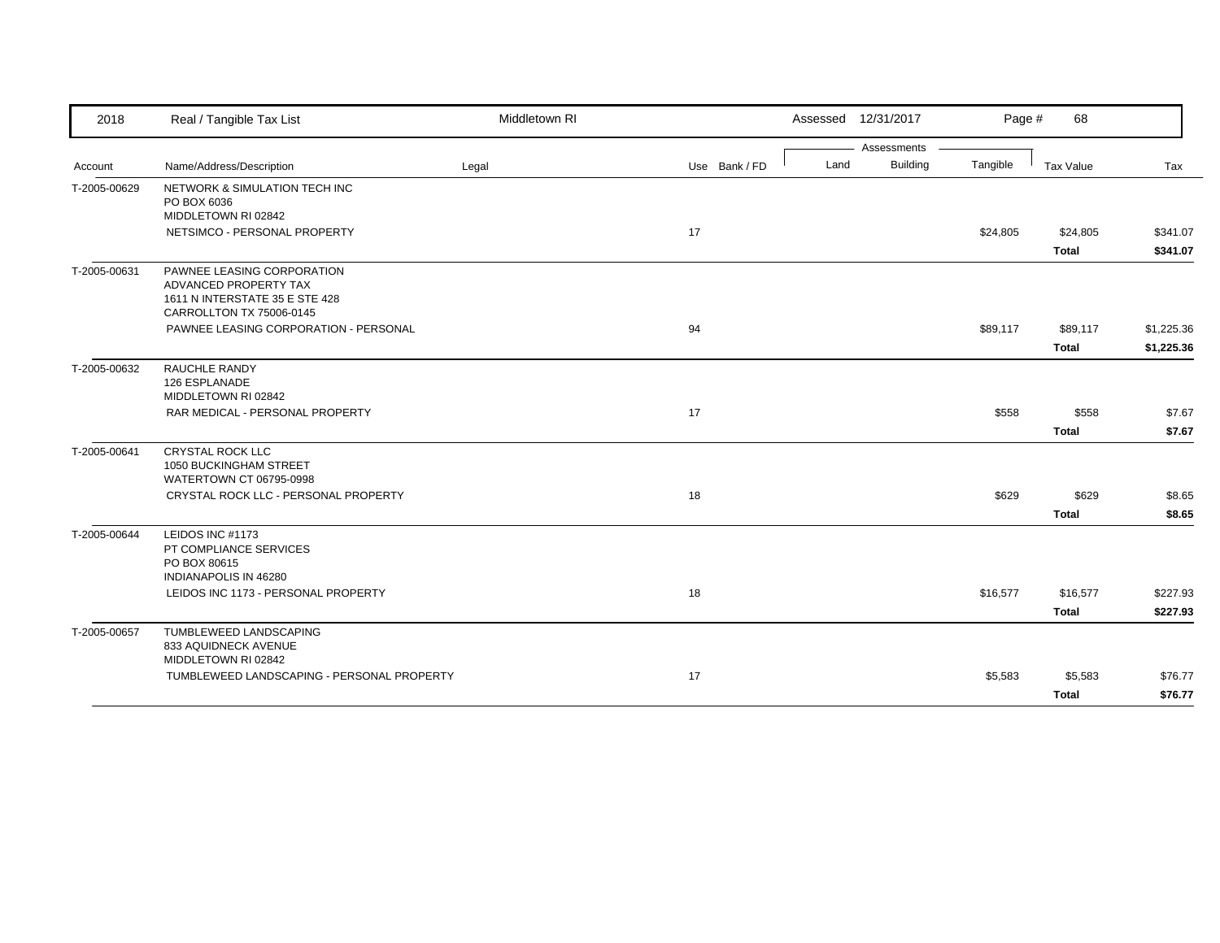| Account | Name/Address/Description | Legal | Use | Bank / FD | Land | Building | Tangible | Tax Value | Tax |
|---|---|---|---|---|---|---|---|---|---|
| T-2005-00629 | NETWORK & SIMULATION TECH INC<br>PO BOX 6036<br>MIDDLETOWN RI 02842 | | | | | | | | |
| | NETSIMCO - PERSONAL PROPERTY | | 17 | | | | $24,805 | $24,805 | $341.07 |
| | | | | | | | | **Total** | **$341.07** |
| T-2005-00631 | PAWNEE LEASING CORPORATION<br>ADVANCED PROPERTY TAX<br>1611 N INTERSTATE 35 E STE 428<br>CARROLLTON TX 75006-0145 | | | | | | | | |
| | PAWNEE LEASING CORPORATION - PERSONAL | | 94 | | | | $89,117 | $89,117 | $1,225.36 |
| | | | | | | | | **Total** | **$1,225.36** |
| T-2005-00632 | RAUCHLE RANDY<br>126 ESPLANADE<br>MIDDLETOWN RI 02842 | | | | | | | | |
| | RAR MEDICAL - PERSONAL PROPERTY | | 17 | | | | $558 | $558 | $7.67 |
| | | | | | | | | **Total** | **$7.67** |
| T-2005-00641 | CRYSTAL ROCK LLC<br>1050 BUCKINGHAM STREET<br>WATERTOWN CT 06795-0998 | | | | | | | | |
| | CRYSTAL ROCK LLC - PERSONAL PROPERTY | | 18 | | | | $629 | $629 | $8.65 |
| | | | | | | | | **Total** | **$8.65** |
| T-2005-00644 | LEIDOS INC #1173<br>PT COMPLIANCE SERVICES<br>PO BOX 80615<br>INDIANAPOLIS IN 46280 | | | | | | | | |
| | LEIDOS INC 1173 - PERSONAL PROPERTY | | 18 | | | | $16,577 | $16,577 | $227.93 |
| | | | | | | | | **Total** | **$227.93** |
| T-2005-00657 | TUMBLEWEED LANDSCAPING<br>833 AQUIDNECK AVENUE<br>MIDDLETOWN RI 02842 | | | | | | | | |
| | TUMBLEWEED LANDSCAPING - PERSONAL PROPERTY | | 17 | | | | $5,583 | $5,583 | $76.77 |
| | | | | | | | | **Total** | **$76.77** |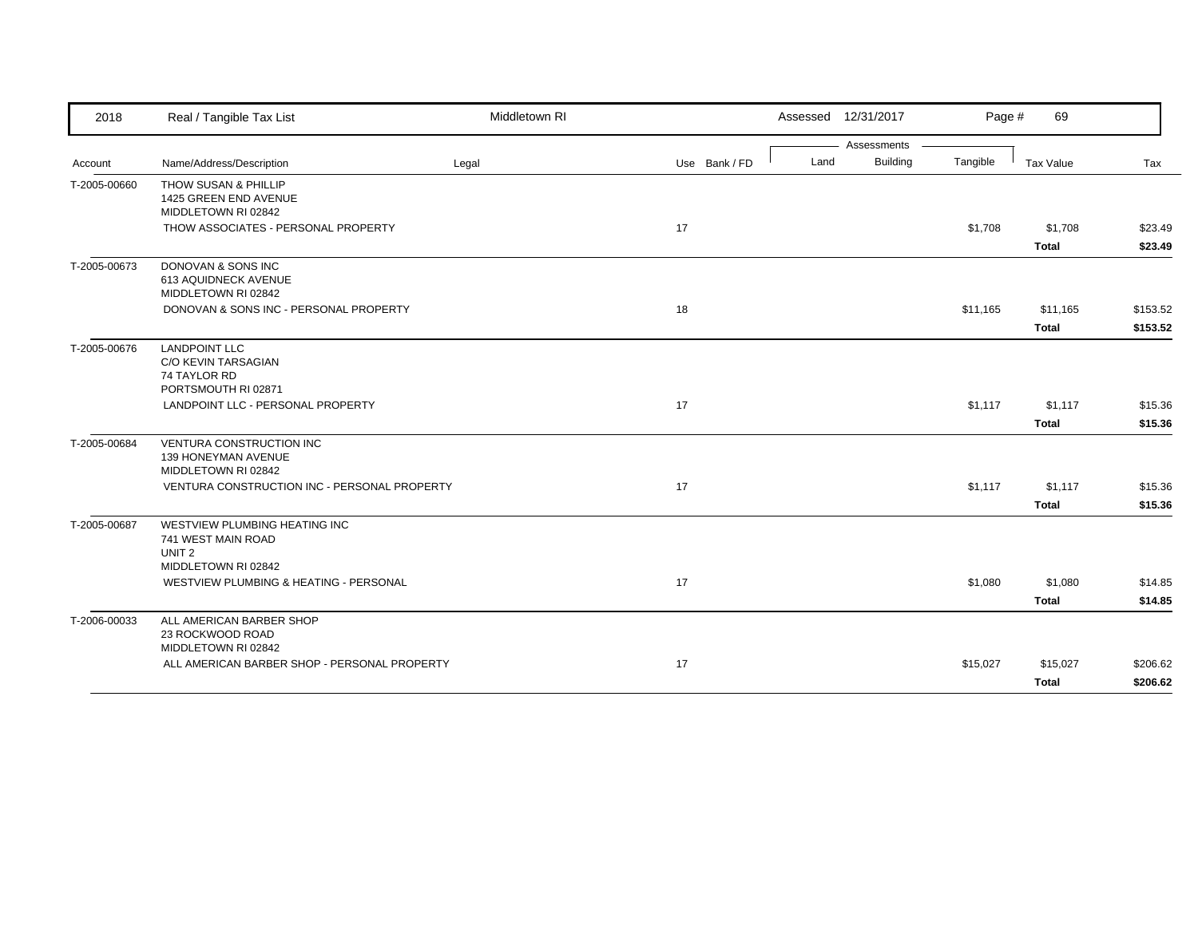| Account | Name/Address/Description | Legal | Use | Bank / FD | Land | Building | Tangible | Tax Value | Tax |
|---|---|---|---|---|---|---|---|---|---|
| T-2005-00660 | THOW SUSAN & PHILLIP<br>1425 GREEN END AVENUE<br>MIDDLETOWN RI 02842 | | | | | | | | |
| | THOW ASSOCIATES - PERSONAL PROPERTY | | 17 | | | | $1,708 | $1,708 | $23.49 |
| | | | | | | | | **Total** | **$23.49** |
| T-2005-00673 | DONOVAN & SONS INC<br>613 AQUIDNECK AVENUE<br>MIDDLETOWN RI 02842 | | | | | | | | |
| | DONOVAN & SONS INC - PERSONAL PROPERTY | | 18 | | | | $11,165 | $11,165 | $153.52 |
| | | | | | | | | **Total** | **$153.52** |
| T-2005-00676 | LANDPOINT LLC<br>C/O KEVIN TARSAGIAN<br>74 TAYLOR RD<br>PORTSMOUTH RI 02871 | | | | | | | | |
| | LANDPOINT LLC - PERSONAL PROPERTY | | 17 | | | | $1,117 | $1,117 | $15.36 |
| | | | | | | | | **Total** | **$15.36** |
| T-2005-00684 | VENTURA CONSTRUCTION INC<br>139 HONEYMAN AVENUE<br>MIDDLETOWN RI 02842 | | | | | | | | |
| | VENTURA CONSTRUCTION INC - PERSONAL PROPERTY | | 17 | | | | $1,117 | $1,117 | $15.36 |
| | | | | | | | | **Total** | **$15.36** |
| T-2005-00687 | WESTVIEW PLUMBING HEATING INC<br>741 WEST MAIN ROAD<br>UNIT 2<br>MIDDLETOWN RI 02842 | | | | | | | | |
| | WESTVIEW PLUMBING & HEATING - PERSONAL | | 17 | | | | $1,080 | $1,080 | $14.85 |
| | | | | | | | | **Total** | **$14.85** |
| T-2006-00033 | ALL AMERICAN BARBER SHOP<br>23 ROCKWOOD ROAD<br>MIDDLETOWN RI 02842 | | | | | | | | |
| | ALL AMERICAN BARBER SHOP - PERSONAL PROPERTY | | 17 | | | | $15,027 | $15,027 | $206.62 |
| | | | | | | | | **Total** | **$206.62** |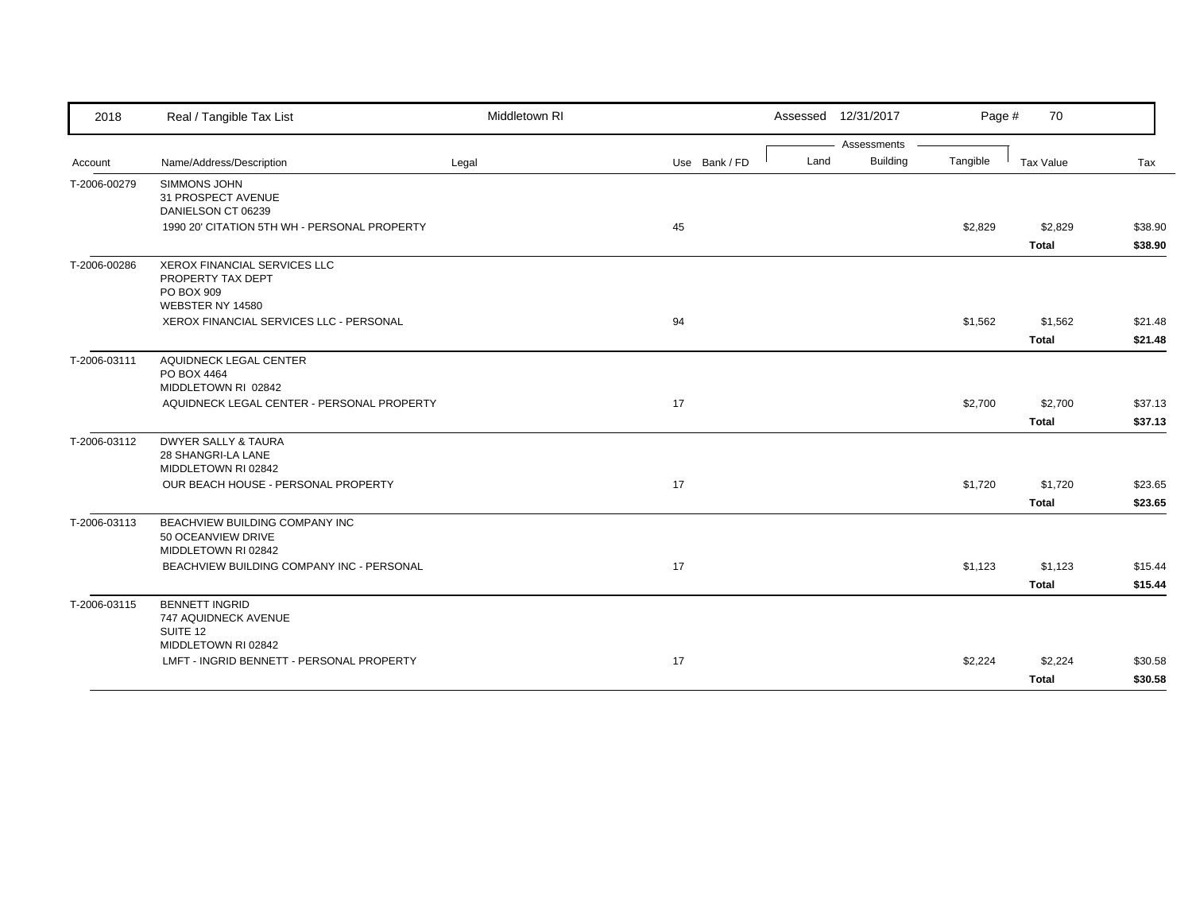| 2018 | Real / Tangible Tax List | Middletown RI | | Assessed 12/31/2017 | | | | |
|---|---|---|---|---|---|---|---|---|
| | | | | Assessments | | | | |
| Account | Name/Address/Description | Legal | Use Bank / FD | Land | Building | Tangible | Tax Value | Tax |
| T-2006-00279 | SIMMONS JOHN<br>31 PROSPECT AVENUE<br>DANIELSON CT 06239 | | | | | | | |
| | 1990 20' CITATION 5TH WH - PERSONAL PROPERTY | | 45 | | | $2,829 | $2,829 | $38.90 |
| | | | | | | | **Total** | **$38.90** |
| T-2006-00286 | XEROX FINANCIAL SERVICES LLC<br>PROPERTY TAX DEPT<br>PO BOX 909<br>WEBSTER NY 14580 | | | | | | | |
| | XEROX FINANCIAL SERVICES LLC - PERSONAL | | 94 | | | $1,562 | $1,562 | $21.48 |
| | | | | | | | **Total** | **$21.48** |
| T-2006-03111 | AQUIDNECK LEGAL CENTER<br>PO BOX 4464<br>MIDDLETOWN RI 02842 | | | | | | | |
| | AQUIDNECK LEGAL CENTER - PERSONAL PROPERTY | | 17 | | | $2,700 | $2,700 | $37.13 |
| | | | | | | | **Total** | **$37.13** |
| T-2006-03112 | DWYER SALLY & TAURA<br>28 SHANGRI-LA LANE<br>MIDDLETOWN RI 02842 | | | | | | | |
| | OUR BEACH HOUSE - PERSONAL PROPERTY | | 17 | | | $1,720 | $1,720 | $23.65 |
| | | | | | | | **Total** | **$23.65** |
| T-2006-03113 | BEACHVIEW BUILDING COMPANY INC<br>50 OCEANVIEW DRIVE<br>MIDDLETOWN RI 02842 | | | | | | | |
| | BEACHVIEW BUILDING COMPANY INC - PERSONAL | | 17 | | | $1,123 | $1,123 | $15.44 |
| | | | | | | | **Total** | **$15.44** |
| T-2006-03115 | BENNETT INGRID<br>747 AQUIDNECK AVENUE<br>SUITE 12<br>MIDDLETOWN RI 02842 | | | | | | | |
| | LMFT - INGRID BENNETT - PERSONAL PROPERTY | | 17 | | | $2,224 | $2,224 | $30.58 |
| | | | | | | | **Total** | **$30.58** |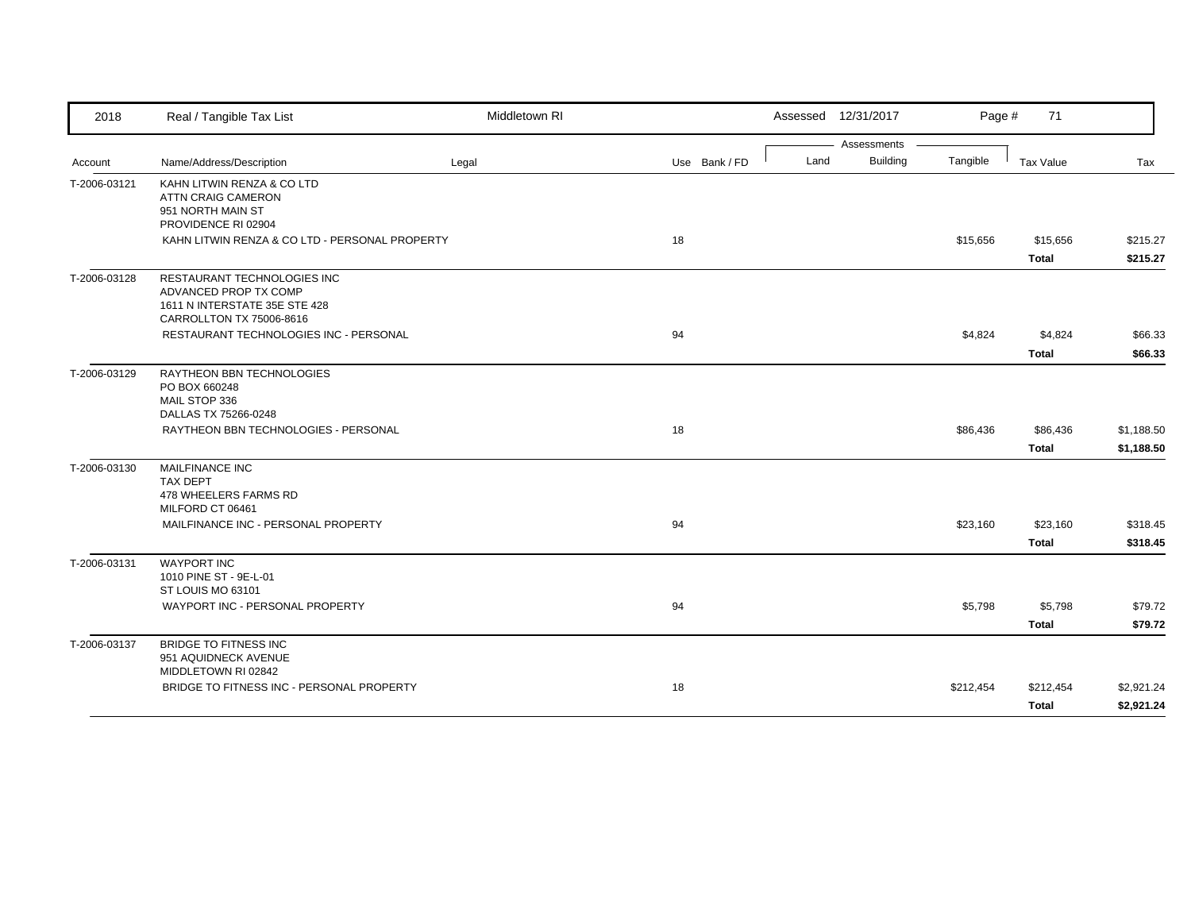| 2018 | Real / Tangible Tax List | Middletown RI | | Assessed 12/31/2017 | | Page # 71 | | |
|---|---|---|---|---|---|---|---|---|
| | | | | Assessments | | | | |
| Account | Name/Address/Description | Legal | Use Bank / FD | Land | Building | Tangible | Tax Value | Tax |
| T-2006-03121 | KAHN LITWIN RENZA & CO LTD<br>ATTN CRAIG CAMERON<br>951 NORTH MAIN ST<br>PROVIDENCE RI 02904 | | | | | | | |
| | KAHN LITWIN RENZA & CO LTD - PERSONAL PROPERTY | | 18 | | | $15,656 | $15,656 | $215.27 |
| | | | | | | | **Total** | **$215.27** |
| T-2006-03128 | RESTAURANT TECHNOLOGIES INC<br>ADVANCED PROP TX COMP<br>1611 N INTERSTATE 35E STE 428<br>CARROLLTON TX 75006-8616 | | | | | | | |
| | RESTAURANT TECHNOLOGIES INC - PERSONAL | | 94 | | | $4,824 | $4,824 | $66.33 |
| | | | | | | | **Total** | **$66.33** |
| T-2006-03129 | RAYTHEON BBN TECHNOLOGIES<br>PO BOX 660248<br>MAIL STOP 336<br>DALLAS TX 75266-0248 | | | | | | | |
| | RAYTHEON BBN TECHNOLOGIES - PERSONAL | | 18 | | | $86,436 | $86,436 | $1,188.50 |
| | | | | | | | **Total** | **$1,188.50** |
| T-2006-03130 | MAILFINANCE INC<br>TAX DEPT<br>478 WHEELERS FARMS RD<br>MILFORD CT 06461 | | | | | | | |
| | MAILFINANCE INC - PERSONAL PROPERTY | | 94 | | | $23,160 | $23,160 | $318.45 |
| | | | | | | | **Total** | **$318.45** |
| T-2006-03131 | WAYPORT INC<br>1010 PINE ST - 9E-L-01<br>ST LOUIS MO 63101 | | | | | | | |
| | WAYPORT INC - PERSONAL PROPERTY | | 94 | | | $5,798 | $5,798 | $79.72 |
| | | | | | | | **Total** | **$79.72** |
| T-2006-03137 | BRIDGE TO FITNESS INC<br>951 AQUIDNECK AVENUE<br>MIDDLETOWN RI 02842 | | | | | | | |
| | BRIDGE TO FITNESS INC - PERSONAL PROPERTY | | 18 | | | $212,454 | $212,454 | $2,921.24 |
| | | | | | | | **Total** | **$2,921.24** |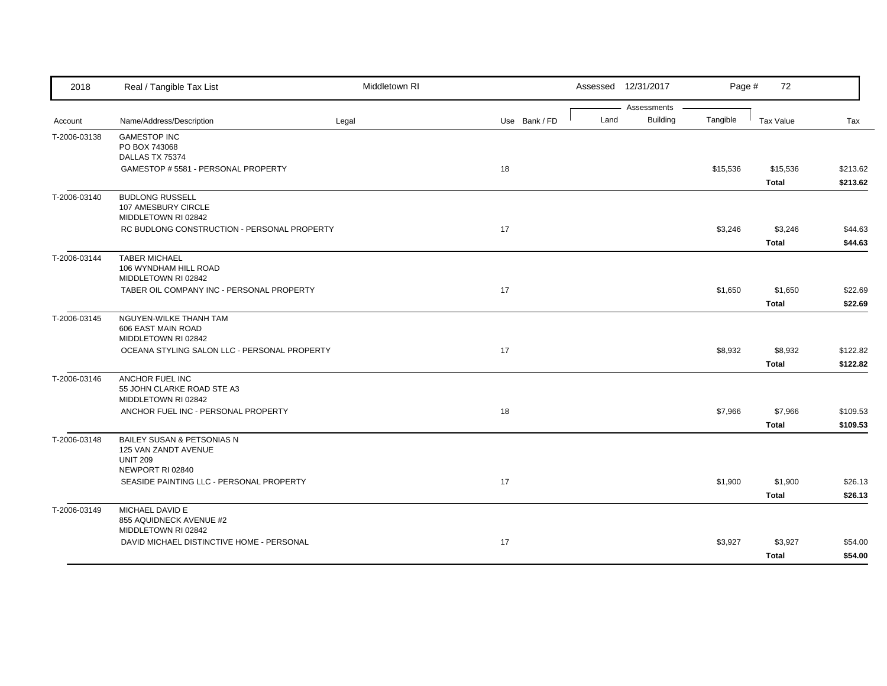| Account | Name/Address/Description | Legal | Use | Bank / FD | Land | Building | Tangible | Tax Value | Tax |
|---|---|---|---|---|---|---|---|---|---|
| T-2006-03138 | GAMESTOP INC<br>PO BOX 743068<br>DALLAS TX 75374 | | | | | | | | |
| | GAMESTOP # 5581 - PERSONAL PROPERTY | | 18 | | | | $15,536 | $15,536 | $213.62 |
| | | | | | | | | **Total** | **$213.62** |
| T-2006-03140 | BUDLONG RUSSELL<br>107 AMESBURY CIRCLE<br>MIDDLETOWN RI 02842 | | | | | | | | |
| | RC BUDLONG CONSTRUCTION - PERSONAL PROPERTY | | 17 | | | | $3,246 | $3,246 | $44.63 |
| | | | | | | | | **Total** | **$44.63** |
| T-2006-03144 | TABER MICHAEL<br>106 WYNDHAM HILL ROAD<br>MIDDLETOWN RI 02842 | | | | | | | | |
| | TABER OIL COMPANY INC - PERSONAL PROPERTY | | 17 | | | | $1,650 | $1,650 | $22.69 |
| | | | | | | | | **Total** | **$22.69** |
| T-2006-03145 | NGUYEN-WILKE THANH TAM<br>606 EAST MAIN ROAD<br>MIDDLETOWN RI 02842 | | | | | | | | |
| | OCEANA STYLING SALON LLC - PERSONAL PROPERTY | | 17 | | | | $8,932 | $8,932 | $122.82 |
| | | | | | | | | **Total** | **$122.82** |
| T-2006-03146 | ANCHOR FUEL INC<br>55 JOHN CLARKE ROAD STE A3<br>MIDDLETOWN RI 02842 | | | | | | | | |
| | ANCHOR FUEL INC - PERSONAL PROPERTY | | 18 | | | | $7,966 | $7,966 | $109.53 |
| | | | | | | | | **Total** | **$109.53** |
| T-2006-03148 | BAILEY SUSAN & PETSONIAS N<br>125 VAN ZANDT AVENUE<br>UNIT 209<br>NEWPORT RI 02840 | | | | | | | | |
| | SEASIDE PAINTING LLC - PERSONAL PROPERTY | | 17 | | | | $1,900 | $1,900 | $26.13 |
| | | | | | | | | **Total** | **$26.13** |
| T-2006-03149 | MICHAEL DAVID E<br>855 AQUIDNECK AVENUE #2<br>MIDDLETOWN RI 02842 | | | | | | | | |
| | DAVID MICHAEL DISTINCTIVE HOME - PERSONAL | | 17 | | | | $3,927 | $3,927 | $54.00 |
| | | | | | | | | **Total** | **$54.00** |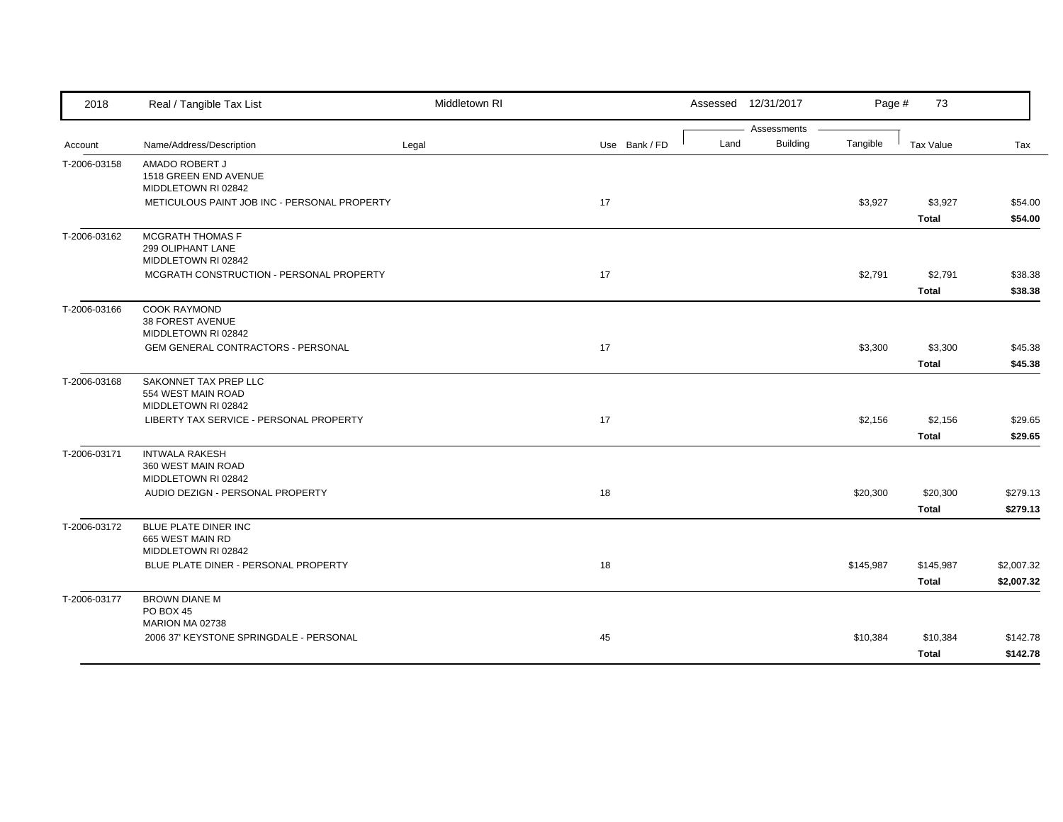| Account | Name/Address/Description | Legal | Use | Bank / FD | Land | Building | Tangible | Tax Value | Tax |
|---|---|---|---|---|---|---|---|---|---|
| T-2006-03158 | AMADO ROBERT J<br>1518 GREEN END AVENUE<br>MIDDLETOWN RI 02842 | | | | | | | | |
| | METICULOUS PAINT JOB INC - PERSONAL PROPERTY | | 17 | | | | $3,927 | $3,927 | $54.00 |
| | | | | | | | | **Total** | **$54.00** |
| T-2006-03162 | MCGRATH THOMAS F<br>299 OLIPHANT LANE<br>MIDDLETOWN RI 02842 | | | | | | | | |
| | MCGRATH CONSTRUCTION - PERSONAL PROPERTY | | 17 | | | | $2,791 | $2,791 | $38.38 |
| | | | | | | | | **Total** | **$38.38** |
| T-2006-03166 | COOK RAYMOND<br>38 FOREST AVENUE<br>MIDDLETOWN RI 02842 | | | | | | | | |
| | GEM GENERAL CONTRACTORS - PERSONAL | | 17 | | | | $3,300 | $3,300 | $45.38 |
| | | | | | | | | **Total** | **$45.38** |
| T-2006-03168 | SAKONNET TAX PREP LLC<br>554 WEST MAIN ROAD<br>MIDDLETOWN RI 02842 | | | | | | | | |
| | LIBERTY TAX SERVICE - PERSONAL PROPERTY | | 17 | | | | $2,156 | $2,156 | $29.65 |
| | | | | | | | | **Total** | **$29.65** |
| T-2006-03171 | INTWALA RAKESH<br>360 WEST MAIN ROAD<br>MIDDLETOWN RI 02842 | | | | | | | | |
| | AUDIO DEZIGN - PERSONAL PROPERTY | | 18 | | | | $20,300 | $20,300 | $279.13 |
| | | | | | | | | **Total** | **$279.13** |
| T-2006-03172 | BLUE PLATE DINER INC<br>665 WEST MAIN RD<br>MIDDLETOWN RI 02842 | | | | | | | | |
| | BLUE PLATE DINER - PERSONAL PROPERTY | | 18 | | | | $145,987 | $145,987 | $2,007.32 |
| | | | | | | | | **Total** | **$2,007.32** |
| T-2006-03177 | BROWN DIANE M<br>PO BOX 45<br>MARION MA 02738 | | | | | | | | |
| | 2006 37' KEYSTONE SPRINGDALE - PERSONAL | | 45 | | | | $10,384 | $10,384 | $142.78 |
| | | | | | | | | **Total** | **$142.78** |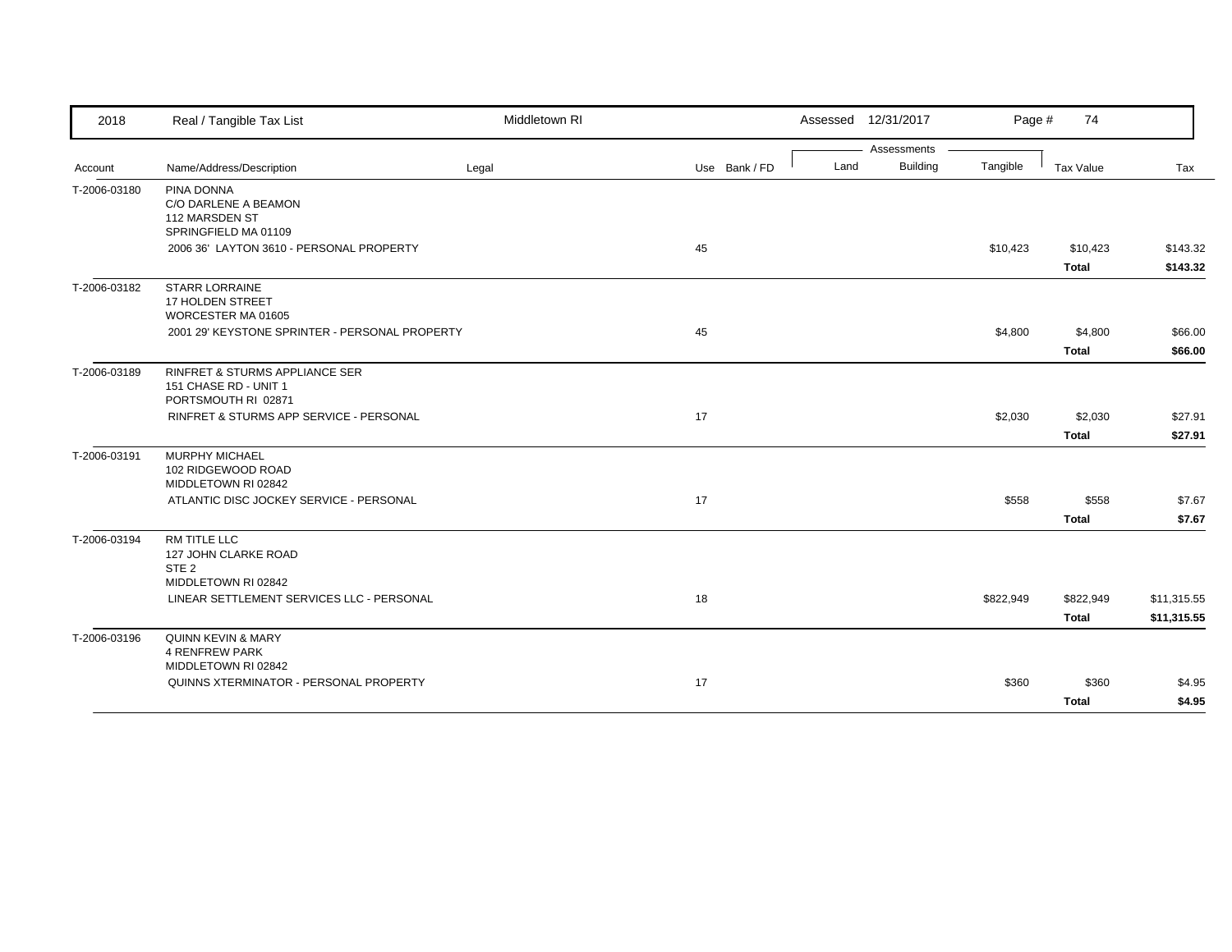| 2018 | Real / Tangible Tax List | Middletown RI | | | Assessed 12/31/2017 | | | | |
|---|---|---|---|---|---|---|---|---|---|
| | | | | | Assessments | | | | |
| Account | Name/Address/Description | Legal | Use | Bank / FD | Land | Building | Tangible | Tax Value | Tax |
| T-2006-03180 | PINA DONNA<br>C/O DARLENE A BEAMON<br>112 MARSDEN ST<br>SPRINGFIELD MA 01109 | | | | | | | | |
| | 2006 36' LAYTON 3610 - PERSONAL PROPERTY | | 45 | | | | $10,423 | $10,423 | $143.32 |
| | | | | | | | | **Total** | **$143.32** |
| T-2006-03182 | STARR LORRAINE<br>17 HOLDEN STREET<br>WORCESTER MA 01605 | | | | | | | | |
| | 2001 29' KEYSTONE SPRINTER - PERSONAL PROPERTY | | 45 | | | | $4,800 | $4,800 | $66.00 |
| | | | | | | | | **Total** | **$66.00** |
| T-2006-03189 | RINFRET & STURMS APPLIANCE SER<br>151 CHASE RD - UNIT 1<br>PORTSMOUTH RI 02871 | | | | | | | | |
| | RINFRET & STURMS APP SERVICE - PERSONAL | | 17 | | | | $2,030 | $2,030 | $27.91 |
| | | | | | | | | **Total** | **$27.91** |
| T-2006-03191 | MURPHY MICHAEL<br>102 RIDGEWOOD ROAD<br>MIDDLETOWN RI 02842 | | | | | | | | |
| | ATLANTIC DISC JOCKEY SERVICE - PERSONAL | | 17 | | | | $558 | $558 | $7.67 |
| | | | | | | | | **Total** | **$7.67** |
| T-2006-03194 | RM TITLE LLC<br>127 JOHN CLARKE ROAD<br>STE 2<br>MIDDLETOWN RI 02842 | | | | | | | | |
| | LINEAR SETTLEMENT SERVICES LLC - PERSONAL | | 18 | | | | $822,949 | $822,949 | $11,315.55 |
| | | | | | | | | **Total** | **$11,315.55** |
| T-2006-03196 | QUINN KEVIN & MARY<br>4 RENFREW PARK<br>MIDDLETOWN RI 02842 | | | | | | | | |
| | QUINNS XTERMINATOR - PERSONAL PROPERTY | | 17 | | | | $360 | $360 | $4.95 |
| | | | | | | | | **Total** | **$4.95** |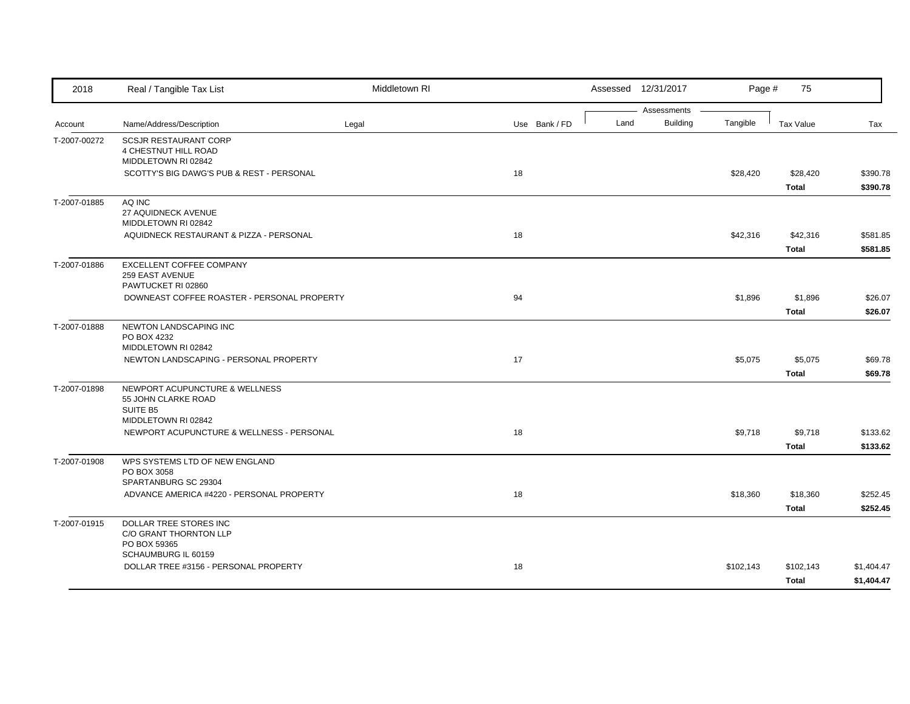2018 Real / Tangible Tax List — Middletown RI — Assessed 12/31/2017

| Account | Name/Address/Description | Legal | Use | Bank / FD | Land | Building | Tangible | Tax Value | Tax |
|---|---|---|---|---|---|---|---|---|---|
| T-2007-00272 | SCSJR RESTAURANT CORP<br>4 CHESTNUT HILL ROAD<br>MIDDLETOWN RI 02842 | | | | | | | | |
| | SCOTTY'S BIG DAWG'S PUB & REST - PERSONAL | | 18 | | | | $28,420 | $28,420 | $390.78 |
| | | | | | | | | **Total** | **$390.78** |
| T-2007-01885 | AQ INC<br>27 AQUIDNECK AVENUE<br>MIDDLETOWN RI 02842 | | | | | | | | |
| | AQUIDNECK RESTAURANT & PIZZA - PERSONAL | | 18 | | | | $42,316 | $42,316 | $581.85 |
| | | | | | | | | **Total** | **$581.85** |
| T-2007-01886 | EXCELLENT COFFEE COMPANY<br>259 EAST AVENUE<br>PAWTUCKET RI 02860 | | | | | | | | |
| | DOWNEAST COFFEE ROASTER - PERSONAL PROPERTY | | 94 | | | | $1,896 | $1,896 | $26.07 |
| | | | | | | | | **Total** | **$26.07** |
| T-2007-01888 | NEWTON LANDSCAPING INC<br>PO BOX 4232<br>MIDDLETOWN RI 02842 | | | | | | | | |
| | NEWTON LANDSCAPING - PERSONAL PROPERTY | | 17 | | | | $5,075 | $5,075 | $69.78 |
| | | | | | | | | **Total** | **$69.78** |
| T-2007-01898 | NEWPORT ACUPUNCTURE & WELLNESS<br>55 JOHN CLARKE ROAD<br>SUITE B5<br>MIDDLETOWN RI 02842 | | | | | | | | |
| | NEWPORT ACUPUNCTURE & WELLNESS - PERSONAL | | 18 | | | | $9,718 | $9,718 | $133.62 |
| | | | | | | | | **Total** | **$133.62** |
| T-2007-01908 | WPS SYSTEMS LTD OF NEW ENGLAND<br>PO BOX 3058<br>SPARTANBURG SC 29304 | | | | | | | | |
| | ADVANCE AMERICA #4220 - PERSONAL PROPERTY | | 18 | | | | $18,360 | $18,360 | $252.45 |
| | | | | | | | | **Total** | **$252.45** |
| T-2007-01915 | DOLLAR TREE STORES INC<br>C/O GRANT THORNTON LLP<br>PO BOX 59365<br>SCHAUMBURG IL 60159 | | | | | | | | |
| | DOLLAR TREE #3156 - PERSONAL PROPERTY | | 18 | | | | $102,143 | $102,143 | $1,404.47 |
| | | | | | | | | **Total** | **$1,404.47** |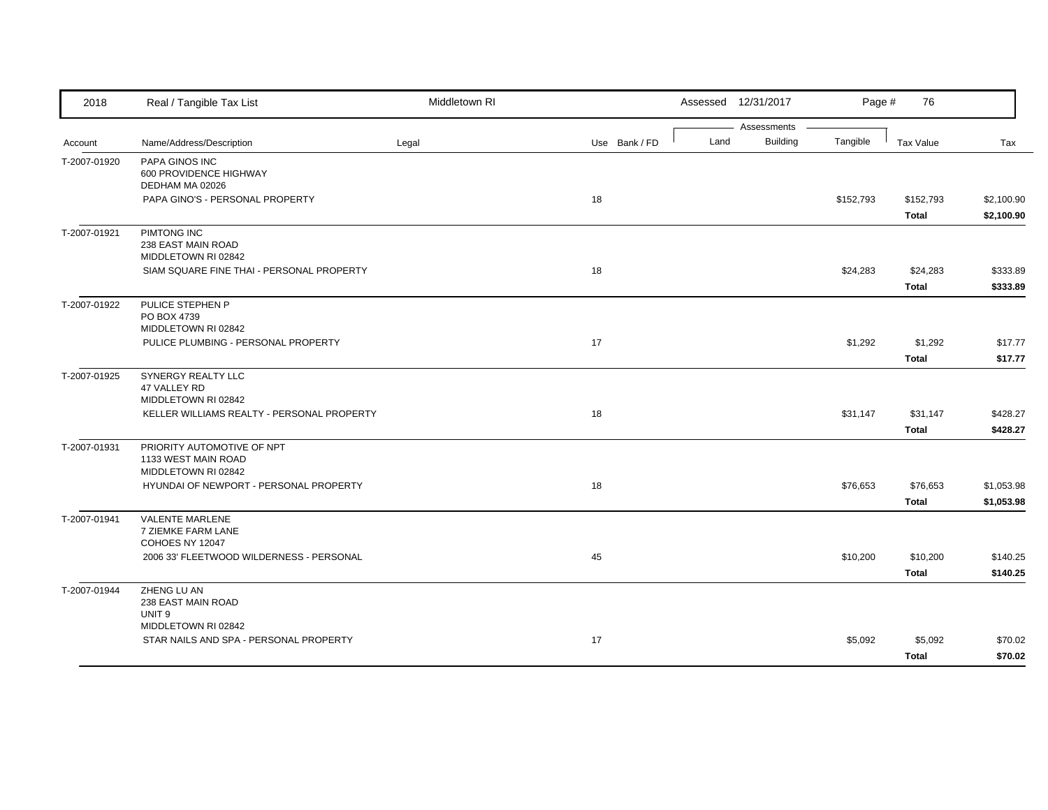| Account | Name/Address/Description | Legal | Use | Bank / FD | Land | Building | Tangible | Tax Value | Tax |
|---|---|---|---|---|---|---|---|---|---|
| T-2007-01920 | PAPA GINOS INC<br>600 PROVIDENCE HIGHWAY<br>DEDHAM MA 02026 | | | | | | | | |
| | PAPA GINO'S - PERSONAL PROPERTY | | 18 | | | | $152,793 | $152,793 | $2,100.90 |
| | | | | | | | | **Total** | **$2,100.90** |
| T-2007-01921 | PIMTONG INC<br>238 EAST MAIN ROAD<br>MIDDLETOWN RI 02842 | | | | | | | | |
| | SIAM SQUARE FINE THAI - PERSONAL PROPERTY | | 18 | | | | $24,283 | $24,283 | $333.89 |
| | | | | | | | | **Total** | **$333.89** |
| T-2007-01922 | PULICE STEPHEN P<br>PO BOX 4739<br>MIDDLETOWN RI 02842 | | | | | | | | |
| | PULICE PLUMBING - PERSONAL PROPERTY | | 17 | | | | $1,292 | $1,292 | $17.77 |
| | | | | | | | | **Total** | **$17.77** |
| T-2007-01925 | SYNERGY REALTY LLC<br>47 VALLEY RD<br>MIDDLETOWN RI 02842 | | | | | | | | |
| | KELLER WILLIAMS REALTY - PERSONAL PROPERTY | | 18 | | | | $31,147 | $31,147 | $428.27 |
| | | | | | | | | **Total** | **$428.27** |
| T-2007-01931 | PRIORITY AUTOMOTIVE OF NPT<br>1133 WEST MAIN ROAD<br>MIDDLETOWN RI 02842 | | | | | | | | |
| | HYUNDAI OF NEWPORT - PERSONAL PROPERTY | | 18 | | | | $76,653 | $76,653 | $1,053.98 |
| | | | | | | | | **Total** | **$1,053.98** |
| T-2007-01941 | VALENTE MARLENE<br>7 ZIEMKE FARM LANE<br>COHOES NY 12047 | | | | | | | | |
| | 2006 33' FLEETWOOD WILDERNESS - PERSONAL | | 45 | | | | $10,200 | $10,200 | $140.25 |
| | | | | | | | | **Total** | **$140.25** |
| T-2007-01944 | ZHENG LU AN<br>238 EAST MAIN ROAD<br>UNIT 9<br>MIDDLETOWN RI 02842 | | | | | | | | |
| | STAR NAILS AND SPA - PERSONAL PROPERTY | | 17 | | | | $5,092 | $5,092 | $70.02 |
| | | | | | | | | **Total** | **$70.02** |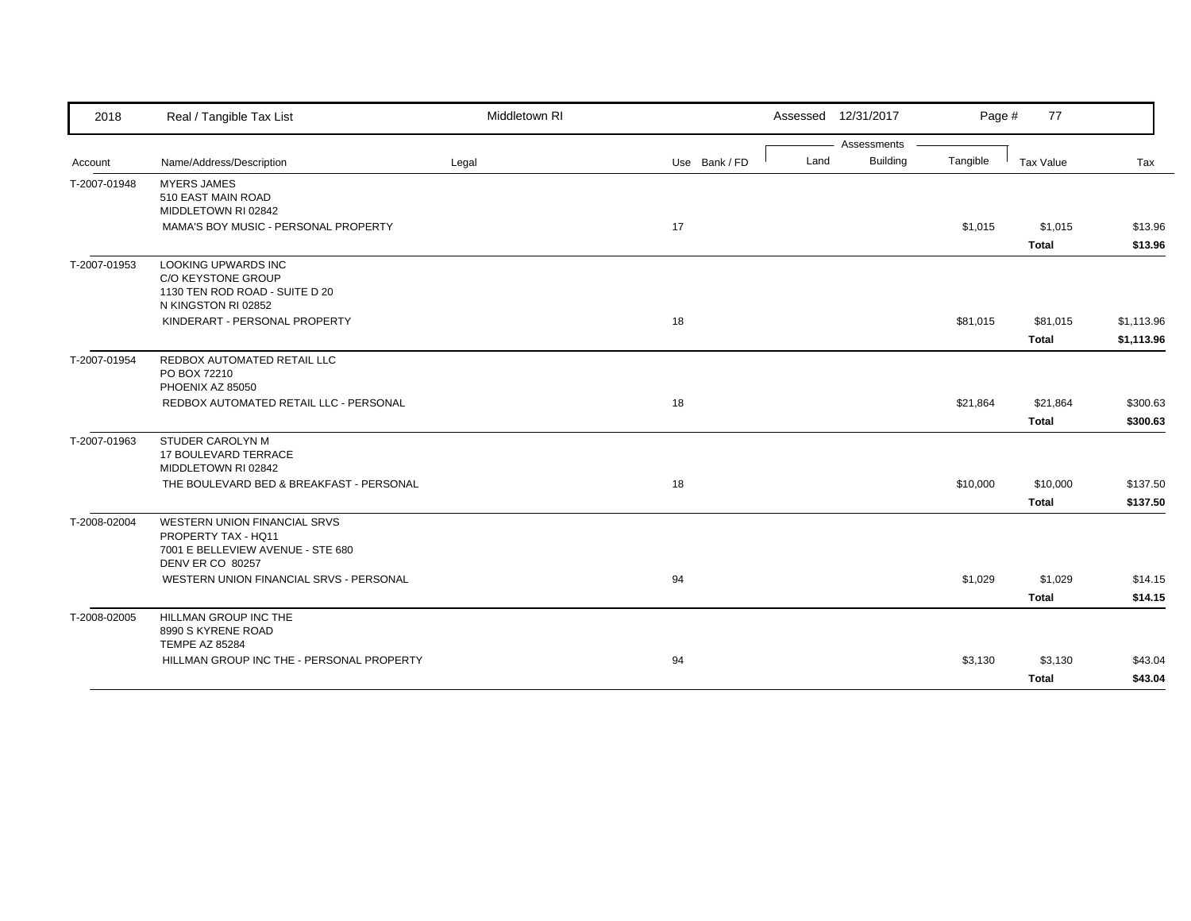| Account | Name/Address/Description | Legal | Use | Bank / FD | Land | Building | Tangible | Tax Value | Tax |
|---|---|---|---|---|---|---|---|---|---|
| T-2007-01948 | MYERS JAMES<br>510 EAST MAIN ROAD<br>MIDDLETOWN RI 02842 | | | | | | | | |
| | MAMA'S BOY MUSIC - PERSONAL PROPERTY | | 17 | | | | $1,015 | $1,015 | $13.96 |
| | | | | | | | | **Total** | **$13.96** |
| T-2007-01953 | LOOKING UPWARDS INC<br>C/O KEYSTONE GROUP<br>1130 TEN ROD ROAD - SUITE D 20<br>N KINGSTON RI 02852 | | | | | | | | |
| | KINDERART - PERSONAL PROPERTY | | 18 | | | | $81,015 | $81,015 | $1,113.96 |
| | | | | | | | | **Total** | **$1,113.96** |
| T-2007-01954 | REDBOX AUTOMATED RETAIL LLC<br>PO BOX 72210<br>PHOENIX AZ 85050 | | | | | | | | |
| | REDBOX AUTOMATED RETAIL LLC - PERSONAL | | 18 | | | | $21,864 | $21,864 | $300.63 |
| | | | | | | | | **Total** | **$300.63** |
| T-2007-01963 | STUDER CAROLYN M<br>17 BOULEVARD TERRACE<br>MIDDLETOWN RI 02842 | | | | | | | | |
| | THE BOULEVARD BED & BREAKFAST - PERSONAL | | 18 | | | | $10,000 | $10,000 | $137.50 |
| | | | | | | | | **Total** | **$137.50** |
| T-2008-02004 | WESTERN UNION FINANCIAL SRVS<br>PROPERTY TAX - HQ11<br>7001 E BELLEVIEW AVENUE - STE 680<br>DENV ER CO 80257 | | | | | | | | |
| | WESTERN UNION FINANCIAL SRVS - PERSONAL | | 94 | | | | $1,029 | $1,029 | $14.15 |
| | | | | | | | | **Total** | **$14.15** |
| T-2008-02005 | HILLMAN GROUP INC THE<br>8990 S KYRENE ROAD<br>TEMPE AZ 85284 | | | | | | | | |
| | HILLMAN GROUP INC THE - PERSONAL PROPERTY | | 94 | | | | $3,130 | $3,130 | $43.04 |
| | | | | | | | | **Total** | **$43.04** |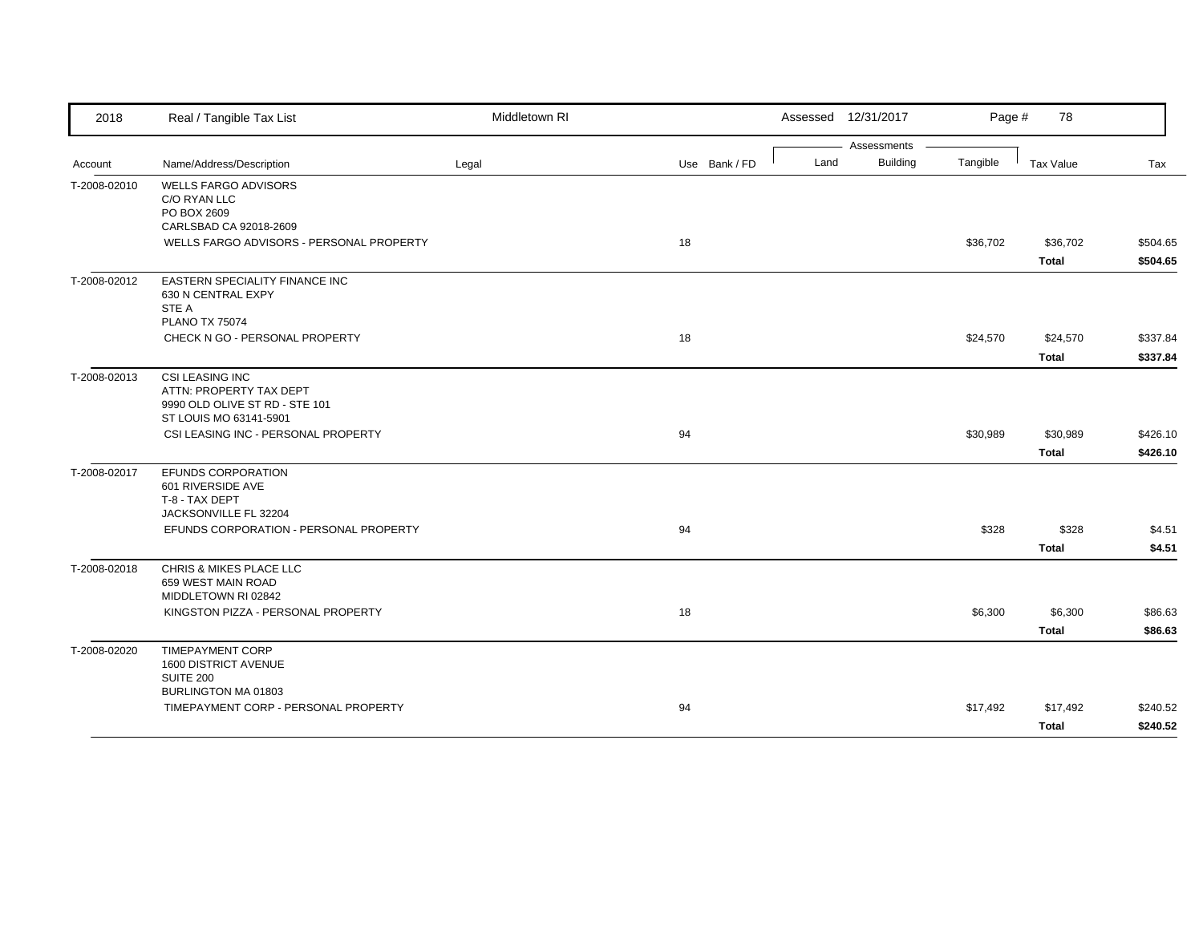| Account | Name/Address/Description | Legal | Use | Bank / FD | Land | Building | Tangible | Tax Value | Tax |
|---|---|---|---|---|---|---|---|---|---|
| T-2008-02010 | WELLS FARGO ADVISORS<br>C/O RYAN LLC<br>PO BOX 2609<br>CARLSBAD CA 92018-2609 | | | | | | | | |
| | WELLS FARGO ADVISORS - PERSONAL PROPERTY | | 18 | | | | $36,702 | $36,702 | $504.65 |
| | | | | | | | | **Total** | **$504.65** |
| T-2008-02012 | EASTERN SPECIALITY FINANCE INC<br>630 N CENTRAL EXPY<br>STE A<br>PLANO TX 75074 | | | | | | | | |
| | CHECK N GO - PERSONAL PROPERTY | | 18 | | | | $24,570 | $24,570 | $337.84 |
| | | | | | | | | **Total** | **$337.84** |
| T-2008-02013 | CSI LEASING INC<br>ATTN: PROPERTY TAX DEPT<br>9990 OLD OLIVE ST RD - STE 101<br>ST LOUIS MO 63141-5901 | | | | | | | | |
| | CSI LEASING INC - PERSONAL PROPERTY | | 94 | | | | $30,989 | $30,989 | $426.10 |
| | | | | | | | | **Total** | **$426.10** |
| T-2008-02017 | EFUNDS CORPORATION<br>601 RIVERSIDE AVE<br>T-8 - TAX DEPT<br>JACKSONVILLE FL 32204 | | | | | | | | |
| | EFUNDS CORPORATION - PERSONAL PROPERTY | | 94 | | | | $328 | $328 | $4.51 |
| | | | | | | | | **Total** | **$4.51** |
| T-2008-02018 | CHRIS & MIKES PLACE LLC<br>659 WEST MAIN ROAD<br>MIDDLETOWN RI 02842 | | | | | | | | |
| | KINGSTON PIZZA - PERSONAL PROPERTY | | 18 | | | | $6,300 | $6,300 | $86.63 |
| | | | | | | | | **Total** | **$86.63** |
| T-2008-02020 | TIMEPAYMENT CORP<br>1600 DISTRICT AVENUE<br>SUITE 200<br>BURLINGTON MA 01803 | | | | | | | | |
| | TIMEPAYMENT CORP - PERSONAL PROPERTY | | 94 | | | | $17,492 | $17,492 | $240.52 |
| | | | | | | | | **Total** | **$240.52** |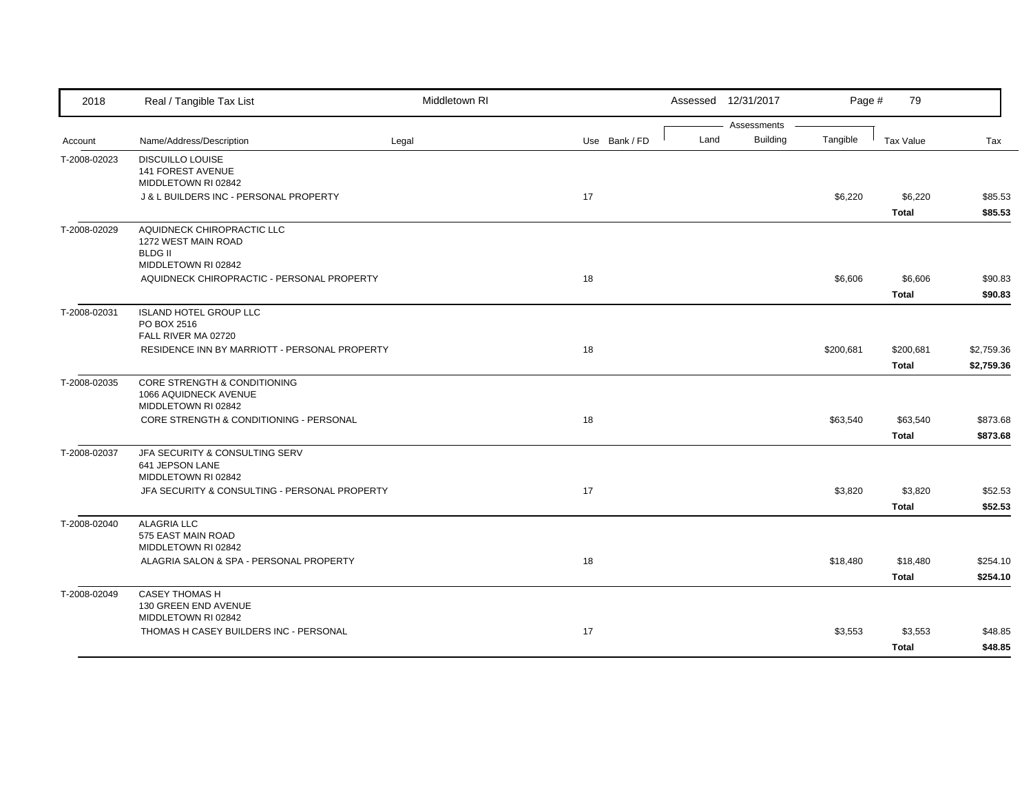| Account | Name/Address/Description | Legal | Use | Bank / FD | Land | Building | Tangible | Tax Value | Tax |
|---|---|---|---|---|---|---|---|---|---|
| T-2008-02023 | DISCUILLO LOUISE<br>141 FOREST AVENUE<br>MIDDLETOWN RI 02842 | | | | | | | | |
| | J & L BUILDERS INC - PERSONAL PROPERTY | | 17 | | | | $6,220 | $6,220 | $85.53 |
| | | | | | | | | **Total** | **$85.53** |
| T-2008-02029 | AQUIDNECK CHIROPRACTIC LLC<br>1272 WEST MAIN ROAD<br>BLDG II<br>MIDDLETOWN RI 02842 | | | | | | | | |
| | AQUIDNECK CHIROPRACTIC - PERSONAL PROPERTY | | 18 | | | | $6,606 | $6,606 | $90.83 |
| | | | | | | | | **Total** | **$90.83** |
| T-2008-02031 | ISLAND HOTEL GROUP LLC<br>PO BOX 2516<br>FALL RIVER MA 02720 | | | | | | | | |
| | RESIDENCE INN BY MARRIOTT - PERSONAL PROPERTY | | 18 | | | | $200,681 | $200,681 | $2,759.36 |
| | | | | | | | | **Total** | **$2,759.36** |
| T-2008-02035 | CORE STRENGTH & CONDITIONING<br>1066 AQUIDNECK AVENUE<br>MIDDLETOWN RI 02842 | | | | | | | | |
| | CORE STRENGTH & CONDITIONING - PERSONAL | | 18 | | | | $63,540 | $63,540 | $873.68 |
| | | | | | | | | **Total** | **$873.68** |
| T-2008-02037 | JFA SECURITY & CONSULTING SERV<br>641 JEPSON LANE<br>MIDDLETOWN RI 02842 | | | | | | | | |
| | JFA SECURITY & CONSULTING - PERSONAL PROPERTY | | 17 | | | | $3,820 | $3,820 | $52.53 |
| | | | | | | | | **Total** | **$52.53** |
| T-2008-02040 | ALAGRIA LLC<br>575 EAST MAIN ROAD<br>MIDDLETOWN RI 02842 | | | | | | | | |
| | ALAGRIA SALON & SPA - PERSONAL PROPERTY | | 18 | | | | $18,480 | $18,480 | $254.10 |
| | | | | | | | | **Total** | **$254.10** |
| T-2008-02049 | CASEY THOMAS H<br>130 GREEN END AVENUE<br>MIDDLETOWN RI 02842 | | | | | | | | |
| | THOMAS H CASEY BUILDERS INC - PERSONAL | | 17 | | | | $3,553 | $3,553 | $48.85 |
| | | | | | | | | **Total** | **$48.85** |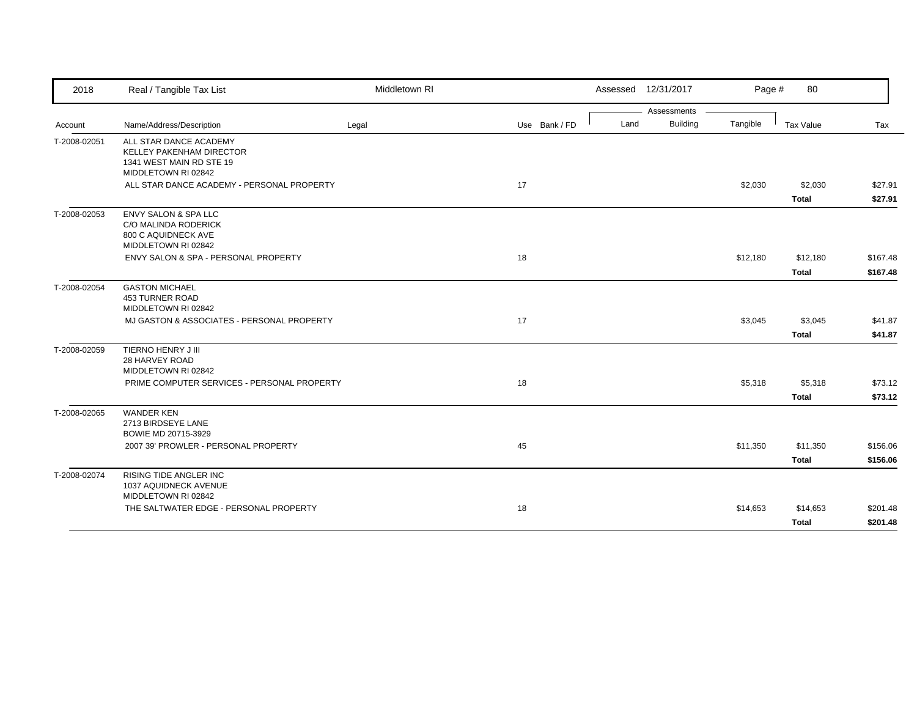| 2018 | Real / Tangible Tax List | Middletown RI | | Assessed 12/31/2017 | | | Page # 80 | |
|---|---|---|---|---|---|---|---|---|
| | | | | Assessments | | | | |
| Account | Name/Address/Description | Legal | Use Bank / FD | Land | Building | Tangible | Tax Value | Tax |
| T-2008-02051 | ALL STAR DANCE ACADEMY<br>KELLEY PAKENHAM DIRECTOR<br>1341 WEST MAIN RD STE 19<br>MIDDLETOWN RI 02842 | | | | | | | |
| | ALL STAR DANCE ACADEMY - PERSONAL PROPERTY | | 17 | | | $2,030 | $2,030 | $27.91 |
| | | | | | | | **Total** | **$27.91** |
| T-2008-02053 | ENVY SALON & SPA LLC<br>C/O MALINDA RODERICK<br>800 C AQUIDNECK AVE<br>MIDDLETOWN RI 02842 | | | | | | | |
| | ENVY SALON & SPA - PERSONAL PROPERTY | | 18 | | | $12,180 | $12,180 | $167.48 |
| | | | | | | | **Total** | **$167.48** |
| T-2008-02054 | GASTON MICHAEL<br>453 TURNER ROAD<br>MIDDLETOWN RI 02842 | | | | | | | |
| | MJ GASTON & ASSOCIATES - PERSONAL PROPERTY | | 17 | | | $3,045 | $3,045 | $41.87 |
| | | | | | | | **Total** | **$41.87** |
| T-2008-02059 | TIERNO HENRY J III<br>28 HARVEY ROAD<br>MIDDLETOWN RI 02842 | | | | | | | |
| | PRIME COMPUTER SERVICES - PERSONAL PROPERTY | | 18 | | | $5,318 | $5,318 | $73.12 |
| | | | | | | | **Total** | **$73.12** |
| T-2008-02065 | WANDER KEN<br>2713 BIRDSEYE LANE<br>BOWIE MD 20715-3929 | | | | | | | |
| | 2007 39' PROWLER - PERSONAL PROPERTY | | 45 | | | $11,350 | $11,350 | $156.06 |
| | | | | | | | **Total** | **$156.06** |
| T-2008-02074 | RISING TIDE ANGLER INC<br>1037 AQUIDNECK AVENUE<br>MIDDLETOWN RI 02842 | | | | | | | |
| | THE SALTWATER EDGE - PERSONAL PROPERTY | | 18 | | | $14,653 | $14,653 | $201.48 |
| | | | | | | | **Total** | **$201.48** |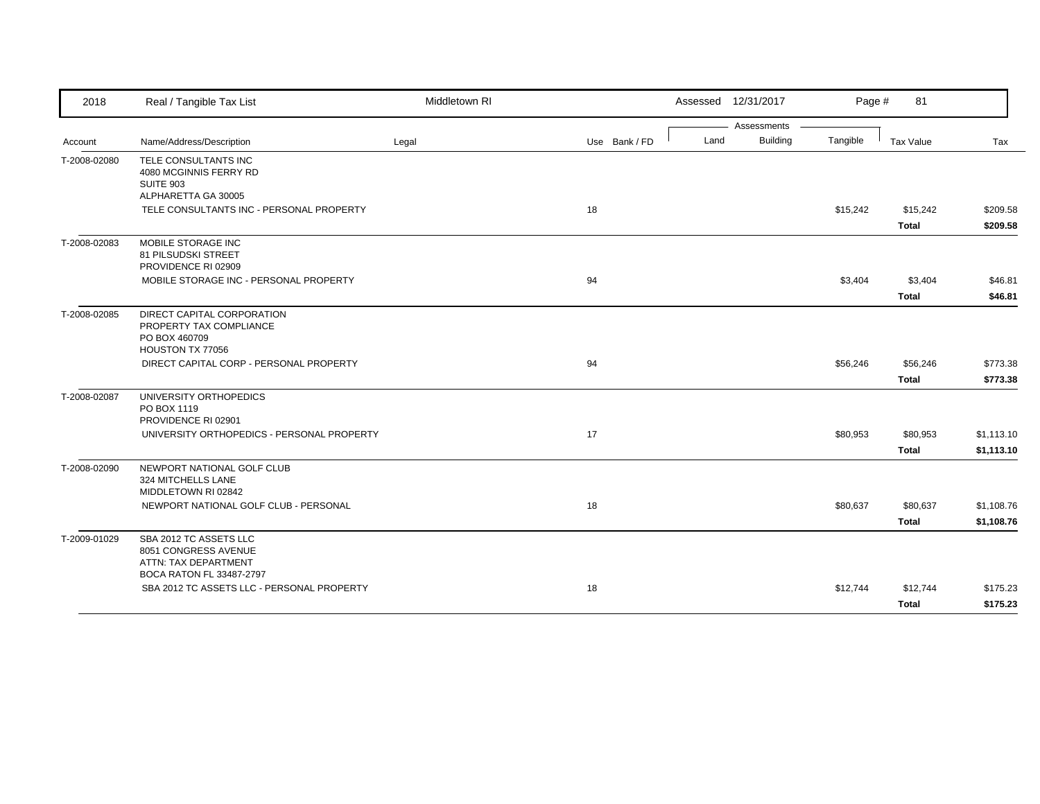| 2018 | Real / Tangible Tax List | Middletown RI | | | Assessed 12/31/2017 | | | | |
|---|---|---|---|---|---|---|---|---|---|
| | | | | | Assessments | | | | |
| Account | Name/Address/Description | Legal | Use | Bank / FD | Land | Building | Tangible | Tax Value | Tax |
| T-2008-02080 | TELE CONSULTANTS INC<br>4080 MCGINNIS FERRY RD<br>SUITE 903<br>ALPHARETTA GA 30005 | | | | | | | | |
| | TELE CONSULTANTS INC - PERSONAL PROPERTY | | 18 | | | | $15,242 | $15,242 | $209.58 |
| | | | | | | | | **Total** | **$209.58** |
| T-2008-02083 | MOBILE STORAGE INC<br>81 PILSUDSKI STREET<br>PROVIDENCE RI 02909 | | | | | | | | |
| | MOBILE STORAGE INC - PERSONAL PROPERTY | | 94 | | | | $3,404 | $3,404 | $46.81 |
| | | | | | | | | **Total** | **$46.81** |
| T-2008-02085 | DIRECT CAPITAL CORPORATION<br>PROPERTY TAX COMPLIANCE<br>PO BOX 460709<br>HOUSTON TX 77056 | | | | | | | | |
| | DIRECT CAPITAL CORP - PERSONAL PROPERTY | | 94 | | | | $56,246 | $56,246 | $773.38 |
| | | | | | | | | **Total** | **$773.38** |
| T-2008-02087 | UNIVERSITY ORTHOPEDICS<br>PO BOX 1119<br>PROVIDENCE RI 02901 | | | | | | | | |
| | UNIVERSITY ORTHOPEDICS - PERSONAL PROPERTY | | 17 | | | | $80,953 | $80,953 | $1,113.10 |
| | | | | | | | | **Total** | **$1,113.10** |
| T-2008-02090 | NEWPORT NATIONAL GOLF CLUB<br>324 MITCHELLS LANE<br>MIDDLETOWN RI 02842 | | | | | | | | |
| | NEWPORT NATIONAL GOLF CLUB - PERSONAL | | 18 | | | | $80,637 | $80,637 | $1,108.76 |
| | | | | | | | | **Total** | **$1,108.76** |
| T-2009-01029 | SBA 2012 TC ASSETS LLC<br>8051 CONGRESS AVENUE<br>ATTN: TAX DEPARTMENT<br>BOCA RATON FL 33487-2797 | | | | | | | | |
| | SBA 2012 TC ASSETS LLC - PERSONAL PROPERTY | | 18 | | | | $12,744 | $12,744 | $175.23 |
| | | | | | | | | **Total** | **$175.23** |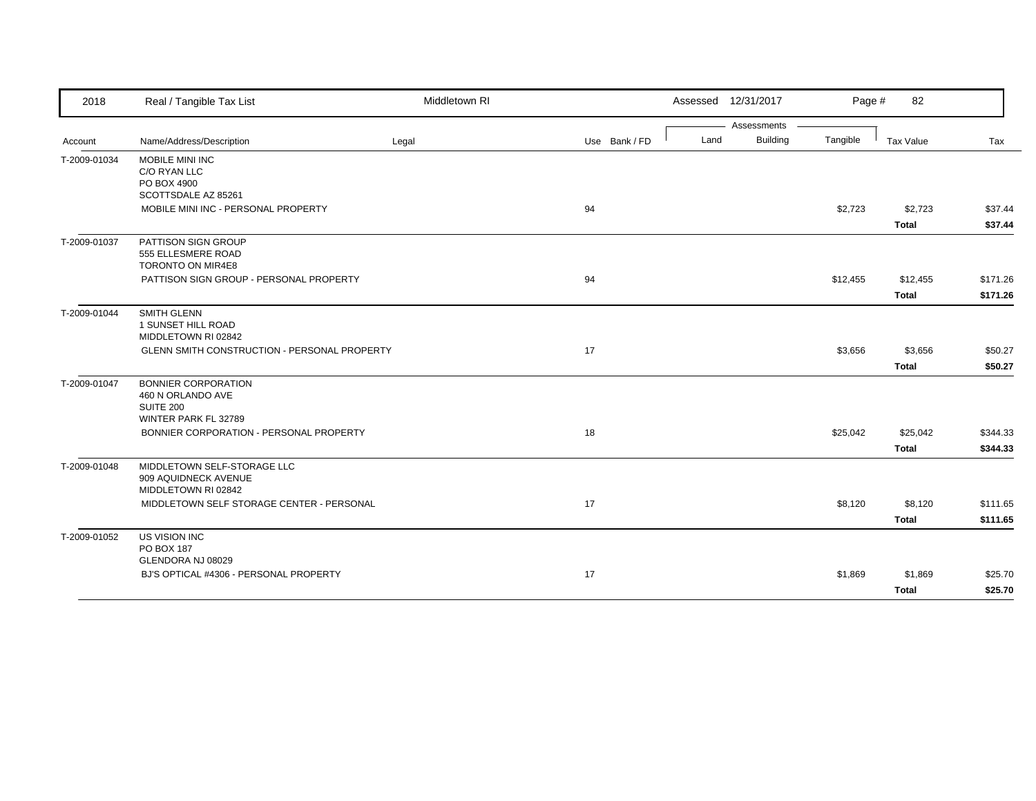| Account | Name/Address/Description | Legal | Use | Bank / FD | Land | Building | Tangible | Tax Value | Tax |
|---|---|---|---|---|---|---|---|---|---|
| T-2009-01034 | MOBILE MINI INC<br>C/O RYAN LLC<br>PO BOX 4900<br>SCOTTSDALE AZ 85261 | | | | | | | | |
| | MOBILE MINI INC - PERSONAL PROPERTY | | 94 | | | | $2,723 | $2,723 | $37.44 |
| | | | | | | | | **Total** | **$37.44** |
| T-2009-01037 | PATTISON SIGN GROUP<br>555 ELLESMERE ROAD<br>TORONTO ON MIR4E8 | | | | | | | | |
| | PATTISON SIGN GROUP - PERSONAL PROPERTY | | 94 | | | | $12,455 | $12,455 | $171.26 |
| | | | | | | | | **Total** | **$171.26** |
| T-2009-01044 | SMITH GLENN<br>1 SUNSET HILL ROAD<br>MIDDLETOWN RI 02842 | | | | | | | | |
| | GLENN SMITH CONSTRUCTION - PERSONAL PROPERTY | | 17 | | | | $3,656 | $3,656 | $50.27 |
| | | | | | | | | **Total** | **$50.27** |
| T-2009-01047 | BONNIER CORPORATION<br>460 N ORLANDO AVE<br>SUITE 200<br>WINTER PARK FL 32789 | | | | | | | | |
| | BONNIER CORPORATION - PERSONAL PROPERTY | | 18 | | | | $25,042 | $25,042 | $344.33 |
| | | | | | | | | **Total** | **$344.33** |
| T-2009-01048 | MIDDLETOWN SELF-STORAGE LLC<br>909 AQUIDNECK AVENUE<br>MIDDLETOWN RI 02842 | | | | | | | | |
| | MIDDLETOWN SELF STORAGE CENTER - PERSONAL | | 17 | | | | $8,120 | $8,120 | $111.65 |
| | | | | | | | | **Total** | **$111.65** |
| T-2009-01052 | US VISION INC<br>PO BOX 187<br>GLENDORA NJ 08029 | | | | | | | | |
| | BJ'S OPTICAL #4306 - PERSONAL PROPERTY | | 17 | | | | $1,869 | $1,869 | $25.70 |
| | | | | | | | | **Total** | **$25.70** |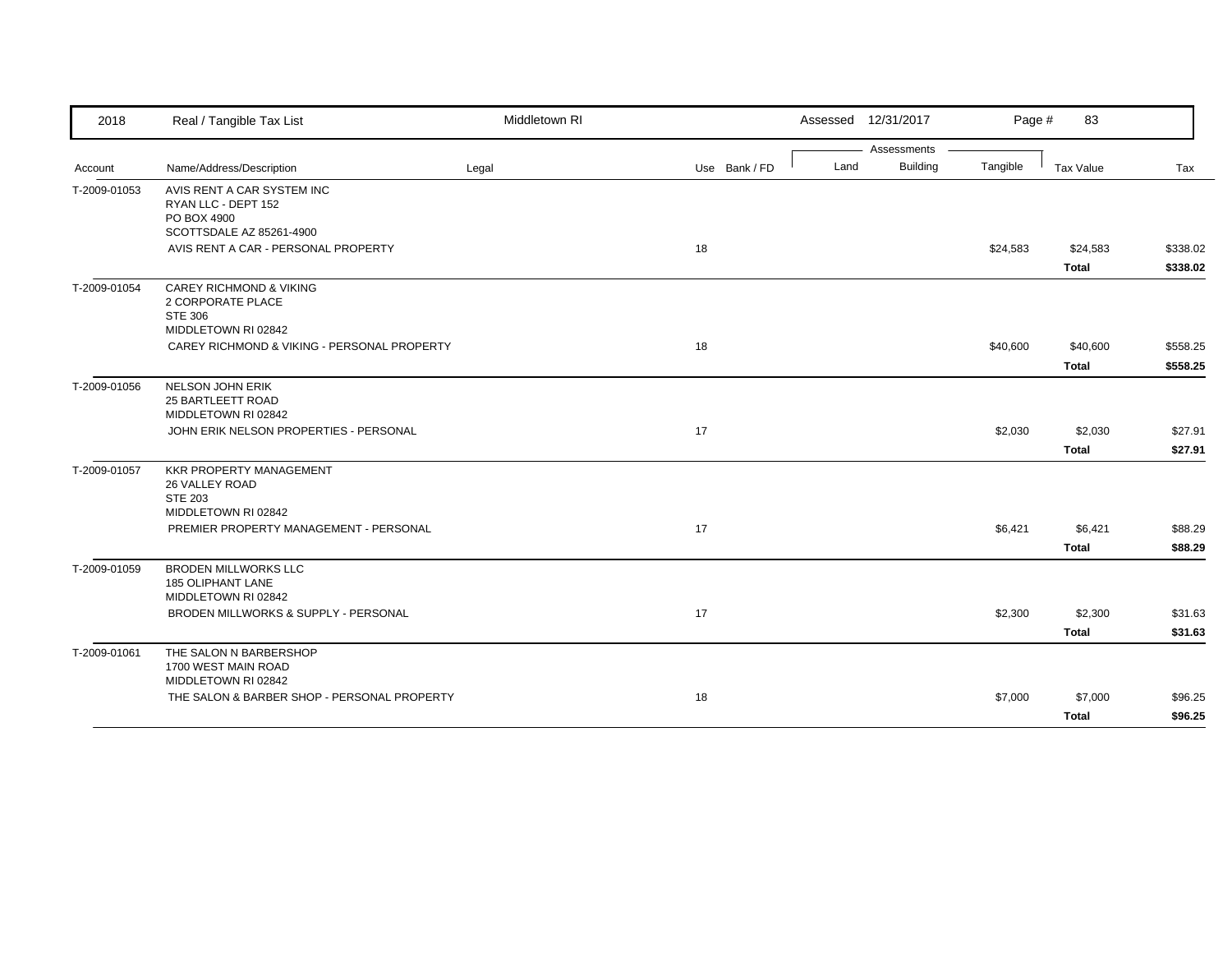| Account | Name/Address/Description | Legal | Use | Bank / FD | Land | Building | Tangible | Tax Value | Tax |
|---|---|---|---|---|---|---|---|---|---|
| T-2009-01053 | AVIS RENT A CAR SYSTEM INC<br>RYAN LLC - DEPT 152<br>PO BOX 4900<br>SCOTTSDALE AZ 85261-4900 | | | | | | | | |
| | AVIS RENT A CAR - PERSONAL PROPERTY | | 18 | | | | $24,583 | $24,583 | $338.02 |
| | | | | | | | | **Total** | **$338.02** |
| T-2009-01054 | CAREY RICHMOND & VIKING<br>2 CORPORATE PLACE<br>STE 306<br>MIDDLETOWN RI 02842 | | | | | | | | |
| | CAREY RICHMOND & VIKING - PERSONAL PROPERTY | | 18 | | | | $40,600 | $40,600 | $558.25 |
| | | | | | | | | **Total** | **$558.25** |
| T-2009-01056 | NELSON JOHN ERIK<br>25 BARTLEETT ROAD<br>MIDDLETOWN RI 02842 | | | | | | | | |
| | JOHN ERIK NELSON PROPERTIES - PERSONAL | | 17 | | | | $2,030 | $2,030 | $27.91 |
| | | | | | | | | **Total** | **$27.91** |
| T-2009-01057 | KKR PROPERTY MANAGEMENT<br>26 VALLEY ROAD<br>STE 203<br>MIDDLETOWN RI 02842 | | | | | | | | |
| | PREMIER PROPERTY MANAGEMENT - PERSONAL | | 17 | | | | $6,421 | $6,421 | $88.29 |
| | | | | | | | | **Total** | **$88.29** |
| T-2009-01059 | BRODEN MILLWORKS LLC<br>185 OLIPHANT LANE<br>MIDDLETOWN RI 02842 | | | | | | | | |
| | BRODEN MILLWORKS & SUPPLY - PERSONAL | | 17 | | | | $2,300 | $2,300 | $31.63 |
| | | | | | | | | **Total** | **$31.63** |
| T-2009-01061 | THE SALON N BARBERSHOP<br>1700 WEST MAIN ROAD<br>MIDDLETOWN RI 02842 | | | | | | | | |
| | THE SALON & BARBER SHOP - PERSONAL PROPERTY | | 18 | | | | $7,000 | $7,000 | $96.25 |
| | | | | | | | | **Total** | **$96.25** |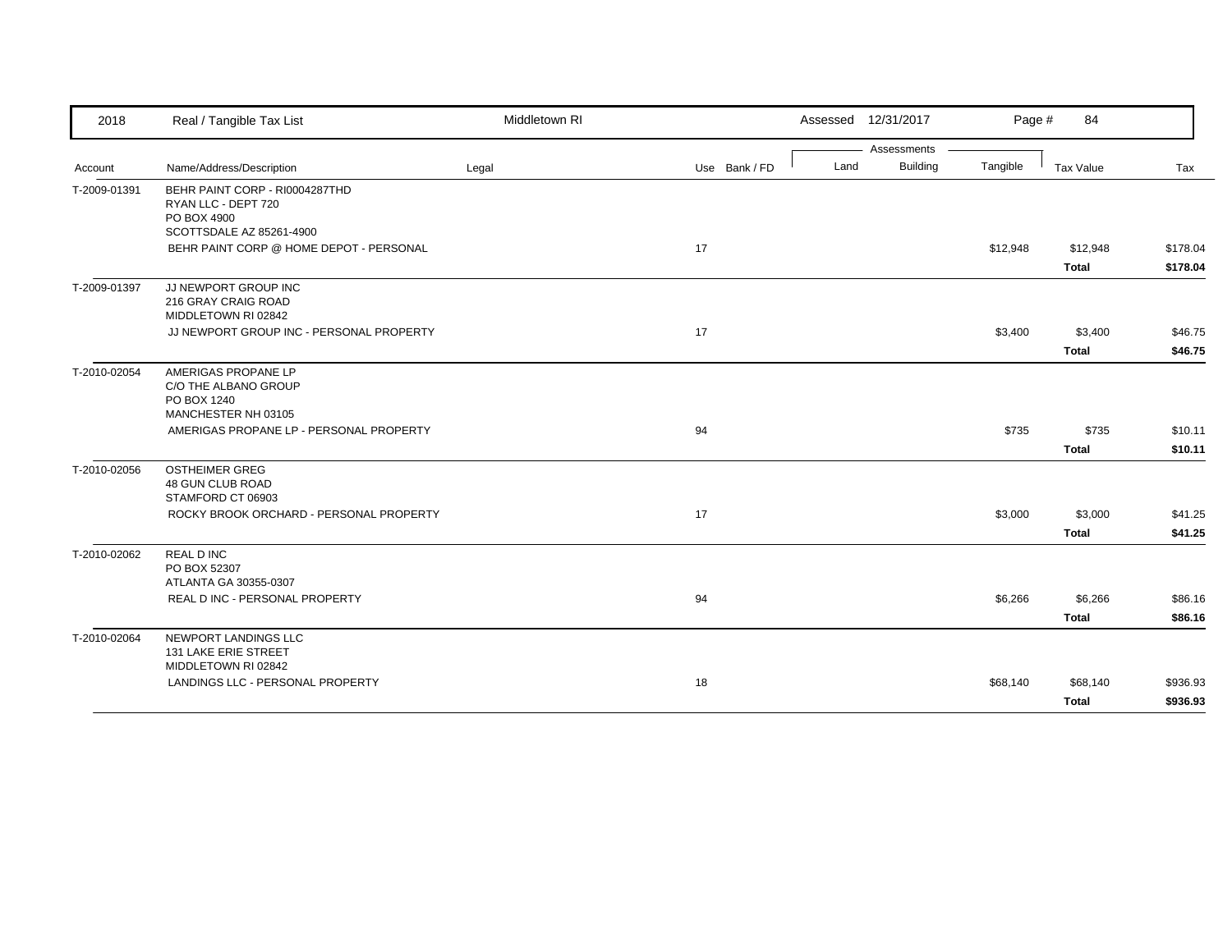| 2018 | Real / Tangible Tax List | Middletown RI | | Assessed 12/31/2017 | | Page # 84 | | |
|---|---|---|---|---|---|---|---|---|
| | | | | Assessments | | | | |
| Account | Name/Address/Description | Legal | Use Bank / FD | Land | Building | Tangible | Tax Value | Tax |
| T-2009-01391 | BEHR PAINT CORP - RI0004287THD<br>RYAN LLC - DEPT 720<br>PO BOX 4900<br>SCOTTSDALE AZ 85261-4900 | | | | | | | |
| | BEHR PAINT CORP @ HOME DEPOT - PERSONAL | | 17 | | | $12,948 | $12,948 | $178.04 |
| | | | | | | | **Total** | **$178.04** |
| T-2009-01397 | JJ NEWPORT GROUP INC<br>216 GRAY CRAIG ROAD<br>MIDDLETOWN RI 02842 | | | | | | | |
| | JJ NEWPORT GROUP INC - PERSONAL PROPERTY | | 17 | | | $3,400 | $3,400 | $46.75 |
| | | | | | | | **Total** | **$46.75** |
| T-2010-02054 | AMERIGAS PROPANE LP<br>C/O THE ALBANO GROUP<br>PO BOX 1240<br>MANCHESTER NH 03105 | | | | | | | |
| | AMERIGAS PROPANE LP - PERSONAL PROPERTY | | 94 | | | $735 | $735 | $10.11 |
| | | | | | | | **Total** | **$10.11** |
| T-2010-02056 | OSTHEIMER GREG<br>48 GUN CLUB ROAD<br>STAMFORD CT 06903 | | | | | | | |
| | ROCKY BROOK ORCHARD - PERSONAL PROPERTY | | 17 | | | $3,000 | $3,000 | $41.25 |
| | | | | | | | **Total** | **$41.25** |
| T-2010-02062 | REAL D INC<br>PO BOX 52307<br>ATLANTA GA 30355-0307 | | | | | | | |
| | REAL D INC - PERSONAL PROPERTY | | 94 | | | $6,266 | $6,266 | $86.16 |
| | | | | | | | **Total** | **$86.16** |
| T-2010-02064 | NEWPORT LANDINGS LLC<br>131 LAKE ERIE STREET<br>MIDDLETOWN RI 02842 | | | | | | | |
| | LANDINGS LLC - PERSONAL PROPERTY | | 18 | | | $68,140 | $68,140 | $936.93 |
| | | | | | | | **Total** | **$936.93** |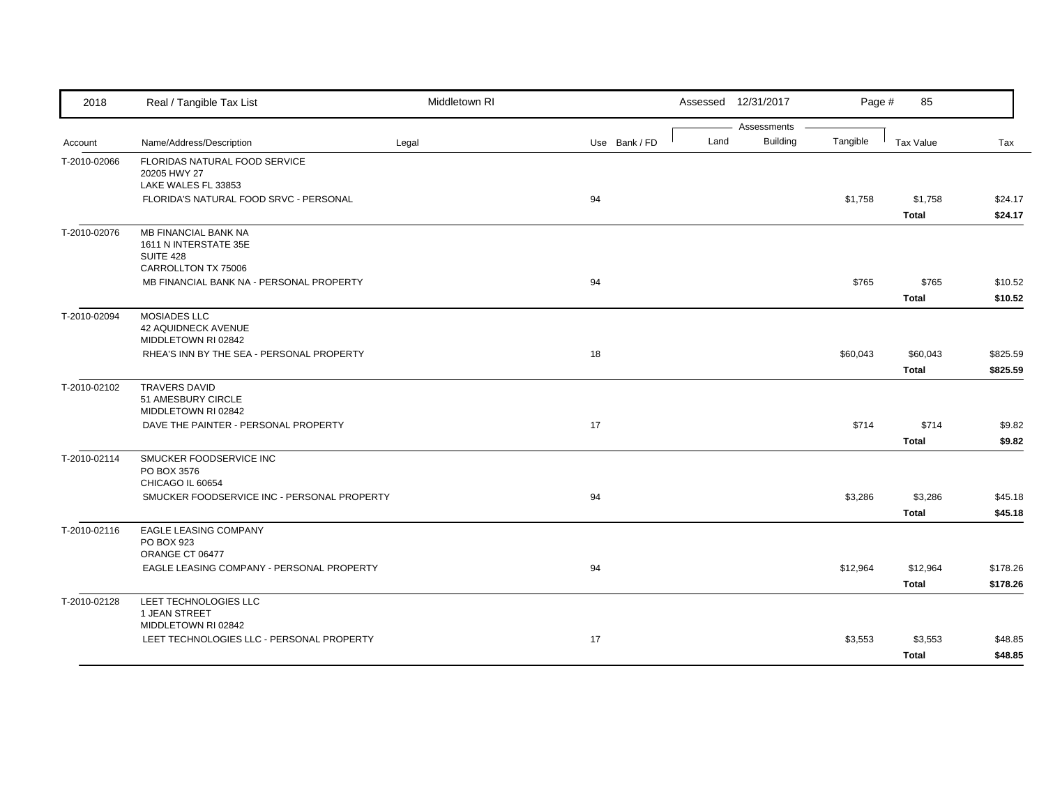| 2018 | Real / Tangible Tax List | Middletown RI | | | Assessed 12/31/2017 | | Page # 85 | | |
|---|---|---|---|---|---|---|---|---|---|
| | | | | | Assessments | | | | |
| Account | Name/Address/Description | Legal | Use | Bank / FD | Land | Building | Tangible | Tax Value | Tax |
| T-2010-02066 | FLORIDAS NATURAL FOOD SERVICE<br>20205 HWY 27<br>LAKE WALES FL 33853 | | | | | | | | |
| | FLORIDA'S NATURAL FOOD SRVC - PERSONAL | | 94 | | | | $1,758 | $1,758 | $24.17 |
| | | | | | | | | **Total** | **$24.17** |
| T-2010-02076 | MB FINANCIAL BANK NA<br>1611 N INTERSTATE 35E<br>SUITE 428<br>CARROLLTON TX 75006 | | | | | | | | |
| | MB FINANCIAL BANK NA - PERSONAL PROPERTY | | 94 | | | | $765 | $765 | $10.52 |
| | | | | | | | | **Total** | **$10.52** |
| T-2010-02094 | MOSIADES LLC<br>42 AQUIDNECK AVENUE<br>MIDDLETOWN RI 02842 | | | | | | | | |
| | RHEA'S INN BY THE SEA - PERSONAL PROPERTY | | 18 | | | | $60,043 | $60,043 | $825.59 |
| | | | | | | | | **Total** | **$825.59** |
| T-2010-02102 | TRAVERS DAVID<br>51 AMESBURY CIRCLE<br>MIDDLETOWN RI 02842 | | | | | | | | |
| | DAVE THE PAINTER - PERSONAL PROPERTY | | 17 | | | | $714 | $714 | $9.82 |
| | | | | | | | | **Total** | **$9.82** |
| T-2010-02114 | SMUCKER FOODSERVICE INC<br>PO BOX 3576<br>CHICAGO IL 60654 | | | | | | | | |
| | SMUCKER FOODSERVICE INC - PERSONAL PROPERTY | | 94 | | | | $3,286 | $3,286 | $45.18 |
| | | | | | | | | **Total** | **$45.18** |
| T-2010-02116 | EAGLE LEASING COMPANY<br>PO BOX 923<br>ORANGE CT 06477 | | | | | | | | |
| | EAGLE LEASING COMPANY - PERSONAL PROPERTY | | 94 | | | | $12,964 | $12,964 | $178.26 |
| | | | | | | | | **Total** | **$178.26** |
| T-2010-02128 | LEET TECHNOLOGIES LLC<br>1 JEAN STREET<br>MIDDLETOWN RI 02842 | | | | | | | | |
| | LEET TECHNOLOGIES LLC - PERSONAL PROPERTY | | 17 | | | | $3,553 | $3,553 | $48.85 |
| | | | | | | | | **Total** | **$48.85** |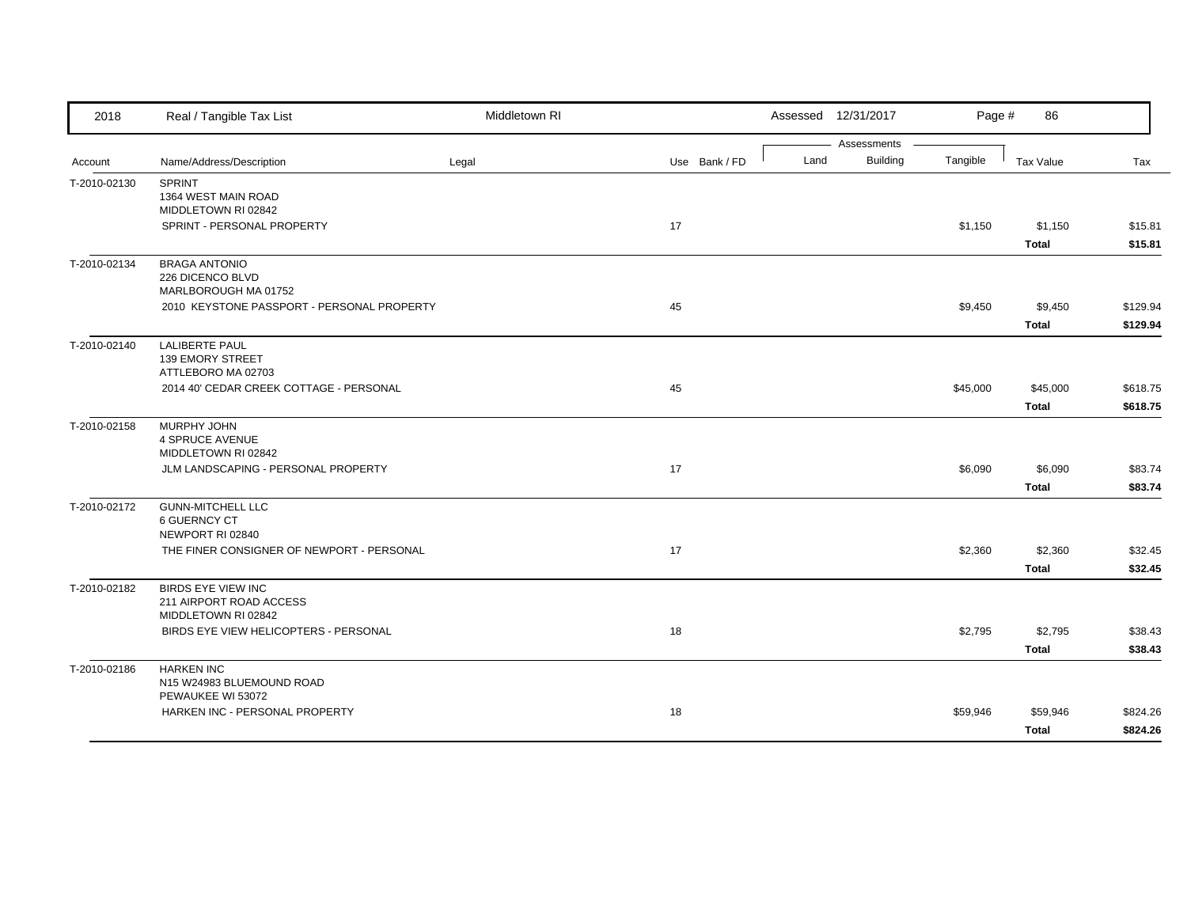| Account | Name/Address/Description | Legal | Use | Bank / FD | Land | Building | Tangible | Tax Value | Tax |
|---|---|---|---|---|---|---|---|---|---|
| T-2010-02130 | SPRINT<br>1364 WEST MAIN ROAD<br>MIDDLETOWN RI 02842 | | | | | | | | |
| | SPRINT - PERSONAL PROPERTY | | 17 | | | | $1,150 | $1,150 | $15.81 |
| | | | | | | | | **Total** | **$15.81** |
| T-2010-02134 | BRAGA ANTONIO<br>226 DICENCO BLVD<br>MARLBOROUGH MA 01752 | | | | | | | | |
| | 2010 KEYSTONE PASSPORT - PERSONAL PROPERTY | | 45 | | | | $9,450 | $9,450 | $129.94 |
| | | | | | | | | **Total** | **$129.94** |
| T-2010-02140 | LALIBERTE PAUL<br>139 EMORY STREET<br>ATTLEBORO MA 02703 | | | | | | | | |
| | 2014 40' CEDAR CREEK COTTAGE - PERSONAL | | 45 | | | | $45,000 | $45,000 | $618.75 |
| | | | | | | | | **Total** | **$618.75** |
| T-2010-02158 | MURPHY JOHN<br>4 SPRUCE AVENUE<br>MIDDLETOWN RI 02842 | | | | | | | | |
| | JLM LANDSCAPING - PERSONAL PROPERTY | | 17 | | | | $6,090 | $6,090 | $83.74 |
| | | | | | | | | **Total** | **$83.74** |
| T-2010-02172 | GUNN-MITCHELL LLC<br>6 GUERNCY CT<br>NEWPORT RI 02840 | | | | | | | | |
| | THE FINER CONSIGNER OF NEWPORT - PERSONAL | | 17 | | | | $2,360 | $2,360 | $32.45 |
| | | | | | | | | **Total** | **$32.45** |
| T-2010-02182 | BIRDS EYE VIEW INC<br>211 AIRPORT ROAD ACCESS<br>MIDDLETOWN RI 02842 | | | | | | | | |
| | BIRDS EYE VIEW HELICOPTERS - PERSONAL | | 18 | | | | $2,795 | $2,795 | $38.43 |
| | | | | | | | | **Total** | **$38.43** |
| T-2010-02186 | HARKEN INC<br>N15 W24983 BLUEMOUND ROAD<br>PEWAUKEE WI 53072 | | | | | | | | |
| | HARKEN INC - PERSONAL PROPERTY | | 18 | | | | $59,946 | $59,946 | $824.26 |
| | | | | | | | | **Total** | **$824.26** |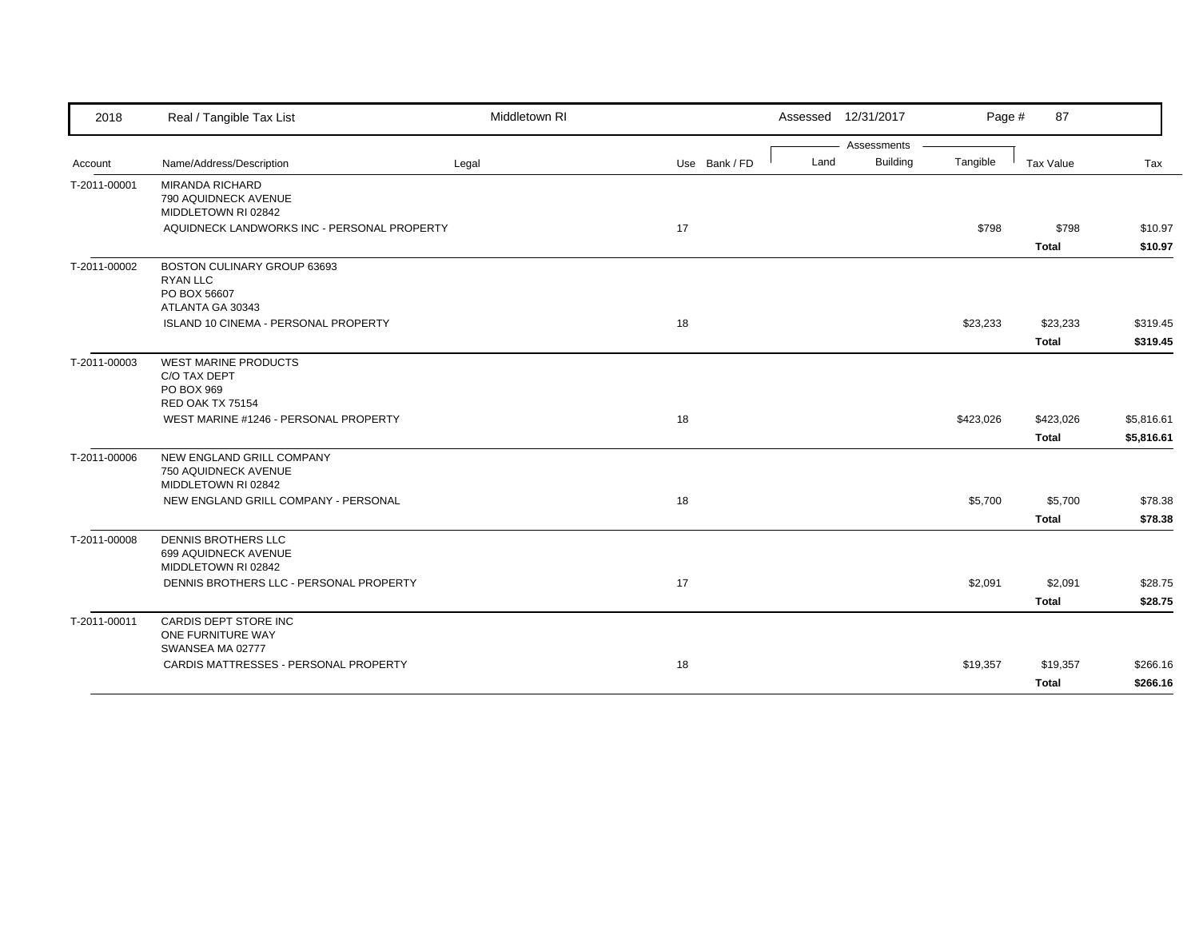| 2018 | Real / Tangible Tax List | Middletown RI | | Assessed 12/31/2017 | | | | |
|---|---|---|---|---|---|---|---|---|
| | | | | Assessments | | | | |
| Account | Name/Address/Description | Legal | Use Bank / FD | Land | Building | Tangible | Tax Value | Tax |
| T-2011-00001 | MIRANDA RICHARD<br>790 AQUIDNECK AVENUE<br>MIDDLETOWN RI 02842 | | | | | | | |
| | AQUIDNECK LANDWORKS INC - PERSONAL PROPERTY | | 17 | | | $798 | $798 | $10.97 |
| | | | | | | | **Total** | **$10.97** |
| T-2011-00002 | BOSTON CULINARY GROUP 63693<br>RYAN LLC<br>PO BOX 56607<br>ATLANTA GA 30343 | | | | | | | |
| | ISLAND 10 CINEMA - PERSONAL PROPERTY | | 18 | | | $23,233 | $23,233 | $319.45 |
| | | | | | | | **Total** | **$319.45** |
| T-2011-00003 | WEST MARINE PRODUCTS<br>C/O TAX DEPT<br>PO BOX 969<br>RED OAK TX 75154 | | | | | | | |
| | WEST MARINE #1246 - PERSONAL PROPERTY | | 18 | | | $423,026 | $423,026 | $5,816.61 |
| | | | | | | | **Total** | **$5,816.61** |
| T-2011-00006 | NEW ENGLAND GRILL COMPANY<br>750 AQUIDNECK AVENUE<br>MIDDLETOWN RI 02842 | | | | | | | |
| | NEW ENGLAND GRILL COMPANY - PERSONAL | | 18 | | | $5,700 | $5,700 | $78.38 |
| | | | | | | | **Total** | **$78.38** |
| T-2011-00008 | DENNIS BROTHERS LLC<br>699 AQUIDNECK AVENUE<br>MIDDLETOWN RI 02842 | | | | | | | |
| | DENNIS BROTHERS LLC - PERSONAL PROPERTY | | 17 | | | $2,091 | $2,091 | $28.75 |
| | | | | | | | **Total** | **$28.75** |
| T-2011-00011 | CARDIS DEPT STORE INC<br>ONE FURNITURE WAY<br>SWANSEA MA 02777 | | | | | | | |
| | CARDIS MATTRESSES - PERSONAL PROPERTY | | 18 | | | $19,357 | $19,357 | $266.16 |
| | | | | | | | **Total** | **$266.16** |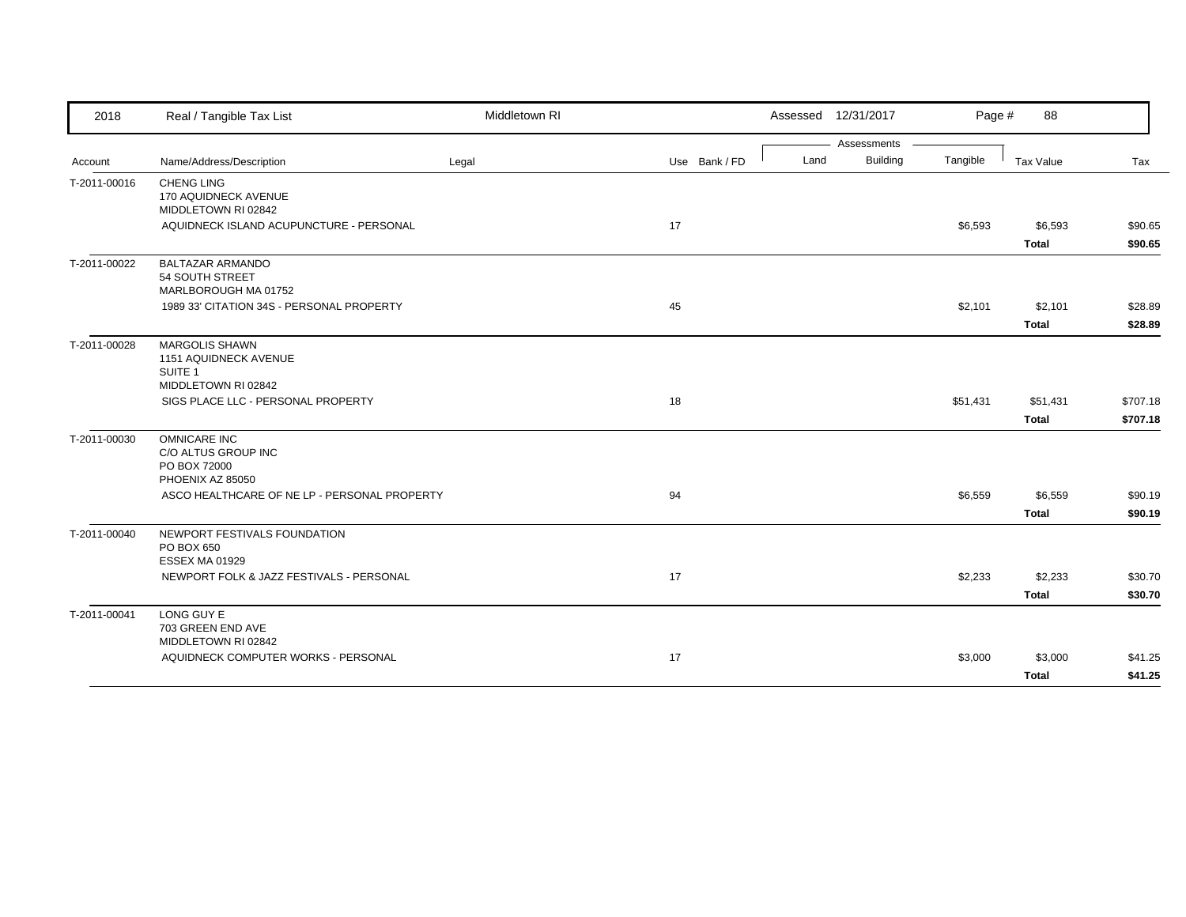| 2018 | Real / Tangible Tax List | Middletown RI | | Assessed 12/31/2017 | | | | |
|---|---|---|---|---|---|---|---|---|
| | | | | Assessments | | | | |
| Account | Name/Address/Description | Legal | Use Bank / FD | Land | Building | Tangible | Tax Value | Tax |
| T-2011-00016 | CHENG LING<br>170 AQUIDNECK AVENUE<br>MIDDLETOWN RI 02842 | | | | | | | |
| | AQUIDNECK ISLAND ACUPUNCTURE - PERSONAL | | 17 | | | $6,593 | $6,593 | $90.65 |
| | | | | | | | **Total** | **$90.65** |
| T-2011-00022 | BALTAZAR ARMANDO<br>54 SOUTH STREET<br>MARLBOROUGH MA 01752 | | | | | | | |
| | 1989 33' CITATION 34S - PERSONAL PROPERTY | | 45 | | | $2,101 | $2,101 | $28.89 |
| | | | | | | | **Total** | **$28.89** |
| T-2011-00028 | MARGOLIS SHAWN<br>1151 AQUIDNECK AVENUE<br>SUITE 1<br>MIDDLETOWN RI 02842 | | | | | | | |
| | SIGS PLACE LLC - PERSONAL PROPERTY | | 18 | | | $51,431 | $51,431 | $707.18 |
| | | | | | | | **Total** | **$707.18** |
| T-2011-00030 | OMNICARE INC<br>C/O ALTUS GROUP INC<br>PO BOX 72000<br>PHOENIX AZ 85050 | | | | | | | |
| | ASCO HEALTHCARE OF NE LP - PERSONAL PROPERTY | | 94 | | | $6,559 | $6,559 | $90.19 |
| | | | | | | | **Total** | **$90.19** |
| T-2011-00040 | NEWPORT FESTIVALS FOUNDATION<br>PO BOX 650<br>ESSEX MA 01929 | | | | | | | |
| | NEWPORT FOLK & JAZZ FESTIVALS - PERSONAL | | 17 | | | $2,233 | $2,233 | $30.70 |
| | | | | | | | **Total** | **$30.70** |
| T-2011-00041 | LONG GUY E<br>703 GREEN END AVE<br>MIDDLETOWN RI 02842 | | | | | | | |
| | AQUIDNECK COMPUTER WORKS - PERSONAL | | 17 | | | $3,000 | $3,000 | $41.25 |
| | | | | | | | **Total** | **$41.25** |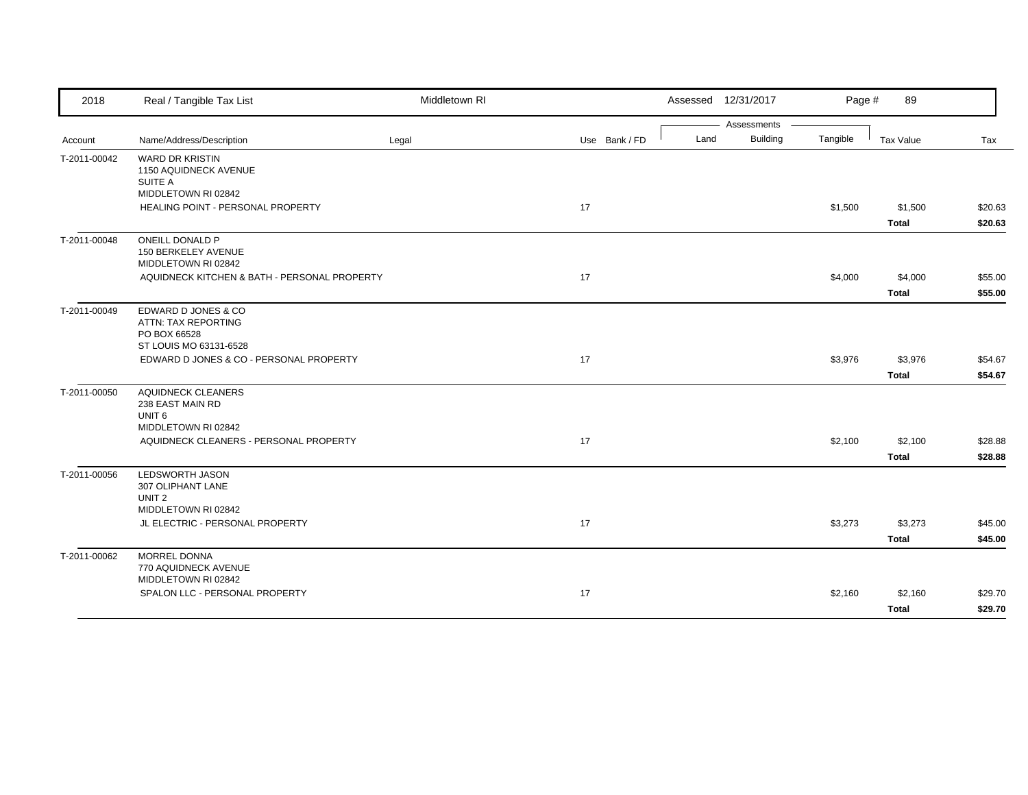| 2018 | Real / Tangible Tax List | Middletown RI | | Assessed 12/31/2017 | | Page # 89 | | |
|---|---|---|---|---|---|---|---|---|
| | | | | Assessments | | | | |
| Account | Name/Address/Description | Legal | Use Bank / FD | Land | Building | Tangible | Tax Value | Tax |
| T-2011-00042 | WARD DR KRISTIN<br>1150 AQUIDNECK AVENUE<br>SUITE A<br>MIDDLETOWN RI 02842 | | | | | | | |
| | HEALING POINT - PERSONAL PROPERTY | | 17 | | | $1,500 | $1,500 | $20.63 |
| | | | | | | | **Total** | **$20.63** |
| T-2011-00048 | ONEILL DONALD P<br>150 BERKELEY AVENUE<br>MIDDLETOWN RI 02842 | | | | | | | |
| | AQUIDNECK KITCHEN & BATH - PERSONAL PROPERTY | | 17 | | | $4,000 | $4,000 | $55.00 |
| | | | | | | | **Total** | **$55.00** |
| T-2011-00049 | EDWARD D JONES & CO<br>ATTN: TAX REPORTING<br>PO BOX 66528<br>ST LOUIS MO 63131-6528 | | | | | | | |
| | EDWARD D JONES & CO - PERSONAL PROPERTY | | 17 | | | $3,976 | $3,976 | $54.67 |
| | | | | | | | **Total** | **$54.67** |
| T-2011-00050 | AQUIDNECK CLEANERS<br>238 EAST MAIN RD<br>UNIT 6<br>MIDDLETOWN RI 02842 | | | | | | | |
| | AQUIDNECK CLEANERS - PERSONAL PROPERTY | | 17 | | | $2,100 | $2,100 | $28.88 |
| | | | | | | | **Total** | **$28.88** |
| T-2011-00056 | LEDSWORTH JASON<br>307 OLIPHANT LANE<br>UNIT 2<br>MIDDLETOWN RI 02842 | | | | | | | |
| | JL ELECTRIC - PERSONAL PROPERTY | | 17 | | | $3,273 | $3,273 | $45.00 |
| | | | | | | | **Total** | **$45.00** |
| T-2011-00062 | MORREL DONNA<br>770 AQUIDNECK AVENUE<br>MIDDLETOWN RI 02842 | | | | | | | |
| | SPALON LLC - PERSONAL PROPERTY | | 17 | | | $2,160 | $2,160 | $29.70 |
| | | | | | | | **Total** | **$29.70** |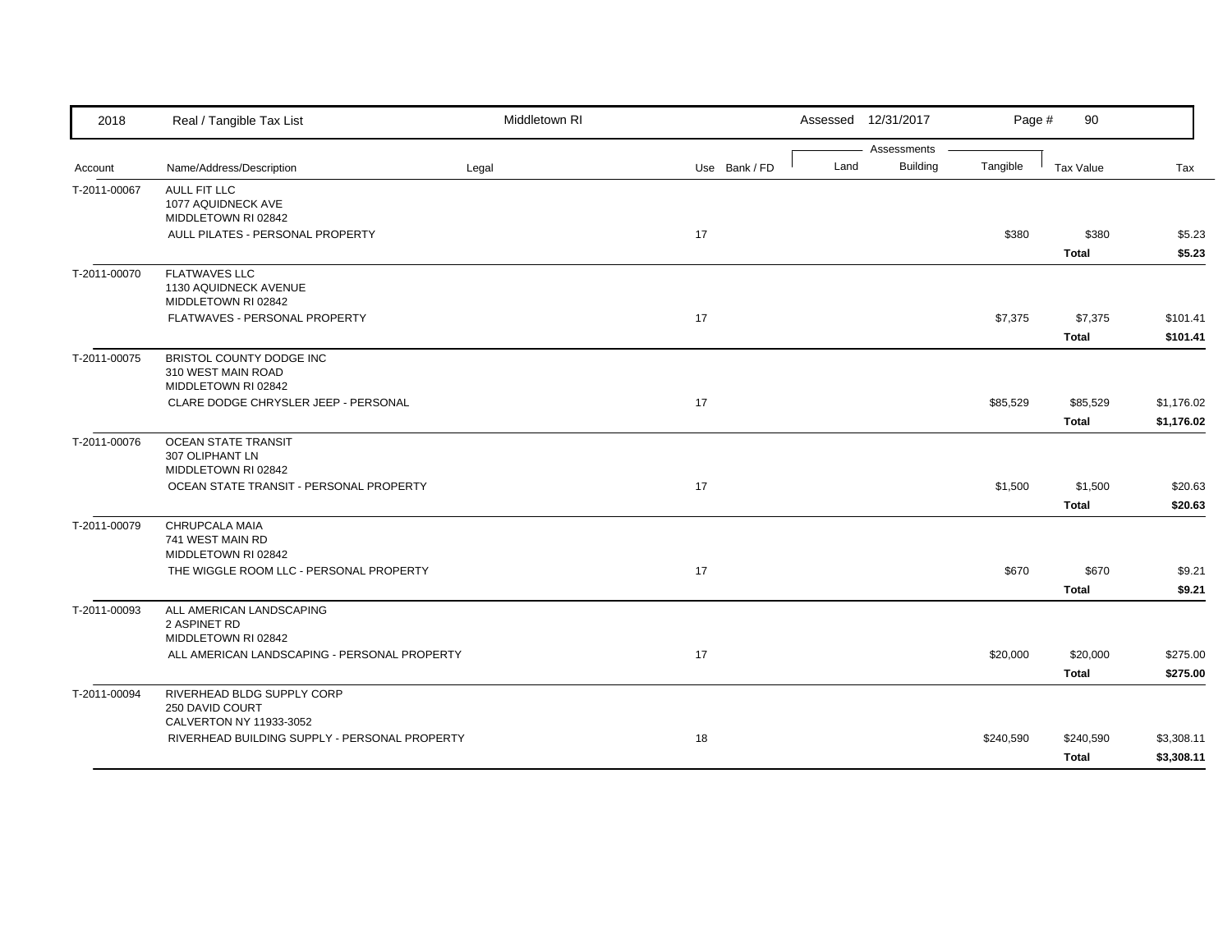| 2018 | Real / Tangible Tax List | Middletown RI | | | Assessed 12/31/2017 | | | | |
|---|---|---|---|---|---|---|---|---|---|
| | | | | | Assessments | | | | |
| Account | Name/Address/Description | Legal | Use | Bank / FD | Land | Building | Tangible | Tax Value | Tax |
| T-2011-00067 | AULL FIT LLC<br>1077 AQUIDNECK AVE<br>MIDDLETOWN RI 02842 | | | | | | | | |
| | AULL PILATES - PERSONAL PROPERTY | | 17 | | | | $380 | $380 | $5.23 |
| | | | | | | | | **Total** | **$5.23** |
| T-2011-00070 | FLATWAVES LLC<br>1130 AQUIDNECK AVENUE<br>MIDDLETOWN RI 02842 | | | | | | | | |
| | FLATWAVES - PERSONAL PROPERTY | | 17 | | | | $7,375 | $7,375 | $101.41 |
| | | | | | | | | **Total** | **$101.41** |
| T-2011-00075 | BRISTOL COUNTY DODGE INC<br>310 WEST MAIN ROAD<br>MIDDLETOWN RI 02842 | | | | | | | | |
| | CLARE DODGE CHRYSLER JEEP - PERSONAL | | 17 | | | | $85,529 | $85,529 | $1,176.02 |
| | | | | | | | | **Total** | **$1,176.02** |
| T-2011-00076 | OCEAN STATE TRANSIT<br>307 OLIPHANT LN<br>MIDDLETOWN RI 02842 | | | | | | | | |
| | OCEAN STATE TRANSIT - PERSONAL PROPERTY | | 17 | | | | $1,500 | $1,500 | $20.63 |
| | | | | | | | | **Total** | **$20.63** |
| T-2011-00079 | CHRUPCALA MAIA<br>741 WEST MAIN RD<br>MIDDLETOWN RI 02842 | | | | | | | | |
| | THE WIGGLE ROOM LLC - PERSONAL PROPERTY | | 17 | | | | $670 | $670 | $9.21 |
| | | | | | | | | **Total** | **$9.21** |
| T-2011-00093 | ALL AMERICAN LANDSCAPING<br>2 ASPINET RD<br>MIDDLETOWN RI 02842 | | | | | | | | |
| | ALL AMERICAN LANDSCAPING - PERSONAL PROPERTY | | 17 | | | | $20,000 | $20,000 | $275.00 |
| | | | | | | | | **Total** | **$275.00** |
| T-2011-00094 | RIVERHEAD BLDG SUPPLY CORP<br>250 DAVID COURT<br>CALVERTON NY 11933-3052 | | | | | | | | |
| | RIVERHEAD BUILDING SUPPLY - PERSONAL PROPERTY | | 18 | | | | $240,590 | $240,590 | $3,308.11 |
| | | | | | | | | **Total** | **$3,308.11** |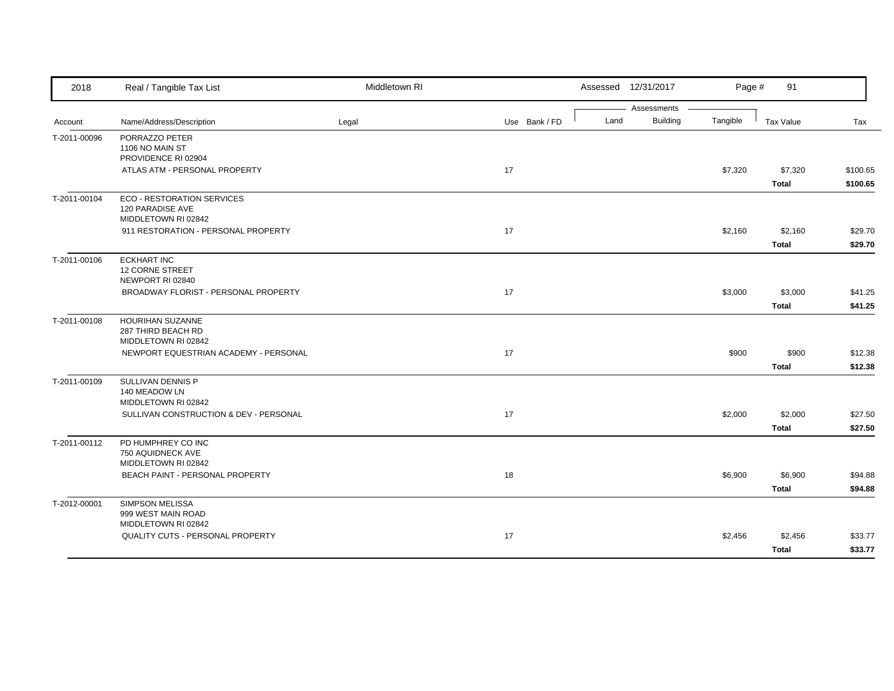| 2018 | Real / Tangible Tax List | Middletown RI | | | Assessed 12/31/2017 | | | | |
|---|---|---|---|---|---|---|---|---|---|
| | | | | | Assessments | | | | |
| Account | Name/Address/Description | Legal | Use | Bank / FD | Land | Building | Tangible | Tax Value | Tax |
| T-2011-00096 | PORRAZZO PETER<br>1106 NO MAIN ST<br>PROVIDENCE RI 02904 | | | | | | | | |
| | ATLAS ATM - PERSONAL PROPERTY | | 17 | | | | $7,320 | $7,320 | $100.65 |
| | | | | | | | | **Total** | **$100.65** |
| T-2011-00104 | ECO - RESTORATION SERVICES<br>120 PARADISE AVE<br>MIDDLETOWN RI 02842 | | | | | | | | |
| | 911 RESTORATION - PERSONAL PROPERTY | | 17 | | | | $2,160 | $2,160 | $29.70 |
| | | | | | | | | **Total** | **$29.70** |
| T-2011-00106 | ECKHART INC<br>12 CORNE STREET<br>NEWPORT RI 02840 | | | | | | | | |
| | BROADWAY FLORIST - PERSONAL PROPERTY | | 17 | | | | $3,000 | $3,000 | $41.25 |
| | | | | | | | | **Total** | **$41.25** |
| T-2011-00108 | HOURIHAN SUZANNE<br>287 THIRD BEACH RD<br>MIDDLETOWN RI 02842 | | | | | | | | |
| | NEWPORT EQUESTRIAN ACADEMY - PERSONAL | | 17 | | | | $900 | $900 | $12.38 |
| | | | | | | | | **Total** | **$12.38** |
| T-2011-00109 | SULLIVAN DENNIS P<br>140 MEADOW LN<br>MIDDLETOWN RI 02842 | | | | | | | | |
| | SULLIVAN CONSTRUCTION & DEV - PERSONAL | | 17 | | | | $2,000 | $2,000 | $27.50 |
| | | | | | | | | **Total** | **$27.50** |
| T-2011-00112 | PD HUMPHREY CO INC<br>750 AQUIDNECK AVE<br>MIDDLETOWN RI 02842 | | | | | | | | |
| | BEACH PAINT - PERSONAL PROPERTY | | 18 | | | | $6,900 | $6,900 | $94.88 |
| | | | | | | | | **Total** | **$94.88** |
| T-2012-00001 | SIMPSON MELISSA<br>999 WEST MAIN ROAD<br>MIDDLETOWN RI 02842 | | | | | | | | |
| | QUALITY CUTS - PERSONAL PROPERTY | | 17 | | | | $2,456 | $2,456 | $33.77 |
| | | | | | | | | **Total** | **$33.77** |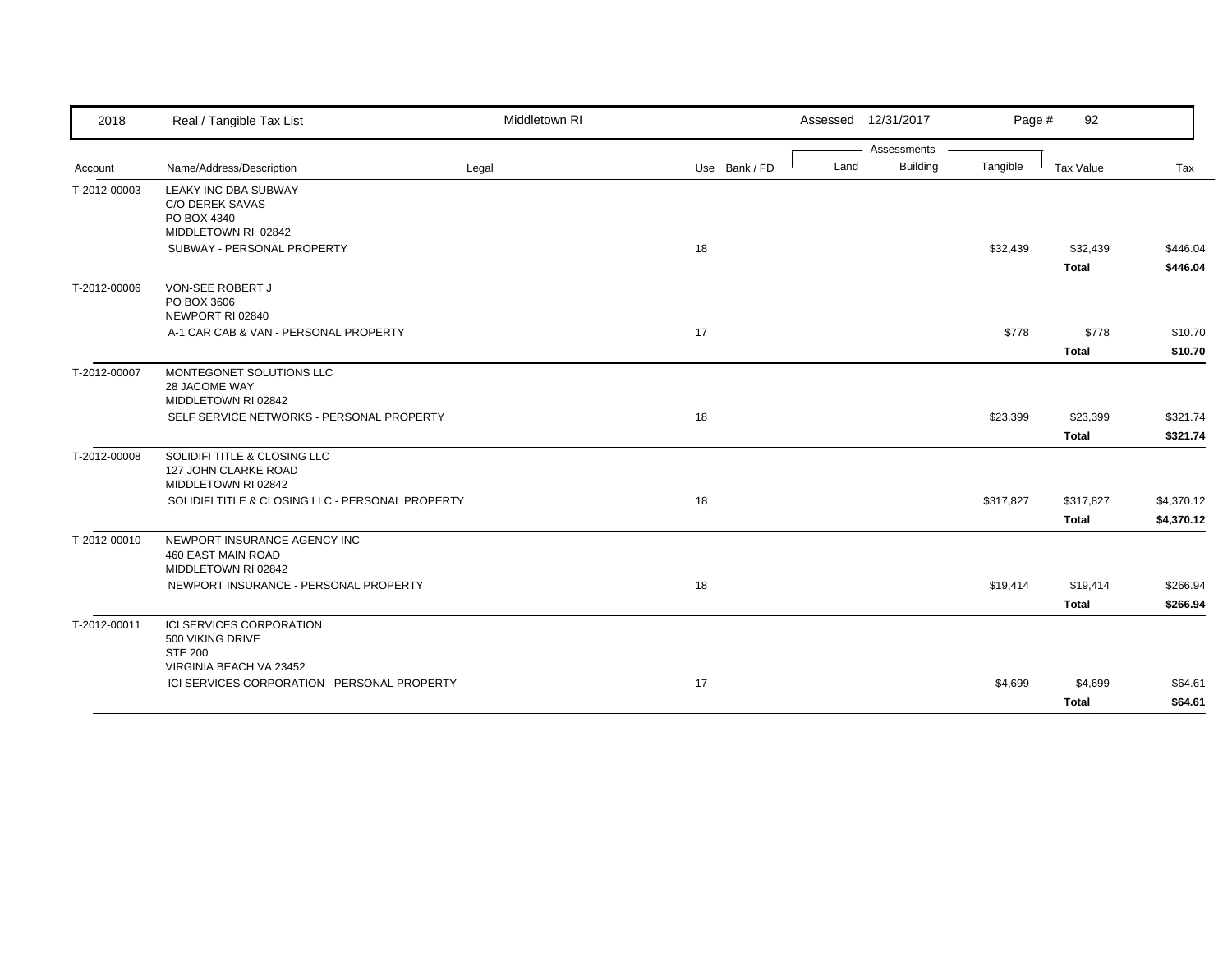| Account | Name/Address/Description | Legal | Use | Bank / FD | Land | Building | Tangible | Tax Value | Tax |
|---|---|---|---|---|---|---|---|---|---|
| T-2012-00003 | LEAKY INC DBA SUBWAY<br>C/O DEREK SAVAS<br>PO BOX 4340<br>MIDDLETOWN RI 02842 | | | | | | | | |
| | SUBWAY - PERSONAL PROPERTY | | 18 | | | | $32,439 | $32,439 | $446.04 |
| | | | | | | | | **Total** | **$446.04** |
| T-2012-00006 | VON-SEE ROBERT J<br>PO BOX 3606<br>NEWPORT RI 02840 | | | | | | | | |
| | A-1 CAR CAB & VAN - PERSONAL PROPERTY | | 17 | | | | $778 | $778 | $10.70 |
| | | | | | | | | **Total** | **$10.70** |
| T-2012-00007 | MONTEGONET SOLUTIONS LLC<br>28 JACOME WAY<br>MIDDLETOWN RI 02842 | | | | | | | | |
| | SELF SERVICE NETWORKS - PERSONAL PROPERTY | | 18 | | | | $23,399 | $23,399 | $321.74 |
| | | | | | | | | **Total** | **$321.74** |
| T-2012-00008 | SOLIDIFI TITLE & CLOSING LLC<br>127 JOHN CLARKE ROAD<br>MIDDLETOWN RI 02842 | | | | | | | | |
| | SOLIDIFI TITLE & CLOSING LLC - PERSONAL PROPERTY | | 18 | | | | $317,827 | $317,827 | $4,370.12 |
| | | | | | | | | **Total** | **$4,370.12** |
| T-2012-00010 | NEWPORT INSURANCE AGENCY INC<br>460 EAST MAIN ROAD<br>MIDDLETOWN RI 02842 | | | | | | | | |
| | NEWPORT INSURANCE - PERSONAL PROPERTY | | 18 | | | | $19,414 | $19,414 | $266.94 |
| | | | | | | | | **Total** | **$266.94** |
| T-2012-00011 | ICI SERVICES CORPORATION<br>500 VIKING DRIVE<br>STE 200<br>VIRGINIA BEACH VA 23452 | | | | | | | | |
| | ICI SERVICES CORPORATION - PERSONAL PROPERTY | | 17 | | | | $4,699 | $4,699 | $64.61 |
| | | | | | | | | **Total** | **$64.61** |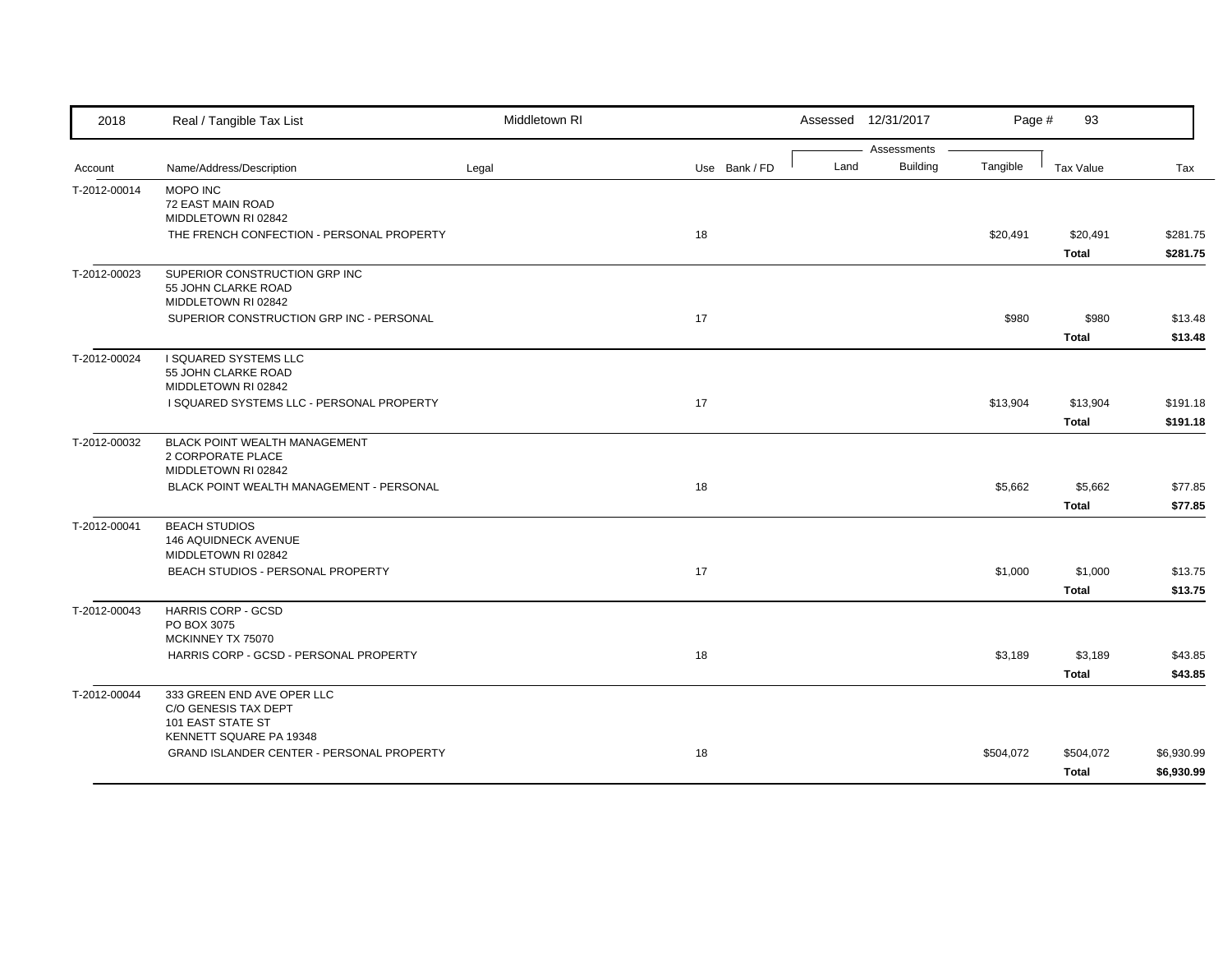| 2018 | Real / Tangible Tax List | Middletown RI | | Assessed 12/31/2017 | | | | |
|---|---|---|---|---|---|---|---|---|
| | | | | Assessments | | | | |
| Account | Name/Address/Description | Legal | Use Bank / FD | Land | Building | Tangible | Tax Value | Tax |
| T-2012-00014 | MOPO INC<br>72 EAST MAIN ROAD<br>MIDDLETOWN RI 02842 | | | | | | | |
| | THE FRENCH CONFECTION - PERSONAL PROPERTY | | 18 | | | $20,491 | $20,491 | $281.75 |
| | | | | | | | **Total** | **$281.75** |
| T-2012-00023 | SUPERIOR CONSTRUCTION GRP INC<br>55 JOHN CLARKE ROAD<br>MIDDLETOWN RI 02842 | | | | | | | |
| | SUPERIOR CONSTRUCTION GRP INC - PERSONAL | | 17 | | | $980 | $980 | $13.48 |
| | | | | | | | **Total** | **$13.48** |
| T-2012-00024 | I SQUARED SYSTEMS LLC<br>55 JOHN CLARKE ROAD<br>MIDDLETOWN RI 02842 | | | | | | | |
| | I SQUARED SYSTEMS LLC - PERSONAL PROPERTY | | 17 | | | $13,904 | $13,904 | $191.18 |
| | | | | | | | **Total** | **$191.18** |
| T-2012-00032 | BLACK POINT WEALTH MANAGEMENT<br>2 CORPORATE PLACE<br>MIDDLETOWN RI 02842 | | | | | | | |
| | BLACK POINT WEALTH MANAGEMENT - PERSONAL | | 18 | | | $5,662 | $5,662 | $77.85 |
| | | | | | | | **Total** | **$77.85** |
| T-2012-00041 | BEACH STUDIOS<br>146 AQUIDNECK AVENUE<br>MIDDLETOWN RI 02842 | | | | | | | |
| | BEACH STUDIOS - PERSONAL PROPERTY | | 17 | | | $1,000 | $1,000 | $13.75 |
| | | | | | | | **Total** | **$13.75** |
| T-2012-00043 | HARRIS CORP - GCSD<br>PO BOX 3075<br>MCKINNEY TX 75070 | | | | | | | |
| | HARRIS CORP - GCSD - PERSONAL PROPERTY | | 18 | | | $3,189 | $3,189 | $43.85 |
| | | | | | | | **Total** | **$43.85** |
| T-2012-00044 | 333 GREEN END AVE OPER LLC<br>C/O GENESIS TAX DEPT<br>101 EAST STATE ST<br>KENNETT SQUARE PA 19348 | | | | | | | |
| | GRAND ISLANDER CENTER - PERSONAL PROPERTY | | 18 | | | $504,072 | $504,072 | $6,930.99 |
| | | | | | | | **Total** | **$6,930.99** |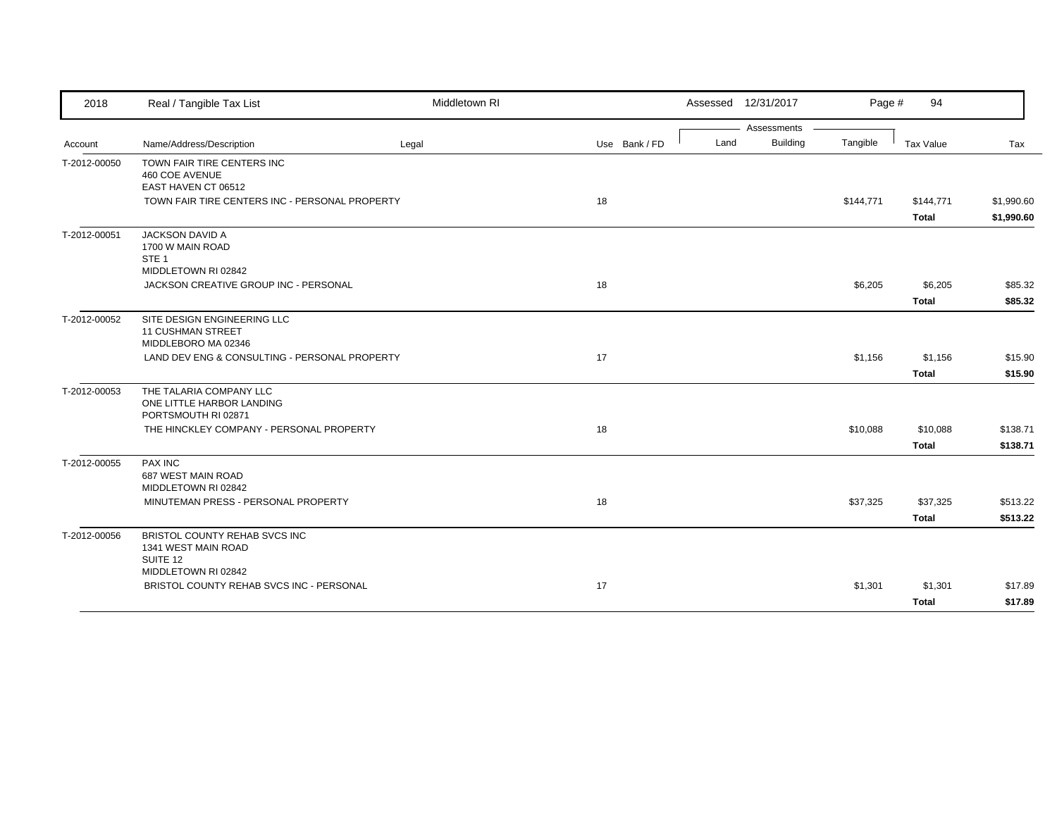| 2018 | Real / Tangible Tax List | Middletown RI | | | Assessed 12/31/2017 | | | | |
|---|---|---|---|---|---|---|---|---|---|
| | | | | | Assessments | | | | |
| Account | Name/Address/Description | Legal | Use | Bank / FD | Land | Building | Tangible | Tax Value | Tax |
| T-2012-00050 | TOWN FAIR TIRE CENTERS INC<br>460 COE AVENUE<br>EAST HAVEN CT 06512 | | | | | | | | |
| | TOWN FAIR TIRE CENTERS INC - PERSONAL PROPERTY | | 18 | | | | $144,771 | $144,771 | $1,990.60 |
| | | | | | | | | **Total** | **$1,990.60** |
| T-2012-00051 | JACKSON DAVID A<br>1700 W MAIN ROAD<br>STE 1<br>MIDDLETOWN RI 02842 | | | | | | | | |
| | JACKSON CREATIVE GROUP INC - PERSONAL | | 18 | | | | $6,205 | $6,205 | $85.32 |
| | | | | | | | | **Total** | **$85.32** |
| T-2012-00052 | SITE DESIGN ENGINEERING LLC<br>11 CUSHMAN STREET<br>MIDDLEBORO MA 02346 | | | | | | | | |
| | LAND DEV ENG & CONSULTING - PERSONAL PROPERTY | | 17 | | | | $1,156 | $1,156 | $15.90 |
| | | | | | | | | **Total** | **$15.90** |
| T-2012-00053 | THE TALARIA COMPANY LLC<br>ONE LITTLE HARBOR LANDING<br>PORTSMOUTH RI 02871 | | | | | | | | |
| | THE HINCKLEY COMPANY - PERSONAL PROPERTY | | 18 | | | | $10,088 | $10,088 | $138.71 |
| | | | | | | | | **Total** | **$138.71** |
| T-2012-00055 | PAX INC<br>687 WEST MAIN ROAD<br>MIDDLETOWN RI 02842 | | | | | | | | |
| | MINUTEMAN PRESS - PERSONAL PROPERTY | | 18 | | | | $37,325 | $37,325 | $513.22 |
| | | | | | | | | **Total** | **$513.22** |
| T-2012-00056 | BRISTOL COUNTY REHAB SVCS INC<br>1341 WEST MAIN ROAD<br>SUITE 12<br>MIDDLETOWN RI 02842 | | | | | | | | |
| | BRISTOL COUNTY REHAB SVCS INC - PERSONAL | | 17 | | | | $1,301 | $1,301 | $17.89 |
| | | | | | | | | **Total** | **$17.89** |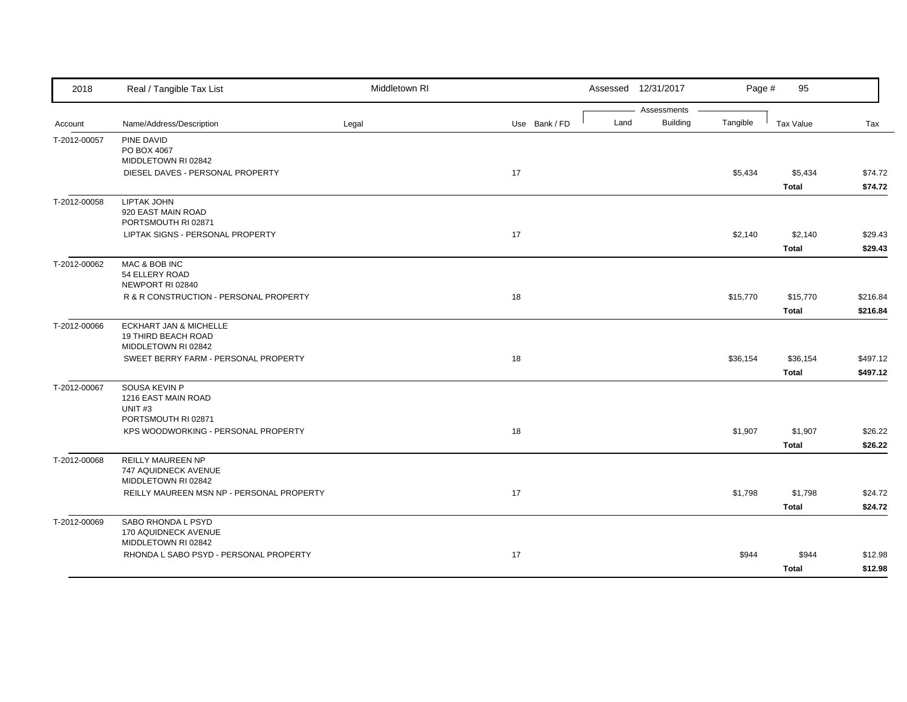| 2018 | Real / Tangible Tax List | Middletown RI | | | Assessed 12/31/2017 | | Page # 95 | | |
|---|---|---|---|---|---|---|---|---|---|
| | | | | | Assessments | | | | |
| Account | Name/Address/Description | Legal | Use | Bank / FD | Land | Building | Tangible | Tax Value | Tax |
| T-2012-00057 | PINE DAVID<br>PO BOX 4067<br>MIDDLETOWN RI 02842 | | | | | | | | |
| | DIESEL DAVES - PERSONAL PROPERTY | | 17 | | | | $5,434 | $5,434 | $74.72 |
| | | | | | | | | **Total** | **$74.72** |
| T-2012-00058 | LIPTAK JOHN<br>920 EAST MAIN ROAD<br>PORTSMOUTH RI 02871 | | | | | | | | |
| | LIPTAK SIGNS - PERSONAL PROPERTY | | 17 | | | | $2,140 | $2,140 | $29.43 |
| | | | | | | | | **Total** | **$29.43** |
| T-2012-00062 | MAC & BOB INC<br>54 ELLERY ROAD<br>NEWPORT RI 02840 | | | | | | | | |
| | R & R CONSTRUCTION - PERSONAL PROPERTY | | 18 | | | | $15,770 | $15,770 | $216.84 |
| | | | | | | | | **Total** | **$216.84** |
| T-2012-00066 | ECKHART JAN & MICHELLE<br>19 THIRD BEACH ROAD<br>MIDDLETOWN RI 02842 | | | | | | | | |
| | SWEET BERRY FARM - PERSONAL PROPERTY | | 18 | | | | $36,154 | $36,154 | $497.12 |
| | | | | | | | | **Total** | **$497.12** |
| T-2012-00067 | SOUSA KEVIN P<br>1216 EAST MAIN ROAD<br>UNIT #3<br>PORTSMOUTH RI 02871 | | | | | | | | |
| | KPS WOODWORKING - PERSONAL PROPERTY | | 18 | | | | $1,907 | $1,907 | $26.22 |
| | | | | | | | | **Total** | **$26.22** |
| T-2012-00068 | REILLY MAUREEN NP<br>747 AQUIDNECK AVENUE<br>MIDDLETOWN RI 02842 | | | | | | | | |
| | REILLY MAUREEN MSN NP - PERSONAL PROPERTY | | 17 | | | | $1,798 | $1,798 | $24.72 |
| | | | | | | | | **Total** | **$24.72** |
| T-2012-00069 | SABO RHONDA L PSYD<br>170 AQUIDNECK AVENUE<br>MIDDLETOWN RI 02842 | | | | | | | | |
| | RHONDA L SABO PSYD - PERSONAL PROPERTY | | 17 | | | | $944 | $944 | $12.98 |
| | | | | | | | | **Total** | **$12.98** |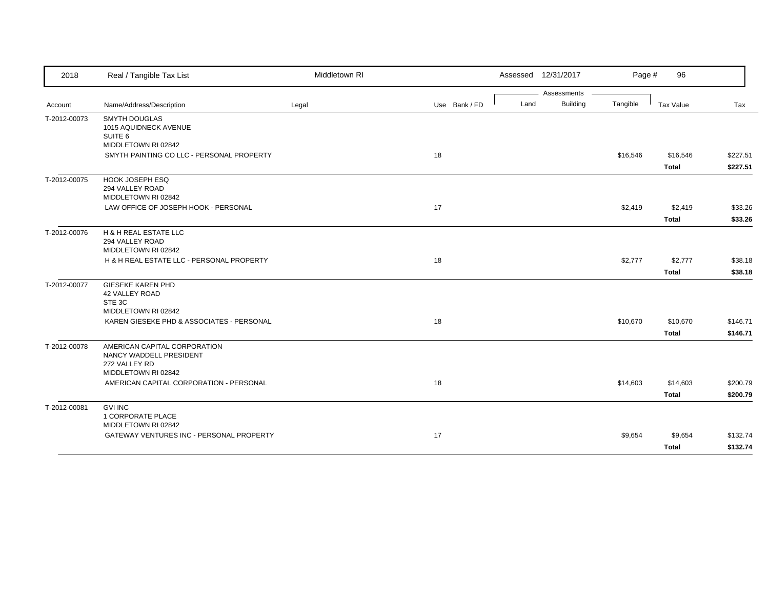| Account | Name/Address/Description | Legal | Use | Bank / FD | Land | Building | Tangible | Tax Value | Tax |
|---|---|---|---|---|---|---|---|---|---|
| T-2012-00073 | SMYTH DOUGLAS<br>1015 AQUIDNECK AVENUE<br>SUITE 6<br>MIDDLETOWN RI 02842 | | | | | | | | |
| | SMYTH PAINTING CO LLC - PERSONAL PROPERTY | | 18 | | | | $16,546 | $16,546 | $227.51 |
| | | | | | | | | **Total** | **$227.51** |
| T-2012-00075 | HOOK JOSEPH ESQ<br>294 VALLEY ROAD<br>MIDDLETOWN RI 02842 | | | | | | | | |
| | LAW OFFICE OF JOSEPH HOOK - PERSONAL | | 17 | | | | $2,419 | $2,419 | $33.26 |
| | | | | | | | | **Total** | **$33.26** |
| T-2012-00076 | H & H REAL ESTATE LLC<br>294 VALLEY ROAD<br>MIDDLETOWN RI 02842 | | | | | | | | |
| | H & H REAL ESTATE LLC - PERSONAL PROPERTY | | 18 | | | | $2,777 | $2,777 | $38.18 |
| | | | | | | | | **Total** | **$38.18** |
| T-2012-00077 | GIESEKE KAREN PHD<br>42 VALLEY ROAD<br>STE 3C<br>MIDDLETOWN RI 02842 | | | | | | | | |
| | KAREN GIESEKE PHD & ASSOCIATES - PERSONAL | | 18 | | | | $10,670 | $10,670 | $146.71 |
| | | | | | | | | **Total** | **$146.71** |
| T-2012-00078 | AMERICAN CAPITAL CORPORATION<br>NANCY WADDELL PRESIDENT<br>272 VALLEY RD<br>MIDDLETOWN RI 02842 | | | | | | | | |
| | AMERICAN CAPITAL CORPORATION - PERSONAL | | 18 | | | | $14,603 | $14,603 | $200.79 |
| | | | | | | | | **Total** | **$200.79** |
| T-2012-00081 | GVI INC<br>1 CORPORATE PLACE<br>MIDDLETOWN RI 02842 | | | | | | | | |
| | GATEWAY VENTURES INC - PERSONAL PROPERTY | | 17 | | | | $9,654 | $9,654 | $132.74 |
| | | | | | | | | **Total** | **$132.74** |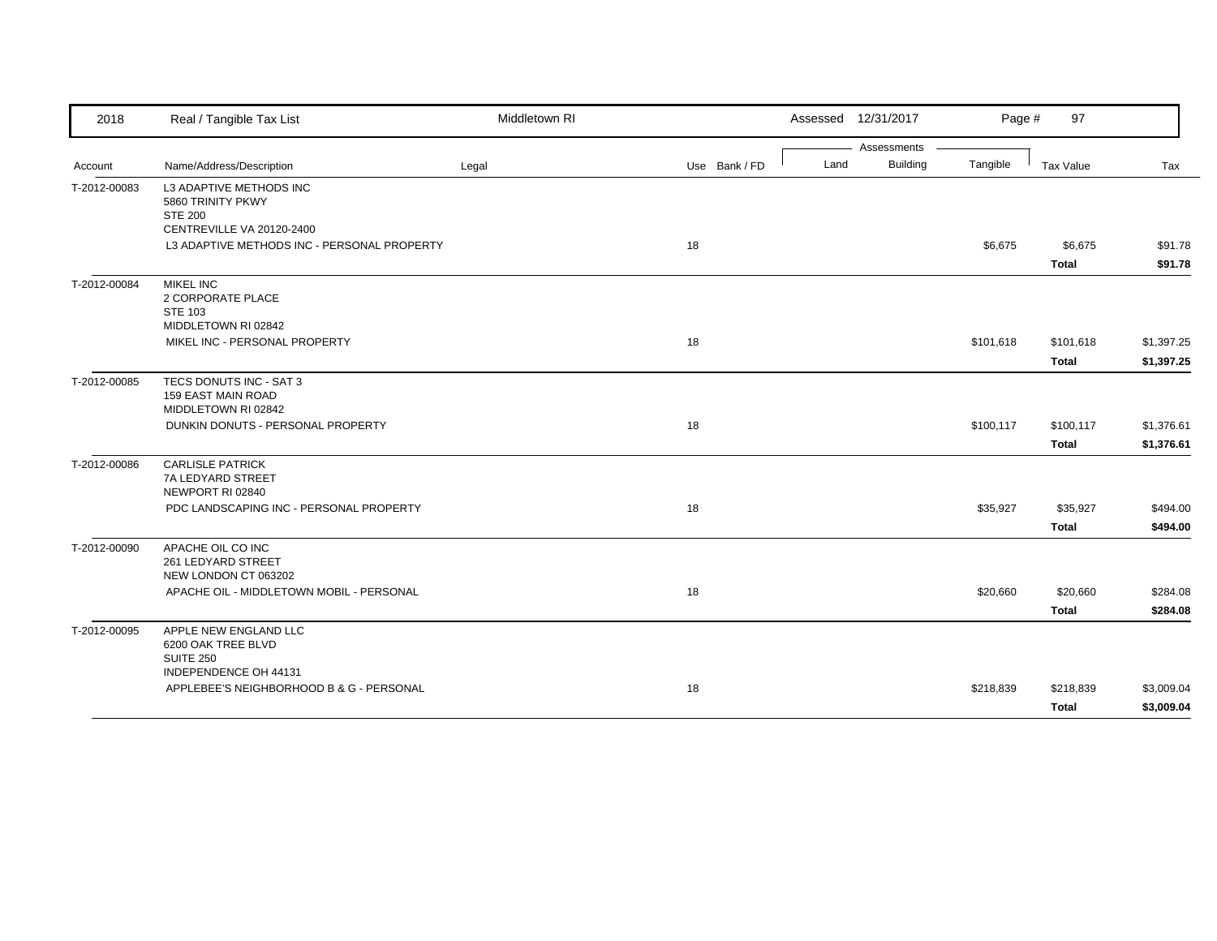| Account | Name/Address/Description | Legal | Use | Bank / FD | Land | Building | Tangible | Tax Value | Tax |
|---|---|---|---|---|---|---|---|---|---|
| T-2012-00083 | L3 ADAPTIVE METHODS INC<br>5860 TRINITY PKWY<br>STE 200<br>CENTREVILLE VA 20120-2400 | | | | | | | | |
| | L3 ADAPTIVE METHODS INC - PERSONAL PROPERTY | | 18 | | | | $6,675 | $6,675 | $91.78 |
| | | | | | | | | **Total** | **$91.78** |
| T-2012-00084 | MIKEL INC<br>2 CORPORATE PLACE<br>STE 103<br>MIDDLETOWN RI 02842 | | | | | | | | |
| | MIKEL INC - PERSONAL PROPERTY | | 18 | | | | $101,618 | $101,618 | $1,397.25 |
| | | | | | | | | **Total** | **$1,397.25** |
| T-2012-00085 | TECS DONUTS INC - SAT 3<br>159 EAST MAIN ROAD<br>MIDDLETOWN RI 02842 | | | | | | | | |
| | DUNKIN DONUTS - PERSONAL PROPERTY | | 18 | | | | $100,117 | $100,117 | $1,376.61 |
| | | | | | | | | **Total** | **$1,376.61** |
| T-2012-00086 | CARLISLE PATRICK<br>7A LEDYARD STREET<br>NEWPORT RI 02840 | | | | | | | | |
| | PDC LANDSCAPING INC - PERSONAL PROPERTY | | 18 | | | | $35,927 | $35,927 | $494.00 |
| | | | | | | | | **Total** | **$494.00** |
| T-2012-00090 | APACHE OIL CO INC<br>261 LEDYARD STREET<br>NEW LONDON CT 063202 | | | | | | | | |
| | APACHE OIL - MIDDLETOWN MOBIL - PERSONAL | | 18 | | | | $20,660 | $20,660 | $284.08 |
| | | | | | | | | **Total** | **$284.08** |
| T-2012-00095 | APPLE NEW ENGLAND LLC<br>6200 OAK TREE BLVD<br>SUITE 250<br>INDEPENDENCE OH 44131 | | | | | | | | |
| | APPLEBEE'S NEIGHBORHOOD B & G - PERSONAL | | 18 | | | | $218,839 | $218,839 | $3,009.04 |
| | | | | | | | | **Total** | **$3,009.04** |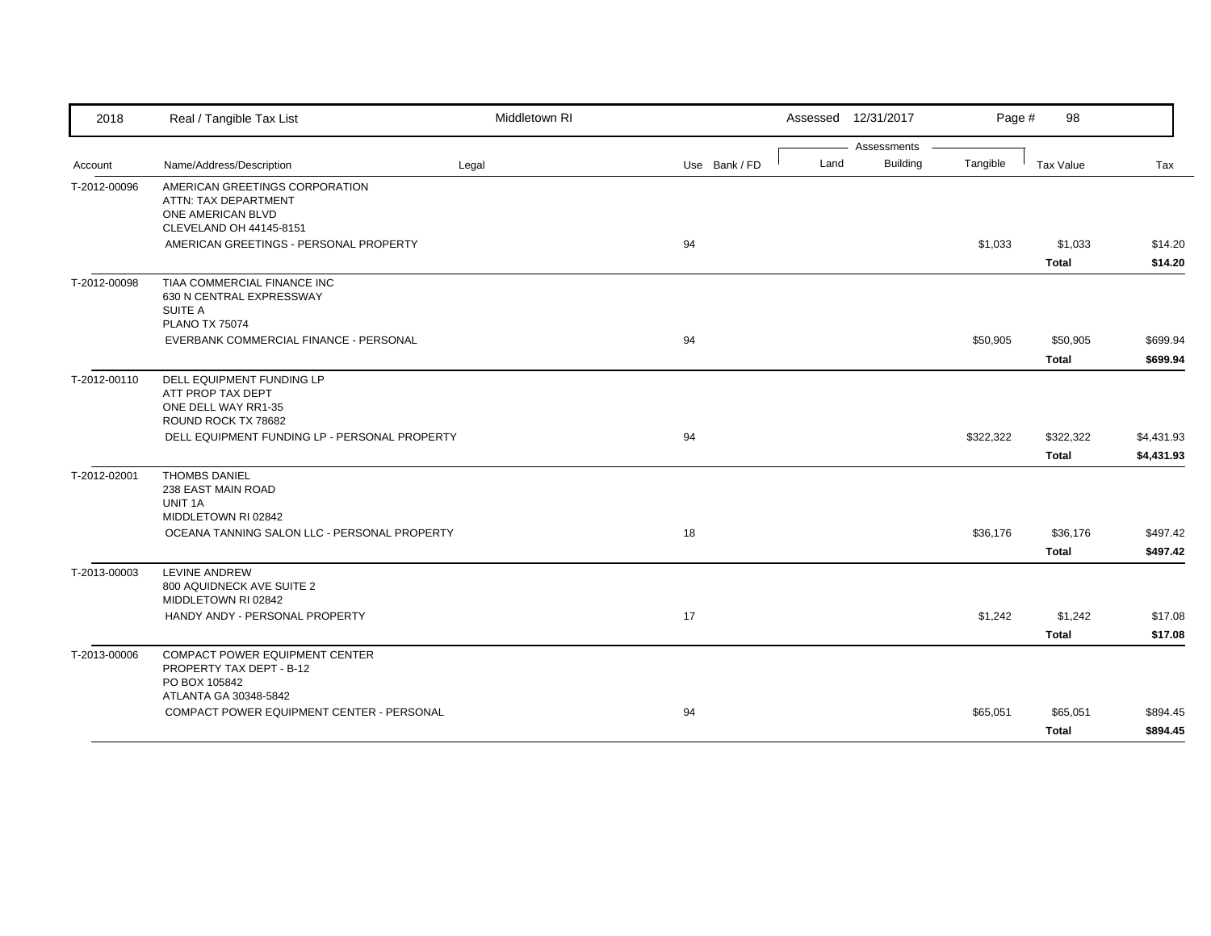| Account | Name/Address/Description | Legal | Use | Bank / FD | Land | Building | Tangible | Tax Value | Tax |
|---|---|---|---|---|---|---|---|---|---|
| T-2012-00096 | AMERICAN GREETINGS CORPORATION<br>ATTN: TAX DEPARTMENT<br>ONE AMERICAN BLVD<br>CLEVELAND OH 44145-8151 | | | | | | | | |
| | AMERICAN GREETINGS - PERSONAL PROPERTY | | 94 | | | | $1,033 | $1,033 | $14.20 |
| | | | | | | | | **Total** | **$14.20** |
| T-2012-00098 | TIAA COMMERCIAL FINANCE INC<br>630 N CENTRAL EXPRESSWAY<br>SUITE A<br>PLANO TX 75074 | | | | | | | | |
| | EVERBANK COMMERCIAL FINANCE - PERSONAL | | 94 | | | | $50,905 | $50,905 | $699.94 |
| | | | | | | | | **Total** | **$699.94** |
| T-2012-00110 | DELL EQUIPMENT FUNDING LP<br>ATT PROP TAX DEPT<br>ONE DELL WAY RR1-35<br>ROUND ROCK TX 78682 | | | | | | | | |
| | DELL EQUIPMENT FUNDING LP - PERSONAL PROPERTY | | 94 | | | | $322,322 | $322,322 | $4,431.93 |
| | | | | | | | | **Total** | **$4,431.93** |
| T-2012-02001 | THOMBS DANIEL<br>238 EAST MAIN ROAD<br>UNIT 1A<br>MIDDLETOWN RI 02842 | | | | | | | | |
| | OCEANA TANNING SALON LLC - PERSONAL PROPERTY | | 18 | | | | $36,176 | $36,176 | $497.42 |
| | | | | | | | | **Total** | **$497.42** |
| T-2013-00003 | LEVINE ANDREW<br>800 AQUIDNECK AVE SUITE 2<br>MIDDLETOWN RI 02842 | | | | | | | | |
| | HANDY ANDY - PERSONAL PROPERTY | | 17 | | | | $1,242 | $1,242 | $17.08 |
| | | | | | | | | **Total** | **$17.08** |
| T-2013-00006 | COMPACT POWER EQUIPMENT CENTER<br>PROPERTY TAX DEPT - B-12<br>PO BOX 105842<br>ATLANTA GA 30348-5842 | | | | | | | | |
| | COMPACT POWER EQUIPMENT CENTER - PERSONAL | | 94 | | | | $65,051 | $65,051 | $894.45 |
| | | | | | | | | **Total** | **$894.45** |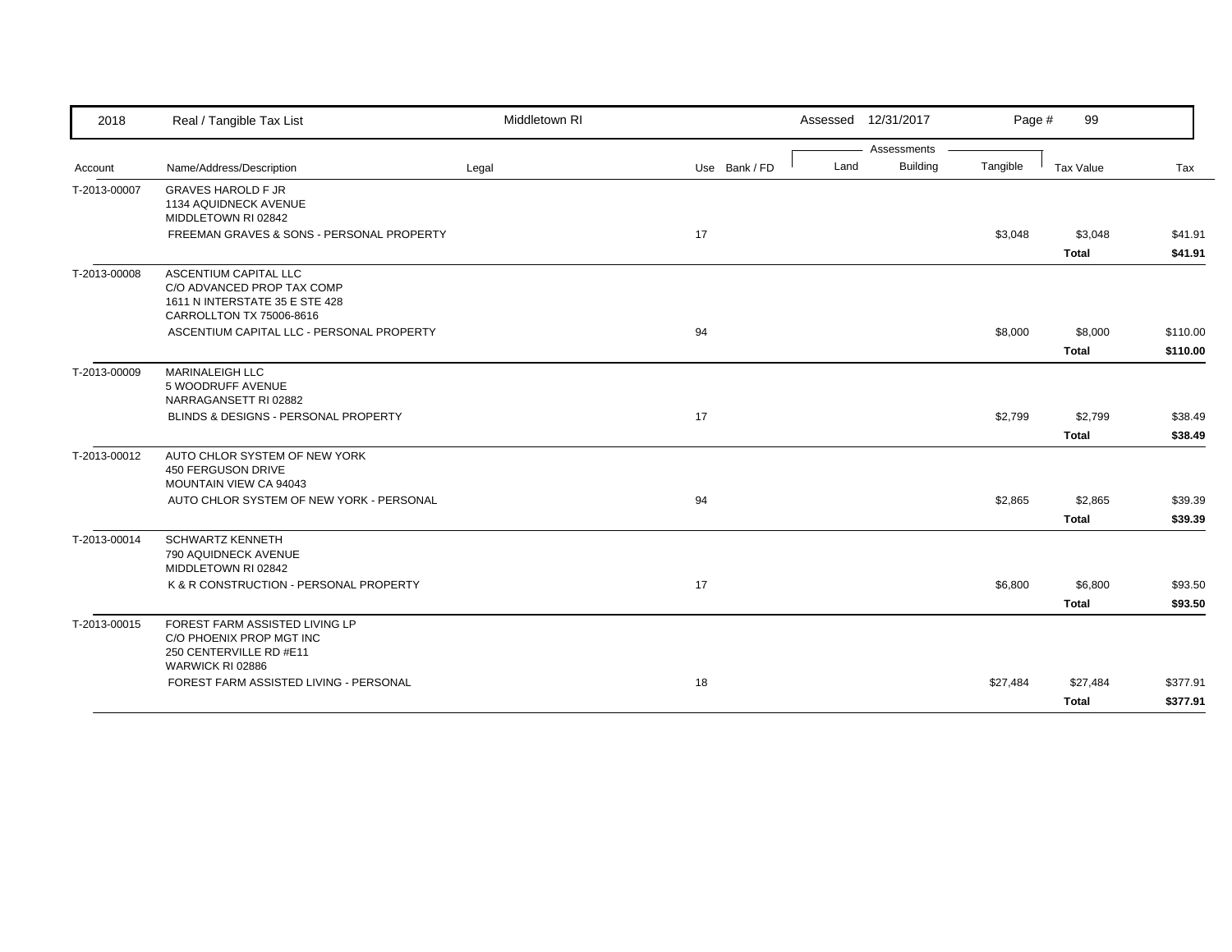| 2018 | Real / Tangible Tax List | Middletown RI | | Assessed 12/31/2017 | | Page # 99 | | |
|---|---|---|---|---|---|---|---|---|

| Account | Name/Address/Description | Legal | Use | Bank / FD | Assessments Land | Assessments Building | Tangible | Tax Value | Tax |
|---|---|---|---|---|---|---|---|---|---|
| T-2013-00007 | GRAVES HAROLD F JR<br>1134 AQUIDNECK AVENUE<br>MIDDLETOWN RI 02842 | | | | | | | | |
| | FREEMAN GRAVES & SONS - PERSONAL PROPERTY | | 17 | | | | $3,048 | $3,048 | $41.91 |
| | | | | | | | | **Total** | **$41.91** |
| T-2013-00008 | ASCENTIUM CAPITAL LLC<br>C/O ADVANCED PROP TAX COMP<br>1611 N INTERSTATE 35 E STE 428<br>CARROLLTON TX 75006-8616 | | | | | | | | |
| | ASCENTIUM CAPITAL LLC - PERSONAL PROPERTY | | 94 | | | | $8,000 | $8,000 | $110.00 |
| | | | | | | | | **Total** | **$110.00** |
| T-2013-00009 | MARINALEIGH LLC<br>5 WOODRUFF AVENUE<br>NARRAGANSETT RI 02882 | | | | | | | | |
| | BLINDS & DESIGNS - PERSONAL PROPERTY | | 17 | | | | $2,799 | $2,799 | $38.49 |
| | | | | | | | | **Total** | **$38.49** |
| T-2013-00012 | AUTO CHLOR SYSTEM OF NEW YORK<br>450 FERGUSON DRIVE<br>MOUNTAIN VIEW CA 94043 | | | | | | | | |
| | AUTO CHLOR SYSTEM OF NEW YORK - PERSONAL | | 94 | | | | $2,865 | $2,865 | $39.39 |
| | | | | | | | | **Total** | **$39.39** |
| T-2013-00014 | SCHWARTZ KENNETH<br>790 AQUIDNECK AVENUE<br>MIDDLETOWN RI 02842 | | | | | | | | |
| | K & R CONSTRUCTION - PERSONAL PROPERTY | | 17 | | | | $6,800 | $6,800 | $93.50 |
| | | | | | | | | **Total** | **$93.50** |
| T-2013-00015 | FOREST FARM ASSISTED LIVING LP<br>C/O PHOENIX PROP MGT INC<br>250 CENTERVILLE RD #E11<br>WARWICK RI 02886 | | | | | | | | |
| | FOREST FARM ASSISTED LIVING - PERSONAL | | 18 | | | | $27,484 | $27,484 | $377.91 |
| | | | | | | | | **Total** | **$377.91** |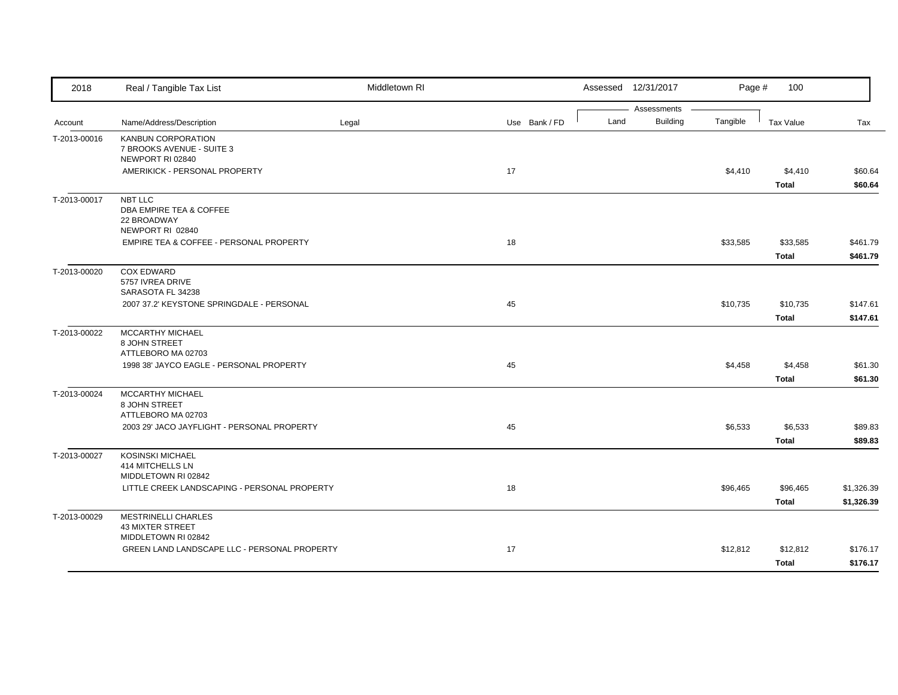| Account | Name/Address/Description | Legal | Use | Bank / FD | Land | Building | Tangible | Tax Value | Tax |
|---|---|---|---|---|---|---|---|---|---|
| T-2013-00016 | KANBUN CORPORATION<br>7 BROOKS AVENUE - SUITE 3<br>NEWPORT RI 02840 | | | | | | | | |
| | AMERIKICK - PERSONAL PROPERTY | | 17 | | | | $4,410 | $4,410 | $60.64 |
| | | | | | | | | **Total** | **$60.64** |
| T-2013-00017 | NBT LLC<br>DBA EMPIRE TEA & COFFEE<br>22 BROADWAY<br>NEWPORT RI 02840 | | | | | | | | |
| | EMPIRE TEA & COFFEE - PERSONAL PROPERTY | | 18 | | | | $33,585 | $33,585 | $461.79 |
| | | | | | | | | **Total** | **$461.79** |
| T-2013-00020 | COX EDWARD<br>5757 IVREA DRIVE<br>SARASOTA FL 34238 | | | | | | | | |
| | 2007 37.2' KEYSTONE SPRINGDALE - PERSONAL | | 45 | | | | $10,735 | $10,735 | $147.61 |
| | | | | | | | | **Total** | **$147.61** |
| T-2013-00022 | MCCARTHY MICHAEL<br>8 JOHN STREET<br>ATTLEBORO MA 02703 | | | | | | | | |
| | 1998 38' JAYCO EAGLE - PERSONAL PROPERTY | | 45 | | | | $4,458 | $4,458 | $61.30 |
| | | | | | | | | **Total** | **$61.30** |
| T-2013-00024 | MCCARTHY MICHAEL<br>8 JOHN STREET<br>ATTLEBORO MA 02703 | | | | | | | | |
| | 2003 29' JACO JAYFLIGHT - PERSONAL PROPERTY | | 45 | | | | $6,533 | $6,533 | $89.83 |
| | | | | | | | | **Total** | **$89.83** |
| T-2013-00027 | KOSINSKI MICHAEL<br>414 MITCHELLS LN<br>MIDDLETOWN RI 02842 | | | | | | | | |
| | LITTLE CREEK LANDSCAPING - PERSONAL PROPERTY | | 18 | | | | $96,465 | $96,465 | $1,326.39 |
| | | | | | | | | **Total** | **$1,326.39** |
| T-2013-00029 | MESTRINELLI CHARLES<br>43 MIXTER STREET<br>MIDDLETOWN RI 02842 | | | | | | | | |
| | GREEN LAND LANDSCAPE LLC - PERSONAL PROPERTY | | 17 | | | | $12,812 | $12,812 | $176.17 |
| | | | | | | | | **Total** | **$176.17** |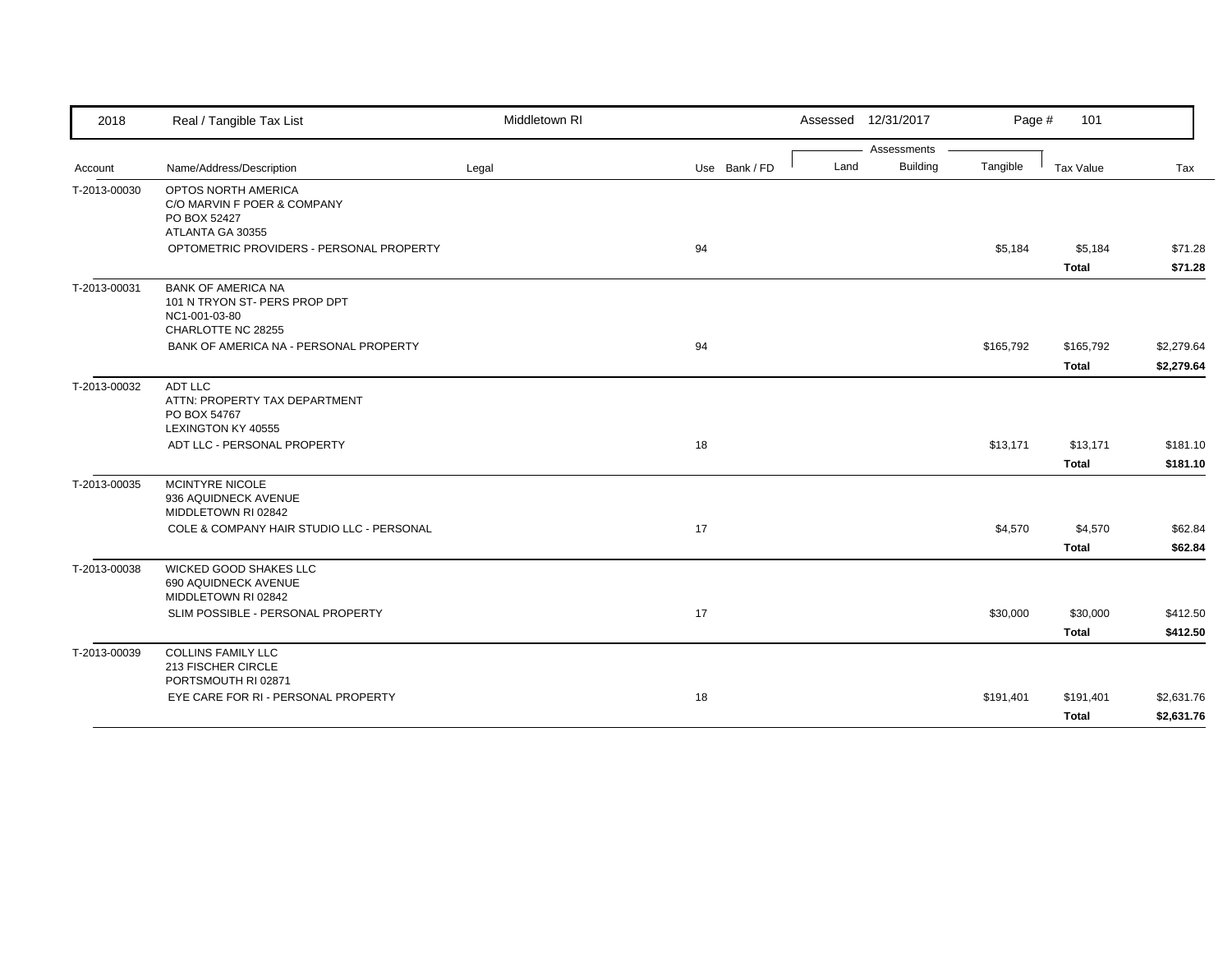| 2018 | Real / Tangible Tax List | Middletown RI | | Assessed 12/31/2017 | | | | |
|---|---|---|---|---|---|---|---|---|

| Account | Name/Address/Description | Legal | Use | Bank / FD | Assessments Land | Assessments Building | Tangible | Tax Value | Tax |
|---|---|---|---|---|---|---|---|---|---|
| T-2013-00030 | OPTOS NORTH AMERICA<br>C/O MARVIN F POER & COMPANY<br>PO BOX 52427<br>ATLANTA GA 30355 | | | | | | | | |
| | OPTOMETRIC PROVIDERS - PERSONAL PROPERTY | | 94 | | | | $5,184 | $5,184 | $71.28 |
| | | | | | | | | **Total** | **$71.28** |
| T-2013-00031 | BANK OF AMERICA NA<br>101 N TRYON ST- PERS PROP DPT<br>NC1-001-03-80<br>CHARLOTTE NC 28255 | | | | | | | | |
| | BANK OF AMERICA NA - PERSONAL PROPERTY | | 94 | | | | $165,792 | $165,792 | $2,279.64 |
| | | | | | | | | **Total** | **$2,279.64** |
| T-2013-00032 | ADT LLC<br>ATTN: PROPERTY TAX DEPARTMENT<br>PO BOX 54767<br>LEXINGTON KY 40555 | | | | | | | | |
| | ADT LLC - PERSONAL PROPERTY | | 18 | | | | $13,171 | $13,171 | $181.10 |
| | | | | | | | | **Total** | **$181.10** |
| T-2013-00035 | MCINTYRE NICOLE<br>936 AQUIDNECK AVENUE<br>MIDDLETOWN RI 02842 | | | | | | | | |
| | COLE & COMPANY HAIR STUDIO LLC - PERSONAL | | 17 | | | | $4,570 | $4,570 | $62.84 |
| | | | | | | | | **Total** | **$62.84** |
| T-2013-00038 | WICKED GOOD SHAKES LLC<br>690 AQUIDNECK AVENUE<br>MIDDLETOWN RI 02842 | | | | | | | | |
| | SLIM POSSIBLE - PERSONAL PROPERTY | | 17 | | | | $30,000 | $30,000 | $412.50 |
| | | | | | | | | **Total** | **$412.50** |
| T-2013-00039 | COLLINS FAMILY LLC<br>213 FISCHER CIRCLE<br>PORTSMOUTH RI 02871 | | | | | | | | |
| | EYE CARE FOR RI - PERSONAL PROPERTY | | 18 | | | | $191,401 | $191,401 | $2,631.76 |
| | | | | | | | | **Total** | **$2,631.76** |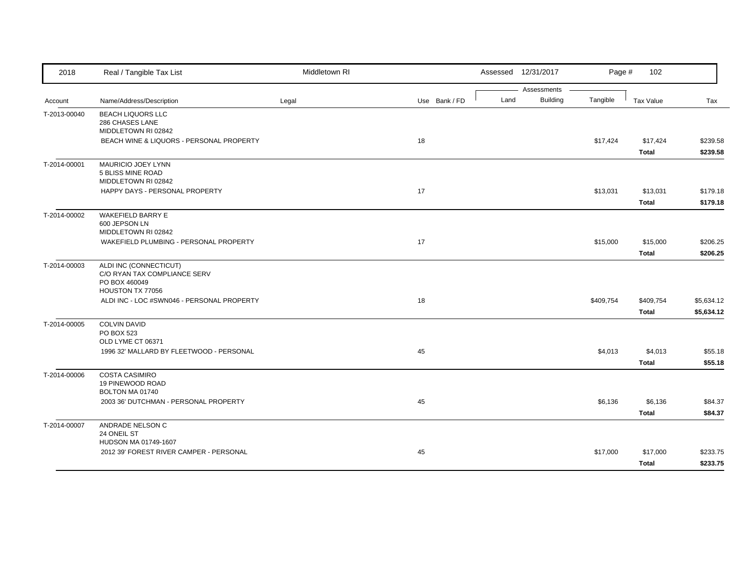| 2018 | Real / Tangible Tax List | Middletown RI | | | Assessed 12/31/2017 | | Page # 102 | | |
|---|---|---|---|---|---|---|---|---|---|
| | | | | | Assessments | | | | |
| Account | Name/Address/Description | Legal | Use | Bank / FD | Land | Building | Tangible | Tax Value | Tax |
| T-2013-00040 | BEACH LIQUORS LLC<br>286 CHASES LANE<br>MIDDLETOWN RI 02842 | | | | | | | | |
| | BEACH WINE & LIQUORS - PERSONAL PROPERTY | | 18 | | | | $17,424 | $17,424 | $239.58 |
| | | | | | | | | **Total** | **$239.58** |
| T-2014-00001 | MAURICIO JOEY LYNN<br>5 BLISS MINE ROAD<br>MIDDLETOWN RI 02842 | | | | | | | | |
| | HAPPY DAYS - PERSONAL PROPERTY | | 17 | | | | $13,031 | $13,031 | $179.18 |
| | | | | | | | | **Total** | **$179.18** |
| T-2014-00002 | WAKEFIELD BARRY E<br>600 JEPSON LN<br>MIDDLETOWN RI 02842 | | | | | | | | |
| | WAKEFIELD PLUMBING - PERSONAL PROPERTY | | 17 | | | | $15,000 | $15,000 | $206.25 |
| | | | | | | | | **Total** | **$206.25** |
| T-2014-00003 | ALDI INC (CONNECTICUT)<br>C/O RYAN TAX COMPLIANCE SERV<br>PO BOX 460049<br>HOUSTON TX 77056 | | | | | | | | |
| | ALDI INC - LOC #SWN046 - PERSONAL PROPERTY | | 18 | | | | $409,754 | $409,754 | $5,634.12 |
| | | | | | | | | **Total** | **$5,634.12** |
| T-2014-00005 | COLVIN DAVID<br>PO BOX 523<br>OLD LYME CT 06371 | | | | | | | | |
| | 1996 32' MALLARD BY FLEETWOOD - PERSONAL | | 45 | | | | $4,013 | $4,013 | $55.18 |
| | | | | | | | | **Total** | **$55.18** |
| T-2014-00006 | COSTA CASIMIRO<br>19 PINEWOOD ROAD<br>BOLTON MA 01740 | | | | | | | | |
| | 2003 36' DUTCHMAN - PERSONAL PROPERTY | | 45 | | | | $6,136 | $6,136 | $84.37 |
| | | | | | | | | **Total** | **$84.37** |
| T-2014-00007 | ANDRADE NELSON C<br>24 ONEIL ST<br>HUDSON MA 01749-1607 | | | | | | | | |
| | 2012 39' FOREST RIVER CAMPER - PERSONAL | | 45 | | | | $17,000 | $17,000 | $233.75 |
| | | | | | | | | **Total** | **$233.75** |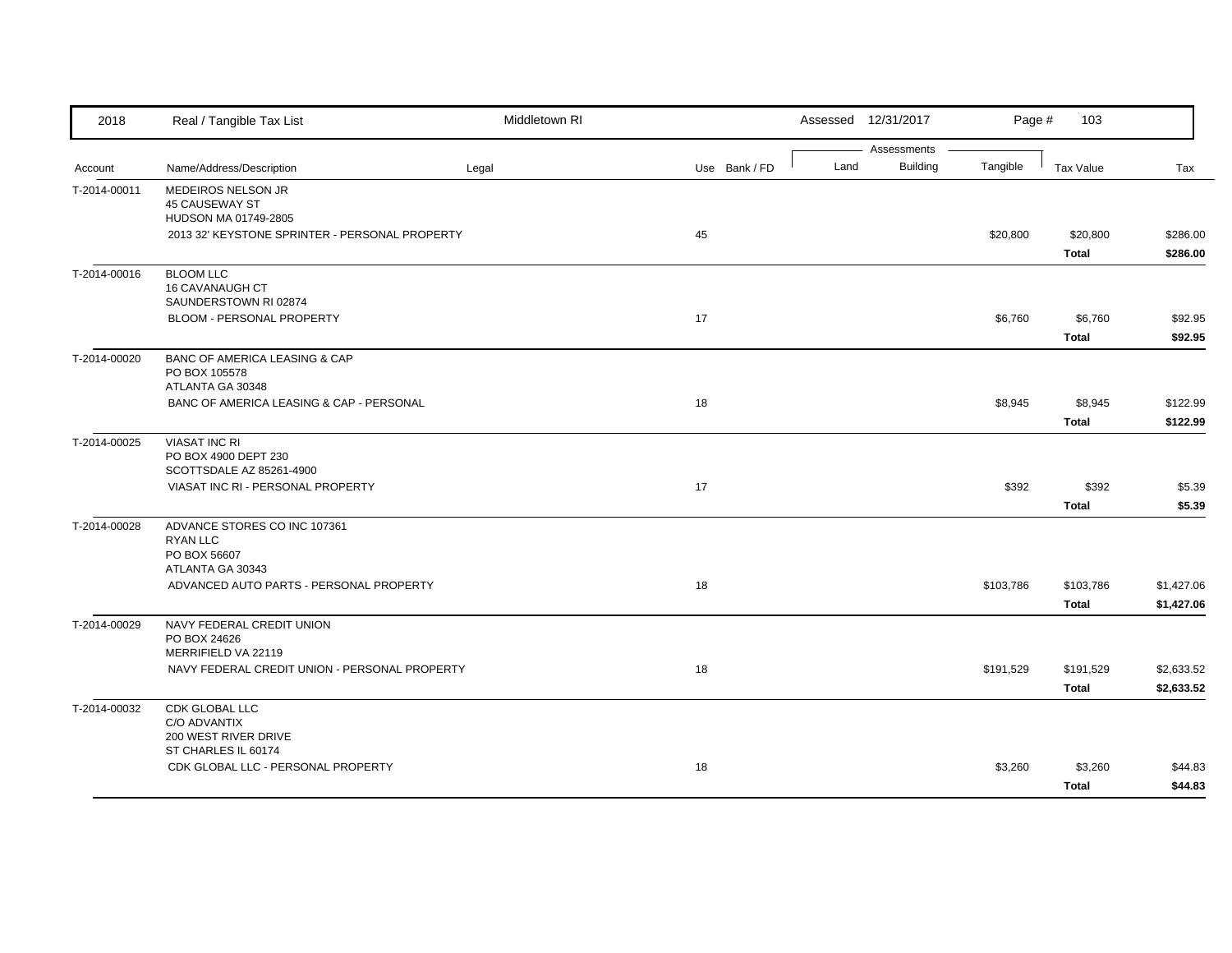| 2018 | Real / Tangible Tax List | Middletown RI | | Assessed 12/31/2017 | | | | |
|---|---|---|---|---|---|---|---|---|
| | | | | Assessments | | | | |
| Account | Name/Address/Description | Legal | Use Bank / FD | Land | Building | Tangible | Tax Value | Tax |
| T-2014-00011 | MEDEIROS NELSON JR<br>45 CAUSEWAY ST<br>HUDSON MA 01749-2805 | | | | | | | |
| | 2013 32' KEYSTONE SPRINTER - PERSONAL PROPERTY | | 45 | | | $20,800 | $20,800 | $286.00 |
| | | | | | | | **Total** | **$286.00** |
| T-2014-00016 | BLOOM LLC<br>16 CAVANAUGH CT<br>SAUNDERSTOWN RI 02874 | | | | | | | |
| | BLOOM - PERSONAL PROPERTY | | 17 | | | $6,760 | $6,760 | $92.95 |
| | | | | | | | **Total** | **$92.95** |
| T-2014-00020 | BANC OF AMERICA LEASING & CAP<br>PO BOX 105578<br>ATLANTA GA 30348 | | | | | | | |
| | BANC OF AMERICA LEASING & CAP - PERSONAL | | 18 | | | $8,945 | $8,945 | $122.99 |
| | | | | | | | **Total** | **$122.99** |
| T-2014-00025 | VIASAT INC RI<br>PO BOX 4900 DEPT 230<br>SCOTTSDALE AZ 85261-4900 | | | | | | | |
| | VIASAT INC RI - PERSONAL PROPERTY | | 17 | | | $392 | $392 | $5.39 |
| | | | | | | | **Total** | **$5.39** |
| T-2014-00028 | ADVANCE STORES CO INC 107361<br>RYAN LLC<br>PO BOX 56607<br>ATLANTA GA 30343 | | | | | | | |
| | ADVANCED AUTO PARTS - PERSONAL PROPERTY | | 18 | | | $103,786 | $103,786 | $1,427.06 |
| | | | | | | | **Total** | **$1,427.06** |
| T-2014-00029 | NAVY FEDERAL CREDIT UNION<br>PO BOX 24626<br>MERRIFIELD VA 22119 | | | | | | | |
| | NAVY FEDERAL CREDIT UNION - PERSONAL PROPERTY | | 18 | | | $191,529 | $191,529 | $2,633.52 |
| | | | | | | | **Total** | **$2,633.52** |
| T-2014-00032 | CDK GLOBAL LLC<br>C/O ADVANTIX<br>200 WEST RIVER DRIVE<br>ST CHARLES IL 60174 | | | | | | | |
| | CDK GLOBAL LLC - PERSONAL PROPERTY | | 18 | | | $3,260 | $3,260 | $44.83 |
| | | | | | | | **Total** | **$44.83** |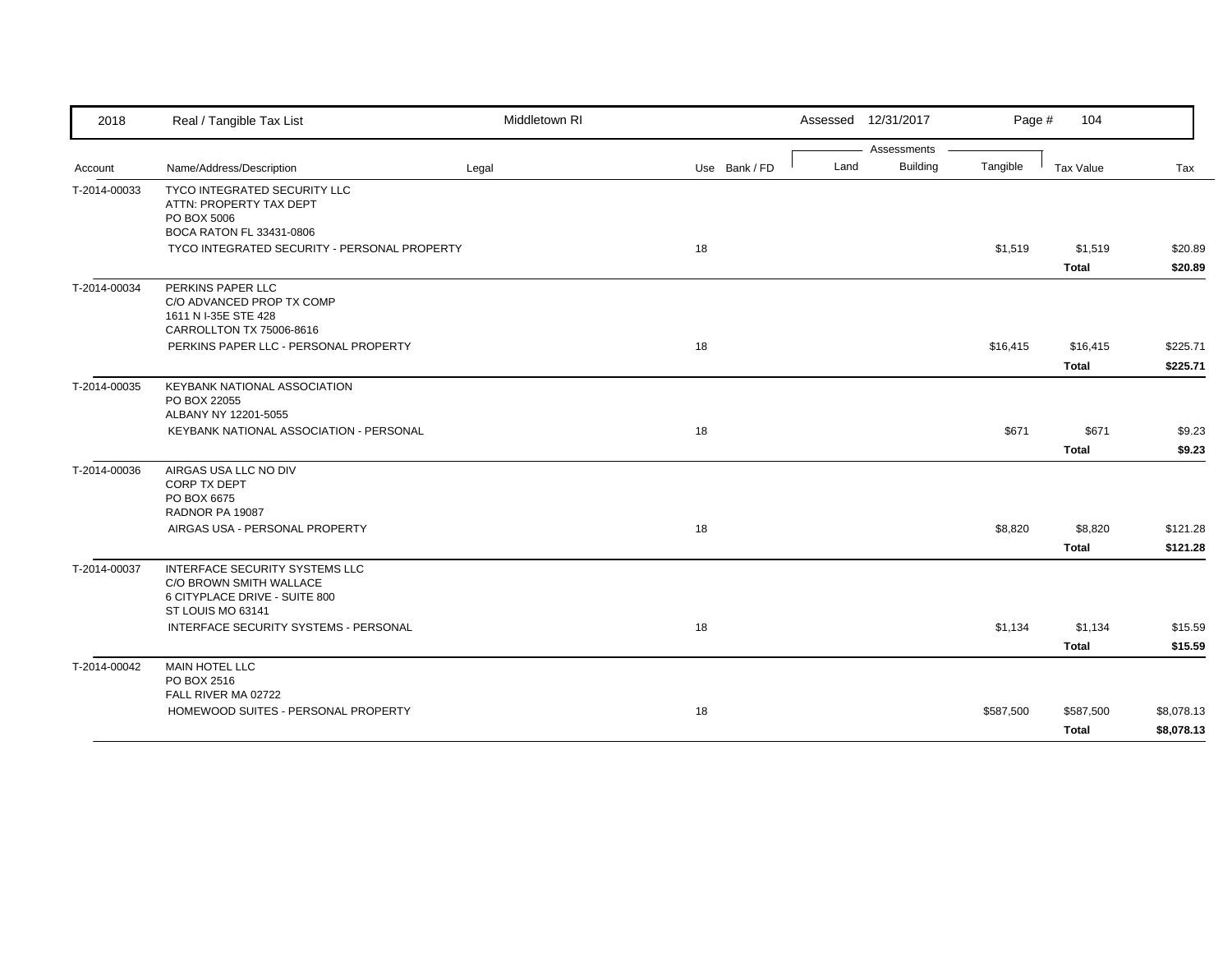| 2018 | Real / Tangible Tax List | Middletown RI | | Assessed 12/31/2017 | | | | |
|---|---|---|---|---|---|---|---|---|
| | | | | Assessments | | | | |
| Account | Name/Address/Description | Legal | Use Bank / FD | Land | Building | Tangible | Tax Value | Tax |
| T-2014-00033 | TYCO INTEGRATED SECURITY LLC<br>ATTN: PROPERTY TAX DEPT<br>PO BOX 5006<br>BOCA RATON FL 33431-0806 | | | | | | | |
| | TYCO INTEGRATED SECURITY - PERSONAL PROPERTY | | 18 | | | $1,519 | $1,519 | $20.89 |
| | | | | | | | **Total** | **$20.89** |
| T-2014-00034 | PERKINS PAPER LLC<br>C/O ADVANCED PROP TX COMP<br>1611 N I-35E STE 428<br>CARROLLTON TX 75006-8616 | | | | | | | |
| | PERKINS PAPER LLC - PERSONAL PROPERTY | | 18 | | | $16,415 | $16,415 | $225.71 |
| | | | | | | | **Total** | **$225.71** |
| T-2014-00035 | KEYBANK NATIONAL ASSOCIATION<br>PO BOX 22055<br>ALBANY NY 12201-5055 | | | | | | | |
| | KEYBANK NATIONAL ASSOCIATION - PERSONAL | | 18 | | | $671 | $671 | $9.23 |
| | | | | | | | **Total** | **$9.23** |
| T-2014-00036 | AIRGAS USA LLC NO DIV<br>CORP TX DEPT<br>PO BOX 6675<br>RADNOR PA 19087 | | | | | | | |
| | AIRGAS USA - PERSONAL PROPERTY | | 18 | | | $8,820 | $8,820 | $121.28 |
| | | | | | | | **Total** | **$121.28** |
| T-2014-00037 | INTERFACE SECURITY SYSTEMS LLC<br>C/O BROWN SMITH WALLACE<br>6 CITYPLACE DRIVE - SUITE 800<br>ST LOUIS MO 63141 | | | | | | | |
| | INTERFACE SECURITY SYSTEMS - PERSONAL | | 18 | | | $1,134 | $1,134 | $15.59 |
| | | | | | | | **Total** | **$15.59** |
| T-2014-00042 | MAIN HOTEL LLC<br>PO BOX 2516<br>FALL RIVER MA 02722 | | | | | | | |
| | HOMEWOOD SUITES - PERSONAL PROPERTY | | 18 | | | $587,500 | $587,500 | $8,078.13 |
| | | | | | | | **Total** | **$8,078.13** |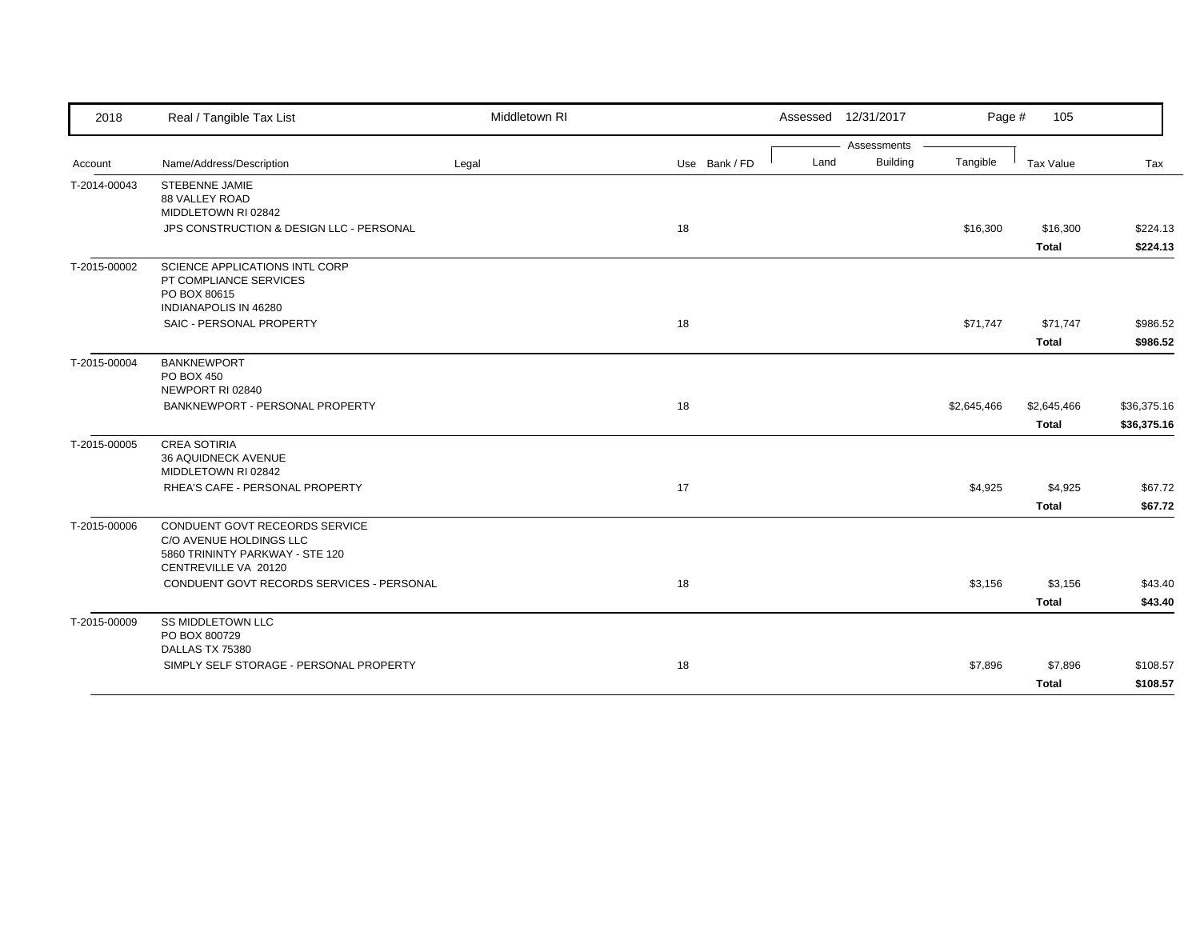2018 Real / Tangible Tax List — Middletown RI — Assessed 12/31/2017

| Account | Name/Address/Description | Legal | Use | Bank / FD | Land | Building | Tangible | Tax Value | Tax |
|---|---|---|---|---|---|---|---|---|---|
| T-2014-00043 | STEBENNE JAMIE<br>88 VALLEY ROAD<br>MIDDLETOWN RI 02842 | | | | | | | | |
| | JPS CONSTRUCTION & DESIGN LLC - PERSONAL | | 18 | | | | $16,300 | $16,300 | $224.13 |
| | | | | | | | | **Total** | **$224.13** |
| T-2015-00002 | SCIENCE APPLICATIONS INTL CORP<br>PT COMPLIANCE SERVICES<br>PO BOX 80615<br>INDIANAPOLIS IN 46280 | | | | | | | | |
| | SAIC - PERSONAL PROPERTY | | 18 | | | | $71,747 | $71,747 | $986.52 |
| | | | | | | | | **Total** | **$986.52** |
| T-2015-00004 | BANKNEWPORT<br>PO BOX 450<br>NEWPORT RI 02840 | | | | | | | | |
| | BANKNEWPORT - PERSONAL PROPERTY | | 18 | | | | $2,645,466 | $2,645,466 | $36,375.16 |
| | | | | | | | | **Total** | **$36,375.16** |
| T-2015-00005 | CREA SOTIRIA<br>36 AQUIDNECK AVENUE<br>MIDDLETOWN RI 02842 | | | | | | | | |
| | RHEA'S CAFE - PERSONAL PROPERTY | | 17 | | | | $4,925 | $4,925 | $67.72 |
| | | | | | | | | **Total** | **$67.72** |
| T-2015-00006 | CONDUENT GOVT RECEORDS SERVICE<br>C/O AVENUE HOLDINGS LLC<br>5860 TRININTY PARKWAY - STE 120<br>CENTREVILLE VA 20120 | | | | | | | | |
| | CONDUENT GOVT RECORDS SERVICES - PERSONAL | | 18 | | | | $3,156 | $3,156 | $43.40 |
| | | | | | | | | **Total** | **$43.40** |
| T-2015-00009 | SS MIDDLETOWN LLC<br>PO BOX 800729<br>DALLAS TX 75380 | | | | | | | | |
| | SIMPLY SELF STORAGE - PERSONAL PROPERTY | | 18 | | | | $7,896 | $7,896 | $108.57 |
| | | | | | | | | **Total** | **$108.57** |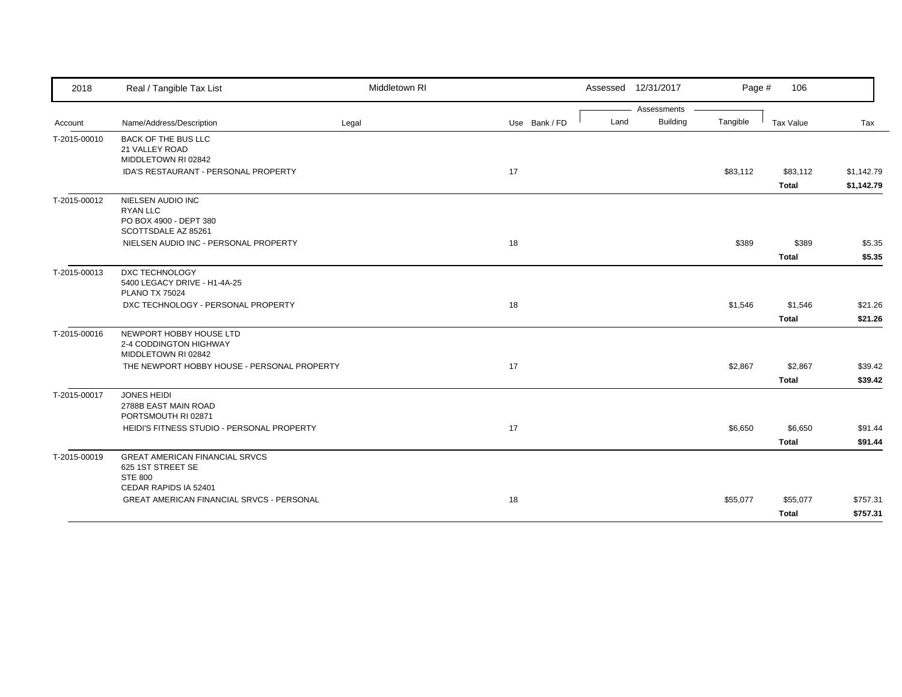| Account | Name/Address/Description | Legal | Use | Bank / FD | Land | Building | Tangible | Tax Value | Tax |
|---|---|---|---|---|---|---|---|---|---|
| T-2015-00010 | BACK OF THE BUS LLC<br>21 VALLEY ROAD<br>MIDDLETOWN RI 02842 | | | | | | | | |
| | IDA'S RESTAURANT - PERSONAL PROPERTY | | 17 | | | | $83,112 | $83,112 | $1,142.79 |
| | | | | | | | | **Total** | **$1,142.79** |
| T-2015-00012 | NIELSEN AUDIO INC<br>RYAN LLC<br>PO BOX 4900 - DEPT 380<br>SCOTTSDALE AZ 85261 | | | | | | | | |
| | NIELSEN AUDIO INC - PERSONAL PROPERTY | | 18 | | | | $389 | $389 | $5.35 |
| | | | | | | | | **Total** | **$5.35** |
| T-2015-00013 | DXC TECHNOLOGY<br>5400 LEGACY DRIVE - H1-4A-25<br>PLANO TX 75024 | | | | | | | | |
| | DXC TECHNOLOGY - PERSONAL PROPERTY | | 18 | | | | $1,546 | $1,546 | $21.26 |
| | | | | | | | | **Total** | **$21.26** |
| T-2015-00016 | NEWPORT HOBBY HOUSE LTD<br>2-4 CODDINGTON HIGHWAY<br>MIDDLETOWN RI 02842 | | | | | | | | |
| | THE NEWPORT HOBBY HOUSE - PERSONAL PROPERTY | | 17 | | | | $2,867 | $2,867 | $39.42 |
| | | | | | | | | **Total** | **$39.42** |
| T-2015-00017 | JONES HEIDI<br>2788B EAST MAIN ROAD<br>PORTSMOUTH RI 02871 | | | | | | | | |
| | HEIDI'S FITNESS STUDIO - PERSONAL PROPERTY | | 17 | | | | $6,650 | $6,650 | $91.44 |
| | | | | | | | | **Total** | **$91.44** |
| T-2015-00019 | GREAT AMERICAN FINANCIAL SRVCS<br>625 1ST STREET SE<br>STE 800<br>CEDAR RAPIDS IA 52401 | | | | | | | | |
| | GREAT AMERICAN FINANCIAL SRVCS - PERSONAL | | 18 | | | | $55,077 | $55,077 | $757.31 |
| | | | | | | | | **Total** | **$757.31** |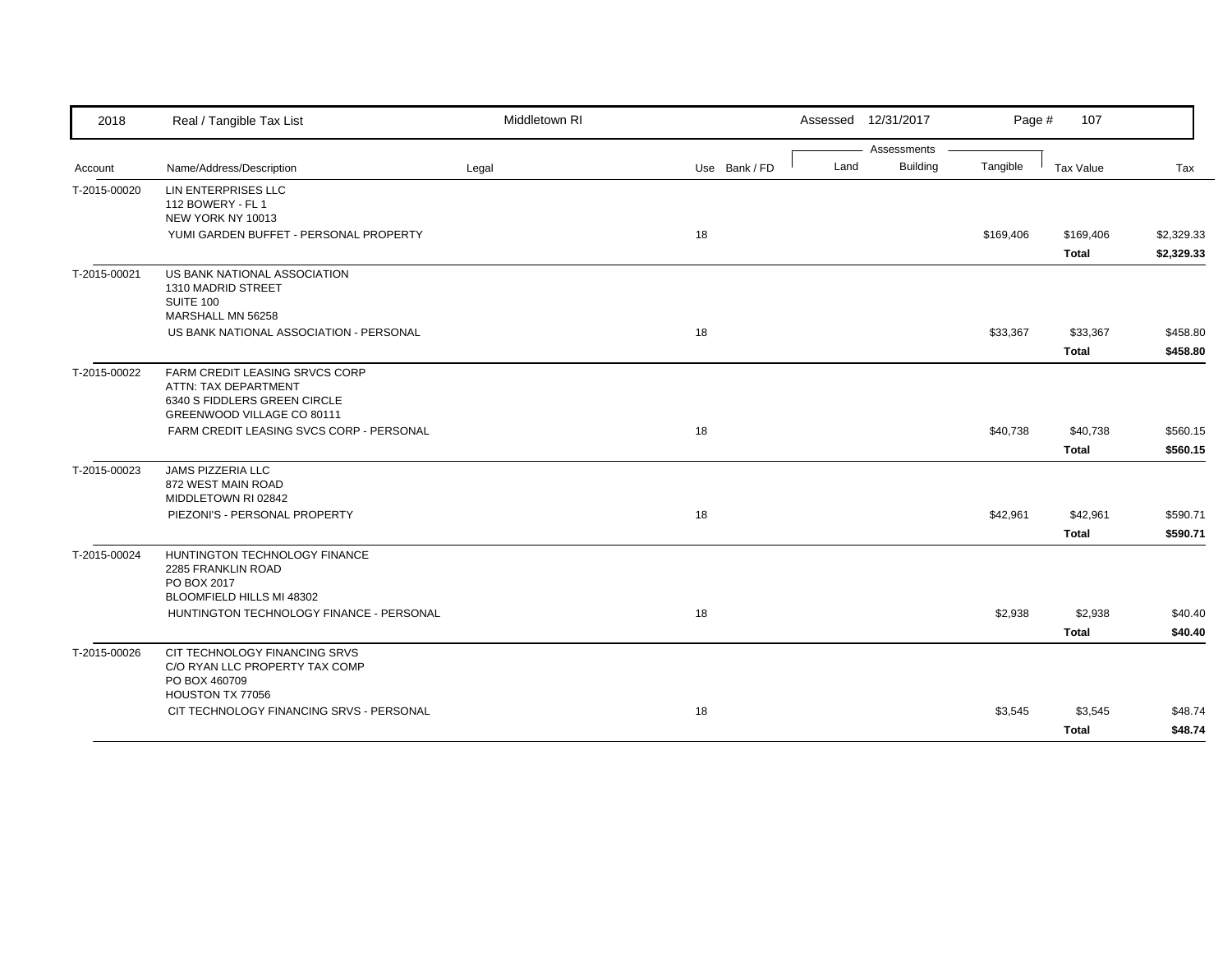| 2018 | Real / Tangible Tax List | Middletown RI | | Assessed 12/31/2017 | | Page # 107 | | |
|---|---|---|---|---|---|---|---|---|
| | | | | Assessments | | | | |
| Account | Name/Address/Description | Legal | Use Bank / FD | Land | Building | Tangible | Tax Value | Tax |
| T-2015-00020 | LIN ENTERPRISES LLC<br>112 BOWERY - FL 1<br>NEW YORK NY 10013 | | | | | | | |
| | YUMI GARDEN BUFFET - PERSONAL PROPERTY | | 18 | | | $169,406 | $169,406 | $2,329.33 |
| | | | | | | | **Total** | **$2,329.33** |
| T-2015-00021 | US BANK NATIONAL ASSOCIATION<br>1310 MADRID STREET<br>SUITE 100<br>MARSHALL MN 56258 | | | | | | | |
| | US BANK NATIONAL ASSOCIATION - PERSONAL | | 18 | | | $33,367 | $33,367 | $458.80 |
| | | | | | | | **Total** | **$458.80** |
| T-2015-00022 | FARM CREDIT LEASING SRVCS CORP<br>ATTN: TAX DEPARTMENT<br>6340 S FIDDLERS GREEN CIRCLE<br>GREENWOOD VILLAGE CO 80111 | | | | | | | |
| | FARM CREDIT LEASING SVCS CORP - PERSONAL | | 18 | | | $40,738 | $40,738 | $560.15 |
| | | | | | | | **Total** | **$560.15** |
| T-2015-00023 | JAMS PIZZERIA LLC<br>872 WEST MAIN ROAD<br>MIDDLETOWN RI 02842 | | | | | | | |
| | PIEZONI'S - PERSONAL PROPERTY | | 18 | | | $42,961 | $42,961 | $590.71 |
| | | | | | | | **Total** | **$590.71** |
| T-2015-00024 | HUNTINGTON TECHNOLOGY FINANCE<br>2285 FRANKLIN ROAD<br>PO BOX 2017<br>BLOOMFIELD HILLS MI 48302 | | | | | | | |
| | HUNTINGTON TECHNOLOGY FINANCE - PERSONAL | | 18 | | | $2,938 | $2,938 | $40.40 |
| | | | | | | | **Total** | **$40.40** |
| T-2015-00026 | CIT TECHNOLOGY FINANCING SRVS<br>C/O RYAN LLC PROPERTY TAX COMP<br>PO BOX 460709<br>HOUSTON TX 77056 | | | | | | | |
| | CIT TECHNOLOGY FINANCING SRVS - PERSONAL | | 18 | | | $3,545 | $3,545 | $48.74 |
| | | | | | | | **Total** | **$48.74** |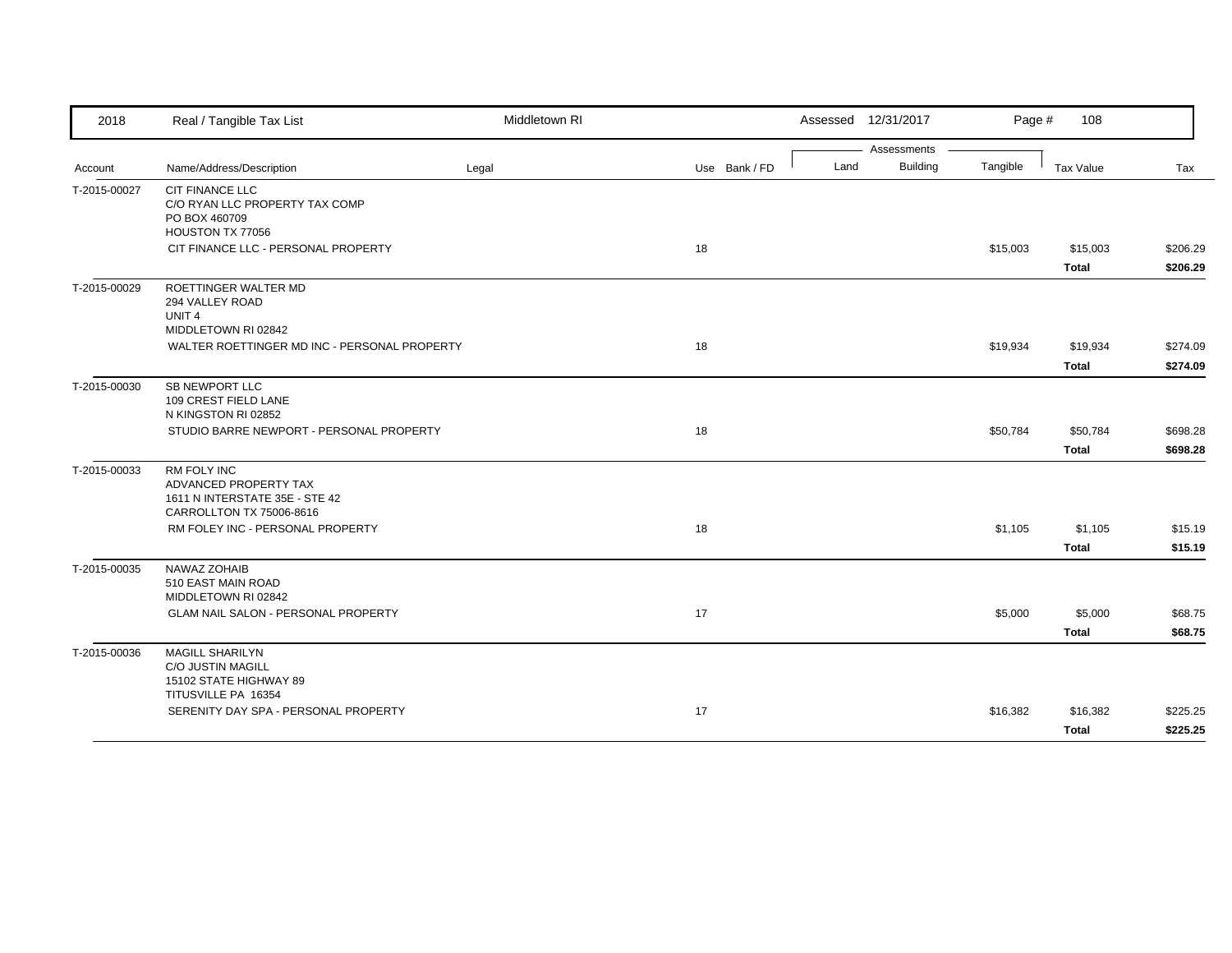| 2018 | Real / Tangible Tax List | Middletown RI | | Assessed 12/31/2017 | | Page # 108 | | |
|---|---|---|---|---|---|---|---|---|
| | | | | Assessments | | | | |
| Account | Name/Address/Description | Legal | Use Bank / FD | Land | Building | Tangible | Tax Value | Tax |
| T-2015-00027 | CIT FINANCE LLC<br>C/O RYAN LLC PROPERTY TAX COMP<br>PO BOX 460709<br>HOUSTON TX 77056 | | | | | | | |
| | CIT FINANCE LLC - PERSONAL PROPERTY | | 18 | | | $15,003 | $15,003 | $206.29 |
| | | | | | | | **Total** | **$206.29** |
| T-2015-00029 | ROETTINGER WALTER MD<br>294 VALLEY ROAD<br>UNIT 4<br>MIDDLETOWN RI 02842 | | | | | | | |
| | WALTER ROETTINGER MD INC - PERSONAL PROPERTY | | 18 | | | $19,934 | $19,934 | $274.09 |
| | | | | | | | **Total** | **$274.09** |
| T-2015-00030 | SB NEWPORT LLC<br>109 CREST FIELD LANE<br>N KINGSTON RI 02852 | | | | | | | |
| | STUDIO BARRE NEWPORT - PERSONAL PROPERTY | | 18 | | | $50,784 | $50,784 | $698.28 |
| | | | | | | | **Total** | **$698.28** |
| T-2015-00033 | RM FOLY INC<br>ADVANCED PROPERTY TAX<br>1611 N INTERSTATE 35E - STE 42<br>CARROLLTON TX 75006-8616 | | | | | | | |
| | RM FOLEY INC - PERSONAL PROPERTY | | 18 | | | $1,105 | $1,105 | $15.19 |
| | | | | | | | **Total** | **$15.19** |
| T-2015-00035 | NAWAZ ZOHAIB<br>510 EAST MAIN ROAD<br>MIDDLETOWN RI 02842 | | | | | | | |
| | GLAM NAIL SALON - PERSONAL PROPERTY | | 17 | | | $5,000 | $5,000 | $68.75 |
| | | | | | | | **Total** | **$68.75** |
| T-2015-00036 | MAGILL SHARILYN<br>C/O JUSTIN MAGILL<br>15102 STATE HIGHWAY 89<br>TITUSVILLE PA 16354 | | | | | | | |
| | SERENITY DAY SPA - PERSONAL PROPERTY | | 17 | | | $16,382 | $16,382 | $225.25 |
| | | | | | | | **Total** | **$225.25** |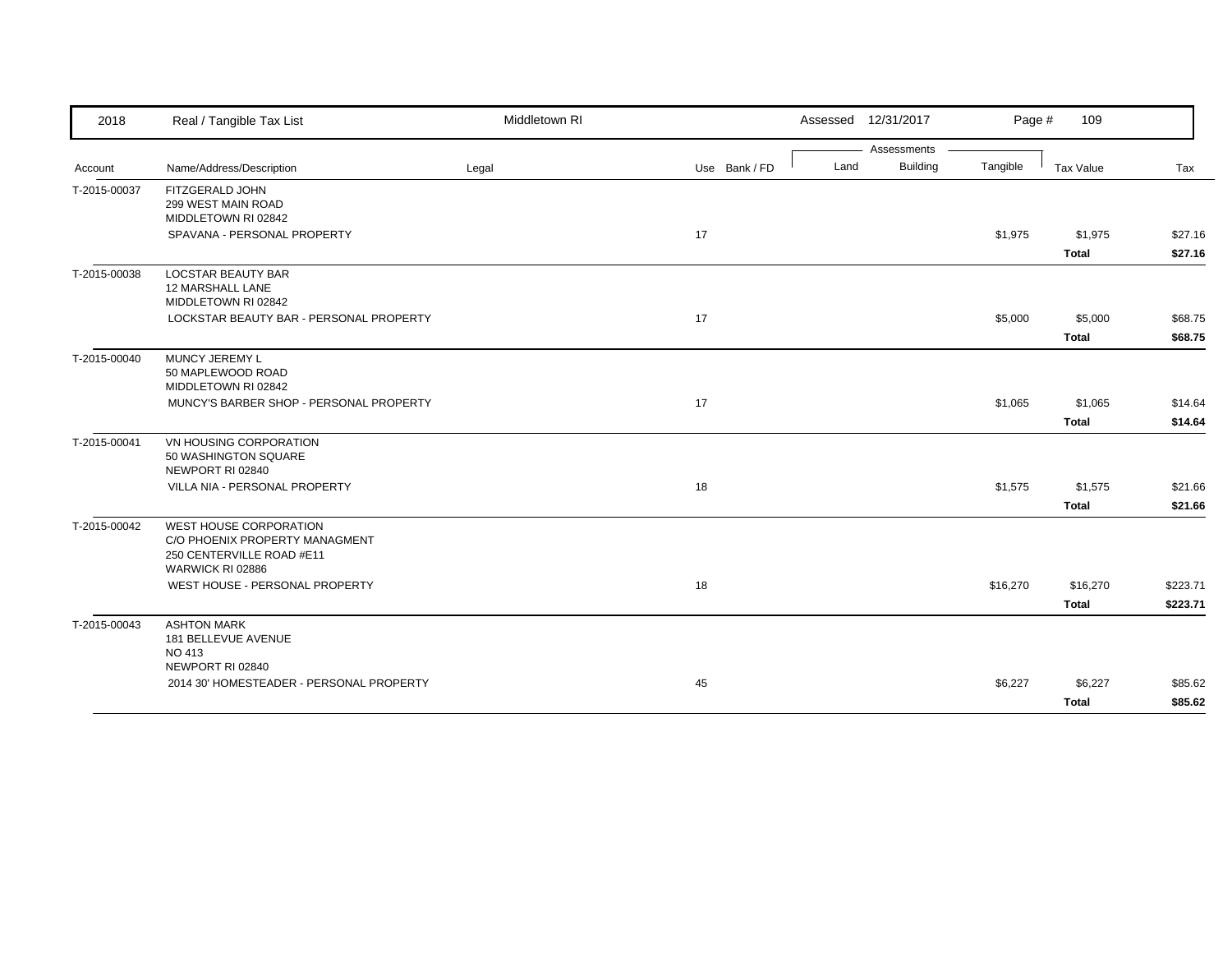| 2018 | Real / Tangible Tax List | Middletown RI | | Assessed 12/31/2017 | | | | |
|---|---|---|---|---|---|---|---|---|
| | | | | Assessments | | | | |
| Account | Name/Address/Description | Legal | Use Bank / FD | Land | Building | Tangible | Tax Value | Tax |
| T-2015-00037 | FITZGERALD JOHN<br>299 WEST MAIN ROAD<br>MIDDLETOWN RI 02842 | | | | | | | |
| | SPAVANA - PERSONAL PROPERTY | | 17 | | | $1,975 | $1,975 | $27.16 |
| | | | | | | | **Total** | **$27.16** |
| T-2015-00038 | LOCSTAR BEAUTY BAR<br>12 MARSHALL LANE<br>MIDDLETOWN RI 02842 | | | | | | | |
| | LOCKSTAR BEAUTY BAR - PERSONAL PROPERTY | | 17 | | | $5,000 | $5,000 | $68.75 |
| | | | | | | | **Total** | **$68.75** |
| T-2015-00040 | MUNCY JEREMY L<br>50 MAPLEWOOD ROAD<br>MIDDLETOWN RI 02842 | | | | | | | |
| | MUNCY'S BARBER SHOP - PERSONAL PROPERTY | | 17 | | | $1,065 | $1,065 | $14.64 |
| | | | | | | | **Total** | **$14.64** |
| T-2015-00041 | VN HOUSING CORPORATION<br>50 WASHINGTON SQUARE<br>NEWPORT RI 02840 | | | | | | | |
| | VILLA NIA - PERSONAL PROPERTY | | 18 | | | $1,575 | $1,575 | $21.66 |
| | | | | | | | **Total** | **$21.66** |
| T-2015-00042 | WEST HOUSE CORPORATION<br>C/O PHOENIX PROPERTY MANAGMENT<br>250 CENTERVILLE ROAD #E11<br>WARWICK RI 02886 | | | | | | | |
| | WEST HOUSE - PERSONAL PROPERTY | | 18 | | | $16,270 | $16,270 | $223.71 |
| | | | | | | | **Total** | **$223.71** |
| T-2015-00043 | ASHTON MARK<br>181 BELLEVUE AVENUE<br>NO 413<br>NEWPORT RI 02840 | | | | | | | |
| | 2014 30' HOMESTEADER - PERSONAL PROPERTY | | 45 | | | $6,227 | $6,227 | $85.62 |
| | | | | | | | **Total** | **$85.62** |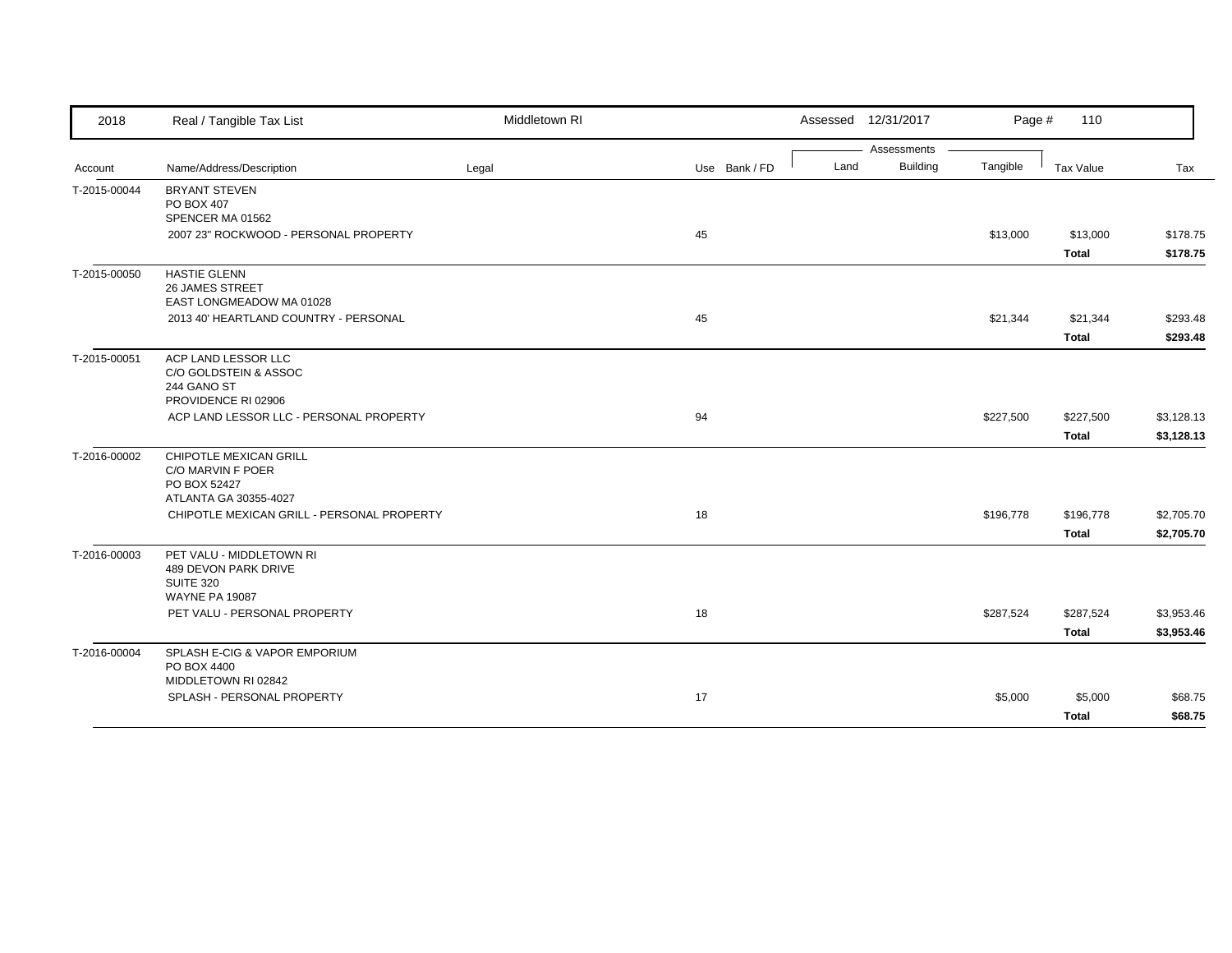| 2018 | Real / Tangible Tax List | Middletown RI | | | Assessed 12/31/2017 | | Page # 110 | | |
|---|---|---|---|---|---|---|---|---|---|
| | | | | | Assessments | | | | |
| Account | Name/Address/Description | Legal | Use | Bank / FD | Land | Building | Tangible | Tax Value | Tax |
| T-2015-00044 | BRYANT STEVEN<br>PO BOX 407<br>SPENCER MA 01562 | | | | | | | | |
| | 2007 23" ROCKWOOD - PERSONAL PROPERTY | | 45 | | | | $13,000 | $13,000 | $178.75 |
| | | | | | | | | **Total** | **$178.75** |
| T-2015-00050 | HASTIE GLENN<br>26 JAMES STREET<br>EAST LONGMEADOW MA 01028 | | | | | | | | |
| | 2013 40' HEARTLAND COUNTRY - PERSONAL | | 45 | | | | $21,344 | $21,344 | $293.48 |
| | | | | | | | | **Total** | **$293.48** |
| T-2015-00051 | ACP LAND LESSOR LLC<br>C/O GOLDSTEIN & ASSOC<br>244 GANO ST<br>PROVIDENCE RI 02906 | | | | | | | | |
| | ACP LAND LESSOR LLC - PERSONAL PROPERTY | | 94 | | | | $227,500 | $227,500 | $3,128.13 |
| | | | | | | | | **Total** | **$3,128.13** |
| T-2016-00002 | CHIPOTLE MEXICAN GRILL<br>C/O MARVIN F POER<br>PO BOX 52427<br>ATLANTA GA 30355-4027 | | | | | | | | |
| | CHIPOTLE MEXICAN GRILL - PERSONAL PROPERTY | | 18 | | | | $196,778 | $196,778 | $2,705.70 |
| | | | | | | | | **Total** | **$2,705.70** |
| T-2016-00003 | PET VALU - MIDDLETOWN RI<br>489 DEVON PARK DRIVE<br>SUITE 320<br>WAYNE PA 19087 | | | | | | | | |
| | PET VALU - PERSONAL PROPERTY | | 18 | | | | $287,524 | $287,524 | $3,953.46 |
| | | | | | | | | **Total** | **$3,953.46** |
| T-2016-00004 | SPLASH E-CIG & VAPOR EMPORIUM<br>PO BOX 4400<br>MIDDLETOWN RI 02842 | | | | | | | | |
| | SPLASH - PERSONAL PROPERTY | | 17 | | | | $5,000 | $5,000 | $68.75 |
| | | | | | | | | **Total** | **$68.75** |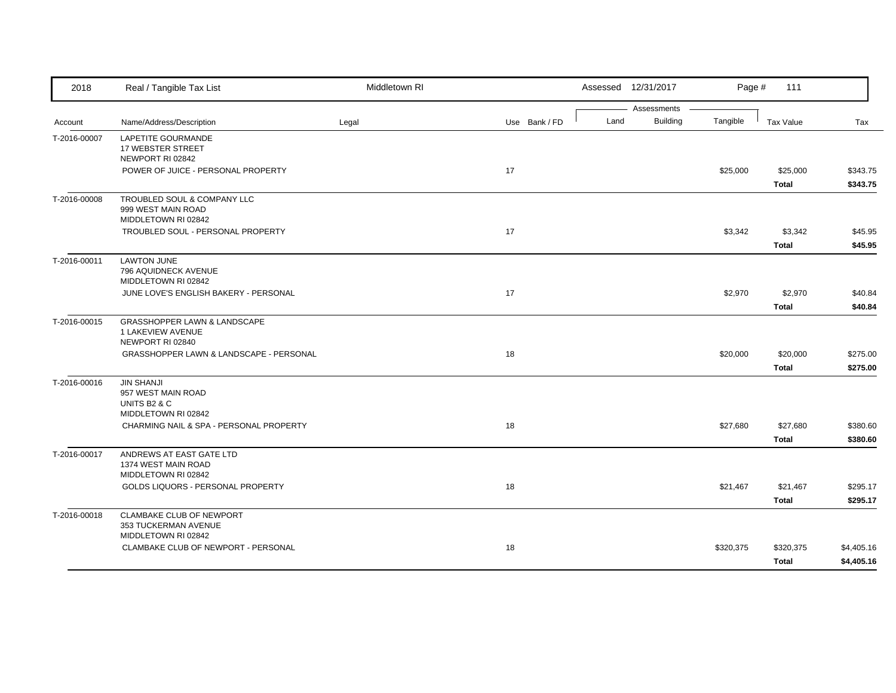| 2018 | Real / Tangible Tax List | Middletown RI | | Assessed 12/31/2017 | | Page # 111 | | |
|---|---|---|---|---|---|---|---|---|
| | | | | Assessments | | | | |
| Account | Name/Address/Description | Legal | Use Bank / FD | Land | Building | Tangible | Tax Value | Tax |
| T-2016-00007 | LAPETITE GOURMANDE<br>17 WEBSTER STREET<br>NEWPORT RI 02842 | | | | | | | |
| | POWER OF JUICE - PERSONAL PROPERTY | | 17 | | | $25,000 | $25,000 | $343.75 |
| | | | | | | | **Total** | **$343.75** |
| T-2016-00008 | TROUBLED SOUL & COMPANY LLC<br>999 WEST MAIN ROAD<br>MIDDLETOWN RI 02842 | | | | | | | |
| | TROUBLED SOUL - PERSONAL PROPERTY | | 17 | | | $3,342 | $3,342 | $45.95 |
| | | | | | | | **Total** | **$45.95** |
| T-2016-00011 | LAWTON JUNE<br>796 AQUIDNECK AVENUE<br>MIDDLETOWN RI 02842 | | | | | | | |
| | JUNE LOVE'S ENGLISH BAKERY - PERSONAL | | 17 | | | $2,970 | $2,970 | $40.84 |
| | | | | | | | **Total** | **$40.84** |
| T-2016-00015 | GRASSHOPPER LAWN & LANDSCAPE<br>1 LAKEVIEW AVENUE<br>NEWPORT RI 02840 | | | | | | | |
| | GRASSHOPPER LAWN & LANDSCAPE - PERSONAL | | 18 | | | $20,000 | $20,000 | $275.00 |
| | | | | | | | **Total** | **$275.00** |
| T-2016-00016 | JIN SHANJI<br>957 WEST MAIN ROAD<br>UNITS B2 & C<br>MIDDLETOWN RI 02842 | | | | | | | |
| | CHARMING NAIL & SPA - PERSONAL PROPERTY | | 18 | | | $27,680 | $27,680 | $380.60 |
| | | | | | | | **Total** | **$380.60** |
| T-2016-00017 | ANDREWS AT EAST GATE LTD<br>1374 WEST MAIN ROAD<br>MIDDLETOWN RI 02842 | | | | | | | |
| | GOLDS LIQUORS - PERSONAL PROPERTY | | 18 | | | $21,467 | $21,467 | $295.17 |
| | | | | | | | **Total** | **$295.17** |
| T-2016-00018 | CLAMBAKE CLUB OF NEWPORT<br>353 TUCKERMAN AVENUE<br>MIDDLETOWN RI 02842 | | | | | | | |
| | CLAMBAKE CLUB OF NEWPORT - PERSONAL | | 18 | | | $320,375 | $320,375 | $4,405.16 |
| | | | | | | | **Total** | **$4,405.16** |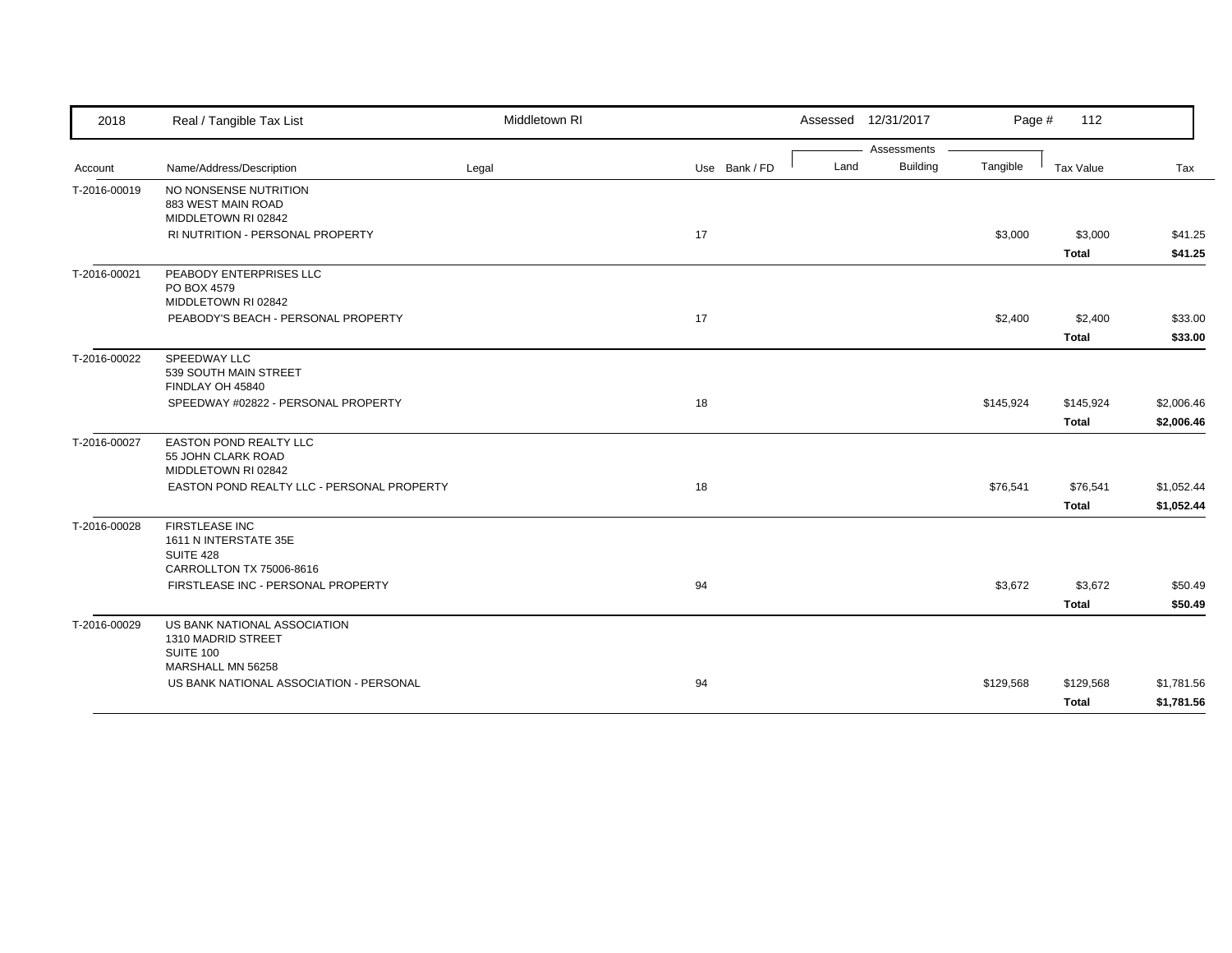| 2018 | Real / Tangible Tax List | Middletown RI | | | Assessed 12/31/2017 | | | | |
|---|---|---|---|---|---|---|---|---|---|
| | | | | | Assessments | | | | |
| Account | Name/Address/Description | Legal | Use | Bank / FD | Land | Building | Tangible | Tax Value | Tax |
| T-2016-00019 | NO NONSENSE NUTRITION<br>883 WEST MAIN ROAD<br>MIDDLETOWN RI 02842 | | | | | | | | |
| | RI NUTRITION - PERSONAL PROPERTY | | 17 | | | | $3,000 | $3,000 | $41.25 |
| | | | | | | | | **Total** | **$41.25** |
| T-2016-00021 | PEABODY ENTERPRISES LLC<br>PO BOX 4579<br>MIDDLETOWN RI 02842 | | | | | | | | |
| | PEABODY'S BEACH - PERSONAL PROPERTY | | 17 | | | | $2,400 | $2,400 | $33.00 |
| | | | | | | | | **Total** | **$33.00** |
| T-2016-00022 | SPEEDWAY LLC<br>539 SOUTH MAIN STREET<br>FINDLAY OH 45840 | | | | | | | | |
| | SPEEDWAY #02822 - PERSONAL PROPERTY | | 18 | | | | $145,924 | $145,924 | $2,006.46 |
| | | | | | | | | **Total** | **$2,006.46** |
| T-2016-00027 | EASTON POND REALTY LLC<br>55 JOHN CLARK ROAD<br>MIDDLETOWN RI 02842 | | | | | | | | |
| | EASTON POND REALTY LLC - PERSONAL PROPERTY | | 18 | | | | $76,541 | $76,541 | $1,052.44 |
| | | | | | | | | **Total** | **$1,052.44** |
| T-2016-00028 | FIRSTLEASE INC<br>1611 N INTERSTATE 35E<br>SUITE 428<br>CARROLLTON TX 75006-8616 | | | | | | | | |
| | FIRSTLEASE INC - PERSONAL PROPERTY | | 94 | | | | $3,672 | $3,672 | $50.49 |
| | | | | | | | | **Total** | **$50.49** |
| T-2016-00029 | US BANK NATIONAL ASSOCIATION<br>1310 MADRID STREET<br>SUITE 100<br>MARSHALL MN 56258 | | | | | | | | |
| | US BANK NATIONAL ASSOCIATION - PERSONAL | | 94 | | | | $129,568 | $129,568 | $1,781.56 |
| | | | | | | | | **Total** | **$1,781.56** |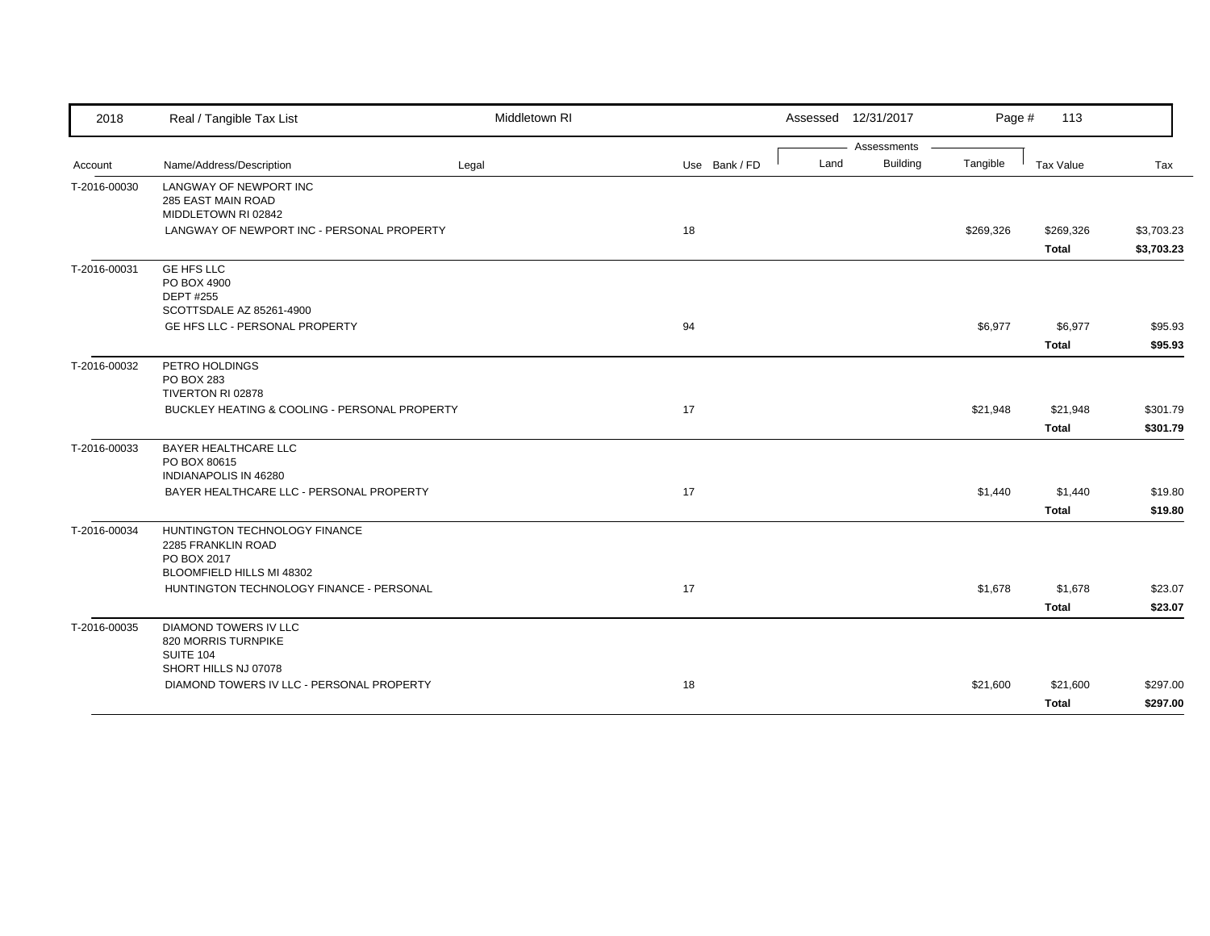| 2018 | Real / Tangible Tax List | Middletown RI | | Assessed 12/31/2017 | | Page # 113 | | |
|---|---|---|---|---|---|---|---|---|
| | | | | Assessments | | | | |
| Account | Name/Address/Description | Legal | Use Bank / FD | Land | Building | Tangible | Tax Value | Tax |
| T-2016-00030 | LANGWAY OF NEWPORT INC<br>285 EAST MAIN ROAD<br>MIDDLETOWN RI 02842 | | | | | | | |
| | LANGWAY OF NEWPORT INC - PERSONAL PROPERTY | | 18 | | | $269,326 | $269,326 | $3,703.23 |
| | | | | | | | **Total** | **$3,703.23** |
| T-2016-00031 | GE HFS LLC<br>PO BOX 4900<br>DEPT #255<br>SCOTTSDALE AZ 85261-4900 | | | | | | | |
| | GE HFS LLC - PERSONAL PROPERTY | | 94 | | | $6,977 | $6,977 | $95.93 |
| | | | | | | | **Total** | **$95.93** |
| T-2016-00032 | PETRO HOLDINGS<br>PO BOX 283<br>TIVERTON RI 02878 | | | | | | | |
| | BUCKLEY HEATING & COOLING - PERSONAL PROPERTY | | 17 | | | $21,948 | $21,948 | $301.79 |
| | | | | | | | **Total** | **$301.79** |
| T-2016-00033 | BAYER HEALTHCARE LLC<br>PO BOX 80615<br>INDIANAPOLIS IN 46280 | | | | | | | |
| | BAYER HEALTHCARE LLC - PERSONAL PROPERTY | | 17 | | | $1,440 | $1,440 | $19.80 |
| | | | | | | | **Total** | **$19.80** |
| T-2016-00034 | HUNTINGTON TECHNOLOGY FINANCE<br>2285 FRANKLIN ROAD<br>PO BOX 2017<br>BLOOMFIELD HILLS MI 48302 | | | | | | | |
| | HUNTINGTON TECHNOLOGY FINANCE - PERSONAL | | 17 | | | $1,678 | $1,678 | $23.07 |
| | | | | | | | **Total** | **$23.07** |
| T-2016-00035 | DIAMOND TOWERS IV LLC<br>820 MORRIS TURNPIKE<br>SUITE 104<br>SHORT HILLS NJ 07078 | | | | | | | |
| | DIAMOND TOWERS IV LLC - PERSONAL PROPERTY | | 18 | | | $21,600 | $21,600 | $297.00 |
| | | | | | | | **Total** | **$297.00** |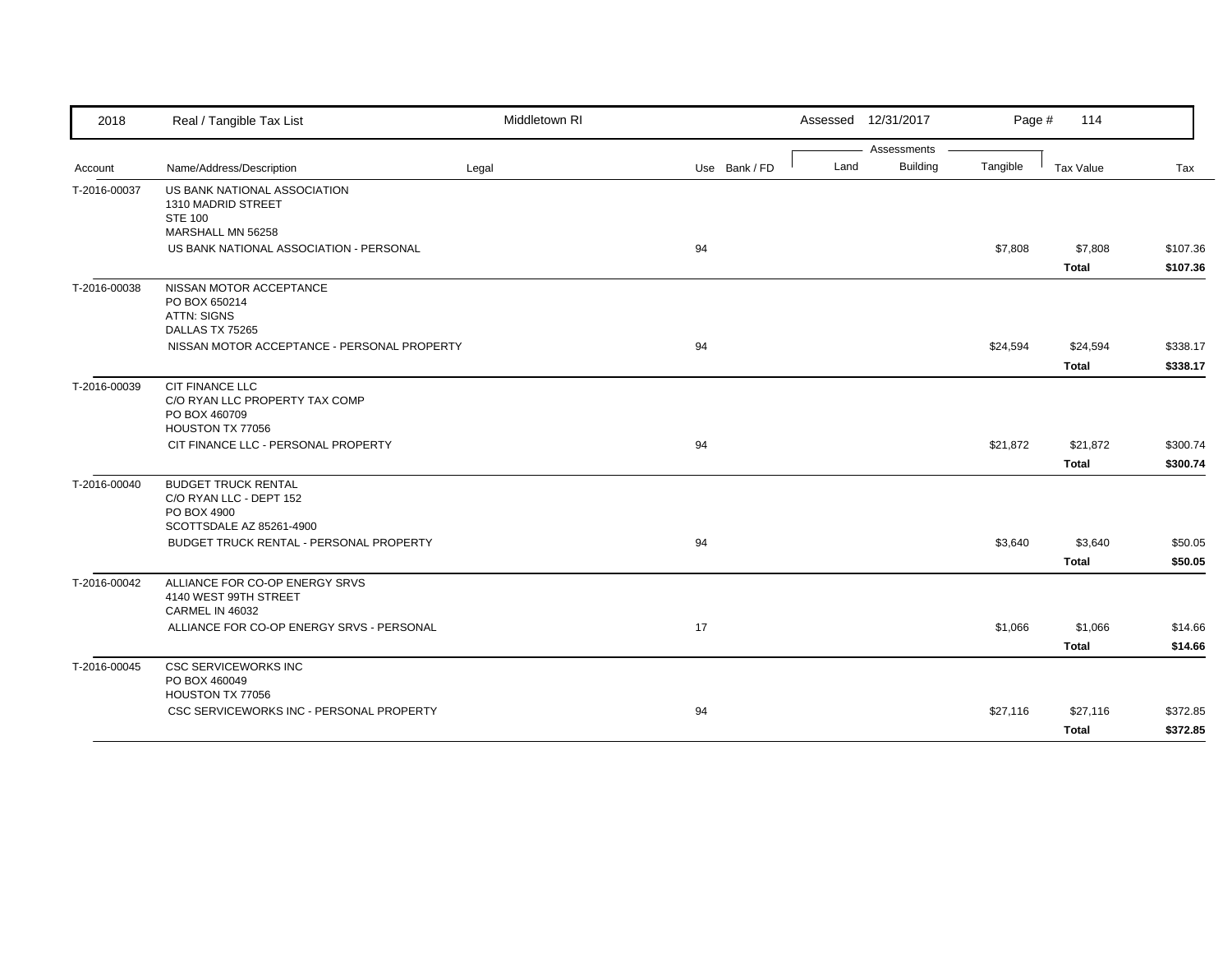| Account | Name/Address/Description | Legal | Use | Bank / FD | Land | Building | Tangible | Tax Value | Tax |
|---|---|---|---|---|---|---|---|---|---|
| T-2016-00037 | US BANK NATIONAL ASSOCIATION<br>1310 MADRID STREET<br>STE 100<br>MARSHALL MN 56258 | | | | | | | | |
| | US BANK NATIONAL ASSOCIATION - PERSONAL | | 94 | | | | $7,808 | $7,808 | $107.36 |
| | | | | | | | | **Total** | **$107.36** |
| T-2016-00038 | NISSAN MOTOR ACCEPTANCE<br>PO BOX 650214<br>ATTN: SIGNS<br>DALLAS TX 75265 | | | | | | | | |
| | NISSAN MOTOR ACCEPTANCE - PERSONAL PROPERTY | | 94 | | | | $24,594 | $24,594 | $338.17 |
| | | | | | | | | **Total** | **$338.17** |
| T-2016-00039 | CIT FINANCE LLC<br>C/O RYAN LLC PROPERTY TAX COMP<br>PO BOX 460709<br>HOUSTON TX 77056 | | | | | | | | |
| | CIT FINANCE LLC - PERSONAL PROPERTY | | 94 | | | | $21,872 | $21,872 | $300.74 |
| | | | | | | | | **Total** | **$300.74** |
| T-2016-00040 | BUDGET TRUCK RENTAL<br>C/O RYAN LLC - DEPT 152<br>PO BOX 4900<br>SCOTTSDALE AZ 85261-4900 | | | | | | | | |
| | BUDGET TRUCK RENTAL - PERSONAL PROPERTY | | 94 | | | | $3,640 | $3,640 | $50.05 |
| | | | | | | | | **Total** | **$50.05** |
| T-2016-00042 | ALLIANCE FOR CO-OP ENERGY SRVS<br>4140 WEST 99TH STREET<br>CARMEL IN 46032 | | | | | | | | |
| | ALLIANCE FOR CO-OP ENERGY SRVS - PERSONAL | | 17 | | | | $1,066 | $1,066 | $14.66 |
| | | | | | | | | **Total** | **$14.66** |
| T-2016-00045 | CSC SERVICEWORKS INC<br>PO BOX 460049<br>HOUSTON TX 77056 | | | | | | | | |
| | CSC SERVICEWORKS INC - PERSONAL PROPERTY | | 94 | | | | $27,116 | $27,116 | $372.85 |
| | | | | | | | | **Total** | **$372.85** |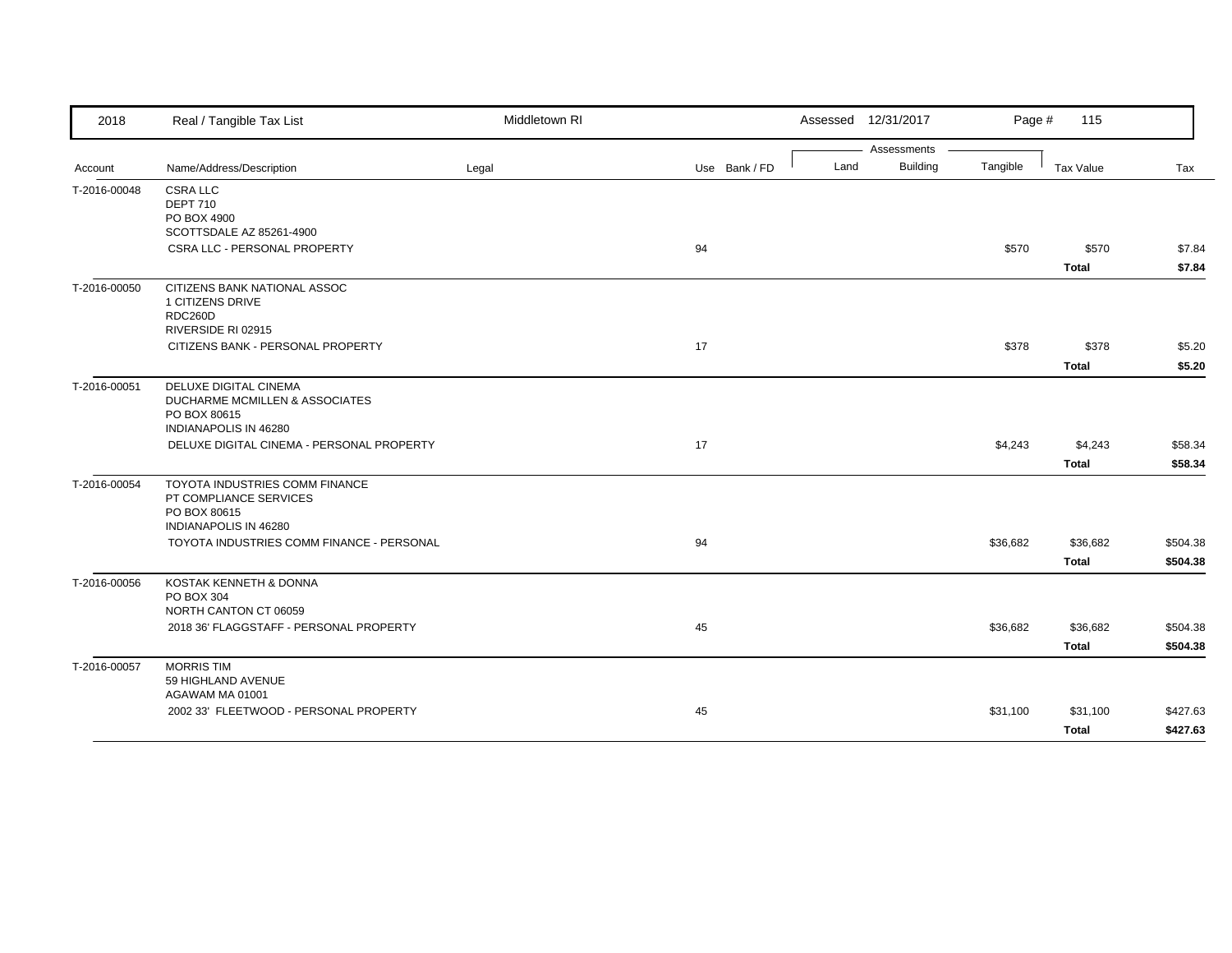| 2018 | Real / Tangible Tax List | Middletown RI | | Assessed 12/31/2017 | | Page # 115 | | |
|---|---|---|---|---|---|---|---|---|
| | | | | Assessments | | | | |
| Account | Name/Address/Description | Legal | Use Bank / FD | Land | Building | Tangible | Tax Value | Tax |
| T-2016-00048 | CSRA LLC<br>DEPT 710<br>PO BOX 4900<br>SCOTTSDALE AZ 85261-4900 | | | | | | | |
| | CSRA LLC - PERSONAL PROPERTY | | 94 | | | $570 | $570 | $7.84 |
| | | | | | | | **Total** | **$7.84** |
| T-2016-00050 | CITIZENS BANK NATIONAL ASSOC<br>1 CITIZENS DRIVE<br>RDC260D<br>RIVERSIDE RI 02915 | | | | | | | |
| | CITIZENS BANK - PERSONAL PROPERTY | | 17 | | | $378 | $378 | $5.20 |
| | | | | | | | **Total** | **$5.20** |
| T-2016-00051 | DELUXE DIGITAL CINEMA<br>DUCHARME MCMILLEN & ASSOCIATES<br>PO BOX 80615<br>INDIANAPOLIS IN 46280 | | | | | | | |
| | DELUXE DIGITAL CINEMA - PERSONAL PROPERTY | | 17 | | | $4,243 | $4,243 | $58.34 |
| | | | | | | | **Total** | **$58.34** |
| T-2016-00054 | TOYOTA INDUSTRIES COMM FINANCE<br>PT COMPLIANCE SERVICES<br>PO BOX 80615<br>INDIANAPOLIS IN 46280 | | | | | | | |
| | TOYOTA INDUSTRIES COMM FINANCE - PERSONAL | | 94 | | | $36,682 | $36,682 | $504.38 |
| | | | | | | | **Total** | **$504.38** |
| T-2016-00056 | KOSTAK KENNETH & DONNA<br>PO BOX 304<br>NORTH CANTON CT 06059 | | | | | | | |
| | 2018 36' FLAGGSTAFF - PERSONAL PROPERTY | | 45 | | | $36,682 | $36,682 | $504.38 |
| | | | | | | | **Total** | **$504.38** |
| T-2016-00057 | MORRIS TIM<br>59 HIGHLAND AVENUE<br>AGAWAM MA 01001 | | | | | | | |
| | 2002 33' FLEETWOOD - PERSONAL PROPERTY | | 45 | | | $31,100 | $31,100 | $427.63 |
| | | | | | | | **Total** | **$427.63** |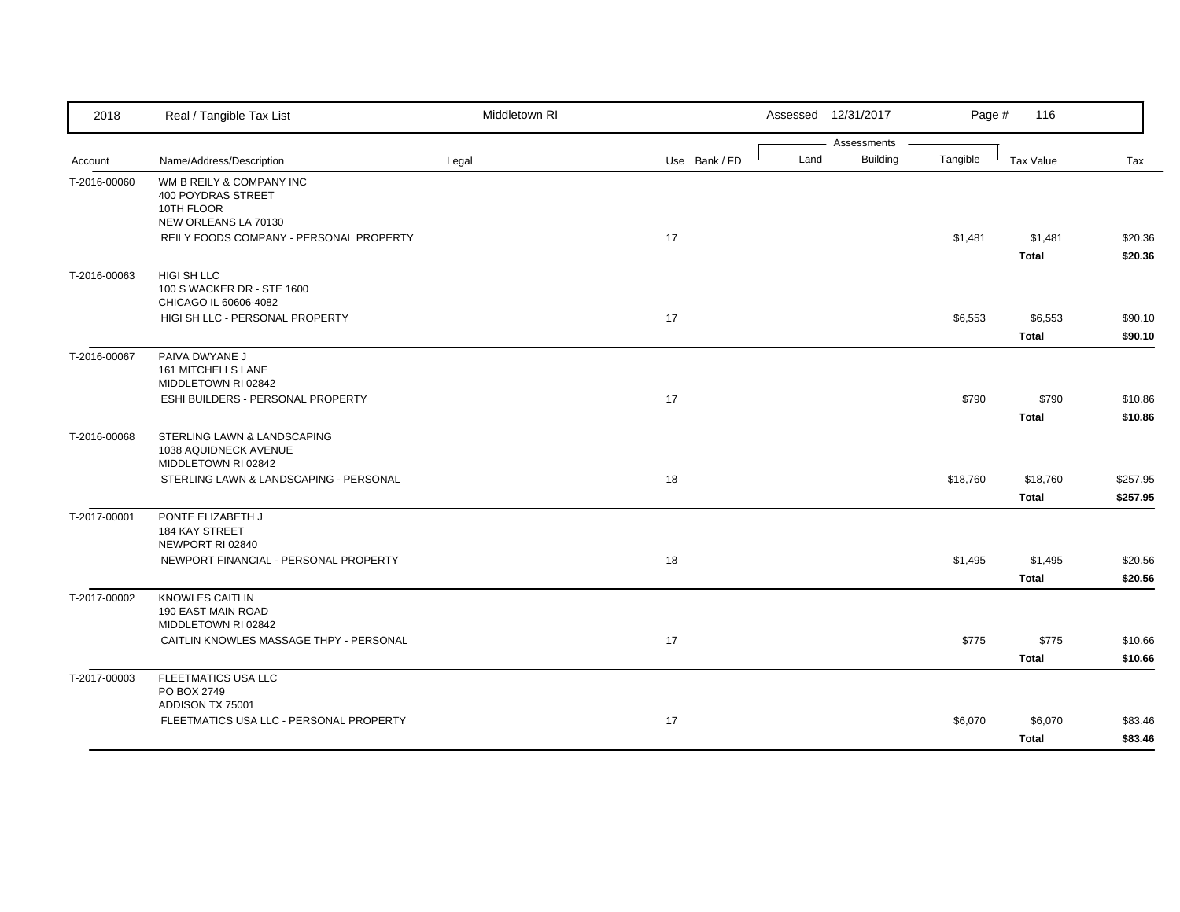| Account | Name/Address/Description | Legal | Use | Bank / FD | Land | Building | Tangible | Tax Value | Tax |
|---|---|---|---|---|---|---|---|---|---|
| T-2016-00060 | WM B REILY & COMPANY INC<br>400 POYDRAS STREET<br>10TH FLOOR<br>NEW ORLEANS LA 70130 | | | | | | | | |
| | REILY FOODS COMPANY - PERSONAL PROPERTY | | 17 | | | | $1,481 | $1,481 | $20.36 |
| | | | | | | | | **Total** | **$20.36** |
| T-2016-00063 | HIGI SH LLC<br>100 S WACKER DR - STE 1600<br>CHICAGO IL 60606-4082 | | | | | | | | |
| | HIGI SH LLC - PERSONAL PROPERTY | | 17 | | | | $6,553 | $6,553 | $90.10 |
| | | | | | | | | **Total** | **$90.10** |
| T-2016-00067 | PAIVA DWYANE J<br>161 MITCHELLS LANE<br>MIDDLETOWN RI 02842 | | | | | | | | |
| | ESHI BUILDERS - PERSONAL PROPERTY | | 17 | | | | $790 | $790 | $10.86 |
| | | | | | | | | **Total** | **$10.86** |
| T-2016-00068 | STERLING LAWN & LANDSCAPING<br>1038 AQUIDNECK AVENUE<br>MIDDLETOWN RI 02842 | | | | | | | | |
| | STERLING LAWN & LANDSCAPING - PERSONAL | | 18 | | | | $18,760 | $18,760 | $257.95 |
| | | | | | | | | **Total** | **$257.95** |
| T-2017-00001 | PONTE ELIZABETH J<br>184 KAY STREET<br>NEWPORT RI 02840 | | | | | | | | |
| | NEWPORT FINANCIAL - PERSONAL PROPERTY | | 18 | | | | $1,495 | $1,495 | $20.56 |
| | | | | | | | | **Total** | **$20.56** |
| T-2017-00002 | KNOWLES CAITLIN<br>190 EAST MAIN ROAD<br>MIDDLETOWN RI 02842 | | | | | | | | |
| | CAITLIN KNOWLES MASSAGE THPY - PERSONAL | | 17 | | | | $775 | $775 | $10.66 |
| | | | | | | | | **Total** | **$10.66** |
| T-2017-00003 | FLEETMATICS USA LLC<br>PO BOX 2749<br>ADDISON TX 75001 | | | | | | | | |
| | FLEETMATICS USA LLC - PERSONAL PROPERTY | | 17 | | | | $6,070 | $6,070 | $83.46 |
| | | | | | | | | **Total** | **$83.46** |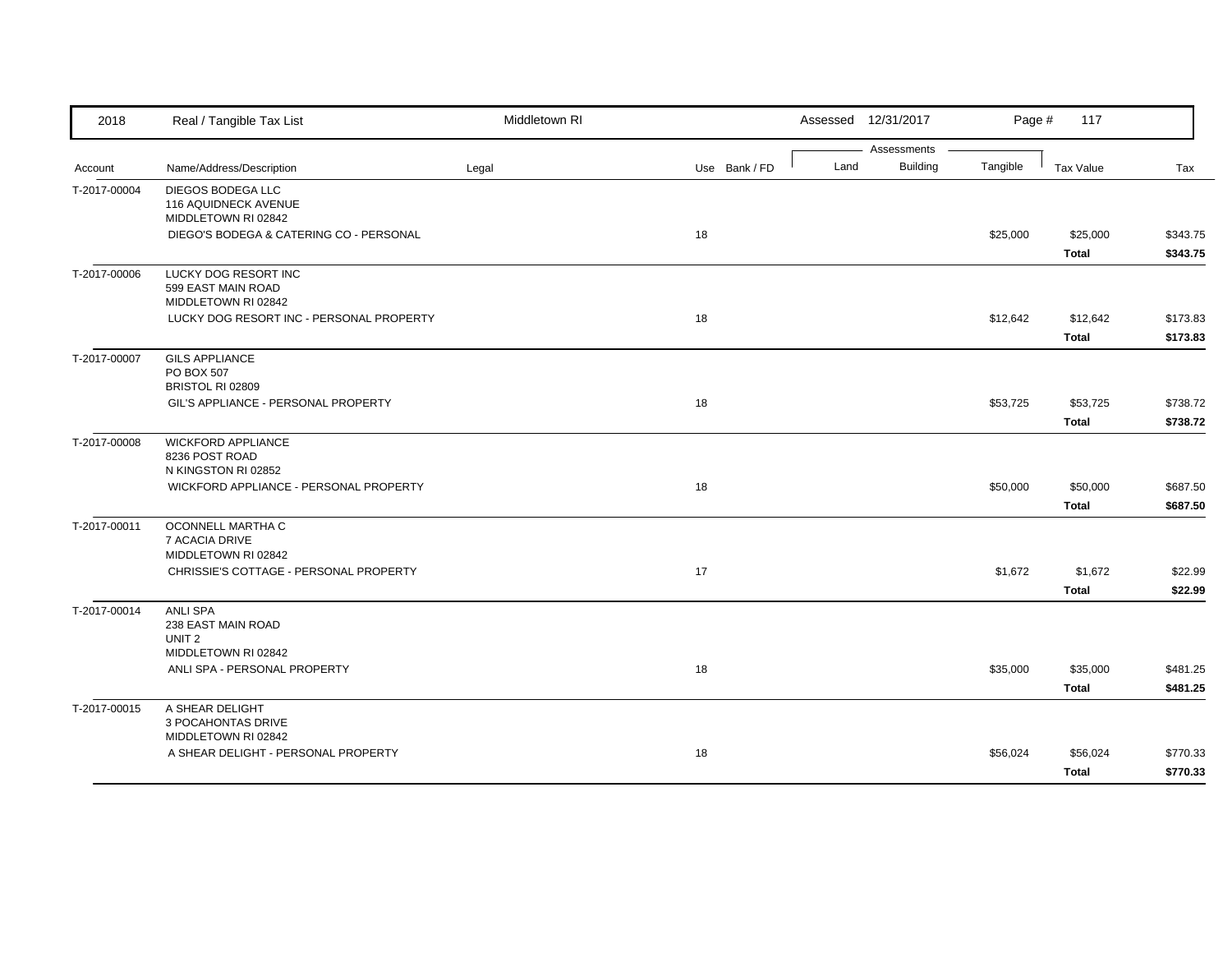| 2018 | Real / Tangible Tax List | Middletown RI | | | Assessed 12/31/2017 | | Page # 117 | | |
|---|---|---|---|---|---|---|---|---|---|
| | | | | | Assessments | | | | |
| Account | Name/Address/Description | Legal | Use | Bank / FD | Land | Building | Tangible | Tax Value | Tax |
| T-2017-00004 | DIEGOS BODEGA LLC<br>116 AQUIDNECK AVENUE<br>MIDDLETOWN RI 02842 | | | | | | | | |
| | DIEGO'S BODEGA & CATERING CO - PERSONAL | | 18 | | | | $25,000 | $25,000 | $343.75 |
| | | | | | | | | **Total** | **$343.75** |
| T-2017-00006 | LUCKY DOG RESORT INC<br>599 EAST MAIN ROAD<br>MIDDLETOWN RI 02842 | | | | | | | | |
| | LUCKY DOG RESORT INC - PERSONAL PROPERTY | | 18 | | | | $12,642 | $12,642 | $173.83 |
| | | | | | | | | **Total** | **$173.83** |
| T-2017-00007 | GILS APPLIANCE<br>PO BOX 507<br>BRISTOL RI 02809 | | | | | | | | |
| | GIL'S APPLIANCE - PERSONAL PROPERTY | | 18 | | | | $53,725 | $53,725 | $738.72 |
| | | | | | | | | **Total** | **$738.72** |
| T-2017-00008 | WICKFORD APPLIANCE<br>8236 POST ROAD<br>N KINGSTON RI 02852 | | | | | | | | |
| | WICKFORD APPLIANCE - PERSONAL PROPERTY | | 18 | | | | $50,000 | $50,000 | $687.50 |
| | | | | | | | | **Total** | **$687.50** |
| T-2017-00011 | OCONNELL MARTHA C<br>7 ACACIA DRIVE<br>MIDDLETOWN RI 02842 | | | | | | | | |
| | CHRISSIE'S COTTAGE - PERSONAL PROPERTY | | 17 | | | | $1,672 | $1,672 | $22.99 |
| | | | | | | | | **Total** | **$22.99** |
| T-2017-00014 | ANLI SPA<br>238 EAST MAIN ROAD<br>UNIT 2<br>MIDDLETOWN RI 02842 | | | | | | | | |
| | ANLI SPA - PERSONAL PROPERTY | | 18 | | | | $35,000 | $35,000 | $481.25 |
| | | | | | | | | **Total** | **$481.25** |
| T-2017-00015 | A SHEAR DELIGHT<br>3 POCAHONTAS DRIVE<br>MIDDLETOWN RI 02842 | | | | | | | | |
| | A SHEAR DELIGHT - PERSONAL PROPERTY | | 18 | | | | $56,024 | $56,024 | $770.33 |
| | | | | | | | | **Total** | **$770.33** |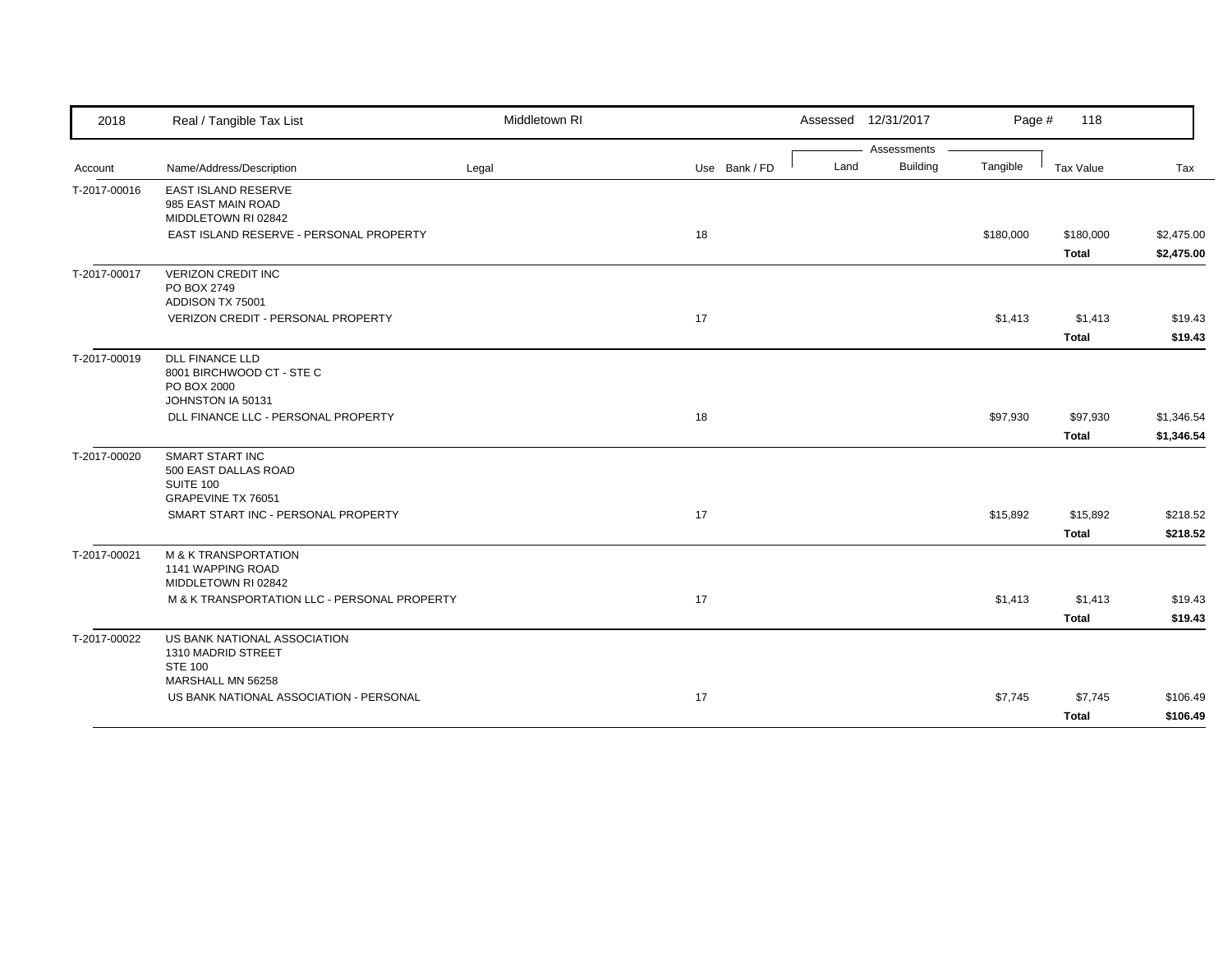| 2018 | Real / Tangible Tax List | Middletown RI | | Assessed 12/31/2017 | | Page # 118 | | |
|---|---|---|---|---|---|---|---|---|
| | | | | Assessments | | | | |
| Account | Name/Address/Description | Legal | Use Bank / FD | Land | Building | Tangible | Tax Value | Tax |
| T-2017-00016 | EAST ISLAND RESERVE<br>985 EAST MAIN ROAD<br>MIDDLETOWN RI 02842 | | | | | | | |
| | EAST ISLAND RESERVE - PERSONAL PROPERTY | | 18 | | | $180,000 | $180,000 | $2,475.00 |
| | | | | | | | **Total** | **$2,475.00** |
| T-2017-00017 | VERIZON CREDIT INC<br>PO BOX 2749<br>ADDISON TX 75001 | | | | | | | |
| | VERIZON CREDIT - PERSONAL PROPERTY | | 17 | | | $1,413 | $1,413 | $19.43 |
| | | | | | | | **Total** | **$19.43** |
| T-2017-00019 | DLL FINANCE LLD<br>8001 BIRCHWOOD CT - STE C<br>PO BOX 2000<br>JOHNSTON IA 50131 | | | | | | | |
| | DLL FINANCE LLC - PERSONAL PROPERTY | | 18 | | | $97,930 | $97,930 | $1,346.54 |
| | | | | | | | **Total** | **$1,346.54** |
| T-2017-00020 | SMART START INC<br>500 EAST DALLAS ROAD<br>SUITE 100<br>GRAPEVINE TX 76051 | | | | | | | |
| | SMART START INC - PERSONAL PROPERTY | | 17 | | | $15,892 | $15,892 | $218.52 |
| | | | | | | | **Total** | **$218.52** |
| T-2017-00021 | M & K TRANSPORTATION<br>1141 WAPPING ROAD<br>MIDDLETOWN RI 02842 | | | | | | | |
| | M & K TRANSPORTATION LLC - PERSONAL PROPERTY | | 17 | | | $1,413 | $1,413 | $19.43 |
| | | | | | | | **Total** | **$19.43** |
| T-2017-00022 | US BANK NATIONAL ASSOCIATION<br>1310 MADRID STREET<br>STE 100<br>MARSHALL MN 56258 | | | | | | | |
| | US BANK NATIONAL ASSOCIATION - PERSONAL | | 17 | | | $7,745 | $7,745 | $106.49 |
| | | | | | | | **Total** | **$106.49** |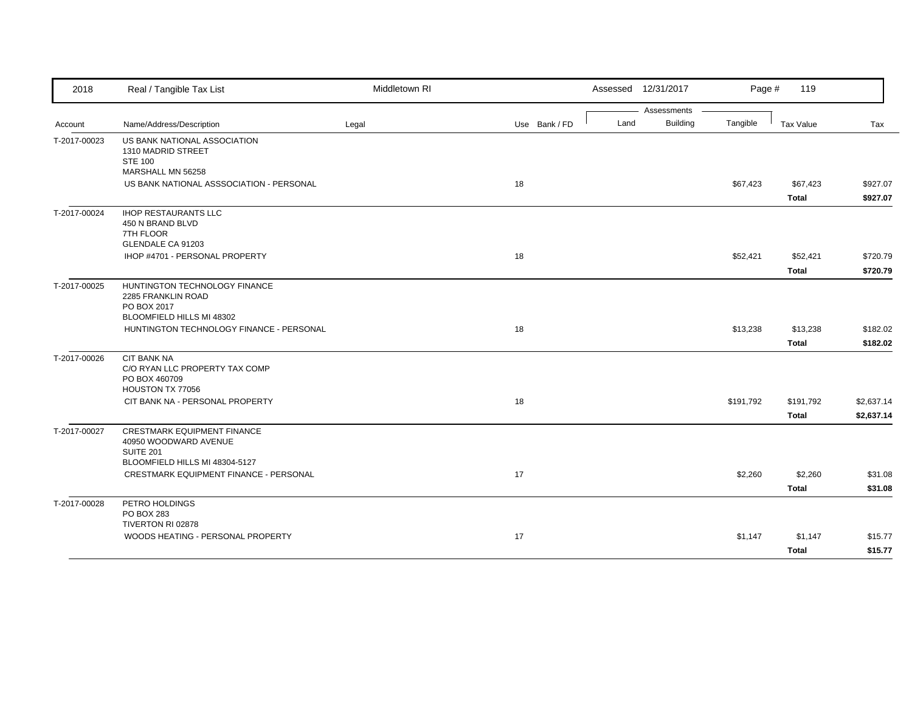| 2018 | Real / Tangible Tax List | Middletown RI | | Assessed 12/31/2017 | | Page # 119 | | |
|---|---|---|---|---|---|---|---|---|
| | | | | Assessments | | | | |
| Account | Name/Address/Description | Legal | Use Bank / FD | Land | Building | Tangible | Tax Value | Tax |
| T-2017-00023 | US BANK NATIONAL ASSOCIATION<br>1310 MADRID STREET<br>STE 100<br>MARSHALL MN 56258 | | | | | | | |
| | US BANK NATIONAL ASSSOCIATION - PERSONAL | | 18 | | | $67,423 | $67,423 | $927.07 |
| | | | | | | | **Total** | **$927.07** |
| T-2017-00024 | IHOP RESTAURANTS LLC<br>450 N BRAND BLVD<br>7TH FLOOR<br>GLENDALE CA 91203 | | | | | | | |
| | IHOP #4701 - PERSONAL PROPERTY | | 18 | | | $52,421 | $52,421 | $720.79 |
| | | | | | | | **Total** | **$720.79** |
| T-2017-00025 | HUNTINGTON TECHNOLOGY FINANCE<br>2285 FRANKLIN ROAD<br>PO BOX 2017<br>BLOOMFIELD HILLS MI 48302 | | | | | | | |
| | HUNTINGTON TECHNOLOGY FINANCE - PERSONAL | | 18 | | | $13,238 | $13,238 | $182.02 |
| | | | | | | | **Total** | **$182.02** |
| T-2017-00026 | CIT BANK NA<br>C/O RYAN LLC PROPERTY TAX COMP<br>PO BOX 460709<br>HOUSTON TX 77056 | | | | | | | |
| | CIT BANK NA - PERSONAL PROPERTY | | 18 | | | $191,792 | $191,792 | $2,637.14 |
| | | | | | | | **Total** | **$2,637.14** |
| T-2017-00027 | CRESTMARK EQUIPMENT FINANCE<br>40950 WOODWARD AVENUE<br>SUITE 201<br>BLOOMFIELD HILLS MI 48304-5127 | | | | | | | |
| | CRESTMARK EQUIPMENT FINANCE - PERSONAL | | 17 | | | $2,260 | $2,260 | $31.08 |
| | | | | | | | **Total** | **$31.08** |
| T-2017-00028 | PETRO HOLDINGS<br>PO BOX 283<br>TIVERTON RI 02878 | | | | | | | |
| | WOODS HEATING - PERSONAL PROPERTY | | 17 | | | $1,147 | $1,147 | $15.77 |
| | | | | | | | **Total** | **$15.77** |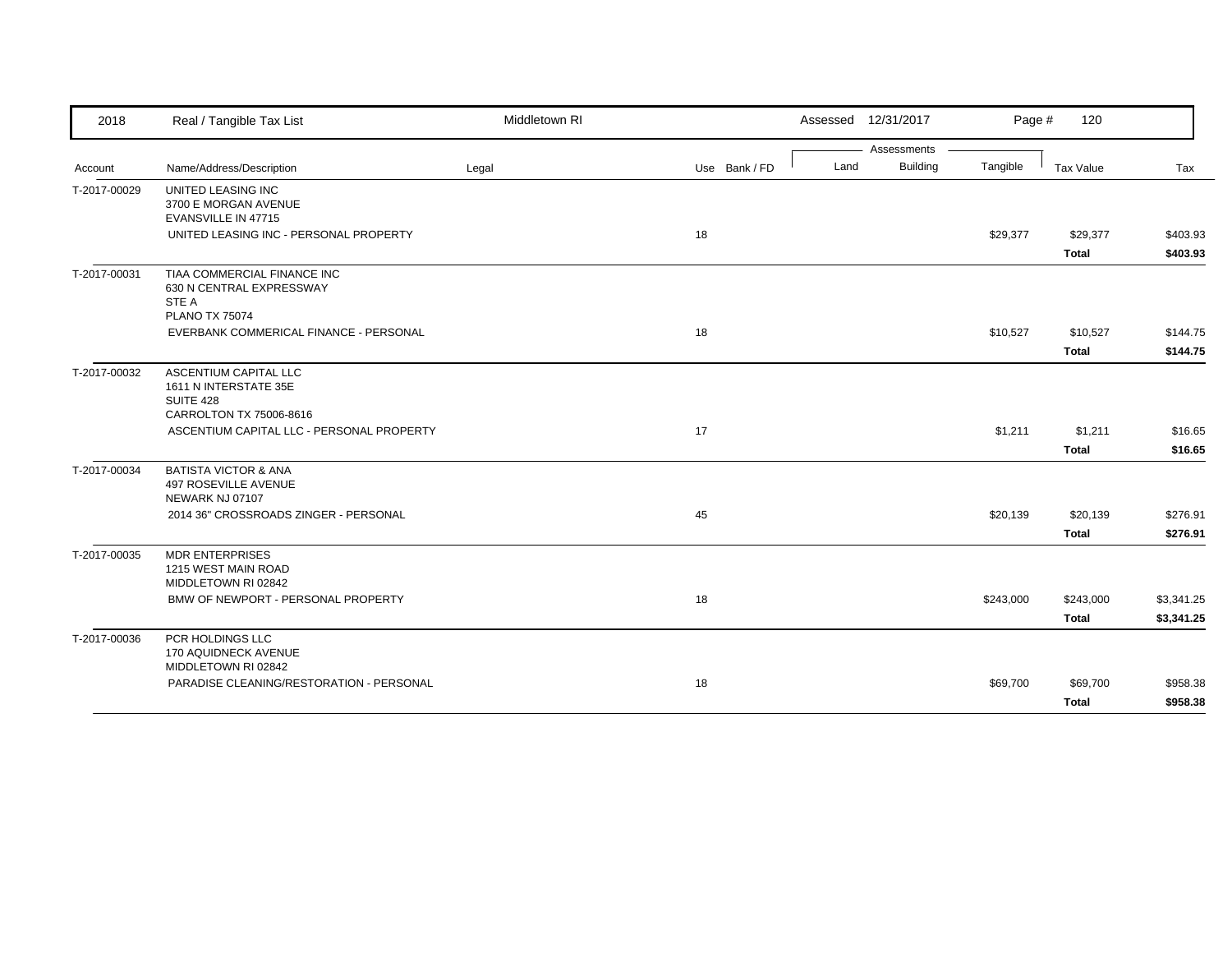| 2018 | Real / Tangible Tax List | Middletown RI | | Assessed 12/31/2017 | | Page # 120 | | |
|---|---|---|---|---|---|---|---|---|
| | | | | Assessments | | | | |
| Account | Name/Address/Description | Legal | Use Bank / FD | Land | Building | Tangible | Tax Value | Tax |
| T-2017-00029 | UNITED LEASING INC<br>3700 E MORGAN AVENUE<br>EVANSVILLE IN 47715 | | | | | | | |
| | UNITED LEASING INC - PERSONAL PROPERTY | | 18 | | | $29,377 | $29,377 | $403.93 |
| | | | | | | | **Total** | **$403.93** |
| T-2017-00031 | TIAA COMMERCIAL FINANCE INC<br>630 N CENTRAL EXPRESSWAY<br>STE A<br>PLANO TX 75074 | | | | | | | |
| | EVERBANK COMMERICAL FINANCE - PERSONAL | | 18 | | | $10,527 | $10,527 | $144.75 |
| | | | | | | | **Total** | **$144.75** |
| T-2017-00032 | ASCENTIUM CAPITAL LLC<br>1611 N INTERSTATE 35E<br>SUITE 428<br>CARROLTON TX 75006-8616 | | | | | | | |
| | ASCENTIUM CAPITAL LLC - PERSONAL PROPERTY | | 17 | | | $1,211 | $1,211 | $16.65 |
| | | | | | | | **Total** | **$16.65** |
| T-2017-00034 | BATISTA VICTOR & ANA<br>497 ROSEVILLE AVENUE<br>NEWARK NJ 07107 | | | | | | | |
| | 2014 36" CROSSROADS ZINGER - PERSONAL | | 45 | | | $20,139 | $20,139 | $276.91 |
| | | | | | | | **Total** | **$276.91** |
| T-2017-00035 | MDR ENTERPRISES<br>1215 WEST MAIN ROAD<br>MIDDLETOWN RI 02842 | | | | | | | |
| | BMW OF NEWPORT - PERSONAL PROPERTY | | 18 | | | $243,000 | $243,000 | $3,341.25 |
| | | | | | | | **Total** | **$3,341.25** |
| T-2017-00036 | PCR HOLDINGS LLC<br>170 AQUIDNECK AVENUE<br>MIDDLETOWN RI 02842 | | | | | | | |
| | PARADISE CLEANING/RESTORATION - PERSONAL | | 18 | | | $69,700 | $69,700 | $958.38 |
| | | | | | | | **Total** | **$958.38** |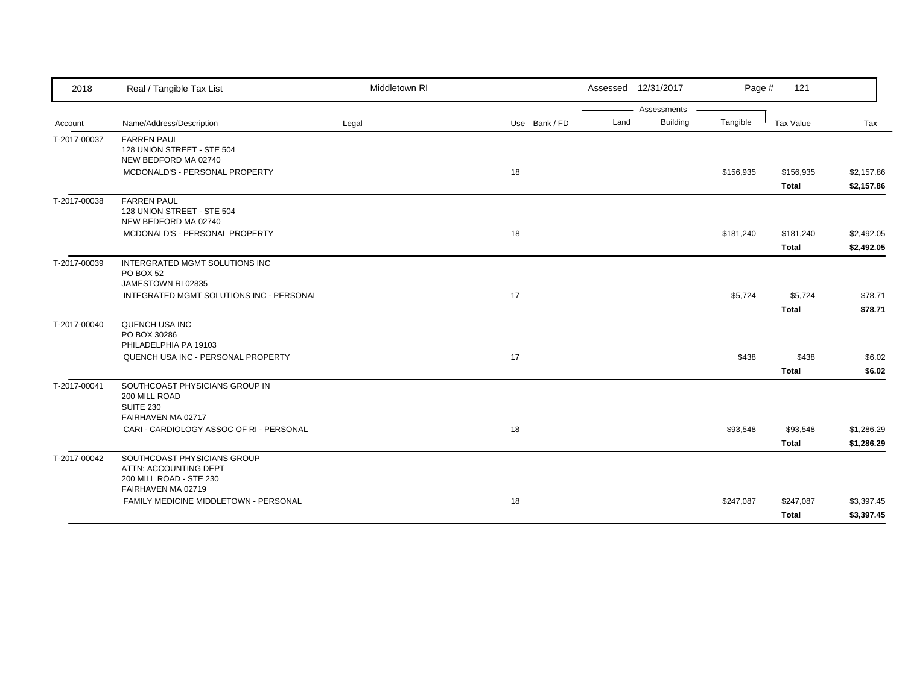| 2018 | Real / Tangible Tax List | Middletown RI | | Assessed 12/31/2017 | | Page # 121 | | |
|---|---|---|---|---|---|---|---|---|
| | | | | Assessments | | | | |
| Account | Name/Address/Description | Legal | Use Bank / FD | Land | Building | Tangible | Tax Value | Tax |
| T-2017-00037 | FARREN PAUL<br>128 UNION STREET - STE 504<br>NEW BEDFORD MA 02740 | | | | | | | |
| | MCDONALD'S - PERSONAL PROPERTY | | 18 | | | $156,935 | $156,935 | $2,157.86 |
| | | | | | | | **Total** | **$2,157.86** |
| T-2017-00038 | FARREN PAUL<br>128 UNION STREET - STE 504<br>NEW BEDFORD MA 02740 | | | | | | | |
| | MCDONALD'S - PERSONAL PROPERTY | | 18 | | | $181,240 | $181,240 | $2,492.05 |
| | | | | | | | **Total** | **$2,492.05** |
| T-2017-00039 | INTERGRATED MGMT SOLUTIONS INC<br>PO BOX 52<br>JAMESTOWN RI 02835 | | | | | | | |
| | INTEGRATED MGMT SOLUTIONS INC - PERSONAL | | 17 | | | $5,724 | $5,724 | $78.71 |
| | | | | | | | **Total** | **$78.71** |
| T-2017-00040 | QUENCH USA INC<br>PO BOX 30286<br>PHILADELPHIA PA 19103 | | | | | | | |
| | QUENCH USA INC - PERSONAL PROPERTY | | 17 | | | $438 | $438 | $6.02 |
| | | | | | | | **Total** | **$6.02** |
| T-2017-00041 | SOUTHCOAST PHYSICIANS GROUP IN<br>200 MILL ROAD<br>SUITE 230<br>FAIRHAVEN MA 02717 | | | | | | | |
| | CARI - CARDIOLOGY ASSOC OF RI - PERSONAL | | 18 | | | $93,548 | $93,548 | $1,286.29 |
| | | | | | | | **Total** | **$1,286.29** |
| T-2017-00042 | SOUTHCOAST PHYSICIANS GROUP<br>ATTN: ACCOUNTING DEPT<br>200 MILL ROAD - STE 230<br>FAIRHAVEN MA 02719 | | | | | | | |
| | FAMILY MEDICINE MIDDLETOWN - PERSONAL | | 18 | | | $247,087 | $247,087 | $3,397.45 |
| | | | | | | | **Total** | **$3,397.45** |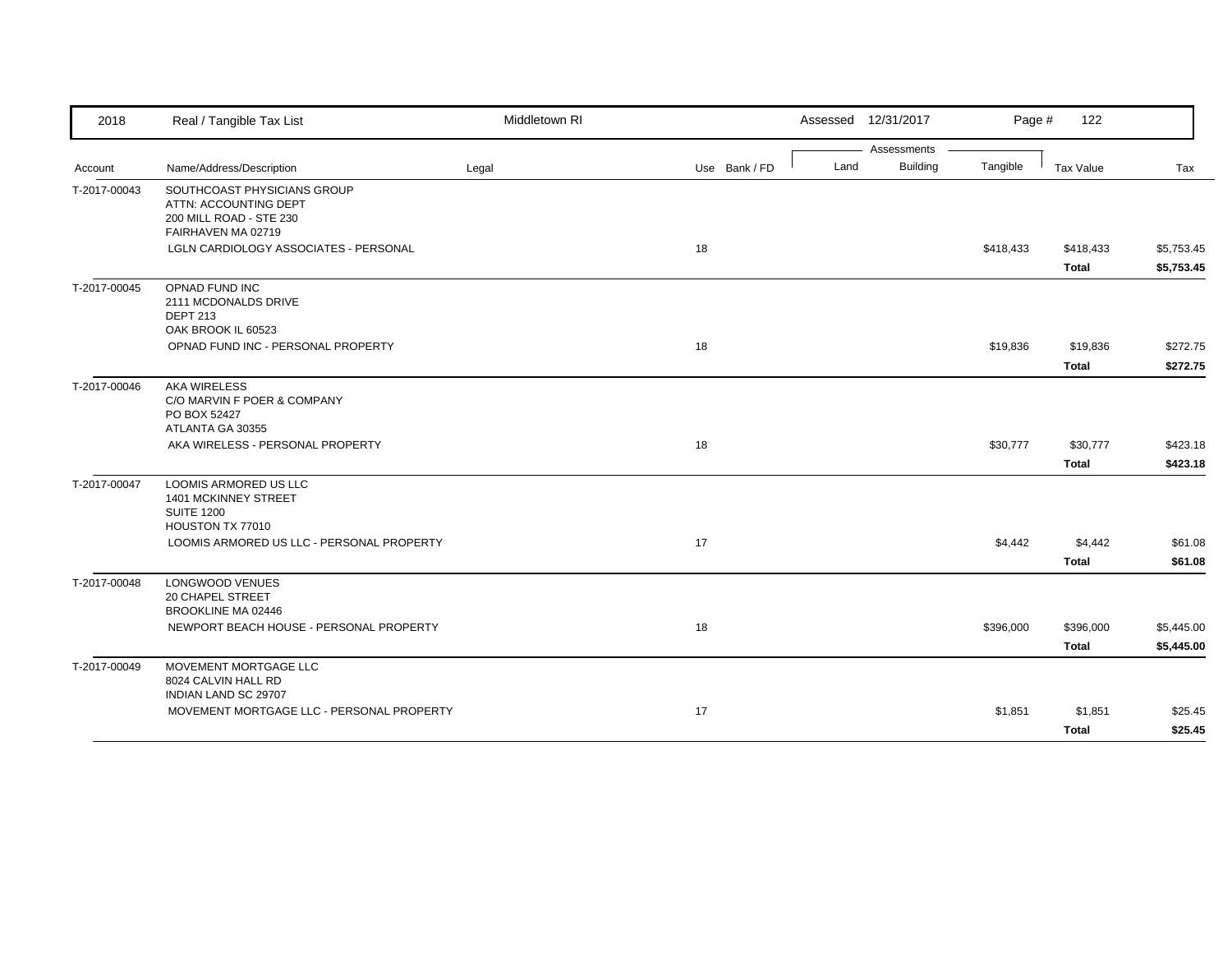| Account | Name/Address/Description | Legal | Use | Bank / FD | Land | Building | Tangible | Tax Value | Tax |
|---|---|---|---|---|---|---|---|---|---|
| T-2017-00043 | SOUTHCOAST PHYSICIANS GROUP<br>ATTN: ACCOUNTING DEPT<br>200 MILL ROAD - STE 230<br>FAIRHAVEN MA 02719 | | | | | | | | |
| | LGLN CARDIOLOGY ASSOCIATES - PERSONAL | | 18 | | | | $418,433 | $418,433 | $5,753.45 |
| | | | | | | | | **Total** | **$5,753.45** |
| T-2017-00045 | OPNAD FUND INC<br>2111 MCDONALDS DRIVE<br>DEPT 213<br>OAK BROOK IL 60523 | | | | | | | | |
| | OPNAD FUND INC - PERSONAL PROPERTY | | 18 | | | | $19,836 | $19,836 | $272.75 |
| | | | | | | | | **Total** | **$272.75** |
| T-2017-00046 | AKA WIRELESS<br>C/O MARVIN F POER & COMPANY<br>PO BOX 52427<br>ATLANTA GA 30355 | | | | | | | | |
| | AKA WIRELESS - PERSONAL PROPERTY | | 18 | | | | $30,777 | $30,777 | $423.18 |
| | | | | | | | | **Total** | **$423.18** |
| T-2017-00047 | LOOMIS ARMORED US LLC<br>1401 MCKINNEY STREET<br>SUITE 1200<br>HOUSTON TX 77010 | | | | | | | | |
| | LOOMIS ARMORED US LLC - PERSONAL PROPERTY | | 17 | | | | $4,442 | $4,442 | $61.08 |
| | | | | | | | | **Total** | **$61.08** |
| T-2017-00048 | LONGWOOD VENUES<br>20 CHAPEL STREET<br>BROOKLINE MA 02446 | | | | | | | | |
| | NEWPORT BEACH HOUSE - PERSONAL PROPERTY | | 18 | | | | $396,000 | $396,000 | $5,445.00 |
| | | | | | | | | **Total** | **$5,445.00** |
| T-2017-00049 | MOVEMENT MORTGAGE LLC<br>8024 CALVIN HALL RD<br>INDIAN LAND SC 29707 | | | | | | | | |
| | MOVEMENT MORTGAGE LLC - PERSONAL PROPERTY | | 17 | | | | $1,851 | $1,851 | $25.45 |
| | | | | | | | | **Total** | **$25.45** |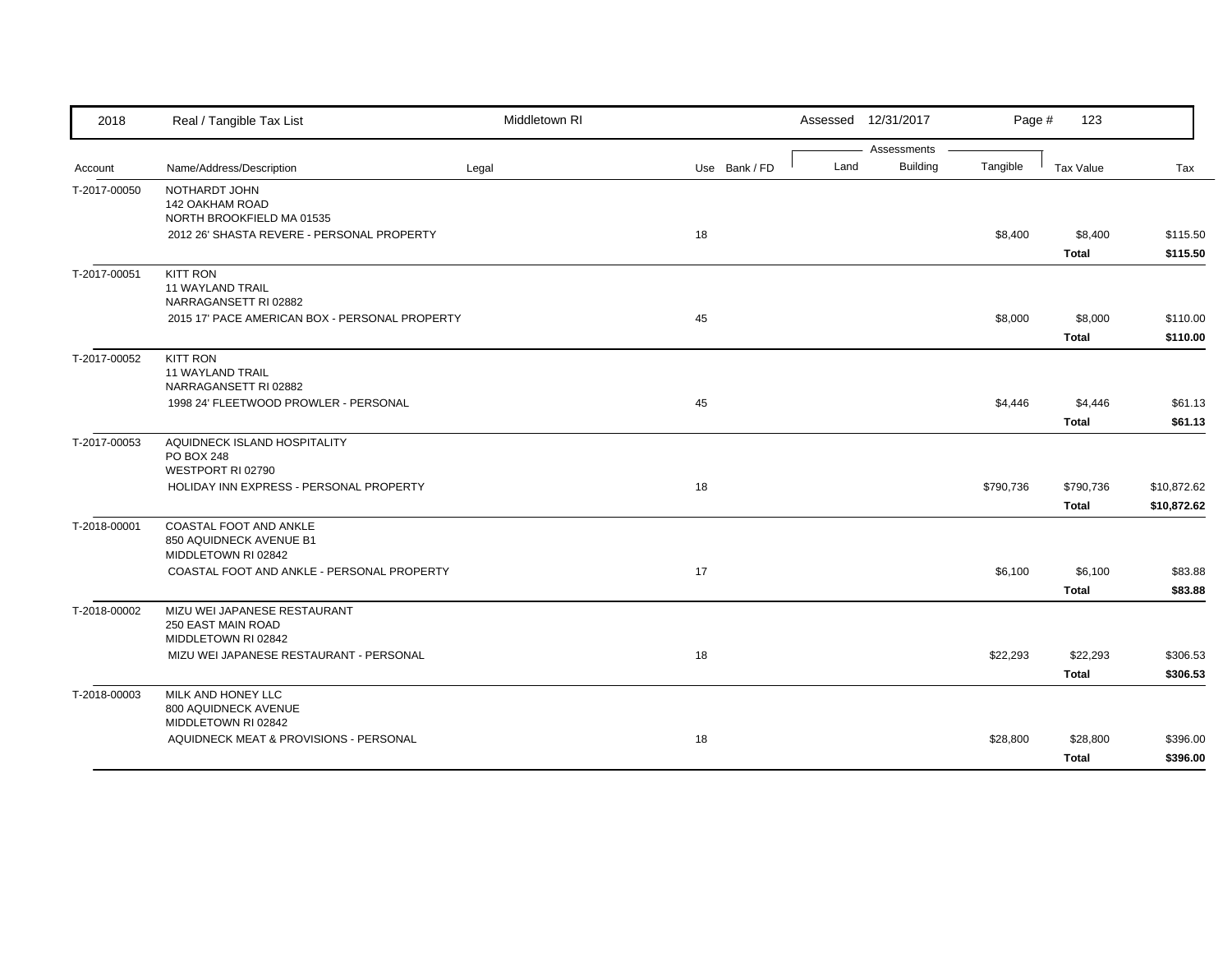| 2018 | Real / Tangible Tax List | Middletown RI | | Assessed 12/31/2017 | | Page # 123 | | |
|---|---|---|---|---|---|---|---|---|
| | | | | Assessments | | | | |
| Account | Name/Address/Description | Legal | Use Bank / FD | Land | Building | Tangible | Tax Value | Tax |
| T-2017-00050 | NOTHARDT JOHN<br>142 OAKHAM ROAD<br>NORTH BROOKFIELD MA 01535 | | | | | | | |
| | 2012 26' SHASTA REVERE - PERSONAL PROPERTY | | 18 | | | $8,400 | $8,400 | $115.50 |
| | | | | | | | **Total** | **$115.50** |
| T-2017-00051 | KITT RON<br>11 WAYLAND TRAIL<br>NARRAGANSETT RI 02882 | | | | | | | |
| | 2015 17' PACE AMERICAN BOX - PERSONAL PROPERTY | | 45 | | | $8,000 | $8,000 | $110.00 |
| | | | | | | | **Total** | **$110.00** |
| T-2017-00052 | KITT RON<br>11 WAYLAND TRAIL<br>NARRAGANSETT RI 02882 | | | | | | | |
| | 1998 24' FLEETWOOD PROWLER - PERSONAL | | 45 | | | $4,446 | $4,446 | $61.13 |
| | | | | | | | **Total** | **$61.13** |
| T-2017-00053 | AQUIDNECK ISLAND HOSPITALITY<br>PO BOX 248<br>WESTPORT RI 02790 | | | | | | | |
| | HOLIDAY INN EXPRESS - PERSONAL PROPERTY | | 18 | | | $790,736 | $790,736 | $10,872.62 |
| | | | | | | | **Total** | **$10,872.62** |
| T-2018-00001 | COASTAL FOOT AND ANKLE<br>850 AQUIDNECK AVENUE B1<br>MIDDLETOWN RI 02842 | | | | | | | |
| | COASTAL FOOT AND ANKLE - PERSONAL PROPERTY | | 17 | | | $6,100 | $6,100 | $83.88 |
| | | | | | | | **Total** | **$83.88** |
| T-2018-00002 | MIZU WEI JAPANESE RESTAURANT<br>250 EAST MAIN ROAD<br>MIDDLETOWN RI 02842 | | | | | | | |
| | MIZU WEI JAPANESE RESTAURANT - PERSONAL | | 18 | | | $22,293 | $22,293 | $306.53 |
| | | | | | | | **Total** | **$306.53** |
| T-2018-00003 | MILK AND HONEY LLC<br>800 AQUIDNECK AVENUE<br>MIDDLETOWN RI 02842 | | | | | | | |
| | AQUIDNECK MEAT & PROVISIONS - PERSONAL | | 18 | | | $28,800 | $28,800 | $396.00 |
| | | | | | | | **Total** | **$396.00** |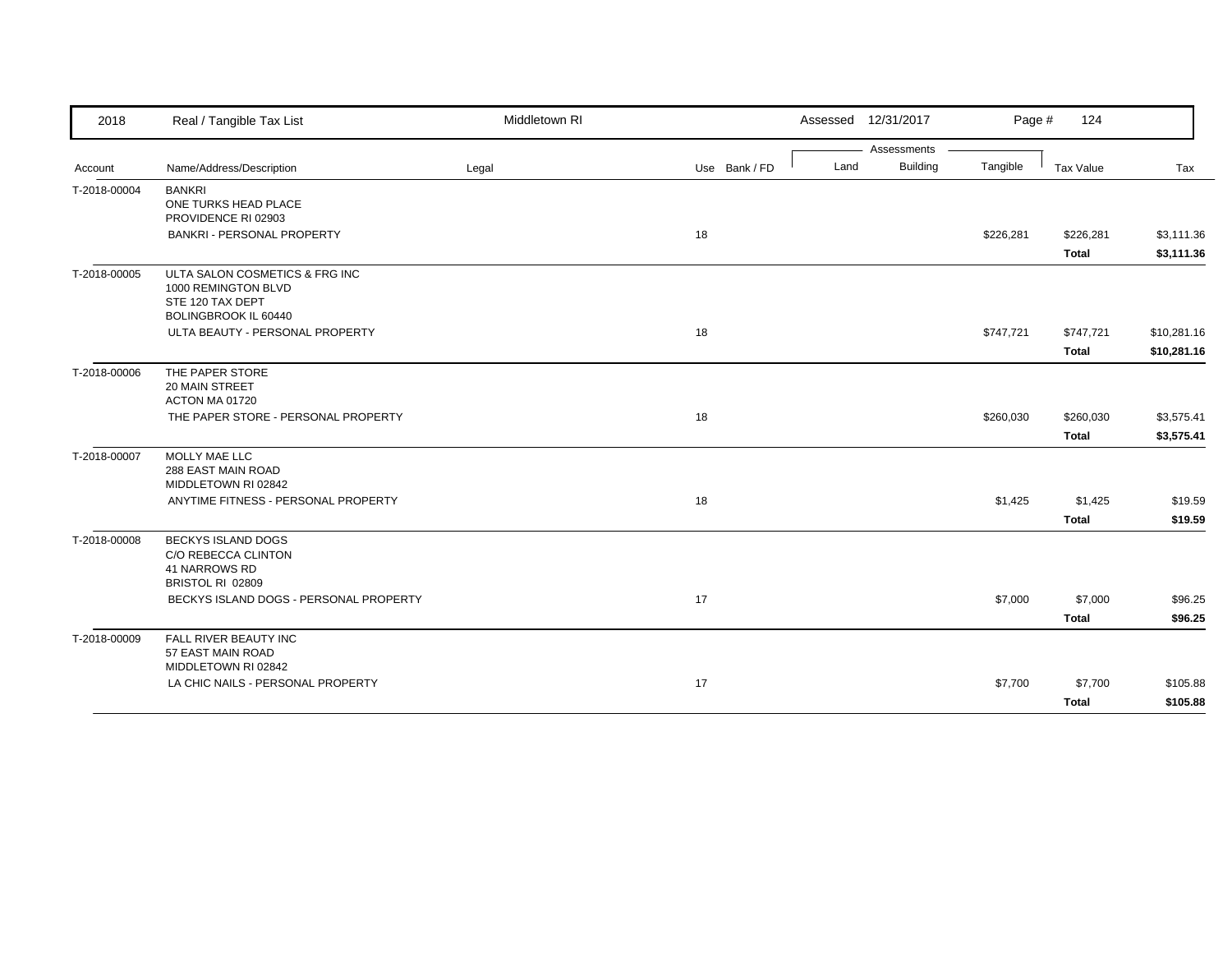| 2018 | Real / Tangible Tax List | Middletown RI | | | Assessed 12/31/2017 | | Page # 124 | | |
|---|---|---|---|---|---|---|---|---|---|
| | | | | | Assessments | | | | |
| Account | Name/Address/Description | Legal | Use | Bank / FD | Land | Building | Tangible | Tax Value | Tax |
| T-2018-00004 | BANKRI<br>ONE TURKS HEAD PLACE<br>PROVIDENCE RI 02903 | | | | | | | | |
| | BANKRI - PERSONAL PROPERTY | | 18 | | | | $226,281 | $226,281 | $3,111.36 |
| | | | | | | | | **Total** | **$3,111.36** |
| T-2018-00005 | ULTA SALON COSMETICS & FRG INC<br>1000 REMINGTON BLVD<br>STE 120 TAX DEPT<br>BOLINGBROOK IL 60440 | | | | | | | | |
| | ULTA BEAUTY - PERSONAL PROPERTY | | 18 | | | | $747,721 | $747,721 | $10,281.16 |
| | | | | | | | | **Total** | **$10,281.16** |
| T-2018-00006 | THE PAPER STORE<br>20 MAIN STREET<br>ACTON MA 01720 | | | | | | | | |
| | THE PAPER STORE - PERSONAL PROPERTY | | 18 | | | | $260,030 | $260,030 | $3,575.41 |
| | | | | | | | | **Total** | **$3,575.41** |
| T-2018-00007 | MOLLY MAE LLC<br>288 EAST MAIN ROAD<br>MIDDLETOWN RI 02842 | | | | | | | | |
| | ANYTIME FITNESS - PERSONAL PROPERTY | | 18 | | | | $1,425 | $1,425 | $19.59 |
| | | | | | | | | **Total** | **$19.59** |
| T-2018-00008 | BECKYS ISLAND DOGS<br>C/O REBECCA CLINTON<br>41 NARROWS RD<br>BRISTOL RI 02809 | | | | | | | | |
| | BECKYS ISLAND DOGS - PERSONAL PROPERTY | | 17 | | | | $7,000 | $7,000 | $96.25 |
| | | | | | | | | **Total** | **$96.25** |
| T-2018-00009 | FALL RIVER BEAUTY INC<br>57 EAST MAIN ROAD<br>MIDDLETOWN RI 02842 | | | | | | | | |
| | LA CHIC NAILS - PERSONAL PROPERTY | | 17 | | | | $7,700 | $7,700 | $105.88 |
| | | | | | | | | **Total** | **$105.88** |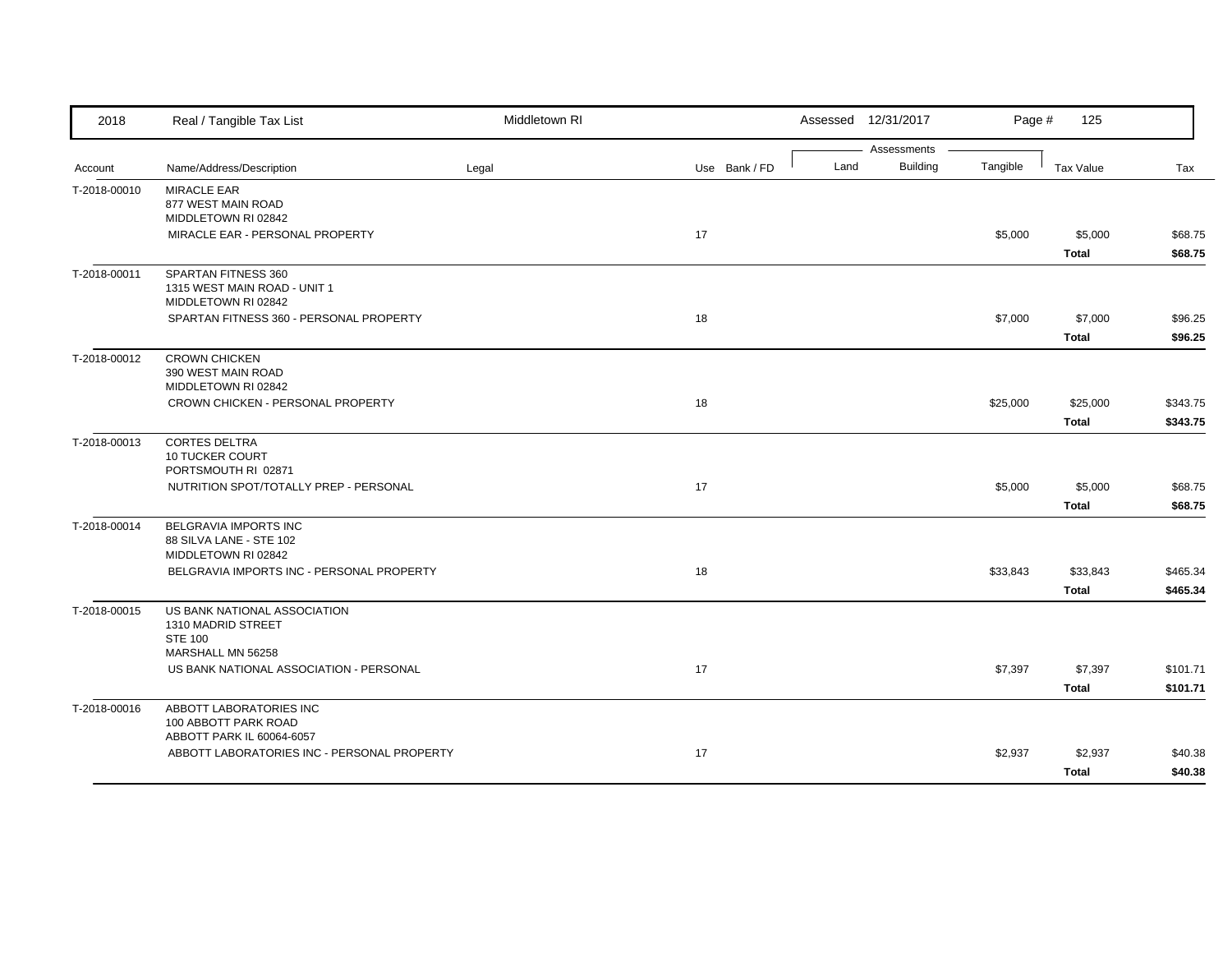| Account | Name/Address/Description | Legal | Use | Bank / FD | Land | Building | Tangible | Tax Value | Tax |
|---|---|---|---|---|---|---|---|---|---|
| T-2018-00010 | MIRACLE EAR<br>877 WEST MAIN ROAD<br>MIDDLETOWN RI 02842 | | | | | | | | |
| | MIRACLE EAR - PERSONAL PROPERTY | | 17 | | | | $5,000 | $5,000 | $68.75 |
| | | | | | | | | **Total** | **$68.75** |
| T-2018-00011 | SPARTAN FITNESS 360<br>1315 WEST MAIN ROAD - UNIT 1<br>MIDDLETOWN RI 02842 | | | | | | | | |
| | SPARTAN FITNESS 360 - PERSONAL PROPERTY | | 18 | | | | $7,000 | $7,000 | $96.25 |
| | | | | | | | | **Total** | **$96.25** |
| T-2018-00012 | CROWN CHICKEN<br>390 WEST MAIN ROAD<br>MIDDLETOWN RI 02842 | | | | | | | | |
| | CROWN CHICKEN - PERSONAL PROPERTY | | 18 | | | | $25,000 | $25,000 | $343.75 |
| | | | | | | | | **Total** | **$343.75** |
| T-2018-00013 | CORTES DELTRA<br>10 TUCKER COURT<br>PORTSMOUTH RI 02871 | | | | | | | | |
| | NUTRITION SPOT/TOTALLY PREP - PERSONAL | | 17 | | | | $5,000 | $5,000 | $68.75 |
| | | | | | | | | **Total** | **$68.75** |
| T-2018-00014 | BELGRAVIA IMPORTS INC<br>88 SILVA LANE - STE 102<br>MIDDLETOWN RI 02842 | | | | | | | | |
| | BELGRAVIA IMPORTS INC - PERSONAL PROPERTY | | 18 | | | | $33,843 | $33,843 | $465.34 |
| | | | | | | | | **Total** | **$465.34** |
| T-2018-00015 | US BANK NATIONAL ASSOCIATION<br>1310 MADRID STREET<br>STE 100<br>MARSHALL MN 56258 | | | | | | | | |
| | US BANK NATIONAL ASSOCIATION - PERSONAL | | 17 | | | | $7,397 | $7,397 | $101.71 |
| | | | | | | | | **Total** | **$101.71** |
| T-2018-00016 | ABBOTT LABORATORIES INC<br>100 ABBOTT PARK ROAD<br>ABBOTT PARK IL 60064-6057 | | | | | | | | |
| | ABBOTT LABORATORIES INC - PERSONAL PROPERTY | | 17 | | | | $2,937 | $2,937 | $40.38 |
| | | | | | | | | **Total** | **$40.38** |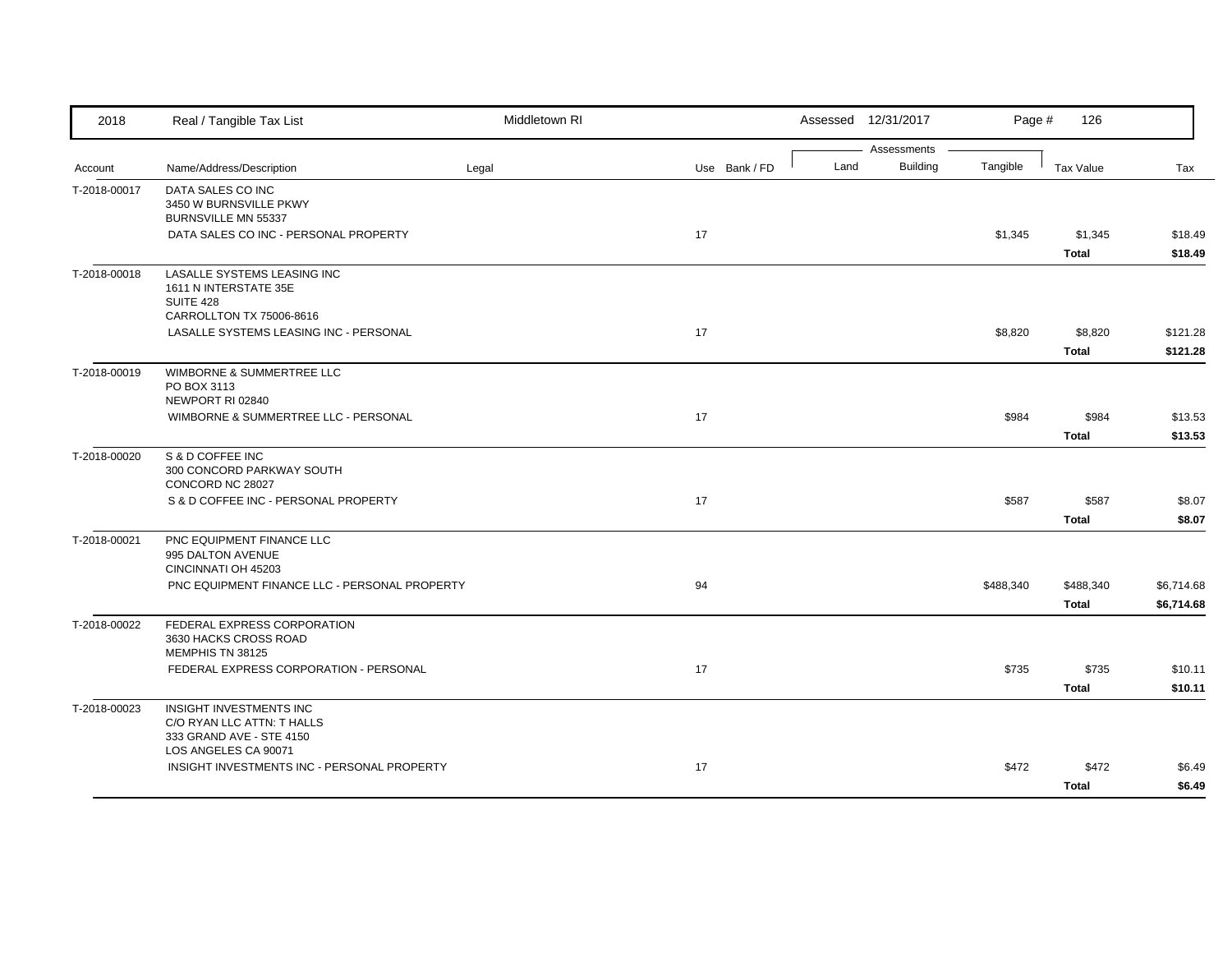| 2018 | Real / Tangible Tax List | Middletown RI | | | Assessed 12/31/2017 | | Page # 126 | | |
|---|---|---|---|---|---|---|---|---|---|
| | | | | | Assessments | | | | |
| Account | Name/Address/Description | Legal | Use | Bank / FD | Land | Building | Tangible | Tax Value | Tax |
| T-2018-00017 | DATA SALES CO INC<br>3450 W BURNSVILLE PKWY<br>BURNSVILLE MN 55337 | | | | | | | | |
| | DATA SALES CO INC - PERSONAL PROPERTY | | 17 | | | | $1,345 | $1,345 | $18.49 |
| | | | | | | | | **Total** | **$18.49** |
| T-2018-00018 | LASALLE SYSTEMS LEASING INC<br>1611 N INTERSTATE 35E<br>SUITE 428<br>CARROLLTON TX 75006-8616 | | | | | | | | |
| | LASALLE SYSTEMS LEASING INC - PERSONAL | | 17 | | | | $8,820 | $8,820 | $121.28 |
| | | | | | | | | **Total** | **$121.28** |
| T-2018-00019 | WIMBORNE & SUMMERTREE LLC<br>PO BOX 3113<br>NEWPORT RI 02840 | | | | | | | | |
| | WIMBORNE & SUMMERTREE LLC - PERSONAL | | 17 | | | | $984 | $984 | $13.53 |
| | | | | | | | | **Total** | **$13.53** |
| T-2018-00020 | S & D COFFEE INC<br>300 CONCORD PARKWAY SOUTH<br>CONCORD NC 28027 | | | | | | | | |
| | S & D COFFEE INC - PERSONAL PROPERTY | | 17 | | | | $587 | $587 | $8.07 |
| | | | | | | | | **Total** | **$8.07** |
| T-2018-00021 | PNC EQUIPMENT FINANCE LLC<br>995 DALTON AVENUE<br>CINCINNATI OH 45203 | | | | | | | | |
| | PNC EQUIPMENT FINANCE LLC - PERSONAL PROPERTY | | 94 | | | | $488,340 | $488,340 | $6,714.68 |
| | | | | | | | | **Total** | **$6,714.68** |
| T-2018-00022 | FEDERAL EXPRESS CORPORATION<br>3630 HACKS CROSS ROAD<br>MEMPHIS TN 38125 | | | | | | | | |
| | FEDERAL EXPRESS CORPORATION - PERSONAL | | 17 | | | | $735 | $735 | $10.11 |
| | | | | | | | | **Total** | **$10.11** |
| T-2018-00023 | INSIGHT INVESTMENTS INC<br>C/O RYAN LLC ATTN: T HALLS<br>333 GRAND AVE - STE 4150<br>LOS ANGELES CA 90071 | | | | | | | | |
| | INSIGHT INVESTMENTS INC - PERSONAL PROPERTY | | 17 | | | | $472 | $472 | $6.49 |
| | | | | | | | | **Total** | **$6.49** |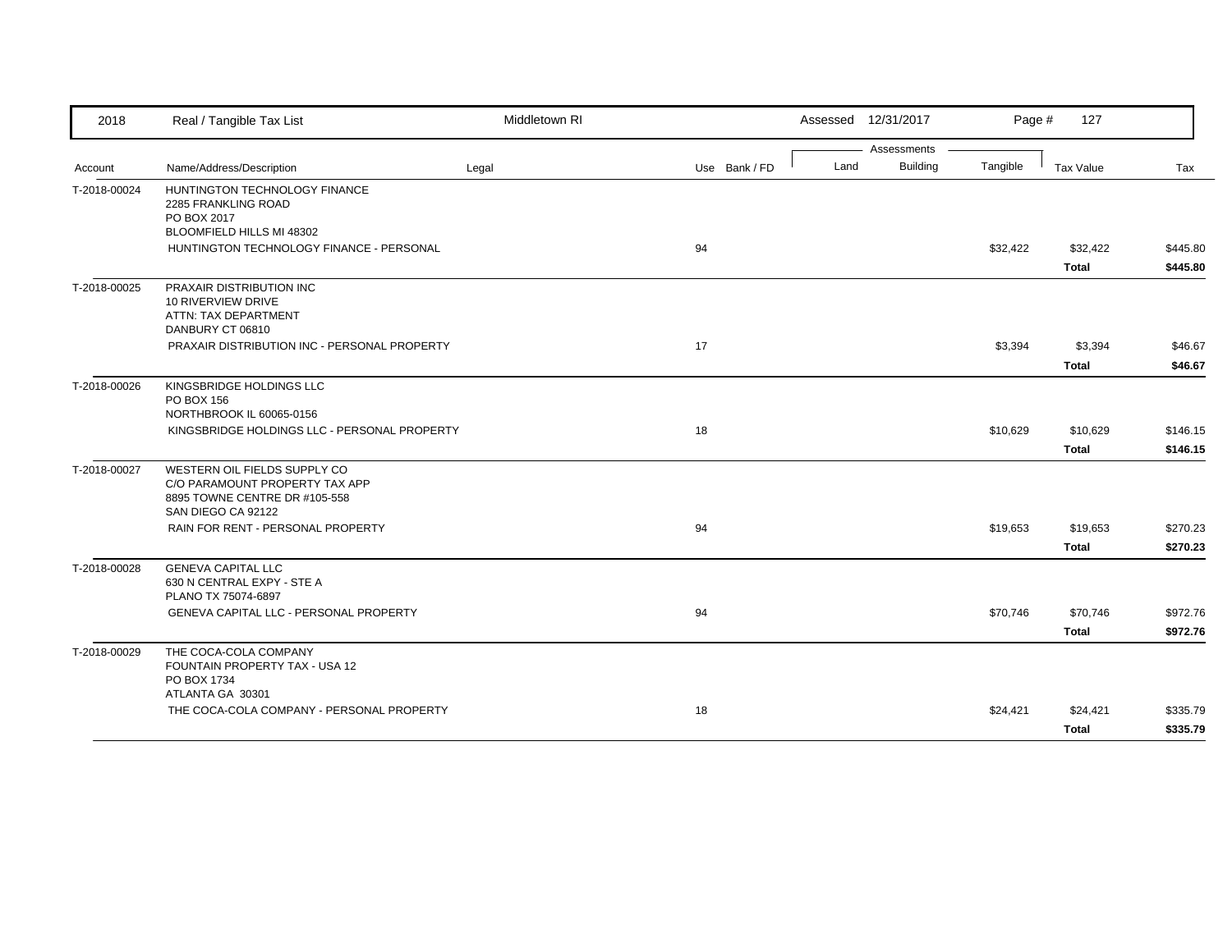| 2018 | Real / Tangible Tax List | Middletown RI | | Assessed 12/31/2017 | | | Page # 127 | |
|---|---|---|---|---|---|---|---|---|
| | | | | Assessments | | | | |
| Account | Name/Address/Description | Legal | Use Bank / FD | Land | Building | Tangible | Tax Value | Tax |
| T-2018-00024 | HUNTINGTON TECHNOLOGY FINANCE<br>2285 FRANKLING ROAD<br>PO BOX 2017<br>BLOOMFIELD HILLS MI 48302 | | | | | | | |
| | HUNTINGTON TECHNOLOGY FINANCE - PERSONAL | | 94 | | | $32,422 | $32,422 | $445.80 |
| | | | | | | | **Total** | **$445.80** |
| T-2018-00025 | PRAXAIR DISTRIBUTION INC<br>10 RIVERVIEW DRIVE<br>ATTN: TAX DEPARTMENT<br>DANBURY CT 06810 | | | | | | | |
| | PRAXAIR DISTRIBUTION INC - PERSONAL PROPERTY | | 17 | | | $3,394 | $3,394 | $46.67 |
| | | | | | | | **Total** | **$46.67** |
| T-2018-00026 | KINGSBRIDGE HOLDINGS LLC<br>PO BOX 156<br>NORTHBROOK IL 60065-0156 | | | | | | | |
| | KINGSBRIDGE HOLDINGS LLC - PERSONAL PROPERTY | | 18 | | | $10,629 | $10,629 | $146.15 |
| | | | | | | | **Total** | **$146.15** |
| T-2018-00027 | WESTERN OIL FIELDS SUPPLY CO<br>C/O PARAMOUNT PROPERTY TAX APP<br>8895 TOWNE CENTRE DR #105-558<br>SAN DIEGO CA 92122 | | | | | | | |
| | RAIN FOR RENT - PERSONAL PROPERTY | | 94 | | | $19,653 | $19,653 | $270.23 |
| | | | | | | | **Total** | **$270.23** |
| T-2018-00028 | GENEVA CAPITAL LLC<br>630 N CENTRAL EXPY - STE A<br>PLANO TX 75074-6897 | | | | | | | |
| | GENEVA CAPITAL LLC - PERSONAL PROPERTY | | 94 | | | $70,746 | $70,746 | $972.76 |
| | | | | | | | **Total** | **$972.76** |
| T-2018-00029 | THE COCA-COLA COMPANY<br>FOUNTAIN PROPERTY TAX - USA 12<br>PO BOX 1734<br>ATLANTA GA 30301 | | | | | | | |
| | THE COCA-COLA COMPANY - PERSONAL PROPERTY | | 18 | | | $24,421 | $24,421 | $335.79 |
| | | | | | | | **Total** | **$335.79** |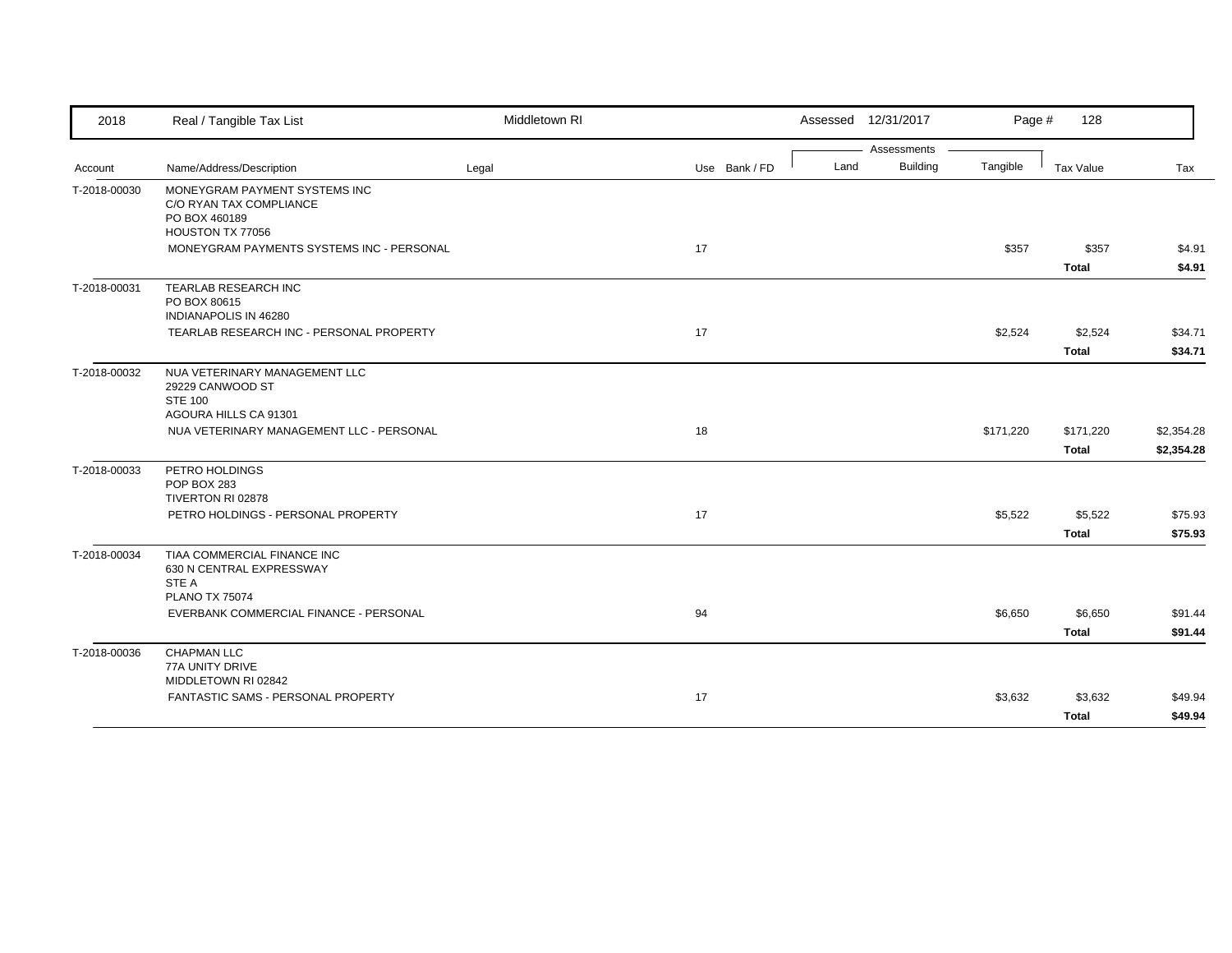| 2018 | Real / Tangible Tax List | Middletown RI | | Assessed 12/31/2017 | | Page # 128 | | |
|---|---|---|---|---|---|---|---|---|
| | | | | Assessments | | | | |
| Account | Name/Address/Description | Legal | Use Bank / FD | Land | Building | Tangible | Tax Value | Tax |
| T-2018-00030 | MONEYGRAM PAYMENT SYSTEMS INC<br>C/O RYAN TAX COMPLIANCE<br>PO BOX 460189<br>HOUSTON TX 77056 | | | | | | | |
| | MONEYGRAM PAYMENTS SYSTEMS INC - PERSONAL | | 17 | | | $357 | $357 | $4.91 |
| | | | | | | | **Total** | **$4.91** |
| T-2018-00031 | TEARLAB RESEARCH INC<br>PO BOX 80615<br>INDIANAPOLIS IN 46280 | | | | | | | |
| | TEARLAB RESEARCH INC - PERSONAL PROPERTY | | 17 | | | $2,524 | $2,524 | $34.71 |
| | | | | | | | **Total** | **$34.71** |
| T-2018-00032 | NUA VETERINARY MANAGEMENT LLC<br>29229 CANWOOD ST<br>STE 100<br>AGOURA HILLS CA 91301 | | | | | | | |
| | NUA VETERINARY MANAGEMENT LLC - PERSONAL | | 18 | | | $171,220 | $171,220 | $2,354.28 |
| | | | | | | | **Total** | **$2,354.28** |
| T-2018-00033 | PETRO HOLDINGS<br>POP BOX 283<br>TIVERTON RI 02878 | | | | | | | |
| | PETRO HOLDINGS - PERSONAL PROPERTY | | 17 | | | $5,522 | $5,522 | $75.93 |
| | | | | | | | **Total** | **$75.93** |
| T-2018-00034 | TIAA COMMERCIAL FINANCE INC<br>630 N CENTRAL EXPRESSWAY<br>STE A<br>PLANO TX 75074 | | | | | | | |
| | EVERBANK COMMERCIAL FINANCE - PERSONAL | | 94 | | | $6,650 | $6,650 | $91.44 |
| | | | | | | | **Total** | **$91.44** |
| T-2018-00036 | CHAPMAN LLC<br>77A UNITY DRIVE<br>MIDDLETOWN RI 02842 | | | | | | | |
| | FANTASTIC SAMS - PERSONAL PROPERTY | | 17 | | | $3,632 | $3,632 | $49.94 |
| | | | | | | | **Total** | **$49.94** |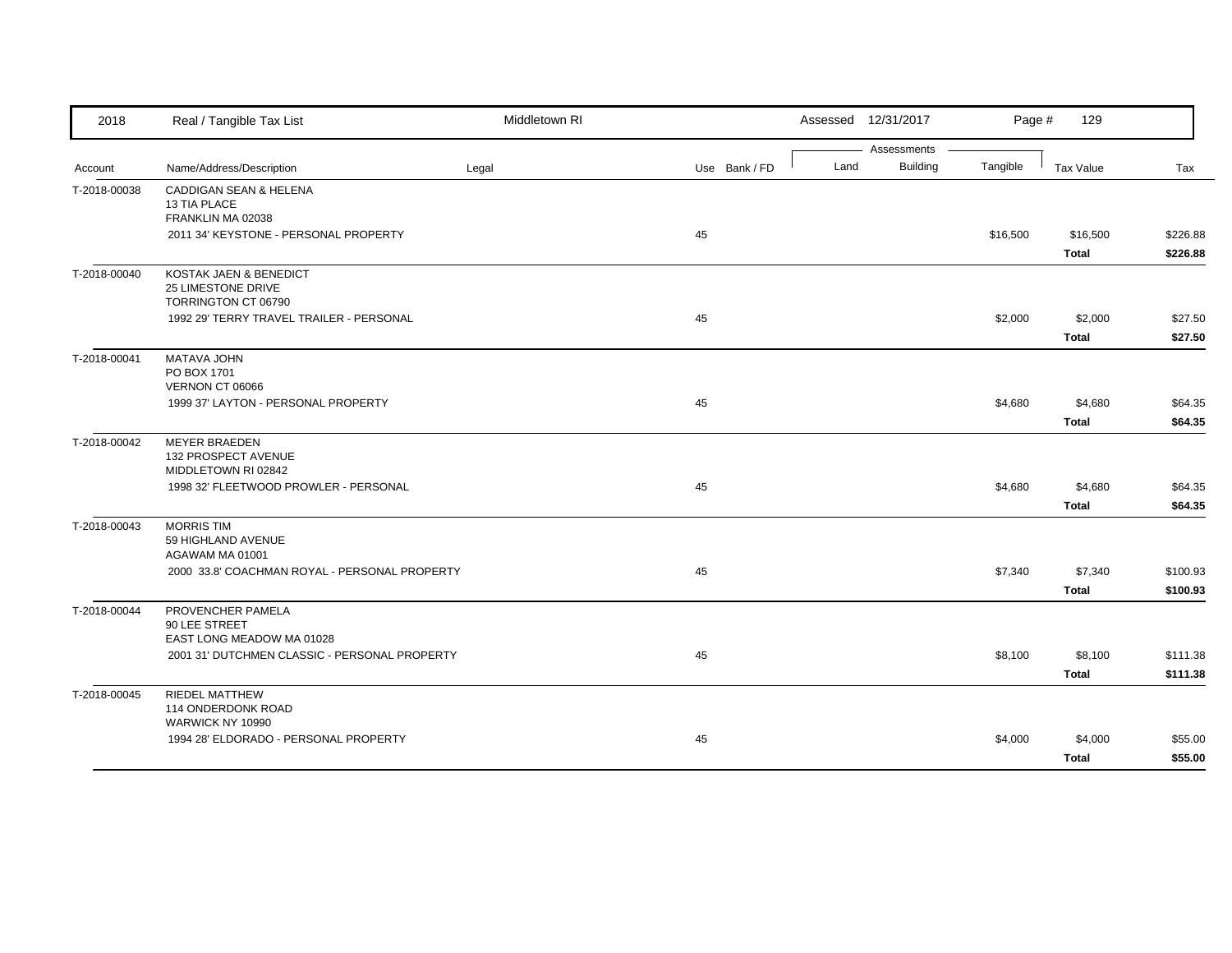| Account | Name/Address/Description | Legal | Use | Bank / FD | Land | Building | Tangible | Tax Value | Tax |
|---|---|---|---|---|---|---|---|---|---|
| T-2018-00038 | CADDIGAN SEAN & HELENA<br>13 TIA PLACE<br>FRANKLIN MA 02038 | | | | | | | | |
| | 2011 34' KEYSTONE - PERSONAL PROPERTY | | 45 | | | | $16,500 | $16,500 | $226.88 |
| | | | | | | | | **Total** | **$226.88** |
| T-2018-00040 | KOSTAK JAEN & BENEDICT<br>25 LIMESTONE DRIVE<br>TORRINGTON CT 06790 | | | | | | | | |
| | 1992 29' TERRY TRAVEL TRAILER - PERSONAL | | 45 | | | | $2,000 | $2,000 | $27.50 |
| | | | | | | | | **Total** | **$27.50** |
| T-2018-00041 | MATAVA JOHN<br>PO BOX 1701<br>VERNON CT 06066 | | | | | | | | |
| | 1999 37' LAYTON - PERSONAL PROPERTY | | 45 | | | | $4,680 | $4,680 | $64.35 |
| | | | | | | | | **Total** | **$64.35** |
| T-2018-00042 | MEYER BRAEDEN<br>132 PROSPECT AVENUE<br>MIDDLETOWN RI 02842 | | | | | | | | |
| | 1998 32' FLEETWOOD PROWLER - PERSONAL | | 45 | | | | $4,680 | $4,680 | $64.35 |
| | | | | | | | | **Total** | **$64.35** |
| T-2018-00043 | MORRIS TIM<br>59 HIGHLAND AVENUE<br>AGAWAM MA 01001 | | | | | | | | |
| | 2000 33.8' COACHMAN ROYAL - PERSONAL PROPERTY | | 45 | | | | $7,340 | $7,340 | $100.93 |
| | | | | | | | | **Total** | **$100.93** |
| T-2018-00044 | PROVENCHER PAMELA<br>90 LEE STREET<br>EAST LONG MEADOW MA 01028 | | | | | | | | |
| | 2001 31' DUTCHMEN CLASSIC - PERSONAL PROPERTY | | 45 | | | | $8,100 | $8,100 | $111.38 |
| | | | | | | | | **Total** | **$111.38** |
| T-2018-00045 | RIEDEL MATTHEW<br>114 ONDERDONK ROAD<br>WARWICK NY 10990 | | | | | | | | |
| | 1994 28' ELDORADO - PERSONAL PROPERTY | | 45 | | | | $4,000 | $4,000 | $55.00 |
| | | | | | | | | **Total** | **$55.00** |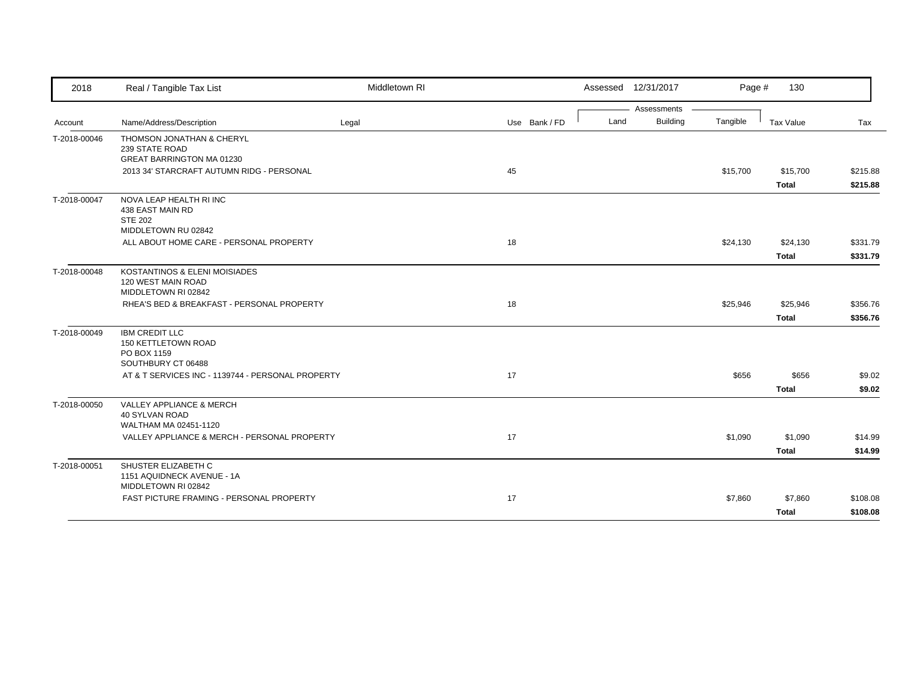| 2018 | Real / Tangible Tax List | Middletown RI | | Assessed 12/31/2017 | | | | |
|---|---|---|---|---|---|---|---|---|
| | | | | Assessments | | | | |
| Account | Name/Address/Description | Legal | Use Bank / FD | Land | Building | Tangible | Tax Value | Tax |
| T-2018-00046 | THOMSON JONATHAN & CHERYL<br>239 STATE ROAD<br>GREAT BARRINGTON MA 01230 | | | | | | | |
| | 2013 34' STARCRAFT AUTUMN RIDG - PERSONAL | | 45 | | | $15,700 | $15,700 | $215.88 |
| | | | | | | | **Total** | **$215.88** |
| T-2018-00047 | NOVA LEAP HEALTH RI INC<br>438 EAST MAIN RD<br>STE 202<br>MIDDLETOWN RU 02842 | | | | | | | |
| | ALL ABOUT HOME CARE - PERSONAL PROPERTY | | 18 | | | $24,130 | $24,130 | $331.79 |
| | | | | | | | **Total** | **$331.79** |
| T-2018-00048 | KOSTANTINOS & ELENI MOISIADES<br>120 WEST MAIN ROAD<br>MIDDLETOWN RI 02842 | | | | | | | |
| | RHEA'S BED & BREAKFAST - PERSONAL PROPERTY | | 18 | | | $25,946 | $25,946 | $356.76 |
| | | | | | | | **Total** | **$356.76** |
| T-2018-00049 | IBM CREDIT LLC<br>150 KETTLETOWN ROAD<br>PO BOX 1159<br>SOUTHBURY CT 06488 | | | | | | | |
| | AT & T SERVICES INC - 1139744 - PERSONAL PROPERTY | | 17 | | | $656 | $656 | $9.02 |
| | | | | | | | **Total** | **$9.02** |
| T-2018-00050 | VALLEY APPLIANCE & MERCH<br>40 SYLVAN ROAD<br>WALTHAM MA 02451-1120 | | | | | | | |
| | VALLEY APPLIANCE & MERCH - PERSONAL PROPERTY | | 17 | | | $1,090 | $1,090 | $14.99 |
| | | | | | | | **Total** | **$14.99** |
| T-2018-00051 | SHUSTER ELIZABETH C<br>1151 AQUIDNECK AVENUE - 1A<br>MIDDLETOWN RI 02842 | | | | | | | |
| | FAST PICTURE FRAMING - PERSONAL PROPERTY | | 17 | | | $7,860 | $7,860 | $108.08 |
| | | | | | | | **Total** | **$108.08** |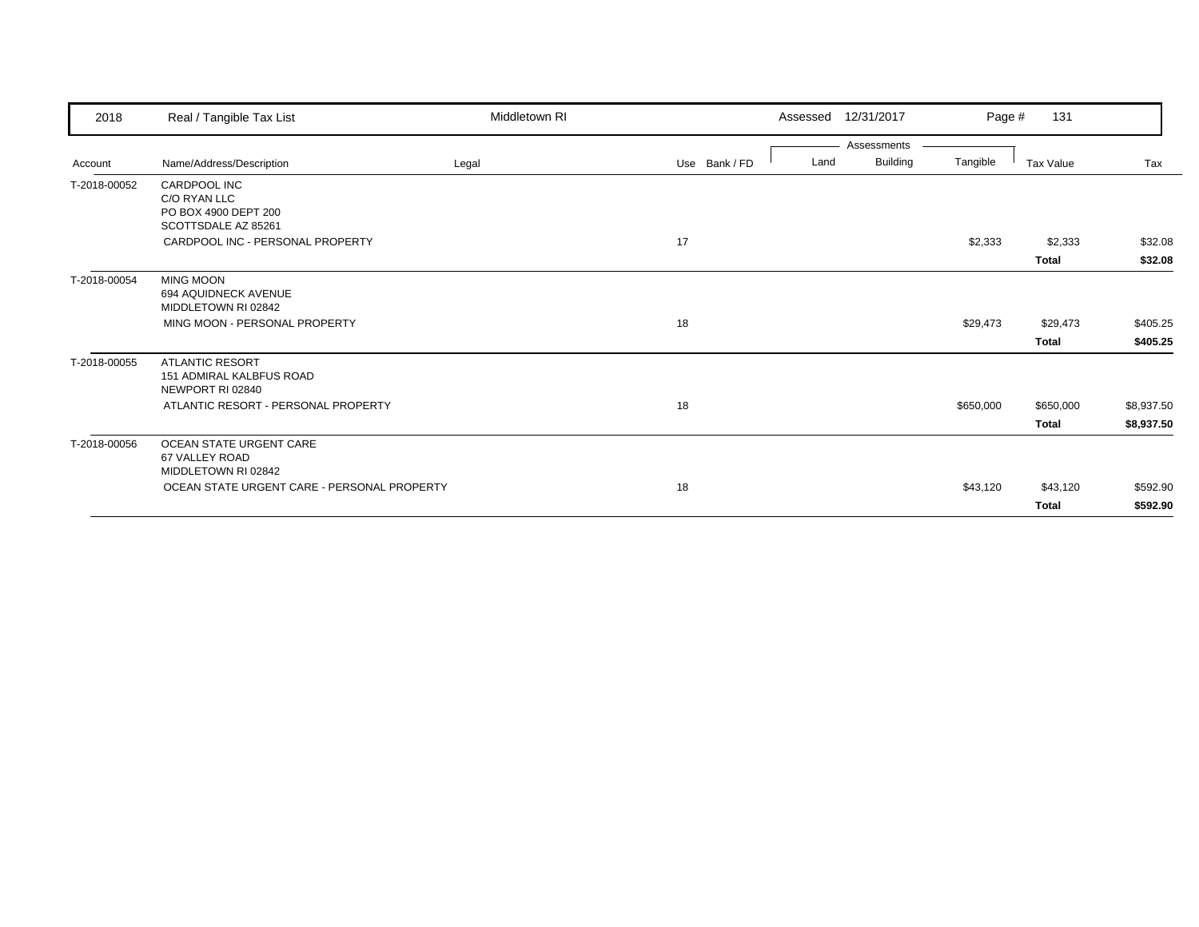| 2018 | Real / Tangible Tax List | Middletown RI | | | Assessed 12/31/2017 | | | | |
|---|---|---|---|---|---|---|---|---|---|

| Account | Name/Address/Description | Legal | Use | Bank / FD | Land | Building | Tangible | Tax Value | Tax |
|---|---|---|---|---|---|---|---|---|---|
| T-2018-00052 | CARDPOOL INC<br>C/O RYAN LLC<br>PO BOX 4900 DEPT 200<br>SCOTTSDALE AZ 85261 | | | | | | | | |
| | CARDPOOL INC - PERSONAL PROPERTY | | 17 | | | | $2,333 | $2,333 | $32.08 |
| | | | | | | | | **Total** | **$32.08** |
| T-2018-00054 | MING MOON<br>694 AQUIDNECK AVENUE<br>MIDDLETOWN RI 02842 | | | | | | | | |
| | MING MOON - PERSONAL PROPERTY | | 18 | | | | $29,473 | $29,473 | $405.25 |
| | | | | | | | | **Total** | **$405.25** |
| T-2018-00055 | ATLANTIC RESORT<br>151 ADMIRAL KALBFUS ROAD<br>NEWPORT RI 02840 | | | | | | | | |
| | ATLANTIC RESORT - PERSONAL PROPERTY | | 18 | | | | $650,000 | $650,000 | $8,937.50 |
| | | | | | | | | **Total** | **$8,937.50** |
| T-2018-00056 | OCEAN STATE URGENT CARE<br>67 VALLEY ROAD<br>MIDDLETOWN RI 02842 | | | | | | | | |
| | OCEAN STATE URGENT CARE - PERSONAL PROPERTY | | 18 | | | | $43,120 | $43,120 | $592.90 |
| | | | | | | | | **Total** | **$592.90** |